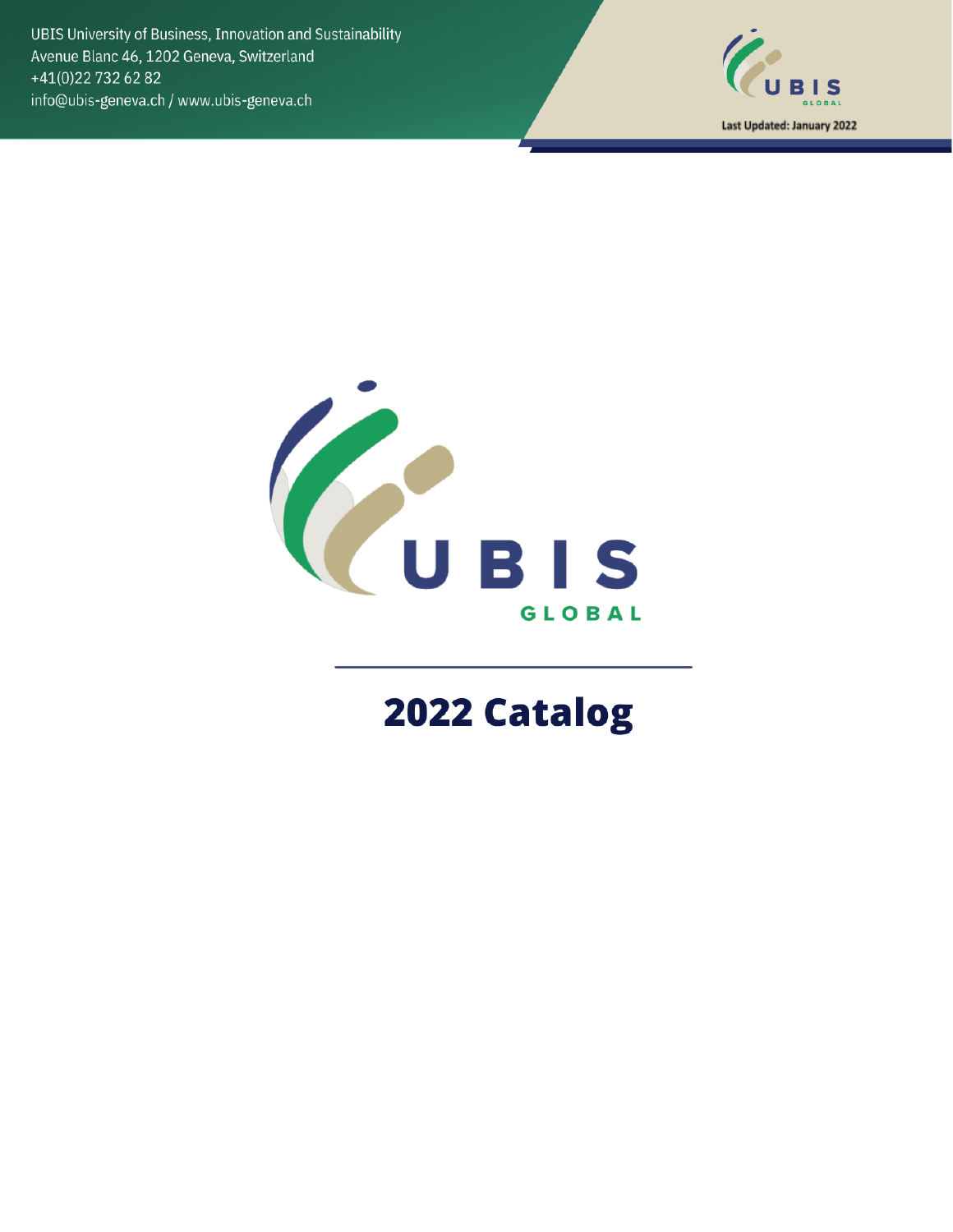UBIS University of Business, Innovation and Sustainability
Avenue Blanc 46, 1202 Geneva, Switzerland
+41(0)22 732 62 82
info@ubis-geneva.ch / www.ubis-geneva.ch

Last Updated: January 2022

UBIS GLOBAL

# 2022 Catalog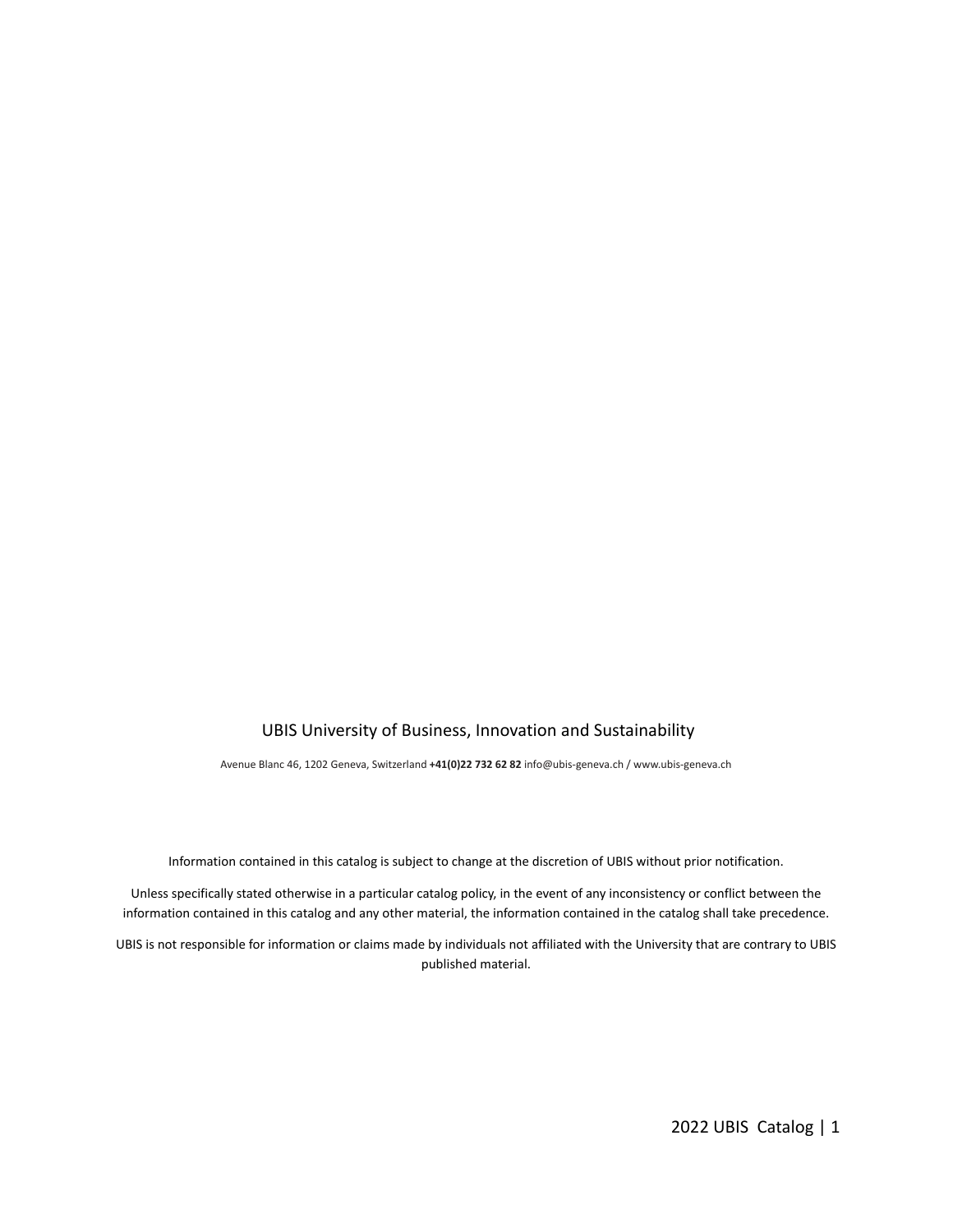UBIS University of Business, Innovation and Sustainability

Avenue Blanc 46, 1202 Geneva, Switzerland **+41(0)22 732 62 82** info@ubis-geneva.ch / www.ubis-geneva.ch

Information contained in this catalog is subject to change at the discretion of UBIS without prior notification.

Unless specifically stated otherwise in a particular catalog policy, in the event of any inconsistency or conflict between the information contained in this catalog and any other material, the information contained in the catalog shall take precedence.

UBIS is not responsible for information or claims made by individuals not affiliated with the University that are contrary to UBIS published material.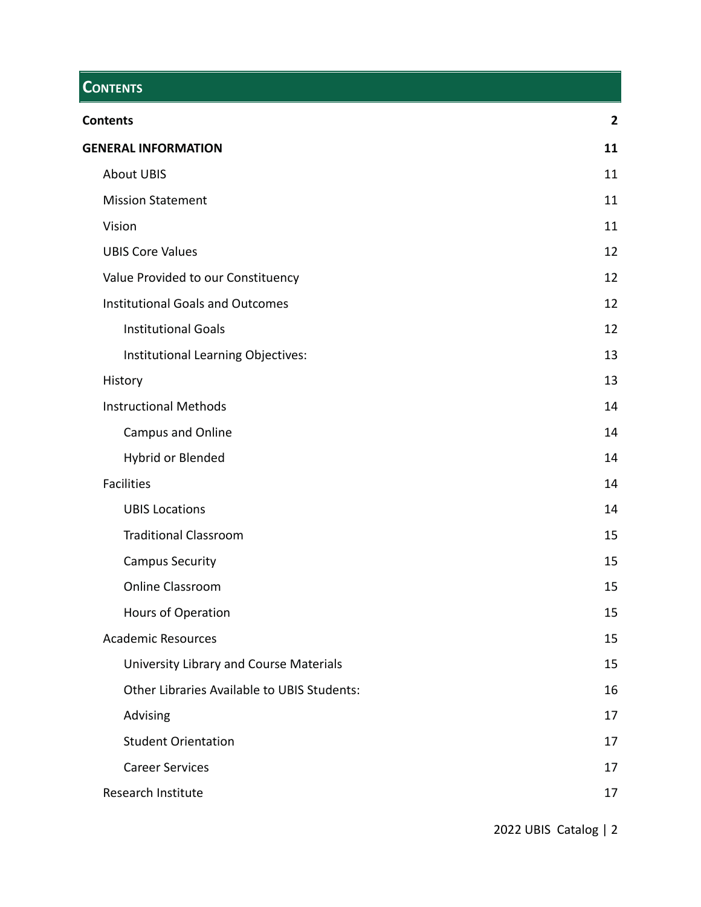# Contents

| | |
|---|---|
| **Contents** | **2** |
| **GENERAL INFORMATION** | **11** |
| About UBIS | 11 |
| Mission Statement | 11 |
| Vision | 11 |
| UBIS Core Values | 12 |
| Value Provided to our Constituency | 12 |
| Institutional Goals and Outcomes | 12 |
| Institutional Goals | 12 |
| Institutional Learning Objectives: | 13 |
| History | 13 |
| Instructional Methods | 14 |
| Campus and Online | 14 |
| Hybrid or Blended | 14 |
| Facilities | 14 |
| UBIS Locations | 14 |
| Traditional Classroom | 15 |
| Campus Security | 15 |
| Online Classroom | 15 |
| Hours of Operation | 15 |
| Academic Resources | 15 |
| University Library and Course Materials | 15 |
| Other Libraries Available to UBIS Students: | 16 |
| Advising | 17 |
| Student Orientation | 17 |
| Career Services | 17 |
| Research Institute | 17 |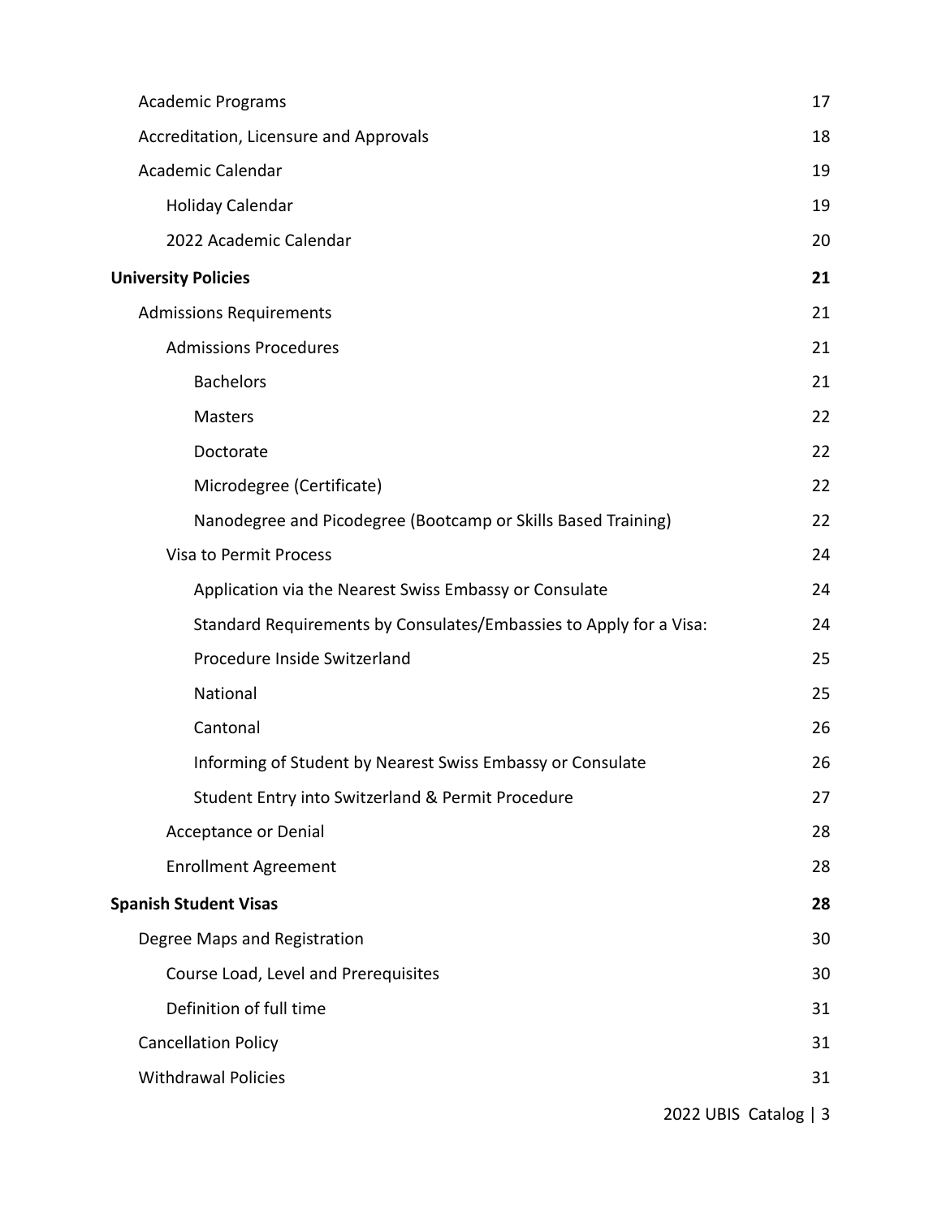| | |
|---|---|
| Academic Programs | 17 |
| Accreditation, Licensure and Approvals | 18 |
| Academic Calendar | 19 |
| Holiday Calendar | 19 |
| 2022 Academic Calendar | 20 |
| **University Policies** | **21** |
| Admissions Requirements | 21 |
| Admissions Procedures | 21 |
| Bachelors | 21 |
| Masters | 22 |
| Doctorate | 22 |
| Microdegree (Certificate) | 22 |
| Nanodegree and Picodegree (Bootcamp or Skills Based Training) | 22 |
| Visa to Permit Process | 24 |
| Application via the Nearest Swiss Embassy or Consulate | 24 |
| Standard Requirements by Consulates/Embassies to Apply for a Visa: | 24 |
| Procedure Inside Switzerland | 25 |
| National | 25 |
| Cantonal | 26 |
| Informing of Student by Nearest Swiss Embassy or Consulate | 26 |
| Student Entry into Switzerland & Permit Procedure | 27 |
| Acceptance or Denial | 28 |
| Enrollment Agreement | 28 |
| **Spanish Student Visas** | **28** |
| Degree Maps and Registration | 30 |
| Course Load, Level and Prerequisites | 30 |
| Definition of full time | 31 |
| Cancellation Policy | 31 |
| Withdrawal Policies | 31 |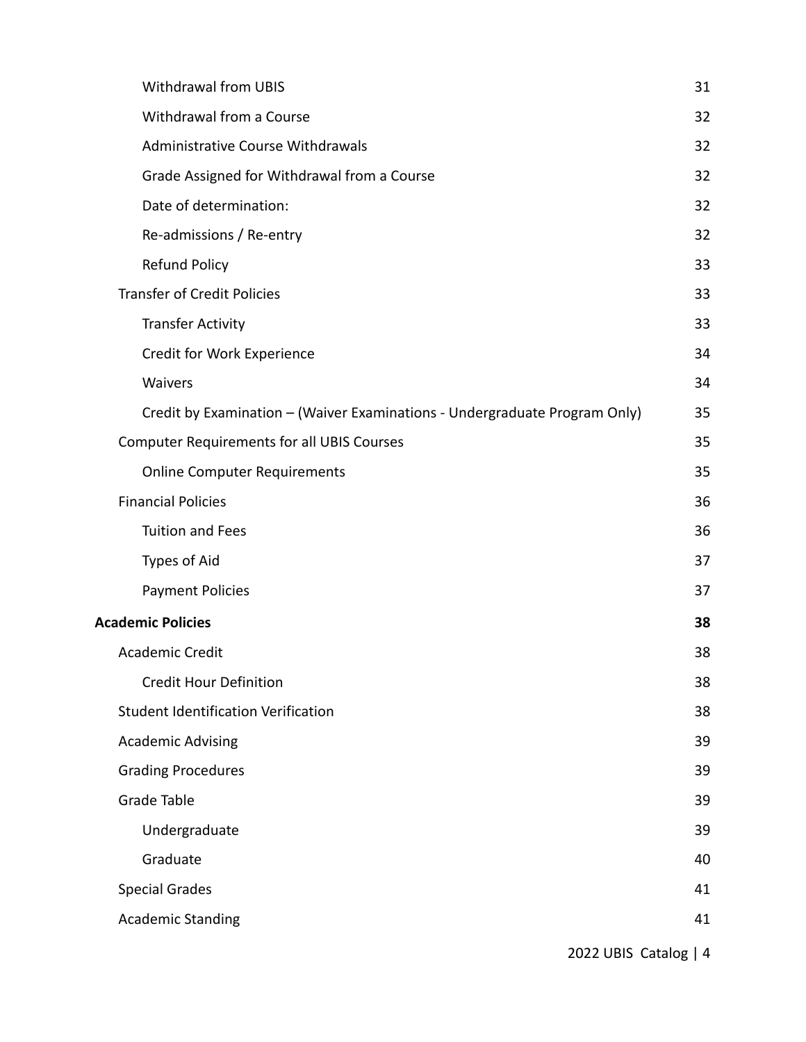- Withdrawal from UBIS 31
- Withdrawal from a Course 32
- Administrative Course Withdrawals 32
- Grade Assigned for Withdrawal from a Course 32
- Date of determination: 32
- Re-admissions / Re-entry 32
- Refund Policy 33

Transfer of Credit Policies 33

- Transfer Activity 33
- Credit for Work Experience 34
- Waivers 34
- Credit by Examination – (Waiver Examinations - Undergraduate Program Only) 35

Computer Requirements for all UBIS Courses 35

- Online Computer Requirements 35

Financial Policies 36

- Tuition and Fees 36
- Types of Aid 37
- Payment Policies 37

**Academic Policies 38**

Academic Credit 38

- Credit Hour Definition 38

Student Identification Verification 38

Academic Advising 39

Grading Procedures 39

Grade Table 39

- Undergraduate 39
- Graduate 40

Special Grades 41

Academic Standing 41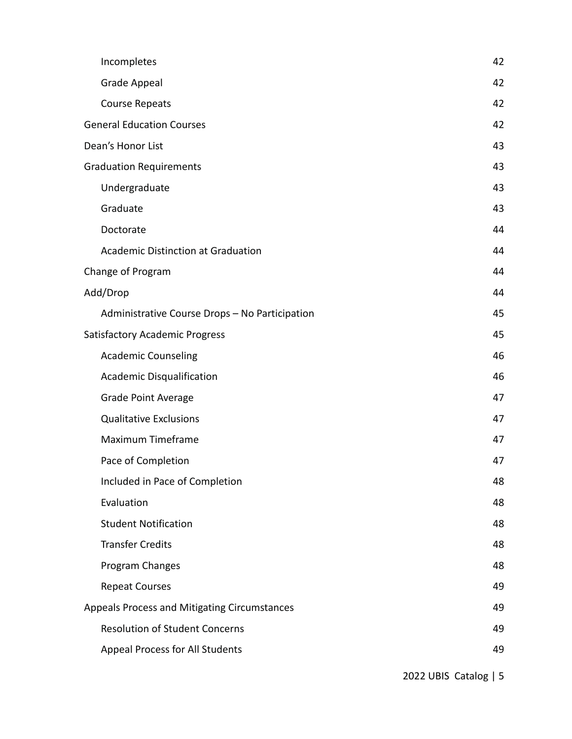| | |
|---|---|
| Incompletes | 42 |
| Grade Appeal | 42 |
| Course Repeats | 42 |
| General Education Courses | 42 |
| Dean's Honor List | 43 |
| Graduation Requirements | 43 |
| Undergraduate | 43 |
| Graduate | 43 |
| Doctorate | 44 |
| Academic Distinction at Graduation | 44 |
| Change of Program | 44 |
| Add/Drop | 44 |
| Administrative Course Drops – No Participation | 45 |
| Satisfactory Academic Progress | 45 |
| Academic Counseling | 46 |
| Academic Disqualification | 46 |
| Grade Point Average | 47 |
| Qualitative Exclusions | 47 |
| Maximum Timeframe | 47 |
| Pace of Completion | 47 |
| Included in Pace of Completion | 48 |
| Evaluation | 48 |
| Student Notification | 48 |
| Transfer Credits | 48 |
| Program Changes | 48 |
| Repeat Courses | 49 |
| Appeals Process and Mitigating Circumstances | 49 |
| Resolution of Student Concerns | 49 |
| Appeal Process for All Students | 49 |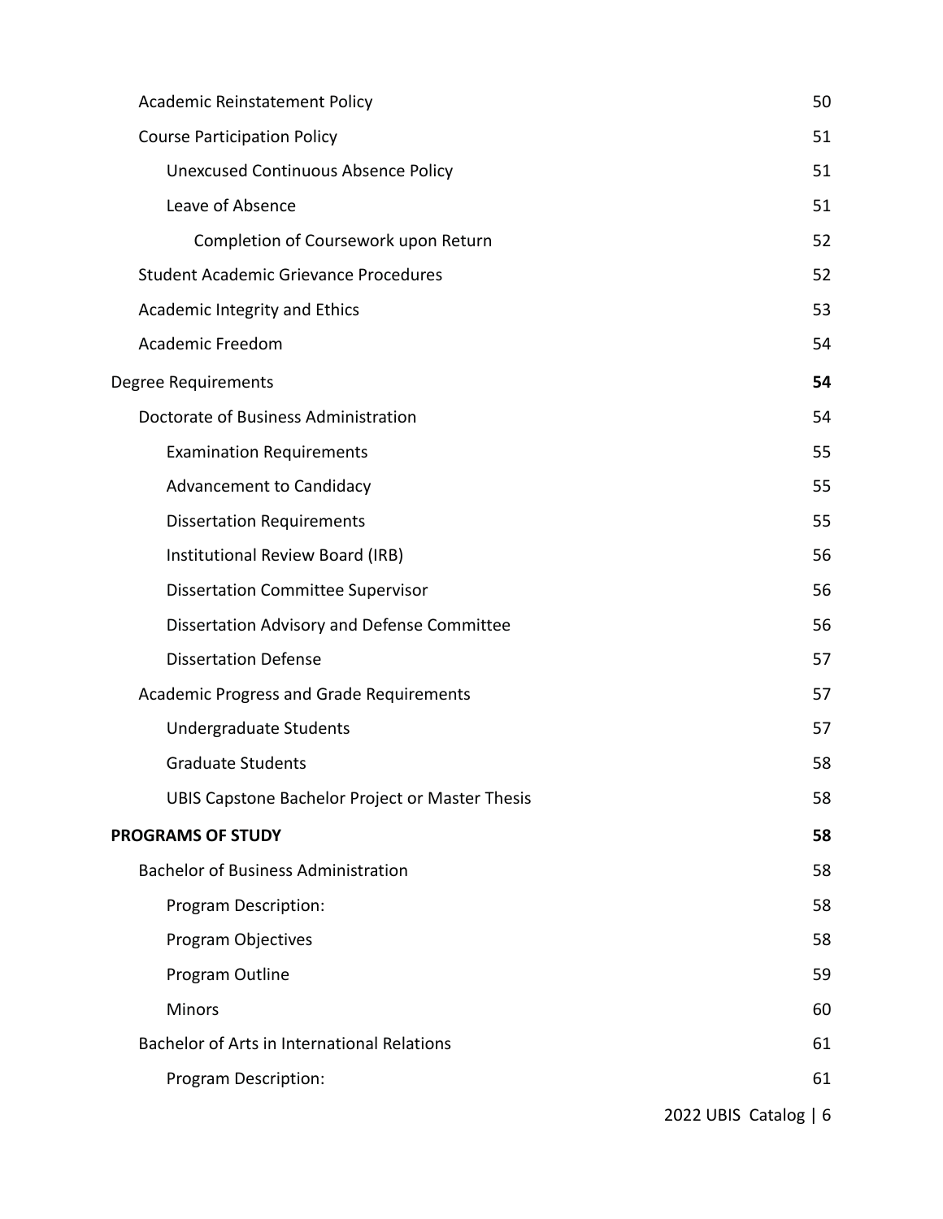| | |
|---|---|
| Academic Reinstatement Policy | 50 |
| Course Participation Policy | 51 |
| Unexcused Continuous Absence Policy | 51 |
| Leave of Absence | 51 |
| Completion of Coursework upon Return | 52 |
| Student Academic Grievance Procedures | 52 |
| Academic Integrity and Ethics | 53 |
| Academic Freedom | 54 |
| Degree Requirements | **54** |
| Doctorate of Business Administration | 54 |
| Examination Requirements | 55 |
| Advancement to Candidacy | 55 |
| Dissertation Requirements | 55 |
| Institutional Review Board (IRB) | 56 |
| Dissertation Committee Supervisor | 56 |
| Dissertation Advisory and Defense Committee | 56 |
| Dissertation Defense | 57 |
| Academic Progress and Grade Requirements | 57 |
| Undergraduate Students | 57 |
| Graduate Students | 58 |
| UBIS Capstone Bachelor Project or Master Thesis | 58 |
| **PROGRAMS OF STUDY** | **58** |
| Bachelor of Business Administration | 58 |
| Program Description: | 58 |
| Program Objectives | 58 |
| Program Outline | 59 |
| Minors | 60 |
| Bachelor of Arts in International Relations | 61 |
| Program Description: | 61 |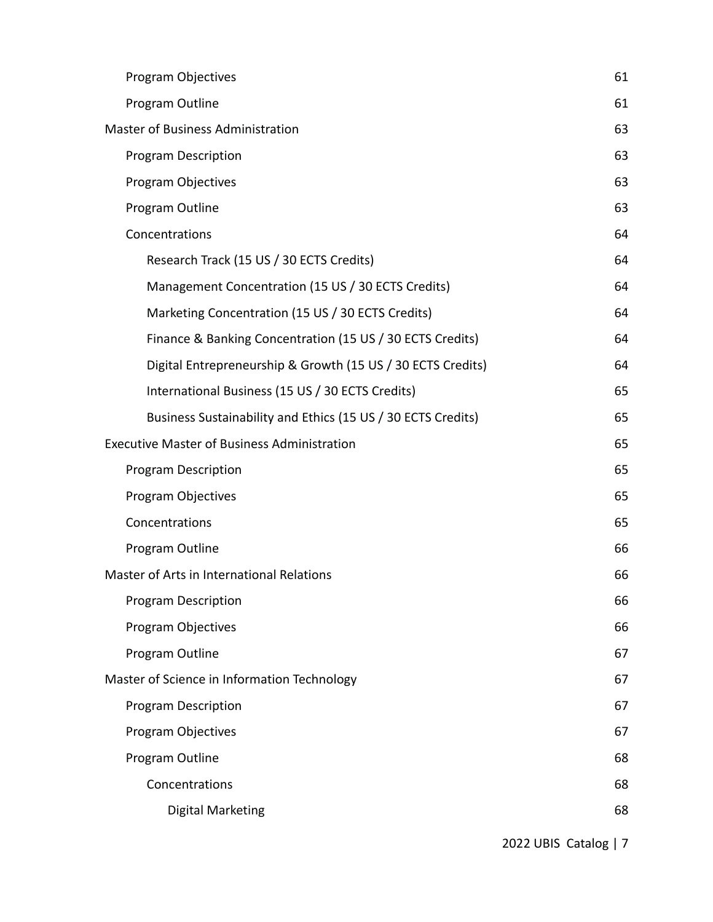- Program Objectives 61
- Program Outline 61

Master of Business Administration 63

- Program Description 63
- Program Objectives 63
- Program Outline 63
- Concentrations 64
  - Research Track (15 US / 30 ECTS Credits) 64
  - Management Concentration (15 US / 30 ECTS Credits) 64
  - Marketing Concentration (15 US / 30 ECTS Credits) 64
  - Finance & Banking Concentration (15 US / 30 ECTS Credits) 64
  - Digital Entrepreneurship & Growth (15 US / 30 ECTS Credits) 64
  - International Business (15 US / 30 ECTS Credits) 65
  - Business Sustainability and Ethics (15 US / 30 ECTS Credits) 65

Executive Master of Business Administration 65

- Program Description 65
- Program Objectives 65
- Concentrations 65
- Program Outline 66

Master of Arts in International Relations 66

- Program Description 66
- Program Objectives 66
- Program Outline 67

Master of Science in Information Technology 67

- Program Description 67
- Program Objectives 67
- Program Outline 68
  - Concentrations 68
    - Digital Marketing 68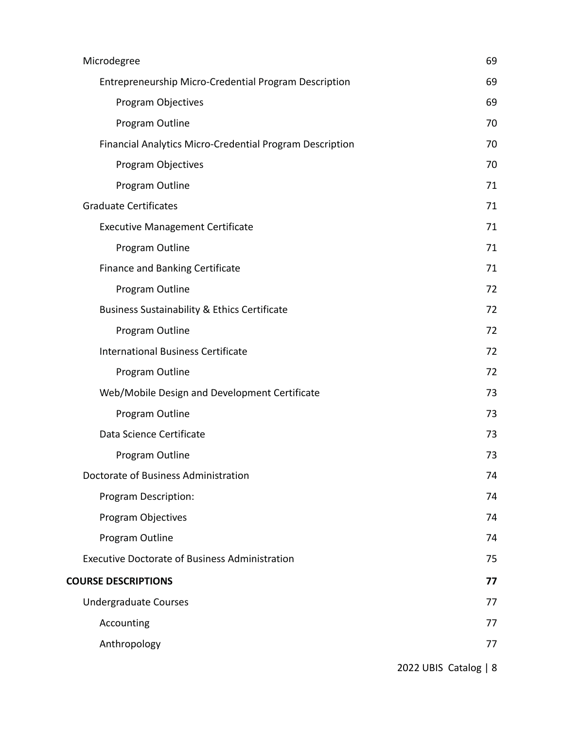- Microdegree 69
  - Entrepreneurship Micro-Credential Program Description 69
    - Program Objectives 69
    - Program Outline 70
  - Financial Analytics Micro-Credential Program Description 70
    - Program Objectives 70
    - Program Outline 71
- Graduate Certificates 71
  - Executive Management Certificate 71
    - Program Outline 71
  - Finance and Banking Certificate 71
    - Program Outline 72
  - Business Sustainability & Ethics Certificate 72
    - Program Outline 72
  - International Business Certificate 72
    - Program Outline 72
  - Web/Mobile Design and Development Certificate 73
    - Program Outline 73
  - Data Science Certificate 73
    - Program Outline 73
- Doctorate of Business Administration 74
  - Program Description: 74
  - Program Objectives 74
  - Program Outline 74
- Executive Doctorate of Business Administration 75

**COURSE DESCRIPTIONS 77**

- Undergraduate Courses 77
  - Accounting 77
  - Anthropology 77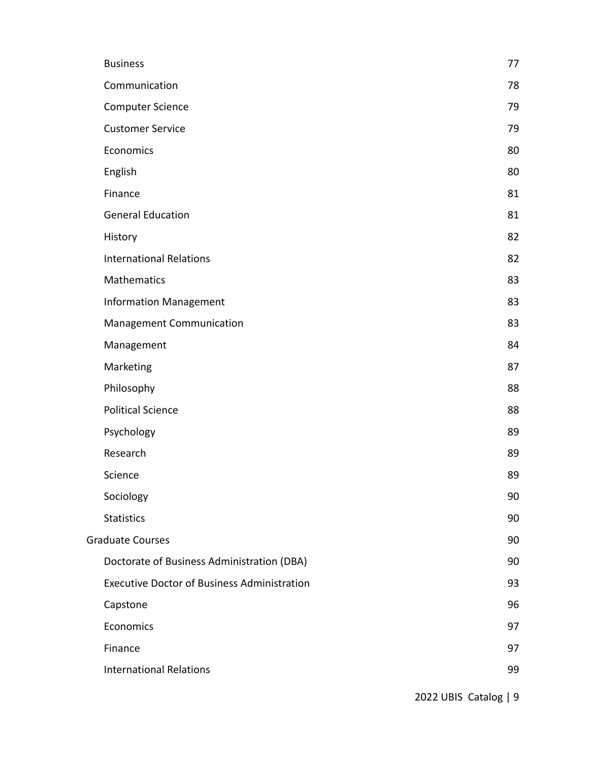- Business 77
- Communication 78
- Computer Science 79
- Customer Service 79
- Economics 80
- English 80
- Finance 81
- General Education 81
- History 82
- International Relations 82
- Mathematics 83
- Information Management 83
- Management Communication 83
- Management 84
- Marketing 87
- Philosophy 88
- Political Science 88
- Psychology 89
- Research 89
- Science 89
- Sociology 90
- Statistics 90

Graduate Courses 90

- Doctorate of Business Administration (DBA) 90
- Executive Doctor of Business Administration 93
- Capstone 96
- Economics 97
- Finance 97
- International Relations 99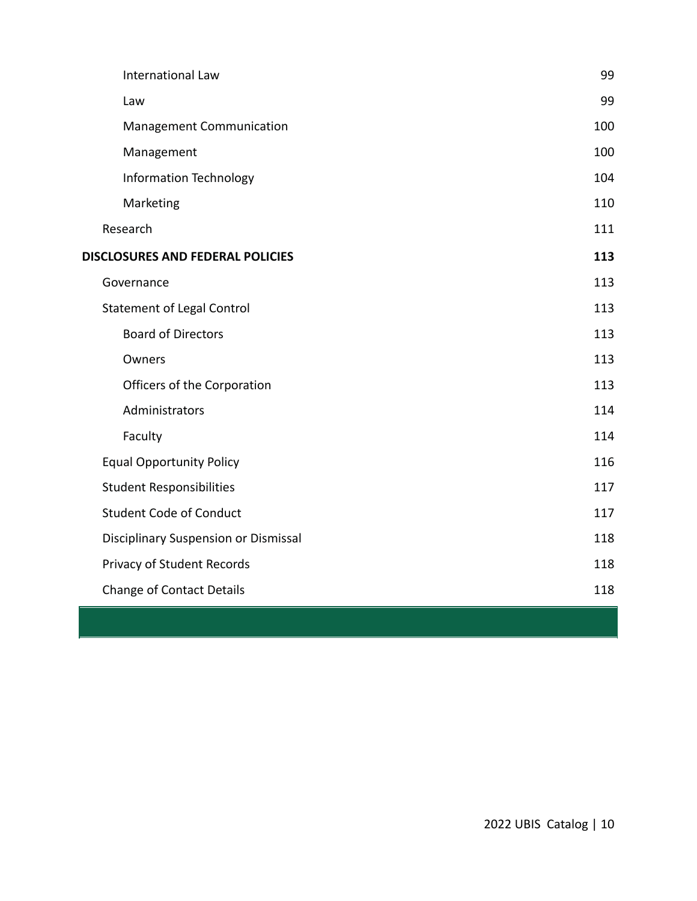| | |
|---|---|
| International Law | 99 |
| Law | 99 |
| Management Communication | 100 |
| Management | 100 |
| Information Technology | 104 |
| Marketing | 110 |
| Research | 111 |
| **DISCLOSURES AND FEDERAL POLICIES** | **113** |
| Governance | 113 |
| Statement of Legal Control | 113 |
| Board of Directors | 113 |
| Owners | 113 |
| Officers of the Corporation | 113 |
| Administrators | 114 |
| Faculty | 114 |
| Equal Opportunity Policy | 116 |
| Student Responsibilities | 117 |
| Student Code of Conduct | 117 |
| Disciplinary Suspension or Dismissal | 118 |
| Privacy of Student Records | 118 |
| Change of Contact Details | 118 |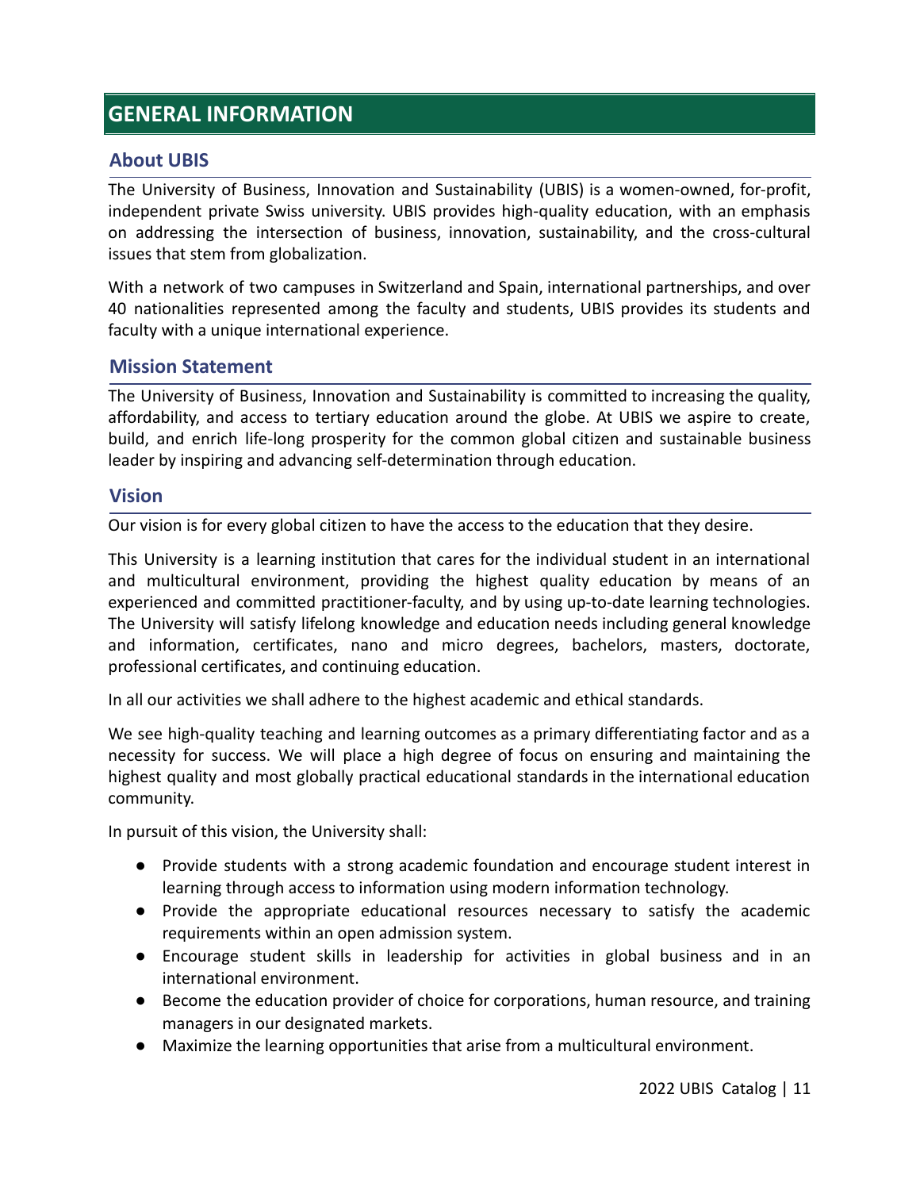# GENERAL INFORMATION

## About UBIS

The University of Business, Innovation and Sustainability (UBIS) is a women-owned, for-profit, independent private Swiss university. UBIS provides high-quality education, with an emphasis on addressing the intersection of business, innovation, sustainability, and the cross-cultural issues that stem from globalization.

With a network of two campuses in Switzerland and Spain, international partnerships, and over 40 nationalities represented among the faculty and students, UBIS provides its students and faculty with a unique international experience.

## Mission Statement

The University of Business, Innovation and Sustainability is committed to increasing the quality, affordability, and access to tertiary education around the globe. At UBIS we aspire to create, build, and enrich life-long prosperity for the common global citizen and sustainable business leader by inspiring and advancing self-determination through education.

## Vision

Our vision is for every global citizen to have the access to the education that they desire.

This University is a learning institution that cares for the individual student in an international and multicultural environment, providing the highest quality education by means of an experienced and committed practitioner-faculty, and by using up-to-date learning technologies. The University will satisfy lifelong knowledge and education needs including general knowledge and information, certificates, nano and micro degrees, bachelors, masters, doctorate, professional certificates, and continuing education.

In all our activities we shall adhere to the highest academic and ethical standards.

We see high-quality teaching and learning outcomes as a primary differentiating factor and as a necessity for success. We will place a high degree of focus on ensuring and maintaining the highest quality and most globally practical educational standards in the international education community.

In pursuit of this vision, the University shall:

- Provide students with a strong academic foundation and encourage student interest in learning through access to information using modern information technology.
- Provide the appropriate educational resources necessary to satisfy the academic requirements within an open admission system.
- Encourage student skills in leadership for activities in global business and in an international environment.
- Become the education provider of choice for corporations, human resource, and training managers in our designated markets.
- Maximize the learning opportunities that arise from a multicultural environment.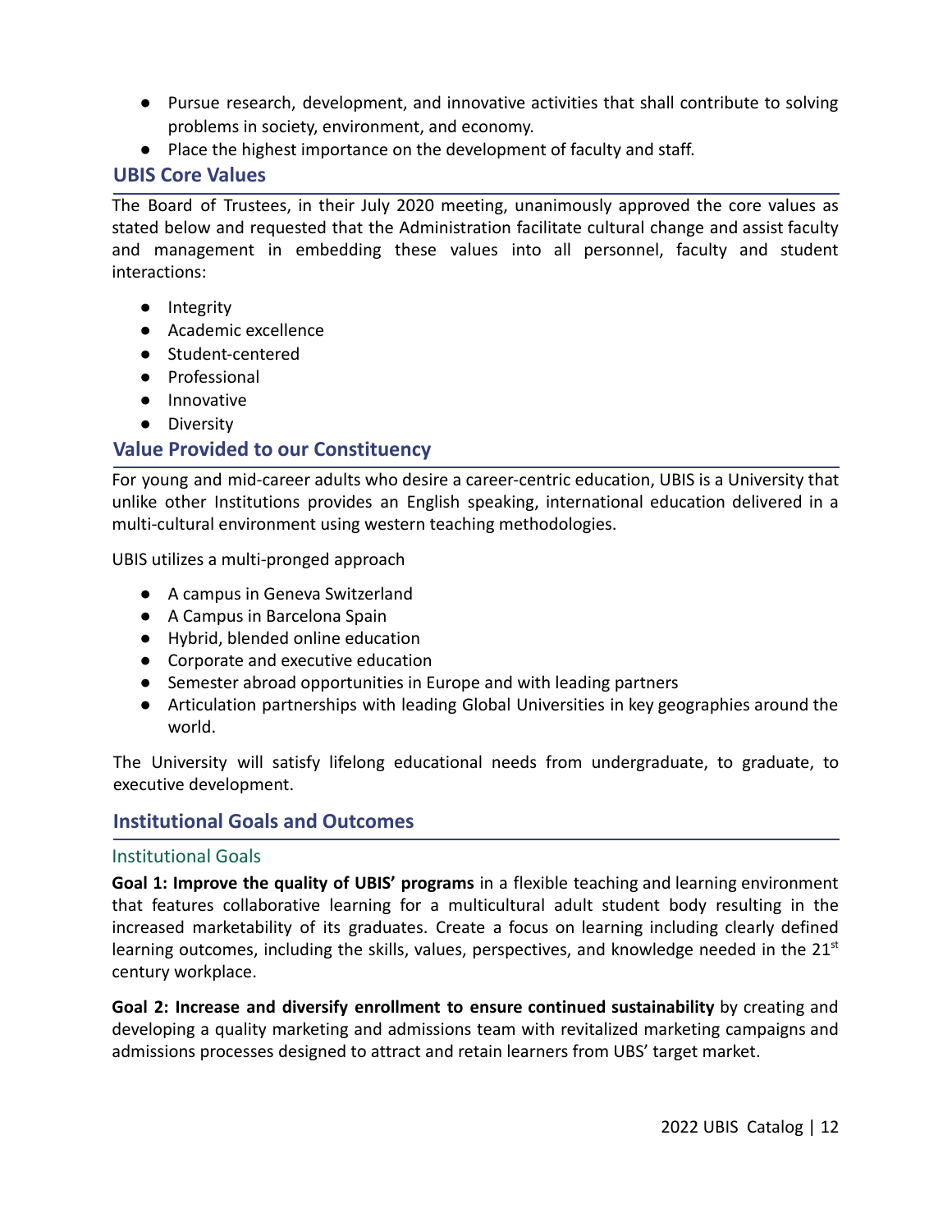- Pursue research, development, and innovative activities that shall contribute to solving problems in society, environment, and economy.
- Place the highest importance on the development of faculty and staff.

## UBIS Core Values

The Board of Trustees, in their July 2020 meeting, unanimously approved the core values as stated below and requested that the Administration facilitate cultural change and assist faculty and management in embedding these values into all personnel, faculty and student interactions:

- Integrity
- Academic excellence
- Student-centered
- Professional
- Innovative
- Diversity

## Value Provided to our Constituency

For young and mid-career adults who desire a career-centric education, UBIS is a University that unlike other Institutions provides an English speaking, international education delivered in a multi-cultural environment using western teaching methodologies.

UBIS utilizes a multi-pronged approach

- A campus in Geneva Switzerland
- A Campus in Barcelona Spain
- Hybrid, blended online education
- Corporate and executive education
- Semester abroad opportunities in Europe and with leading partners
- Articulation partnerships with leading Global Universities in key geographies around the world.

The University will satisfy lifelong educational needs from undergraduate, to graduate, to executive development.

## Institutional Goals and Outcomes

### Institutional Goals

**Goal 1: Improve the quality of UBIS' programs** in a flexible teaching and learning environment that features collaborative learning for a multicultural adult student body resulting in the increased marketability of its graduates. Create a focus on learning including clearly defined learning outcomes, including the skills, values, perspectives, and knowledge needed in the 21st century workplace.

**Goal 2: Increase and diversify enrollment to ensure continued sustainability** by creating and developing a quality marketing and admissions team with revitalized marketing campaigns and admissions processes designed to attract and retain learners from UBS' target market.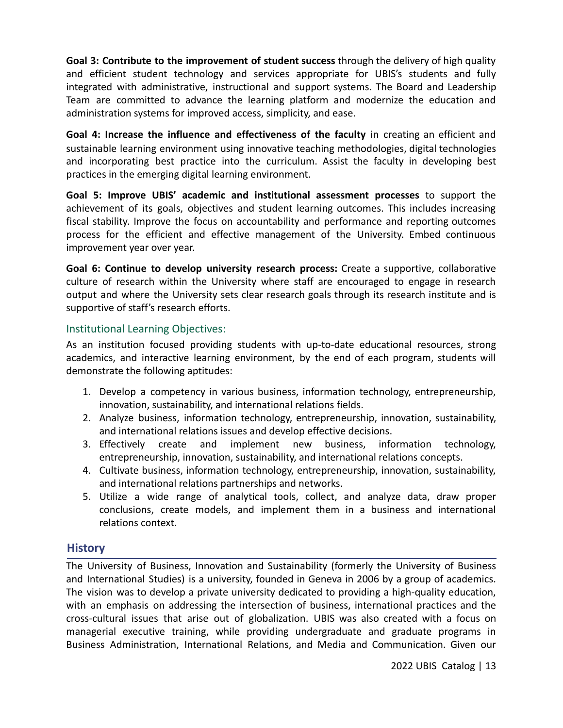**Goal 3: Contribute to the improvement of student success** through the delivery of high quality and efficient student technology and services appropriate for UBIS's students and fully integrated with administrative, instructional and support systems. The Board and Leadership Team are committed to advance the learning platform and modernize the education and administration systems for improved access, simplicity, and ease.

**Goal 4: Increase the influence and effectiveness of the faculty** in creating an efficient and sustainable learning environment using innovative teaching methodologies, digital technologies and incorporating best practice into the curriculum. Assist the faculty in developing best practices in the emerging digital learning environment.

**Goal 5: Improve UBIS' academic and institutional assessment processes** to support the achievement of its goals, objectives and student learning outcomes. This includes increasing fiscal stability. Improve the focus on accountability and performance and reporting outcomes process for the efficient and effective management of the University. Embed continuous improvement year over year.

**Goal 6: Continue to develop university research process:** Create a supportive, collaborative culture of research within the University where staff are encouraged to engage in research output and where the University sets clear research goals through its research institute and is supportive of staff's research efforts.

### Institutional Learning Objectives:

As an institution focused providing students with up-to-date educational resources, strong academics, and interactive learning environment, by the end of each program, students will demonstrate the following aptitudes:

1. Develop a competency in various business, information technology, entrepreneurship, innovation, sustainability, and international relations fields.
2. Analyze business, information technology, entrepreneurship, innovation, sustainability, and international relations issues and develop effective decisions.
3. Effectively create and implement new business, information technology, entrepreneurship, innovation, sustainability, and international relations concepts.
4. Cultivate business, information technology, entrepreneurship, innovation, sustainability, and international relations partnerships and networks.
5. Utilize a wide range of analytical tools, collect, and analyze data, draw proper conclusions, create models, and implement them in a business and international relations context.

## History

The University of Business, Innovation and Sustainability (formerly the University of Business and International Studies) is a university, founded in Geneva in 2006 by a group of academics. The vision was to develop a private university dedicated to providing a high-quality education, with an emphasis on addressing the intersection of business, international practices and the cross-cultural issues that arise out of globalization. UBIS was also created with a focus on managerial executive training, while providing undergraduate and graduate programs in Business Administration, International Relations, and Media and Communication. Given our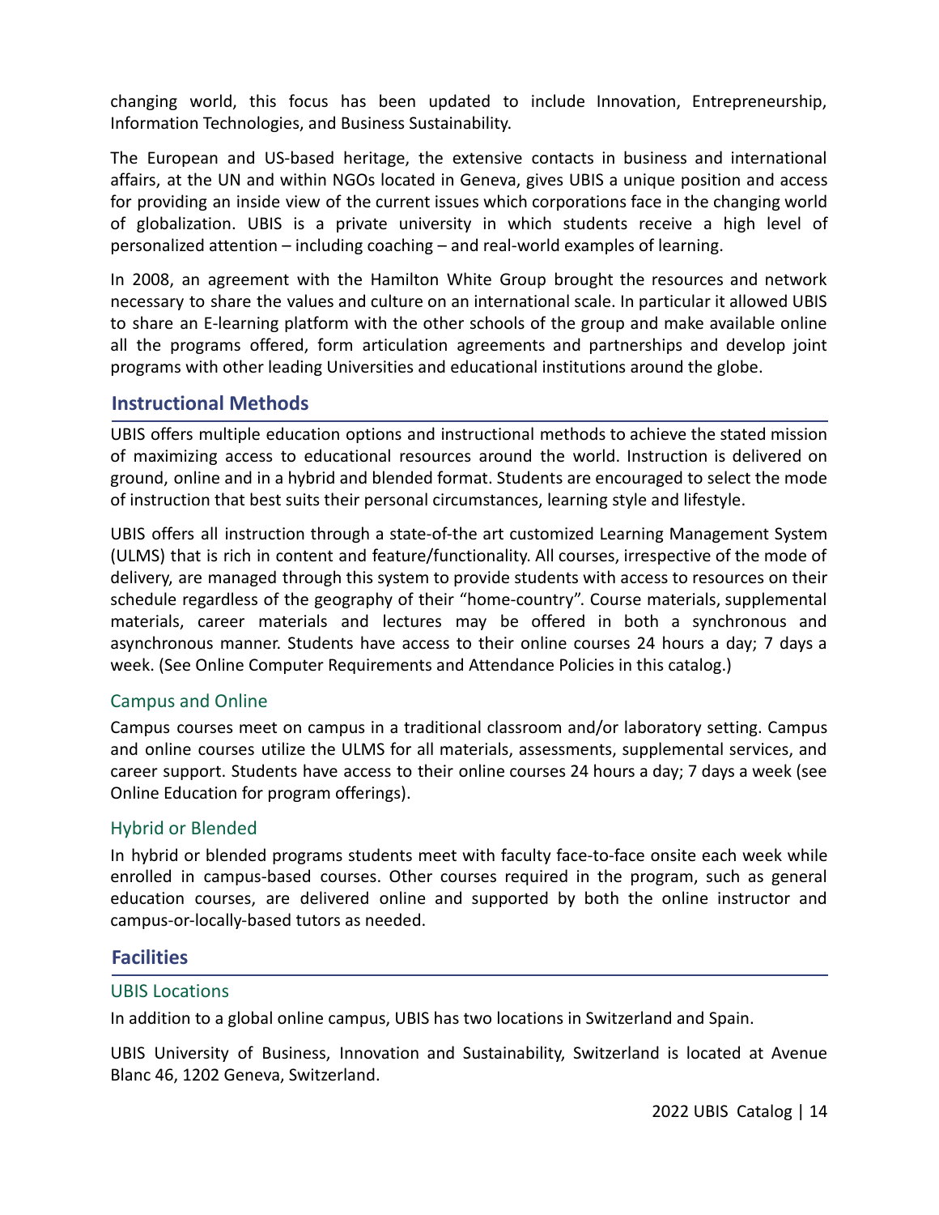changing world, this focus has been updated to include Innovation, Entrepreneurship, Information Technologies, and Business Sustainability.

The European and US-based heritage, the extensive contacts in business and international affairs, at the UN and within NGOs located in Geneva, gives UBIS a unique position and access for providing an inside view of the current issues which corporations face in the changing world of globalization. UBIS is a private university in which students receive a high level of personalized attention – including coaching – and real-world examples of learning.

In 2008, an agreement with the Hamilton White Group brought the resources and network necessary to share the values and culture on an international scale. In particular it allowed UBIS to share an E-learning platform with the other schools of the group and make available online all the programs offered, form articulation agreements and partnerships and develop joint programs with other leading Universities and educational institutions around the globe.

## Instructional Methods

UBIS offers multiple education options and instructional methods to achieve the stated mission of maximizing access to educational resources around the world. Instruction is delivered on ground, online and in a hybrid and blended format. Students are encouraged to select the mode of instruction that best suits their personal circumstances, learning style and lifestyle.

UBIS offers all instruction through a state-of-the art customized Learning Management System (ULMS) that is rich in content and feature/functionality. All courses, irrespective of the mode of delivery, are managed through this system to provide students with access to resources on their schedule regardless of the geography of their "home-country". Course materials, supplemental materials, career materials and lectures may be offered in both a synchronous and asynchronous manner. Students have access to their online courses 24 hours a day; 7 days a week. (See Online Computer Requirements and Attendance Policies in this catalog.)

### Campus and Online

Campus courses meet on campus in a traditional classroom and/or laboratory setting. Campus and online courses utilize the ULMS for all materials, assessments, supplemental services, and career support. Students have access to their online courses 24 hours a day; 7 days a week (see Online Education for program offerings).

### Hybrid or Blended

In hybrid or blended programs students meet with faculty face-to-face onsite each week while enrolled in campus-based courses. Other courses required in the program, such as general education courses, are delivered online and supported by both the online instructor and campus-or-locally-based tutors as needed.

## Facilities

### UBIS Locations

In addition to a global online campus, UBIS has two locations in Switzerland and Spain.

UBIS University of Business, Innovation and Sustainability, Switzerland is located at Avenue Blanc 46, 1202 Geneva, Switzerland.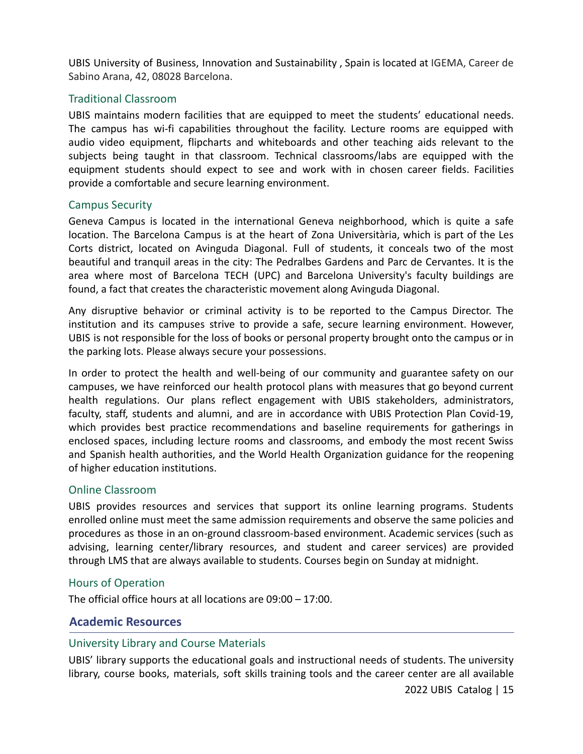UBIS University of Business, Innovation and Sustainability , Spain is located at IGEMA, Career de Sabino Arana, 42, 08028 Barcelona.

### Traditional Classroom

UBIS maintains modern facilities that are equipped to meet the students' educational needs. The campus has wi-fi capabilities throughout the facility. Lecture rooms are equipped with audio video equipment, flipcharts and whiteboards and other teaching aids relevant to the subjects being taught in that classroom. Technical classrooms/labs are equipped with the equipment students should expect to see and work with in chosen career fields. Facilities provide a comfortable and secure learning environment.

### Campus Security

Geneva Campus is located in the international Geneva neighborhood, which is quite a safe location. The Barcelona Campus is at the heart of Zona Universitària, which is part of the Les Corts district, located on Avinguda Diagonal. Full of students, it conceals two of the most beautiful and tranquil areas in the city: The Pedralbes Gardens and Parc de Cervantes. It is the area where most of Barcelona TECH (UPC) and Barcelona University's faculty buildings are found, a fact that creates the characteristic movement along Avinguda Diagonal.

Any disruptive behavior or criminal activity is to be reported to the Campus Director. The institution and its campuses strive to provide a safe, secure learning environment. However, UBIS is not responsible for the loss of books or personal property brought onto the campus or in the parking lots. Please always secure your possessions.

In order to protect the health and well-being of our community and guarantee safety on our campuses, we have reinforced our health protocol plans with measures that go beyond current health regulations. Our plans reflect engagement with UBIS stakeholders, administrators, faculty, staff, students and alumni, and are in accordance with UBIS Protection Plan Covid-19, which provides best practice recommendations and baseline requirements for gatherings in enclosed spaces, including lecture rooms and classrooms, and embody the most recent Swiss and Spanish health authorities, and the World Health Organization guidance for the reopening of higher education institutions.

### Online Classroom

UBIS provides resources and services that support its online learning programs. Students enrolled online must meet the same admission requirements and observe the same policies and procedures as those in an on-ground classroom-based environment. Academic services (such as advising, learning center/library resources, and student and career services) are provided through LMS that are always available to students. Courses begin on Sunday at midnight.

### Hours of Operation

The official office hours at all locations are 09:00 – 17:00.

## Academic Resources

### University Library and Course Materials

UBIS' library supports the educational goals and instructional needs of students. The university library, course books, materials, soft skills training tools and the career center are all available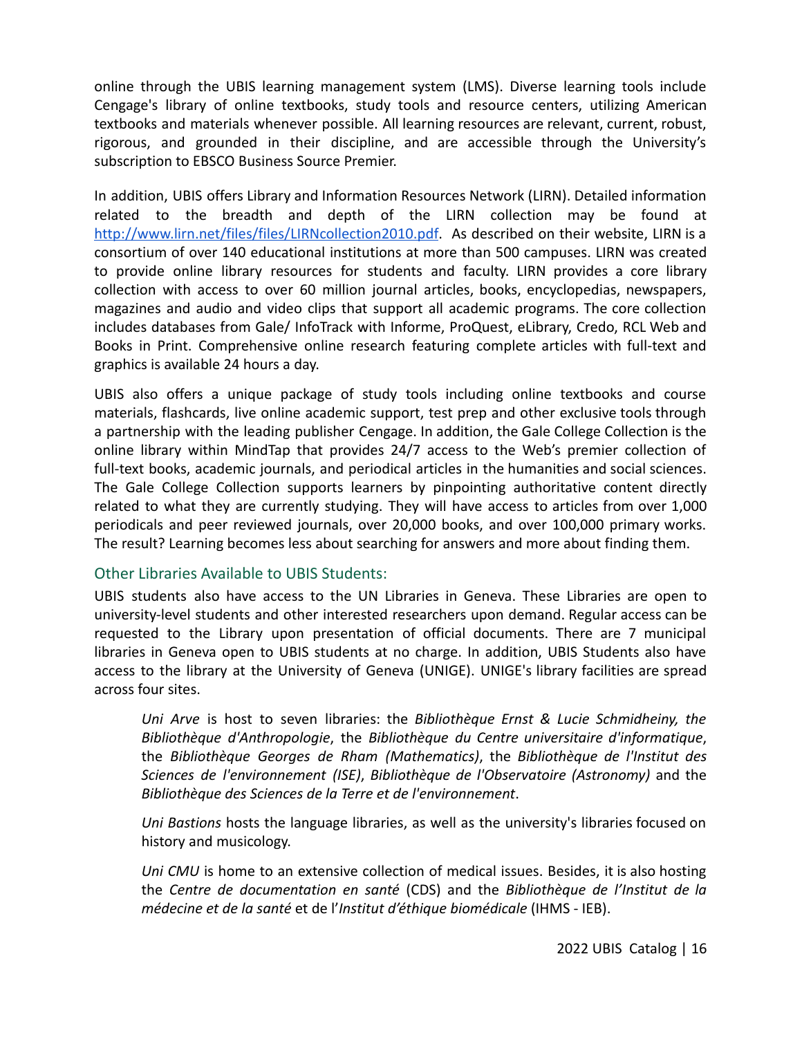online through the UBIS learning management system (LMS). Diverse learning tools include Cengage's library of online textbooks, study tools and resource centers, utilizing American textbooks and materials whenever possible. All learning resources are relevant, current, robust, rigorous, and grounded in their discipline, and are accessible through the University's subscription to EBSCO Business Source Premier.

In addition, UBIS offers Library and Information Resources Network (LIRN). Detailed information related to the breadth and depth of the LIRN collection may be found at [http://www.lirn.net/files/files/LIRNcollection2010.pdf](http://www.lirn.net/files/files/LIRNcollection2010.pdf). As described on their website, LIRN is a consortium of over 140 educational institutions at more than 500 campuses. LIRN was created to provide online library resources for students and faculty. LIRN provides a core library collection with access to over 60 million journal articles, books, encyclopedias, newspapers, magazines and audio and video clips that support all academic programs. The core collection includes databases from Gale/ InfoTrack with Informe, ProQuest, eLibrary, Credo, RCL Web and Books in Print. Comprehensive online research featuring complete articles with full-text and graphics is available 24 hours a day.

UBIS also offers a unique package of study tools including online textbooks and course materials, flashcards, live online academic support, test prep and other exclusive tools through a partnership with the leading publisher Cengage. In addition, the Gale College Collection is the online library within MindTap that provides 24/7 access to the Web's premier collection of full-text books, academic journals, and periodical articles in the humanities and social sciences. The Gale College Collection supports learners by pinpointing authoritative content directly related to what they are currently studying. They will have access to articles from over 1,000 periodicals and peer reviewed journals, over 20,000 books, and over 100,000 primary works. The result? Learning becomes less about searching for answers and more about finding them.

### Other Libraries Available to UBIS Students:

UBIS students also have access to the UN Libraries in Geneva. These Libraries are open to university-level students and other interested researchers upon demand. Regular access can be requested to the Library upon presentation of official documents. There are 7 municipal libraries in Geneva open to UBIS students at no charge. In addition, UBIS Students also have access to the library at the University of Geneva (UNIGE). UNIGE's library facilities are spread across four sites.

> *Uni Arve* is host to seven libraries: the *Bibliothèque Ernst & Lucie Schmidheiny, the Bibliothèque d'Anthropologie*, the *Bibliothèque du Centre universitaire d'informatique*, the *Bibliothèque Georges de Rham (Mathematics)*, the *Bibliothèque de l'Institut des Sciences de l'environnement (ISE)*, *Bibliothèque de l'Observatoire (Astronomy)* and the *Bibliothèque des Sciences de la Terre et de l'environnement*.
>
> *Uni Bastions* hosts the language libraries, as well as the university's libraries focused on history and musicology.
>
> *Uni CMU* is home to an extensive collection of medical issues. Besides, it is also hosting the *Centre de documentation en santé* (CDS) and the *Bibliothèque de l'Institut de la médecine et de la santé* et de l'*Institut d'éthique biomédicale* (IHMS - IEB).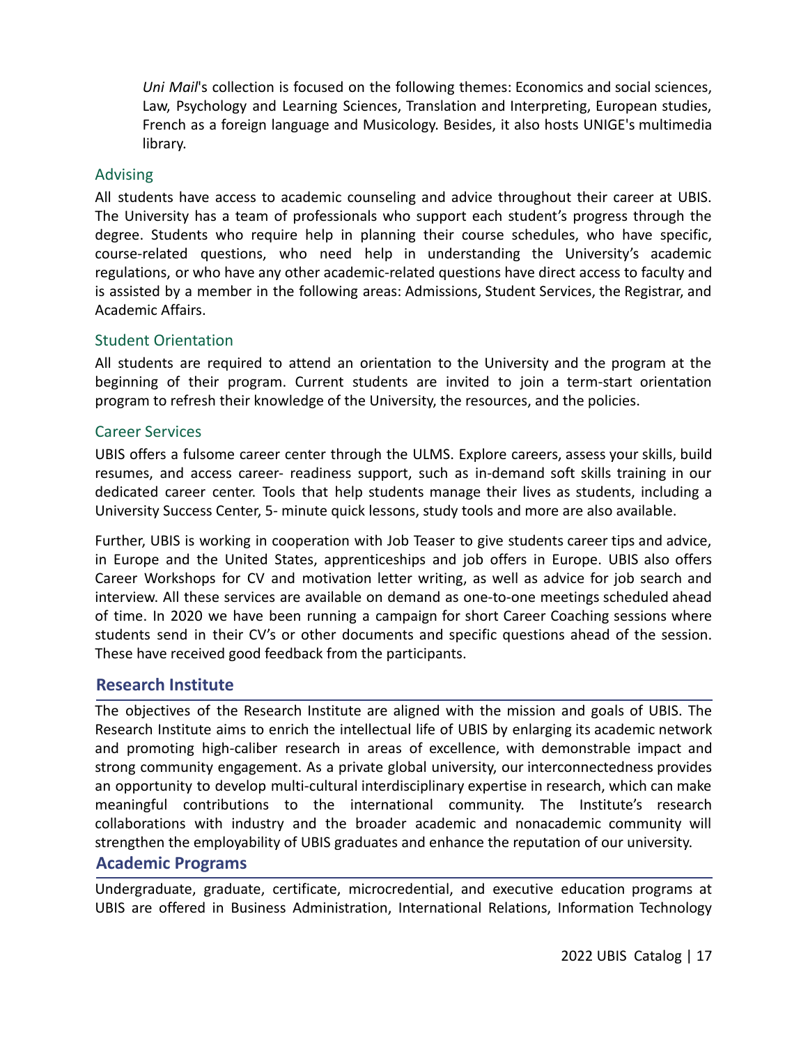*Uni Mail*'s collection is focused on the following themes: Economics and social sciences, Law, Psychology and Learning Sciences, Translation and Interpreting, European studies, French as a foreign language and Musicology. Besides, it also hosts UNIGE's multimedia library.

### Advising

All students have access to academic counseling and advice throughout their career at UBIS. The University has a team of professionals who support each student's progress through the degree. Students who require help in planning their course schedules, who have specific, course-related questions, who need help in understanding the University's academic regulations, or who have any other academic-related questions have direct access to faculty and is assisted by a member in the following areas: Admissions, Student Services, the Registrar, and Academic Affairs.

### Student Orientation

All students are required to attend an orientation to the University and the program at the beginning of their program. Current students are invited to join a term-start orientation program to refresh their knowledge of the University, the resources, and the policies.

### Career Services

UBIS offers a fulsome career center through the ULMS. Explore careers, assess your skills, build resumes, and access career- readiness support, such as in-demand soft skills training in our dedicated career center. Tools that help students manage their lives as students, including a University Success Center, 5- minute quick lessons, study tools and more are also available.

Further, UBIS is working in cooperation with Job Teaser to give students career tips and advice, in Europe and the United States, apprenticeships and job offers in Europe. UBIS also offers Career Workshops for CV and motivation letter writing, as well as advice for job search and interview. All these services are available on demand as one-to-one meetings scheduled ahead of time. In 2020 we have been running a campaign for short Career Coaching sessions where students send in their CV's or other documents and specific questions ahead of the session. These have received good feedback from the participants.

## Research Institute

The objectives of the Research Institute are aligned with the mission and goals of UBIS. The Research Institute aims to enrich the intellectual life of UBIS by enlarging its academic network and promoting high-caliber research in areas of excellence, with demonstrable impact and strong community engagement. As a private global university, our interconnectedness provides an opportunity to develop multi-cultural interdisciplinary expertise in research, which can make meaningful contributions to the international community. The Institute's research collaborations with industry and the broader academic and nonacademic community will strengthen the employability of UBIS graduates and enhance the reputation of our university.

## Academic Programs

Undergraduate, graduate, certificate, microcredential, and executive education programs at UBIS are offered in Business Administration, International Relations, Information Technology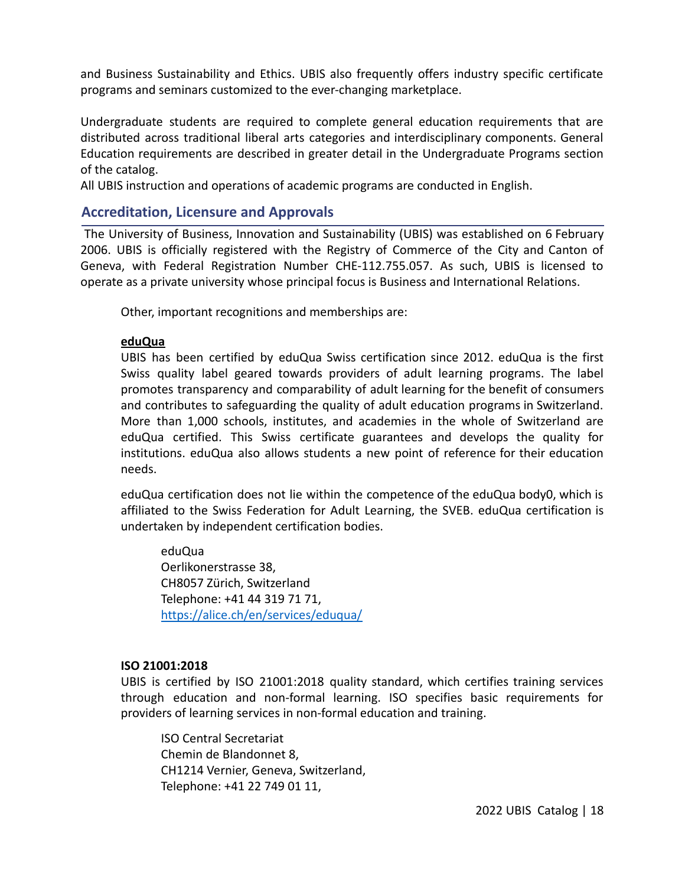and Business Sustainability and Ethics. UBIS also frequently offers industry specific certificate programs and seminars customized to the ever-changing marketplace.

Undergraduate students are required to complete general education requirements that are distributed across traditional liberal arts categories and interdisciplinary components. General Education requirements are described in greater detail in the Undergraduate Programs section of the catalog.
All UBIS instruction and operations of academic programs are conducted in English.

## Accreditation, Licensure and Approvals

The University of Business, Innovation and Sustainability (UBIS) was established on 6 February 2006. UBIS is officially registered with the Registry of Commerce of the City and Canton of Geneva, with Federal Registration Number CHE-112.755.057. As such, UBIS is licensed to operate as a private university whose principal focus is Business and International Relations.

Other, important recognitions and memberships are:

**eduQua**

UBIS has been certified by eduQua Swiss certification since 2012. eduQua is the first Swiss quality label geared towards providers of adult learning programs. The label promotes transparency and comparability of adult learning for the benefit of consumers and contributes to safeguarding the quality of adult education programs in Switzerland. More than 1,000 schools, institutes, and academies in the whole of Switzerland are eduQua certified. This Swiss certificate guarantees and develops the quality for institutions. eduQua also allows students a new point of reference for their education needs.

eduQua certification does not lie within the competence of the eduQua body0, which is affiliated to the Swiss Federation for Adult Learning, the SVEB. eduQua certification is undertaken by independent certification bodies.

eduQua
Oerlikonerstrasse 38,
CH8057 Zürich, Switzerland
Telephone: +41 44 319 71 71,
https://alice.ch/en/services/eduqua/

**ISO 21001:2018**

UBIS is certified by ISO 21001:2018 quality standard, which certifies training services through education and non-formal learning. ISO specifies basic requirements for providers of learning services in non-formal education and training.

ISO Central Secretariat
Chemin de Blandonnet 8,
CH1214 Vernier, Geneva, Switzerland,
Telephone: +41 22 749 01 11,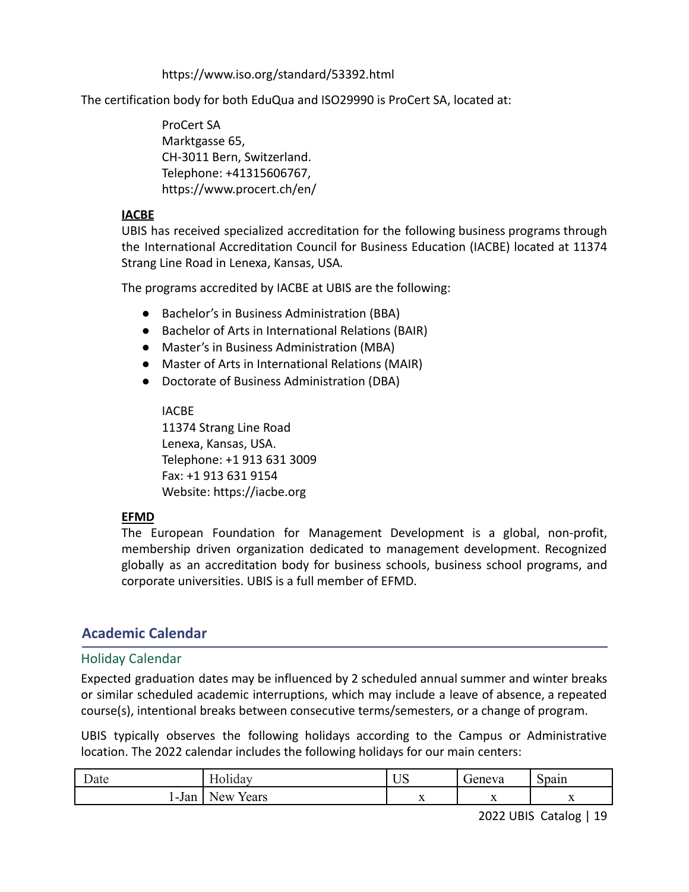https://www.iso.org/standard/53392.html

The certification body for both EduQua and ISO29990 is ProCert SA, located at:

ProCert SA
Marktgasse 65,
CH-3011 Bern, Switzerland.
Telephone: +41315606767,
https://www.procert.ch/en/

**IACBE**

UBIS has received specialized accreditation for the following business programs through the International Accreditation Council for Business Education (IACBE) located at 11374 Strang Line Road in Lenexa, Kansas, USA.

The programs accredited by IACBE at UBIS are the following:

- Bachelor's in Business Administration (BBA)
- Bachelor of Arts in International Relations (BAIR)
- Master's in Business Administration (MBA)
- Master of Arts in International Relations (MAIR)
- Doctorate of Business Administration (DBA)

IACBE
11374 Strang Line Road
Lenexa, Kansas, USA.
Telephone: +1 913 631 3009
Fax: +1 913 631 9154
Website: https://iacbe.org

**EFMD**

The European Foundation for Management Development is a global, non-profit, membership driven organization dedicated to management development. Recognized globally as an accreditation body for business schools, business school programs, and corporate universities. UBIS is a full member of EFMD.

## Academic Calendar

### Holiday Calendar

Expected graduation dates may be influenced by 2 scheduled annual summer and winter breaks or similar scheduled academic interruptions, which may include a leave of absence, a repeated course(s), intentional breaks between consecutive terms/semesters, or a change of program.

UBIS typically observes the following holidays according to the Campus or Administrative location. The 2022 calendar includes the following holidays for our main centers:

| Date | Holiday | US | Geneva | Spain |
|---|---|---|---|---|
| 1-Jan | New Years | x | x | x |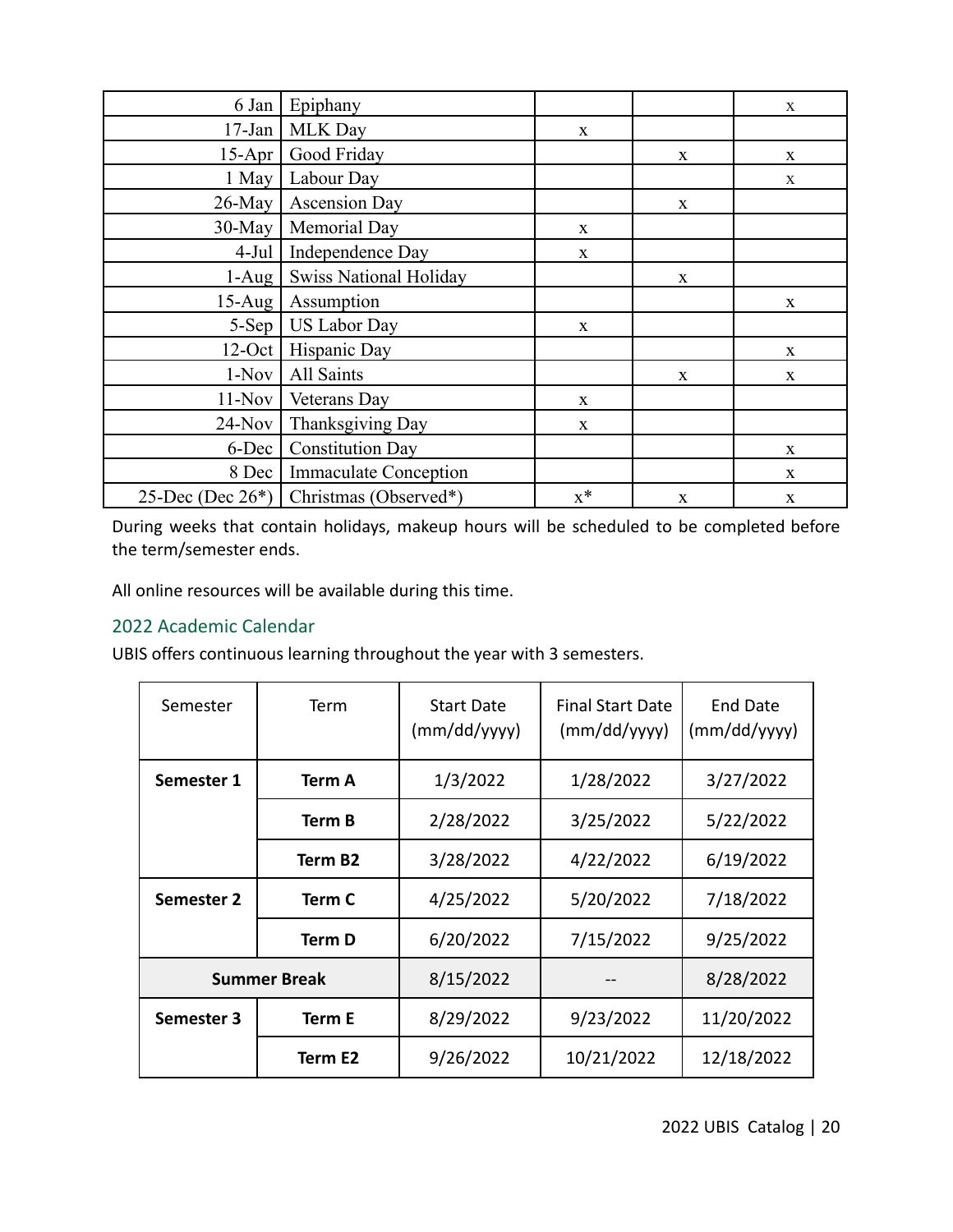| | | | | |
|---|---|---|---|---|
| 6 Jan | Epiphany | | | x |
| 17-Jan | MLK Day | x | | |
| 15-Apr | Good Friday | | x | x |
| 1 May | Labour Day | | | x |
| 26-May | Ascension Day | | x | |
| 30-May | Memorial Day | x | | |
| 4-Jul | Independence Day | x | | |
| 1-Aug | Swiss National Holiday | | x | |
| 15-Aug | Assumption | | | x |
| 5-Sep | US Labor Day | x | | |
| 12-Oct | Hispanic Day | | | x |
| 1-Nov | All Saints | | x | x |
| 11-Nov | Veterans Day | x | | |
| 24-Nov | Thanksgiving Day | x | | |
| 6-Dec | Constitution Day | | | x |
| 8 Dec | Immaculate Conception | | | x |
| 25-Dec (Dec 26*) | Christmas (Observed*) | x* | x | x |

During weeks that contain holidays, makeup hours will be scheduled to be completed before the term/semester ends.

All online resources will be available during this time.

## 2022 Academic Calendar

UBIS offers continuous learning throughout the year with 3 semesters.

| Semester | Term | Start Date (mm/dd/yyyy) | Final Start Date (mm/dd/yyyy) | End Date (mm/dd/yyyy) |
|---|---|---|---|---|
| **Semester 1** | **Term A** | 1/3/2022 | 1/28/2022 | 3/27/2022 |
| | **Term B** | 2/28/2022 | 3/25/2022 | 5/22/2022 |
| | **Term B2** | 3/28/2022 | 4/22/2022 | 6/19/2022 |
| **Semester 2** | **Term C** | 4/25/2022 | 5/20/2022 | 7/18/2022 |
| | **Term D** | 6/20/2022 | 7/15/2022 | 9/25/2022 |
| **Summer Break** | | 8/15/2022 | -- | 8/28/2022 |
| **Semester 3** | **Term E** | 8/29/2022 | 9/23/2022 | 11/20/2022 |
| | **Term E2** | 9/26/2022 | 10/21/2022 | 12/18/2022 |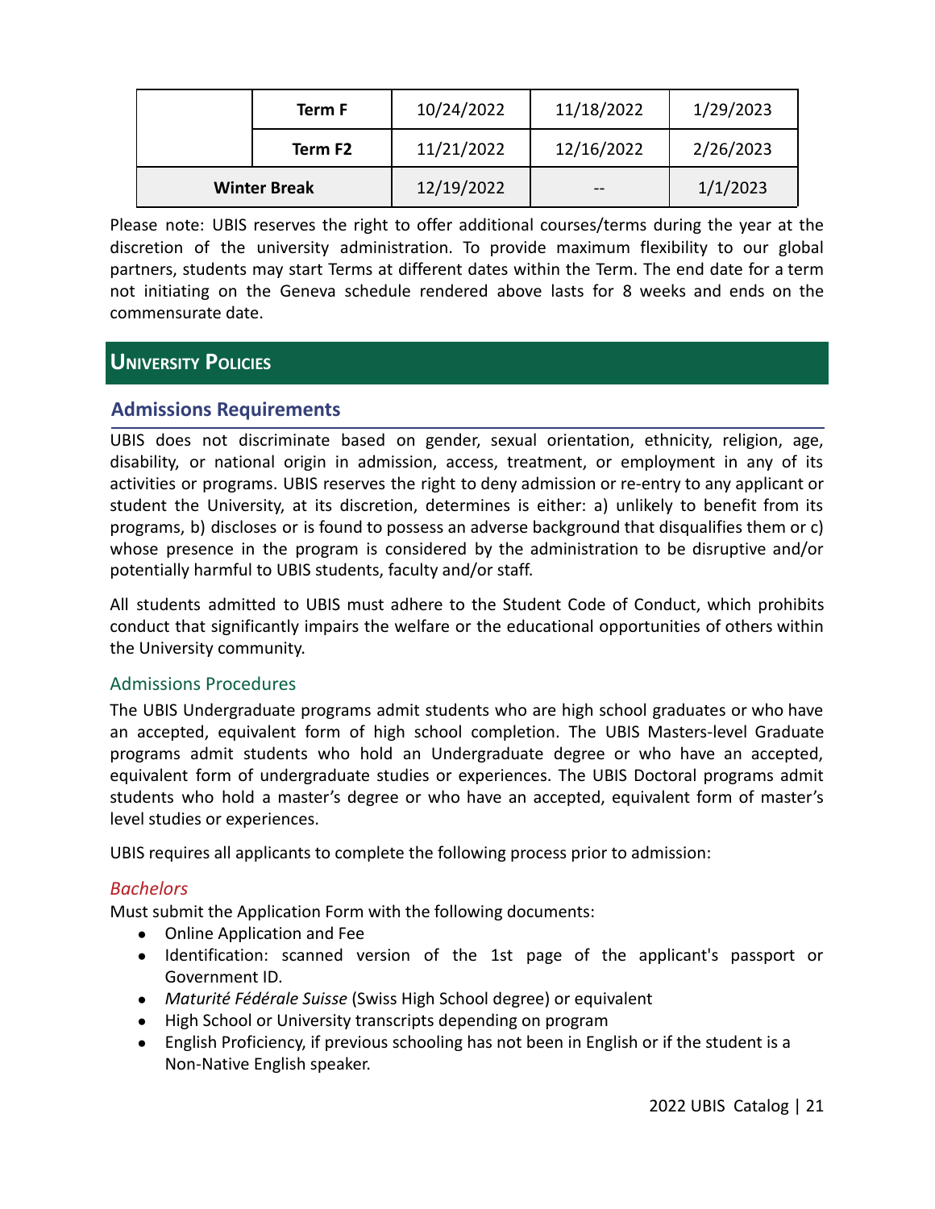| | Term F | 10/24/2022 | 11/18/2022 | 1/29/2023 |
|---|---|---|---|---|
| | Term F2 | 11/21/2022 | 12/16/2022 | 2/26/2023 |
| Winter Break | | 12/19/2022 | -- | 1/1/2023 |

Please note: UBIS reserves the right to offer additional courses/terms during the year at the discretion of the university administration. To provide maximum flexibility to our global partners, students may start Terms at different dates within the Term. The end date for a term not initiating on the Geneva schedule rendered above lasts for 8 weeks and ends on the commensurate date.

# University Policies

## Admissions Requirements

UBIS does not discriminate based on gender, sexual orientation, ethnicity, religion, age, disability, or national origin in admission, access, treatment, or employment in any of its activities or programs. UBIS reserves the right to deny admission or re-entry to any applicant or student the University, at its discretion, determines is either: a) unlikely to benefit from its programs, b) discloses or is found to possess an adverse background that disqualifies them or c) whose presence in the program is considered by the administration to be disruptive and/or potentially harmful to UBIS students, faculty and/or staff.

All students admitted to UBIS must adhere to the Student Code of Conduct, which prohibits conduct that significantly impairs the welfare or the educational opportunities of others within the University community.

### Admissions Procedures

The UBIS Undergraduate programs admit students who are high school graduates or who have an accepted, equivalent form of high school completion. The UBIS Masters-level Graduate programs admit students who hold an Undergraduate degree or who have an accepted, equivalent form of undergraduate studies or experiences. The UBIS Doctoral programs admit students who hold a master's degree or who have an accepted, equivalent form of master's level studies or experiences.

UBIS requires all applicants to complete the following process prior to admission:

#### *Bachelors*

Must submit the Application Form with the following documents:

- Online Application and Fee
- Identification: scanned version of the 1st page of the applicant's passport or Government ID.
- *Maturité Fédérale Suisse* (Swiss High School degree) or equivalent
- High School or University transcripts depending on program
- English Proficiency, if previous schooling has not been in English or if the student is a Non-Native English speaker.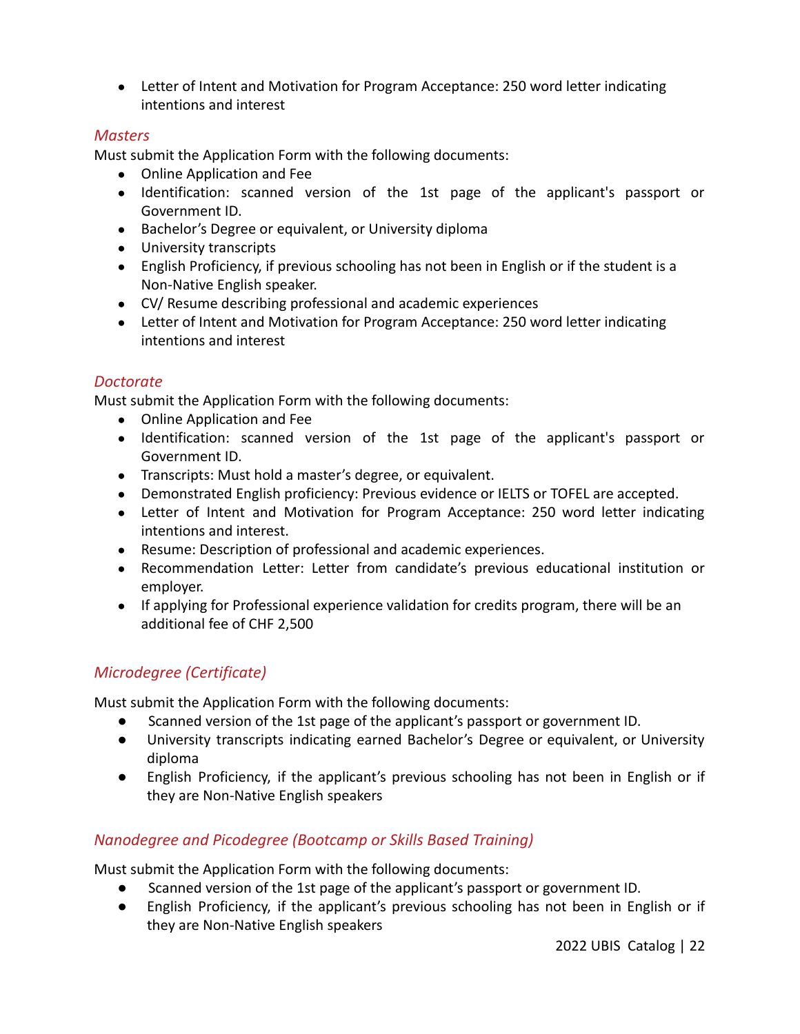- Letter of Intent and Motivation for Program Acceptance: 250 word letter indicating intentions and interest

### *Masters*

Must submit the Application Form with the following documents:

- Online Application and Fee
- Identification: scanned version of the 1st page of the applicant's passport or Government ID.
- Bachelor's Degree or equivalent, or University diploma
- University transcripts
- English Proficiency, if previous schooling has not been in English or if the student is a Non-Native English speaker.
- CV/ Resume describing professional and academic experiences
- Letter of Intent and Motivation for Program Acceptance: 250 word letter indicating intentions and interest

### *Doctorate*

Must submit the Application Form with the following documents:

- Online Application and Fee
- Identification: scanned version of the 1st page of the applicant's passport or Government ID.
- Transcripts: Must hold a master's degree, or equivalent.
- Demonstrated English proficiency: Previous evidence or IELTS or TOFEL are accepted.
- Letter of Intent and Motivation for Program Acceptance: 250 word letter indicating intentions and interest.
- Resume: Description of professional and academic experiences.
- Recommendation Letter: Letter from candidate's previous educational institution or employer.
- If applying for Professional experience validation for credits program, there will be an additional fee of CHF 2,500

### *Microdegree (Certificate)*

Must submit the Application Form with the following documents:

- Scanned version of the 1st page of the applicant's passport or government ID.
- University transcripts indicating earned Bachelor's Degree or equivalent, or University diploma
- English Proficiency, if the applicant's previous schooling has not been in English or if they are Non-Native English speakers

### *Nanodegree and Picodegree (Bootcamp or Skills Based Training)*

Must submit the Application Form with the following documents:

- Scanned version of the 1st page of the applicant's passport or government ID.
- English Proficiency, if the applicant's previous schooling has not been in English or if they are Non-Native English speakers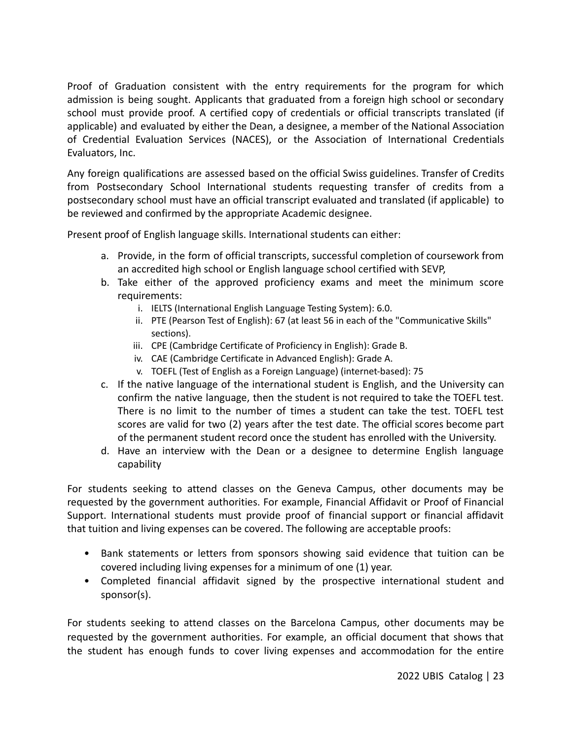Proof of Graduation consistent with the entry requirements for the program for which admission is being sought. Applicants that graduated from a foreign high school or secondary school must provide proof. A certified copy of credentials or official transcripts translated (if applicable) and evaluated by either the Dean, a designee, a member of the National Association of Credential Evaluation Services (NACES), or the Association of International Credentials Evaluators, Inc.

Any foreign qualifications are assessed based on the official Swiss guidelines. Transfer of Credits from Postsecondary School International students requesting transfer of credits from a postsecondary school must have an official transcript evaluated and translated (if applicable) to be reviewed and confirmed by the appropriate Academic designee.

Present proof of English language skills. International students can either:

a. Provide, in the form of official transcripts, successful completion of coursework from an accredited high school or English language school certified with SEVP,
b. Take either of the approved proficiency exams and meet the minimum score requirements:
    i. IELTS (International English Language Testing System): 6.0.
    ii. PTE (Pearson Test of English): 67 (at least 56 in each of the "Communicative Skills" sections).
    iii. CPE (Cambridge Certificate of Proficiency in English): Grade B.
    iv. CAE (Cambridge Certificate in Advanced English): Grade A.
    v. TOEFL (Test of English as a Foreign Language) (internet-based): 75
c. If the native language of the international student is English, and the University can confirm the native language, then the student is not required to take the TOEFL test. There is no limit to the number of times a student can take the test. TOEFL test scores are valid for two (2) years after the test date. The official scores become part of the permanent student record once the student has enrolled with the University.
d. Have an interview with the Dean or a designee to determine English language capability

For students seeking to attend classes on the Geneva Campus, other documents may be requested by the government authorities. For example, Financial Affidavit or Proof of Financial Support. International students must provide proof of financial support or financial affidavit that tuition and living expenses can be covered. The following are acceptable proofs:

- Bank statements or letters from sponsors showing said evidence that tuition can be covered including living expenses for a minimum of one (1) year.
- Completed financial affidavit signed by the prospective international student and sponsor(s).

For students seeking to attend classes on the Barcelona Campus, other documents may be requested by the government authorities. For example, an official document that shows that the student has enough funds to cover living expenses and accommodation for the entire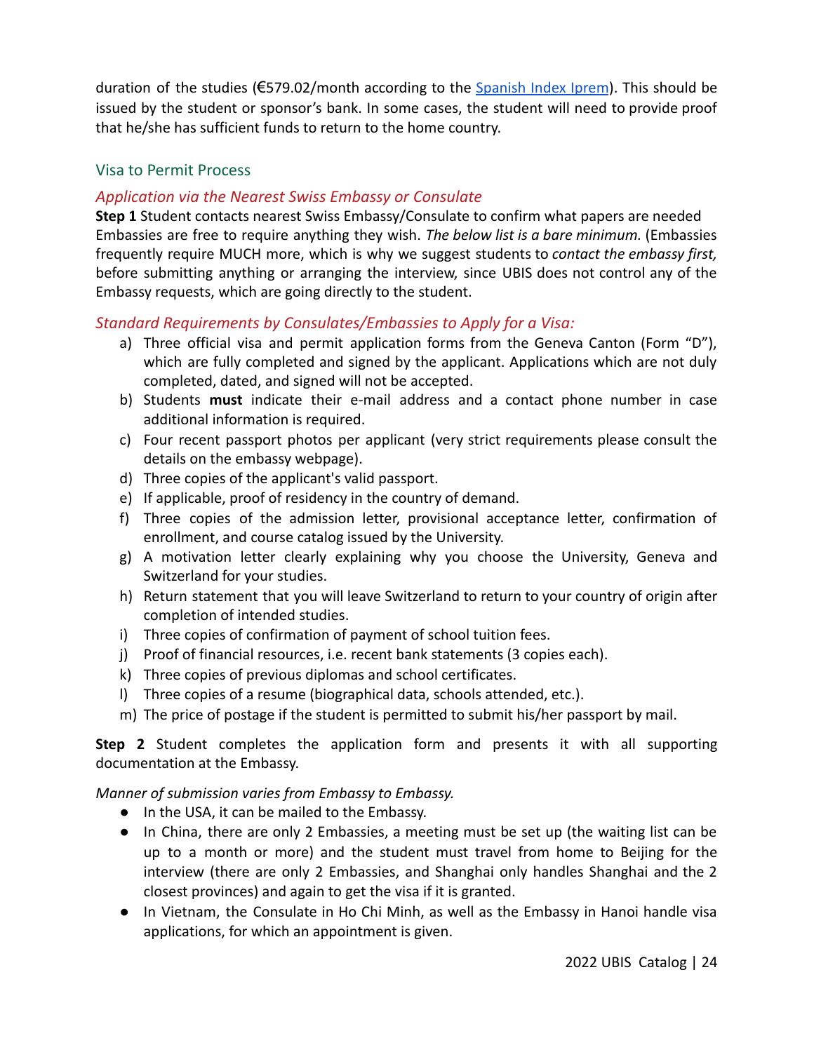duration of the studies (€579.02/month according to the [Spanish Index Iprem]). This should be issued by the student or sponsor's bank. In some cases, the student will need to provide proof that he/she has sufficient funds to return to the home country.

## Visa to Permit Process

### *Application via the Nearest Swiss Embassy or Consulate*

**Step 1** Student contacts nearest Swiss Embassy/Consulate to confirm what papers are needed Embassies are free to require anything they wish. *The below list is a bare minimum.* (Embassies frequently require MUCH more, which is why we suggest students to *contact the embassy first,* before submitting anything or arranging the interview, since UBIS does not control any of the Embassy requests, which are going directly to the student.

### *Standard Requirements by Consulates/Embassies to Apply for a Visa:*

a) Three official visa and permit application forms from the Geneva Canton (Form "D"), which are fully completed and signed by the applicant. Applications which are not duly completed, dated, and signed will not be accepted.
b) Students **must** indicate their e-mail address and a contact phone number in case additional information is required.
c) Four recent passport photos per applicant (very strict requirements please consult the details on the embassy webpage).
d) Three copies of the applicant's valid passport.
e) If applicable, proof of residency in the country of demand.
f) Three copies of the admission letter, provisional acceptance letter, confirmation of enrollment, and course catalog issued by the University.
g) A motivation letter clearly explaining why you choose the University, Geneva and Switzerland for your studies.
h) Return statement that you will leave Switzerland to return to your country of origin after completion of intended studies.
i) Three copies of confirmation of payment of school tuition fees.
j) Proof of financial resources, i.e. recent bank statements (3 copies each).
k) Three copies of previous diplomas and school certificates.
l) Three copies of a resume (biographical data, schools attended, etc.).
m) The price of postage if the student is permitted to submit his/her passport by mail.

**Step 2** Student completes the application form and presents it with all supporting documentation at the Embassy.

*Manner of submission varies from Embassy to Embassy.*

- In the USA, it can be mailed to the Embassy.
- In China, there are only 2 Embassies, a meeting must be set up (the waiting list can be up to a month or more) and the student must travel from home to Beijing for the interview (there are only 2 Embassies, and Shanghai only handles Shanghai and the 2 closest provinces) and again to get the visa if it is granted.
- In Vietnam, the Consulate in Ho Chi Minh, as well as the Embassy in Hanoi handle visa applications, for which an appointment is given.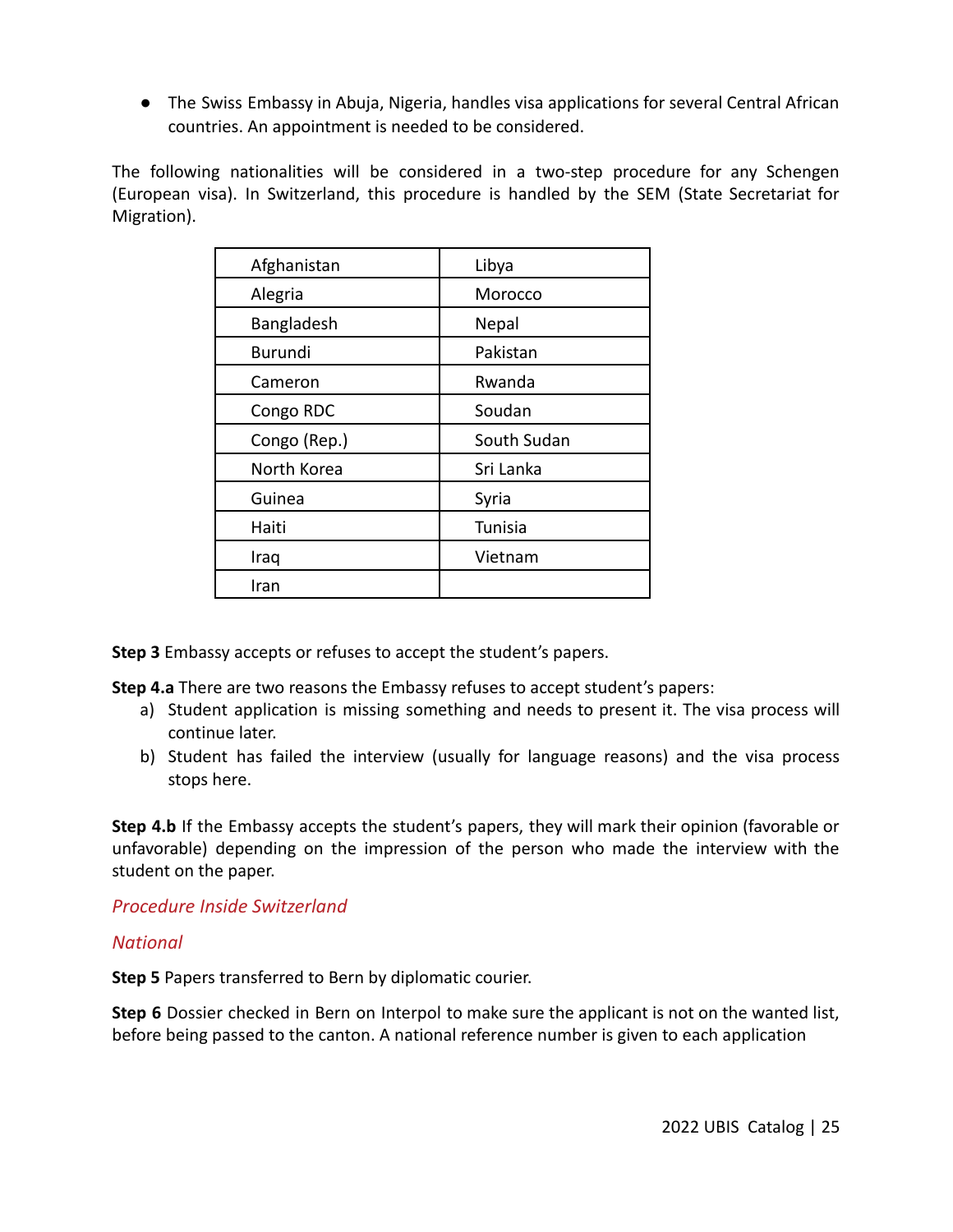- The Swiss Embassy in Abuja, Nigeria, handles visa applications for several Central African countries. An appointment is needed to be considered.

The following nationalities will be considered in a two-step procedure for any Schengen (European visa). In Switzerland, this procedure is handled by the SEM (State Secretariat for Migration).

| | |
|---|---|
| Afghanistan | Libya |
| Alegria | Morocco |
| Bangladesh | Nepal |
| Burundi | Pakistan |
| Cameron | Rwanda |
| Congo RDC | Soudan |
| Congo (Rep.) | South Sudan |
| North Korea | Sri Lanka |
| Guinea | Syria |
| Haiti | Tunisia |
| Iraq | Vietnam |
| Iran | |

**Step 3** Embassy accepts or refuses to accept the student's papers.

**Step 4.a** There are two reasons the Embassy refuses to accept student's papers:

a) Student application is missing something and needs to present it. The visa process will continue later.
b) Student has failed the interview (usually for language reasons) and the visa process stops here.

**Step 4.b** If the Embassy accepts the student's papers, they will mark their opinion (favorable or unfavorable) depending on the impression of the person who made the interview with the student on the paper.

### *Procedure Inside Switzerland*

#### *National*

**Step 5** Papers transferred to Bern by diplomatic courier.

**Step 6** Dossier checked in Bern on Interpol to make sure the applicant is not on the wanted list, before being passed to the canton. A national reference number is given to each application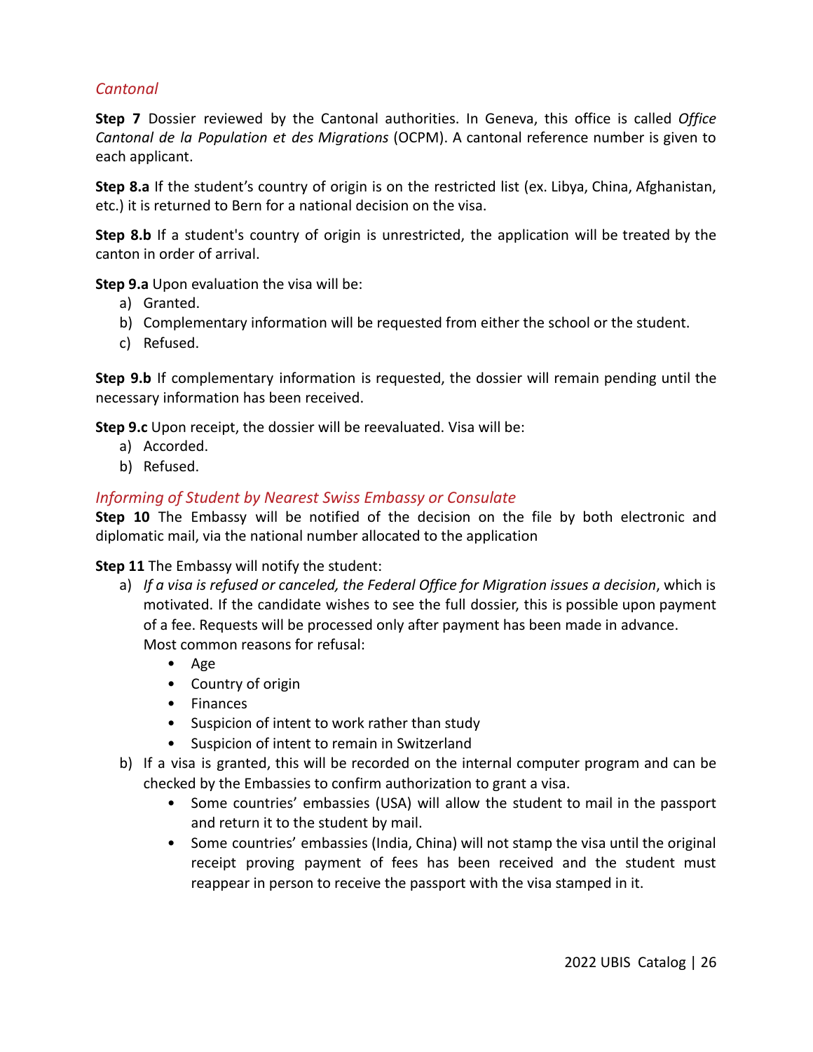### *Cantonal*

**Step 7** Dossier reviewed by the Cantonal authorities. In Geneva, this office is called *Office Cantonal de la Population et des Migrations* (OCPM). A cantonal reference number is given to each applicant.

**Step 8.a** If the student's country of origin is on the restricted list (ex. Libya, China, Afghanistan, etc.) it is returned to Bern for a national decision on the visa.

**Step 8.b** If a student's country of origin is unrestricted, the application will be treated by the canton in order of arrival.

**Step 9.a** Upon evaluation the visa will be:

a) Granted.
b) Complementary information will be requested from either the school or the student.
c) Refused.

**Step 9.b** If complementary information is requested, the dossier will remain pending until the necessary information has been received.

**Step 9.c** Upon receipt, the dossier will be reevaluated. Visa will be:

a) Accorded.
b) Refused.

### *Informing of Student by Nearest Swiss Embassy or Consulate*

**Step 10** The Embassy will be notified of the decision on the file by both electronic and diplomatic mail, via the national number allocated to the application

**Step 11** The Embassy will notify the student:

a) *If a visa is refused or canceled, the Federal Office for Migration issues a decision*, which is motivated. If the candidate wishes to see the full dossier, this is possible upon payment of a fee. Requests will be processed only after payment has been made in advance.
   Most common reasons for refusal:
   - Age
   - Country of origin
   - Finances
   - Suspicion of intent to work rather than study
   - Suspicion of intent to remain in Switzerland
b) If a visa is granted, this will be recorded on the internal computer program and can be checked by the Embassies to confirm authorization to grant a visa.
   - Some countries' embassies (USA) will allow the student to mail in the passport and return it to the student by mail.
   - Some countries' embassies (India, China) will not stamp the visa until the original receipt proving payment of fees has been received and the student must reappear in person to receive the passport with the visa stamped in it.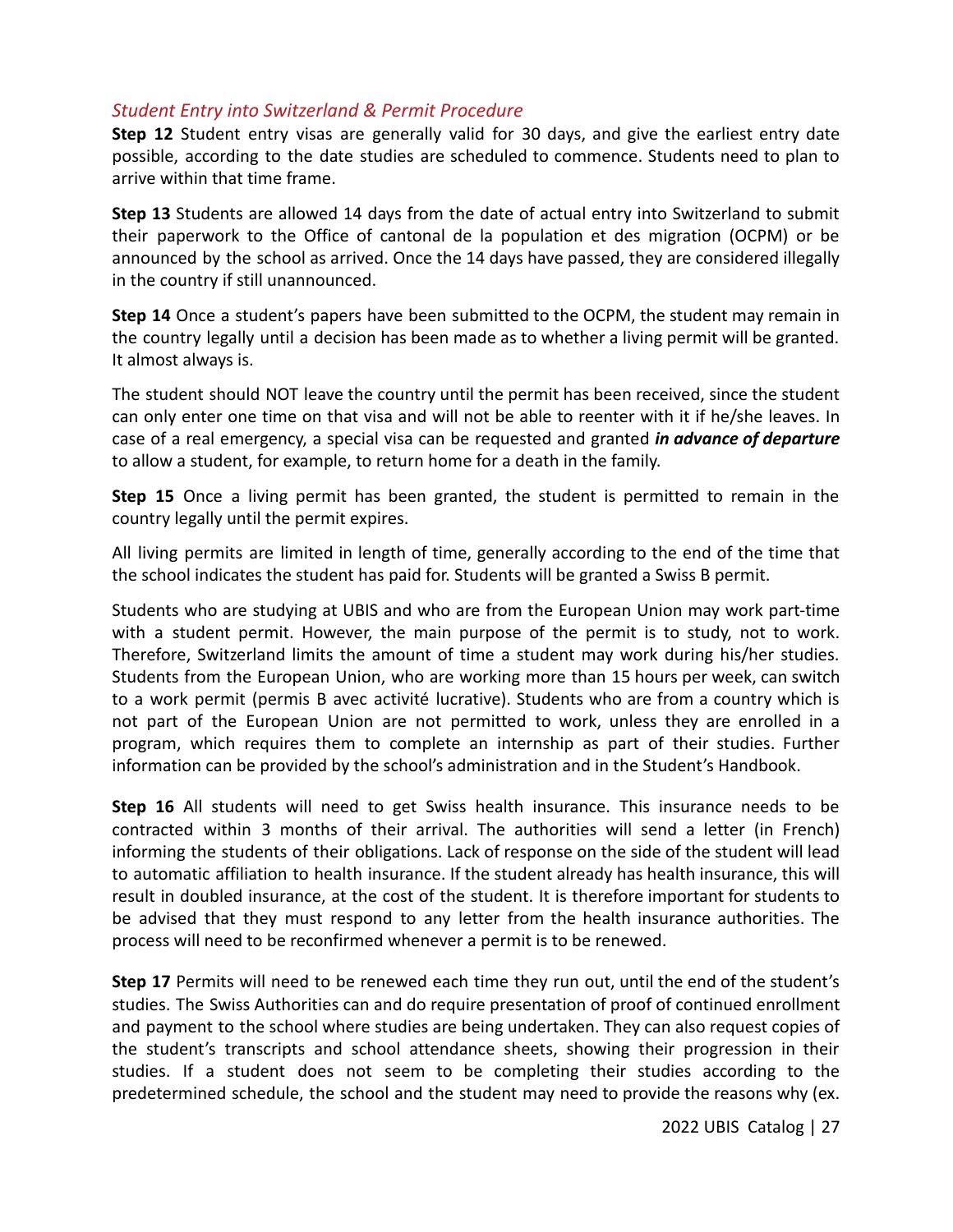### *Student Entry into Switzerland & Permit Procedure*

**Step 12** Student entry visas are generally valid for 30 days, and give the earliest entry date possible, according to the date studies are scheduled to commence. Students need to plan to arrive within that time frame.

**Step 13** Students are allowed 14 days from the date of actual entry into Switzerland to submit their paperwork to the Office of cantonal de la population et des migration (OCPM) or be announced by the school as arrived. Once the 14 days have passed, they are considered illegally in the country if still unannounced.

**Step 14** Once a student's papers have been submitted to the OCPM, the student may remain in the country legally until a decision has been made as to whether a living permit will be granted. It almost always is.

The student should NOT leave the country until the permit has been received, since the student can only enter one time on that visa and will not be able to reenter with it if he/she leaves. In case of a real emergency, a special visa can be requested and granted ***in advance of departure*** to allow a student, for example, to return home for a death in the family.

**Step 15** Once a living permit has been granted, the student is permitted to remain in the country legally until the permit expires.

All living permits are limited in length of time, generally according to the end of the time that the school indicates the student has paid for. Students will be granted a Swiss B permit.

Students who are studying at UBIS and who are from the European Union may work part-time with a student permit. However, the main purpose of the permit is to study, not to work. Therefore, Switzerland limits the amount of time a student may work during his/her studies. Students from the European Union, who are working more than 15 hours per week, can switch to a work permit (permis B avec activité lucrative). Students who are from a country which is not part of the European Union are not permitted to work, unless they are enrolled in a program, which requires them to complete an internship as part of their studies. Further information can be provided by the school's administration and in the Student's Handbook.

**Step 16** All students will need to get Swiss health insurance. This insurance needs to be contracted within 3 months of their arrival. The authorities will send a letter (in French) informing the students of their obligations. Lack of response on the side of the student will lead to automatic affiliation to health insurance. If the student already has health insurance, this will result in doubled insurance, at the cost of the student. It is therefore important for students to be advised that they must respond to any letter from the health insurance authorities. The process will need to be reconfirmed whenever a permit is to be renewed.

**Step 17** Permits will need to be renewed each time they run out, until the end of the student's studies. The Swiss Authorities can and do require presentation of proof of continued enrollment and payment to the school where studies are being undertaken. They can also request copies of the student's transcripts and school attendance sheets, showing their progression in their studies. If a student does not seem to be completing their studies according to the predetermined schedule, the school and the student may need to provide the reasons why (ex.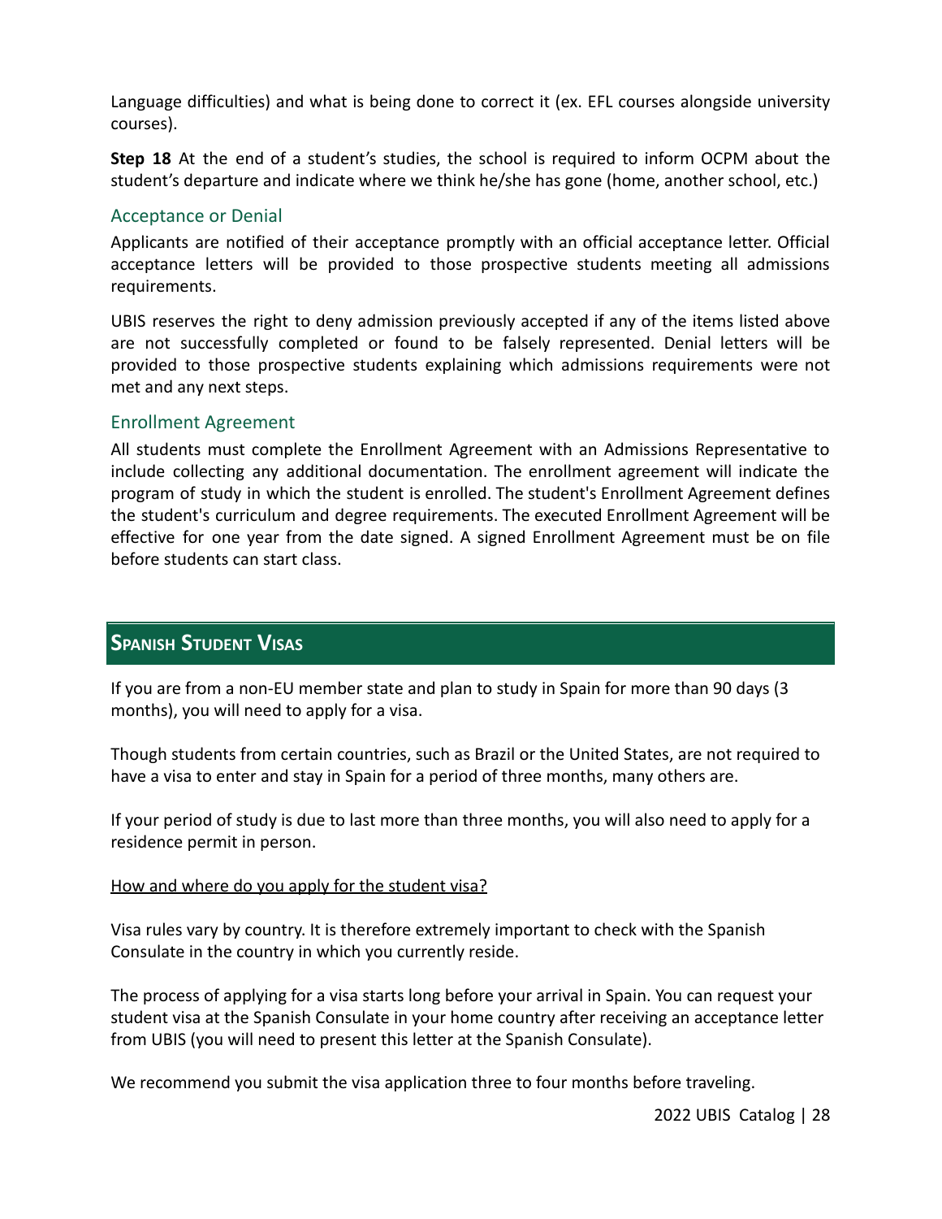Language difficulties) and what is being done to correct it (ex. EFL courses alongside university courses).

**Step 18** At the end of a student's studies, the school is required to inform OCPM about the student's departure and indicate where we think he/she has gone (home, another school, etc.)

### Acceptance or Denial

Applicants are notified of their acceptance promptly with an official acceptance letter. Official acceptance letters will be provided to those prospective students meeting all admissions requirements.

UBIS reserves the right to deny admission previously accepted if any of the items listed above are not successfully completed or found to be falsely represented. Denial letters will be provided to those prospective students explaining which admissions requirements were not met and any next steps.

### Enrollment Agreement

All students must complete the Enrollment Agreement with an Admissions Representative to include collecting any additional documentation. The enrollment agreement will indicate the program of study in which the student is enrolled. The student's Enrollment Agreement defines the student's curriculum and degree requirements. The executed Enrollment Agreement will be effective for one year from the date signed. A signed Enrollment Agreement must be on file before students can start class.

## Spanish Student Visas

If you are from a non-EU member state and plan to study in Spain for more than 90 days (3 months), you will need to apply for a visa.

Though students from certain countries, such as Brazil or the United States, are not required to have a visa to enter and stay in Spain for a period of three months, many others are.

If your period of study is due to last more than three months, you will also need to apply for a residence permit in person.

How and where do you apply for the student visa?

Visa rules vary by country. It is therefore extremely important to check with the Spanish Consulate in the country in which you currently reside.

The process of applying for a visa starts long before your arrival in Spain. You can request your student visa at the Spanish Consulate in your home country after receiving an acceptance letter from UBIS (you will need to present this letter at the Spanish Consulate).

We recommend you submit the visa application three to four months before traveling.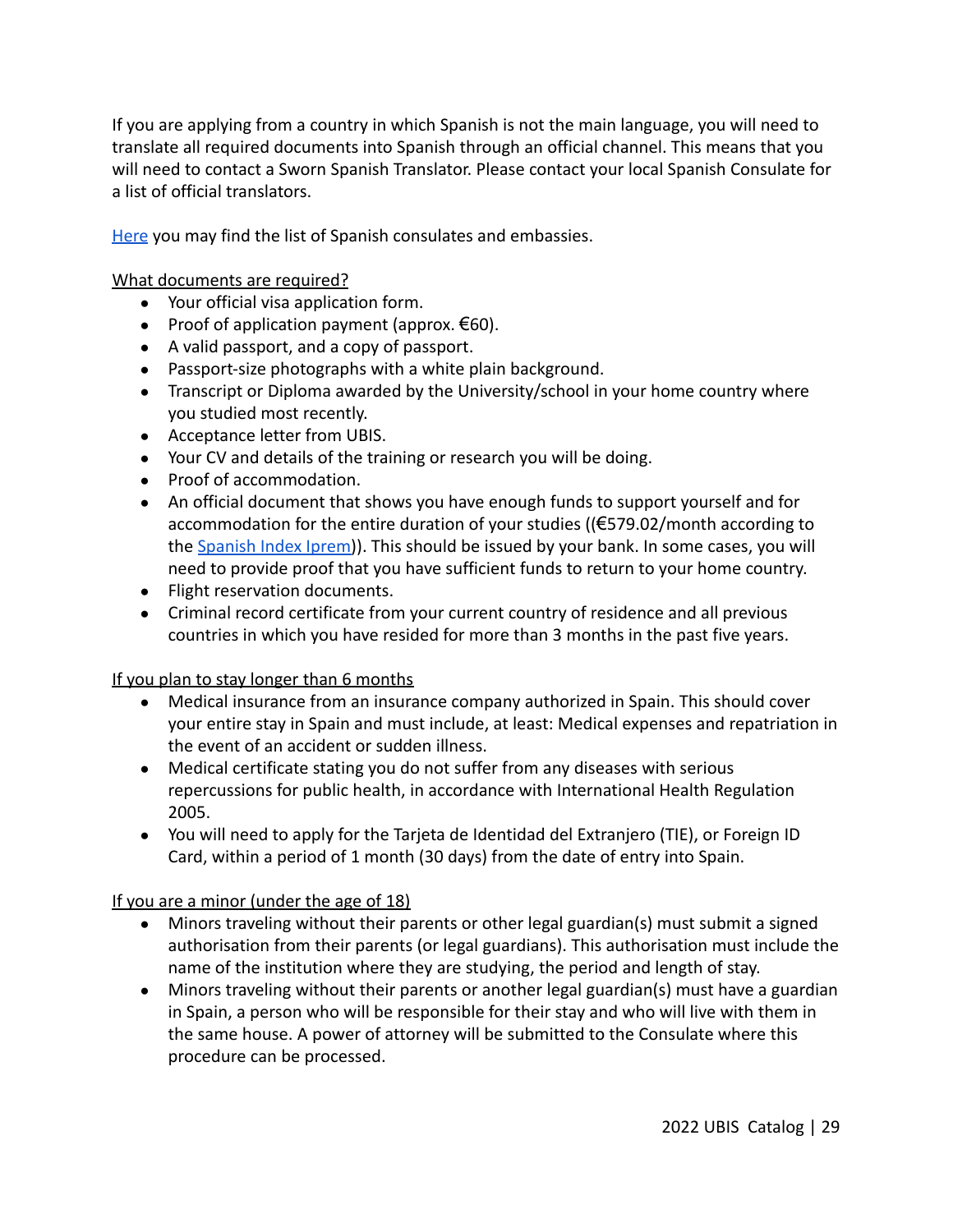If you are applying from a country in which Spanish is not the main language, you will need to translate all required documents into Spanish through an official channel. This means that you will need to contact a Sworn Spanish Translator. Please contact your local Spanish Consulate for a list of official translators.

[Here](#) you may find the list of Spanish consulates and embassies.

<u>What documents are required?</u>

- Your official visa application form.
- Proof of application payment (approx. €60).
- A valid passport, and a copy of passport.
- Passport-size photographs with a white plain background.
- Transcript or Diploma awarded by the University/school in your home country where you studied most recently.
- Acceptance letter from UBIS.
- Your CV and details of the training or research you will be doing.
- Proof of accommodation.
- An official document that shows you have enough funds to support yourself and for accommodation for the entire duration of your studies ((€579.02/month according to the [Spanish Index Iprem](#))). This should be issued by your bank. In some cases, you will need to provide proof that you have sufficient funds to return to your home country.
- Flight reservation documents.
- Criminal record certificate from your current country of residence and all previous countries in which you have resided for more than 3 months in the past five years.

<u>If you plan to stay longer than 6 months</u>

- Medical insurance from an insurance company authorized in Spain. This should cover your entire stay in Spain and must include, at least: Medical expenses and repatriation in the event of an accident or sudden illness.
- Medical certificate stating you do not suffer from any diseases with serious repercussions for public health, in accordance with International Health Regulation 2005.
- You will need to apply for the Tarjeta de Identidad del Extranjero (TIE), or Foreign ID Card, within a period of 1 month (30 days) from the date of entry into Spain.

<u>If you are a minor (under the age of 18)</u>

- Minors traveling without their parents or other legal guardian(s) must submit a signed authorisation from their parents (or legal guardians). This authorisation must include the name of the institution where they are studying, the period and length of stay.
- Minors traveling without their parents or another legal guardian(s) must have a guardian in Spain, a person who will be responsible for their stay and who will live with them in the same house. A power of attorney will be submitted to the Consulate where this procedure can be processed.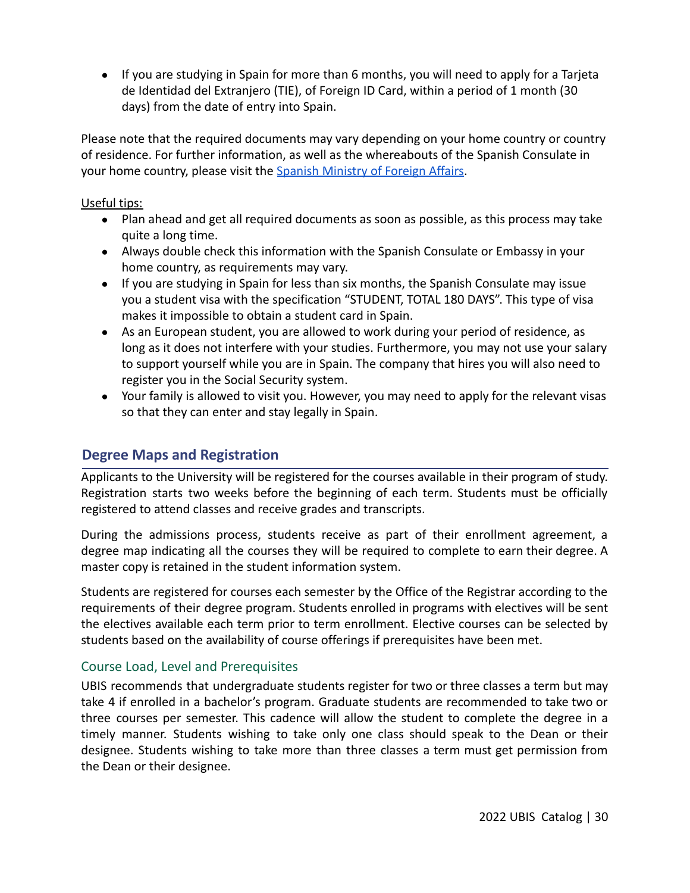- If you are studying in Spain for more than 6 months, you will need to apply for a Tarjeta de Identidad del Extranjero (TIE), of Foreign ID Card, within a period of 1 month (30 days) from the date of entry into Spain.

Please note that the required documents may vary depending on your home country or country of residence. For further information, as well as the whereabouts of the Spanish Consulate in your home country, please visit the [Spanish Ministry of Foreign Affairs](#).

Useful tips:

- Plan ahead and get all required documents as soon as possible, as this process may take quite a long time.
- Always double check this information with the Spanish Consulate or Embassy in your home country, as requirements may vary.
- If you are studying in Spain for less than six months, the Spanish Consulate may issue you a student visa with the specification "STUDENT, TOTAL 180 DAYS". This type of visa makes it impossible to obtain a student card in Spain.
- As an European student, you are allowed to work during your period of residence, as long as it does not interfere with your studies. Furthermore, you may not use your salary to support yourself while you are in Spain. The company that hires you will also need to register you in the Social Security system.
- Your family is allowed to visit you. However, you may need to apply for the relevant visas so that they can enter and stay legally in Spain.

## Degree Maps and Registration

Applicants to the University will be registered for the courses available in their program of study. Registration starts two weeks before the beginning of each term. Students must be officially registered to attend classes and receive grades and transcripts.

During the admissions process, students receive as part of their enrollment agreement, a degree map indicating all the courses they will be required to complete to earn their degree. A master copy is retained in the student information system.

Students are registered for courses each semester by the Office of the Registrar according to the requirements of their degree program. Students enrolled in programs with electives will be sent the electives available each term prior to term enrollment. Elective courses can be selected by students based on the availability of course offerings if prerequisites have been met.

### Course Load, Level and Prerequisites

UBIS recommends that undergraduate students register for two or three classes a term but may take 4 if enrolled in a bachelor's program. Graduate students are recommended to take two or three courses per semester. This cadence will allow the student to complete the degree in a timely manner. Students wishing to take only one class should speak to the Dean or their designee. Students wishing to take more than three classes a term must get permission from the Dean or their designee.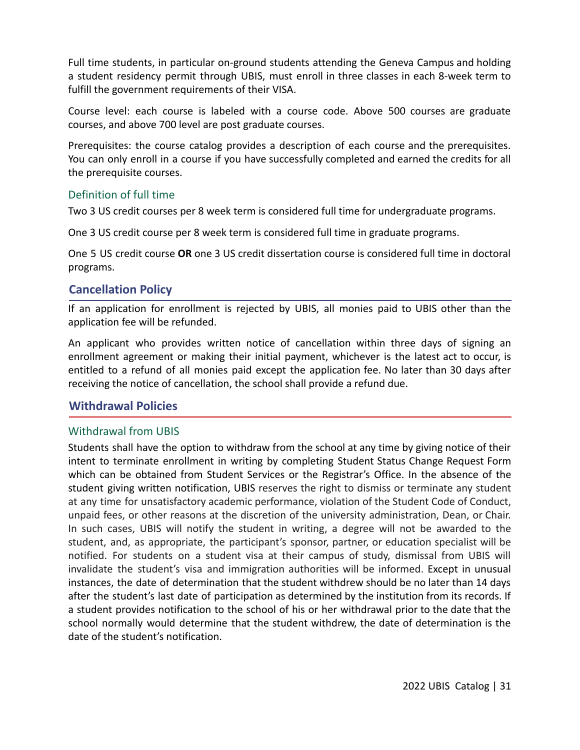Full time students, in particular on-ground students attending the Geneva Campus and holding a student residency permit through UBIS, must enroll in three classes in each 8-week term to fulfill the government requirements of their VISA.

Course level: each course is labeled with a course code. Above 500 courses are graduate courses, and above 700 level are post graduate courses.

Prerequisites: the course catalog provides a description of each course and the prerequisites. You can only enroll in a course if you have successfully completed and earned the credits for all the prerequisite courses.

### Definition of full time

Two 3 US credit courses per 8 week term is considered full time for undergraduate programs.

One 3 US credit course per 8 week term is considered full time in graduate programs.

One 5 US credit course **OR** one 3 US credit dissertation course is considered full time in doctoral programs.

## Cancellation Policy

If an application for enrollment is rejected by UBIS, all monies paid to UBIS other than the application fee will be refunded.

An applicant who provides written notice of cancellation within three days of signing an enrollment agreement or making their initial payment, whichever is the latest act to occur, is entitled to a refund of all monies paid except the application fee. No later than 30 days after receiving the notice of cancellation, the school shall provide a refund due.

## Withdrawal Policies

### Withdrawal from UBIS

Students shall have the option to withdraw from the school at any time by giving notice of their intent to terminate enrollment in writing by completing Student Status Change Request Form which can be obtained from Student Services or the Registrar's Office. In the absence of the student giving written notification, UBIS reserves the right to dismiss or terminate any student at any time for unsatisfactory academic performance, violation of the Student Code of Conduct, unpaid fees, or other reasons at the discretion of the university administration, Dean, or Chair. In such cases, UBIS will notify the student in writing, a degree will not be awarded to the student, and, as appropriate, the participant's sponsor, partner, or education specialist will be notified. For students on a student visa at their campus of study, dismissal from UBIS will invalidate the student's visa and immigration authorities will be informed. Except in unusual instances, the date of determination that the student withdrew should be no later than 14 days after the student's last date of participation as determined by the institution from its records. If a student provides notification to the school of his or her withdrawal prior to the date that the school normally would determine that the student withdrew, the date of determination is the date of the student's notification.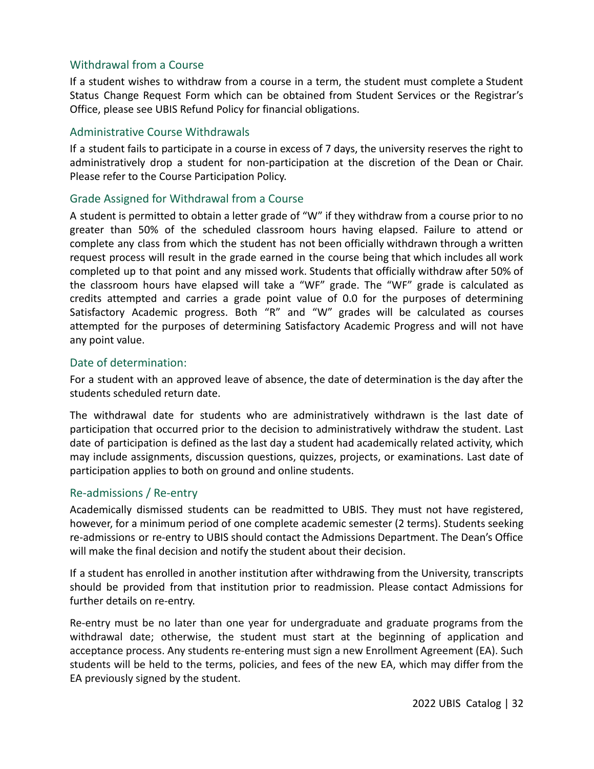### Withdrawal from a Course

If a student wishes to withdraw from a course in a term, the student must complete a Student Status Change Request Form which can be obtained from Student Services or the Registrar's Office, please see UBIS Refund Policy for financial obligations.

### Administrative Course Withdrawals

If a student fails to participate in a course in excess of 7 days, the university reserves the right to administratively drop a student for non-participation at the discretion of the Dean or Chair. Please refer to the Course Participation Policy.

### Grade Assigned for Withdrawal from a Course

A student is permitted to obtain a letter grade of "W" if they withdraw from a course prior to no greater than 50% of the scheduled classroom hours having elapsed. Failure to attend or complete any class from which the student has not been officially withdrawn through a written request process will result in the grade earned in the course being that which includes all work completed up to that point and any missed work. Students that officially withdraw after 50% of the classroom hours have elapsed will take a "WF" grade. The "WF" grade is calculated as credits attempted and carries a grade point value of 0.0 for the purposes of determining Satisfactory Academic progress. Both "R" and "W" grades will be calculated as courses attempted for the purposes of determining Satisfactory Academic Progress and will not have any point value.

### Date of determination:

For a student with an approved leave of absence, the date of determination is the day after the students scheduled return date.

The withdrawal date for students who are administratively withdrawn is the last date of participation that occurred prior to the decision to administratively withdraw the student. Last date of participation is defined as the last day a student had academically related activity, which may include assignments, discussion questions, quizzes, projects, or examinations. Last date of participation applies to both on ground and online students.

### Re-admissions / Re-entry

Academically dismissed students can be readmitted to UBIS. They must not have registered, however, for a minimum period of one complete academic semester (2 terms). Students seeking re-admissions or re-entry to UBIS should contact the Admissions Department. The Dean's Office will make the final decision and notify the student about their decision.

If a student has enrolled in another institution after withdrawing from the University, transcripts should be provided from that institution prior to readmission. Please contact Admissions for further details on re-entry.

Re-entry must be no later than one year for undergraduate and graduate programs from the withdrawal date; otherwise, the student must start at the beginning of application and acceptance process. Any students re-entering must sign a new Enrollment Agreement (EA). Such students will be held to the terms, policies, and fees of the new EA, which may differ from the EA previously signed by the student.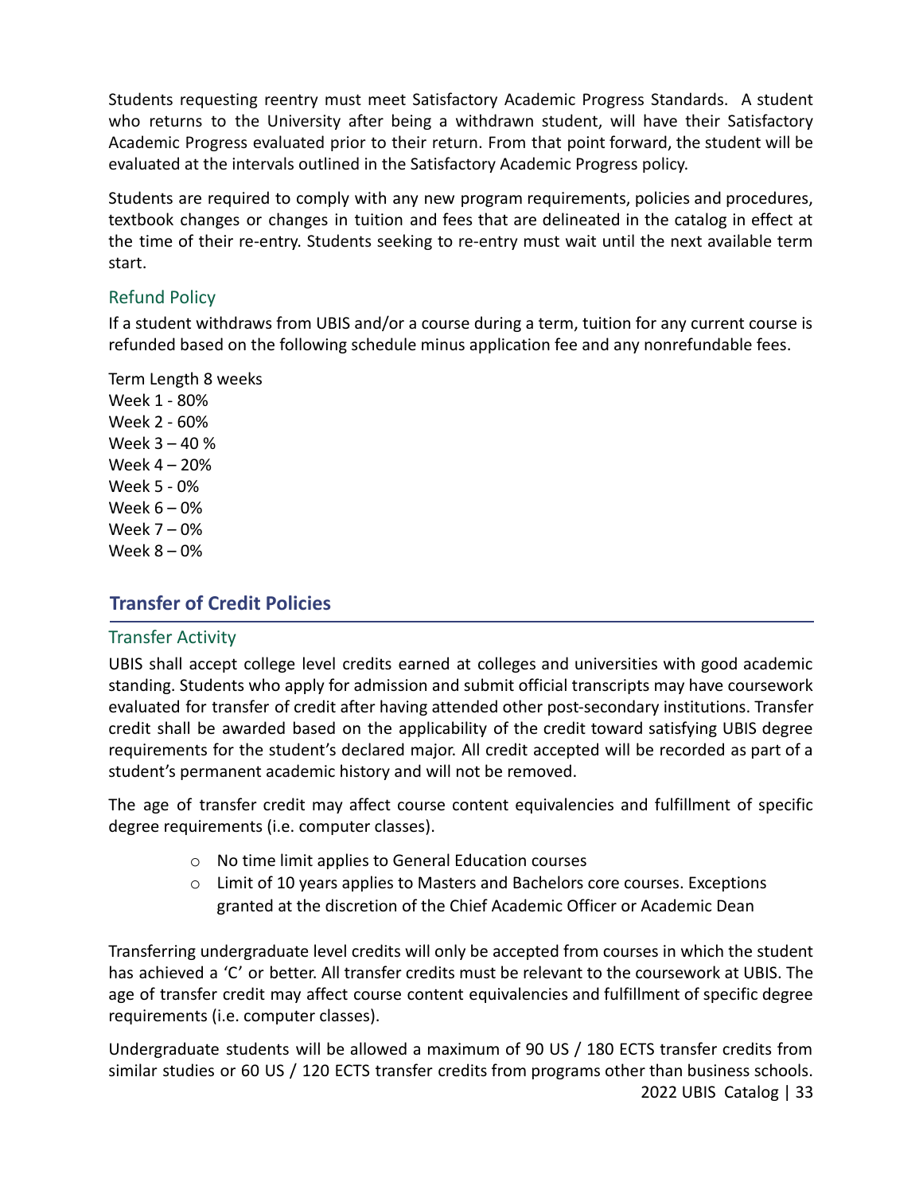Students requesting reentry must meet Satisfactory Academic Progress Standards. A student who returns to the University after being a withdrawn student, will have their Satisfactory Academic Progress evaluated prior to their return. From that point forward, the student will be evaluated at the intervals outlined in the Satisfactory Academic Progress policy.

Students are required to comply with any new program requirements, policies and procedures, textbook changes or changes in tuition and fees that are delineated in the catalog in effect at the time of their re-entry. Students seeking to re-entry must wait until the next available term start.

### Refund Policy

If a student withdraws from UBIS and/or a course during a term, tuition for any current course is refunded based on the following schedule minus application fee and any nonrefundable fees.

Term Length 8 weeks
Week 1 - 80%
Week 2 - 60%
Week 3 – 40 %
Week 4 – 20%
Week 5 - 0%
Week 6 – 0%
Week 7 – 0%
Week 8 – 0%

## Transfer of Credit Policies

### Transfer Activity

UBIS shall accept college level credits earned at colleges and universities with good academic standing. Students who apply for admission and submit official transcripts may have coursework evaluated for transfer of credit after having attended other post-secondary institutions. Transfer credit shall be awarded based on the applicability of the credit toward satisfying UBIS degree requirements for the student's declared major. All credit accepted will be recorded as part of a student's permanent academic history and will not be removed.

The age of transfer credit may affect course content equivalencies and fulfillment of specific degree requirements (i.e. computer classes).

- No time limit applies to General Education courses
- Limit of 10 years applies to Masters and Bachelors core courses. Exceptions granted at the discretion of the Chief Academic Officer or Academic Dean

Transferring undergraduate level credits will only be accepted from courses in which the student has achieved a 'C' or better. All transfer credits must be relevant to the coursework at UBIS. The age of transfer credit may affect course content equivalencies and fulfillment of specific degree requirements (i.e. computer classes).

Undergraduate students will be allowed a maximum of 90 US / 180 ECTS transfer credits from similar studies or 60 US / 120 ECTS transfer credits from programs other than business schools.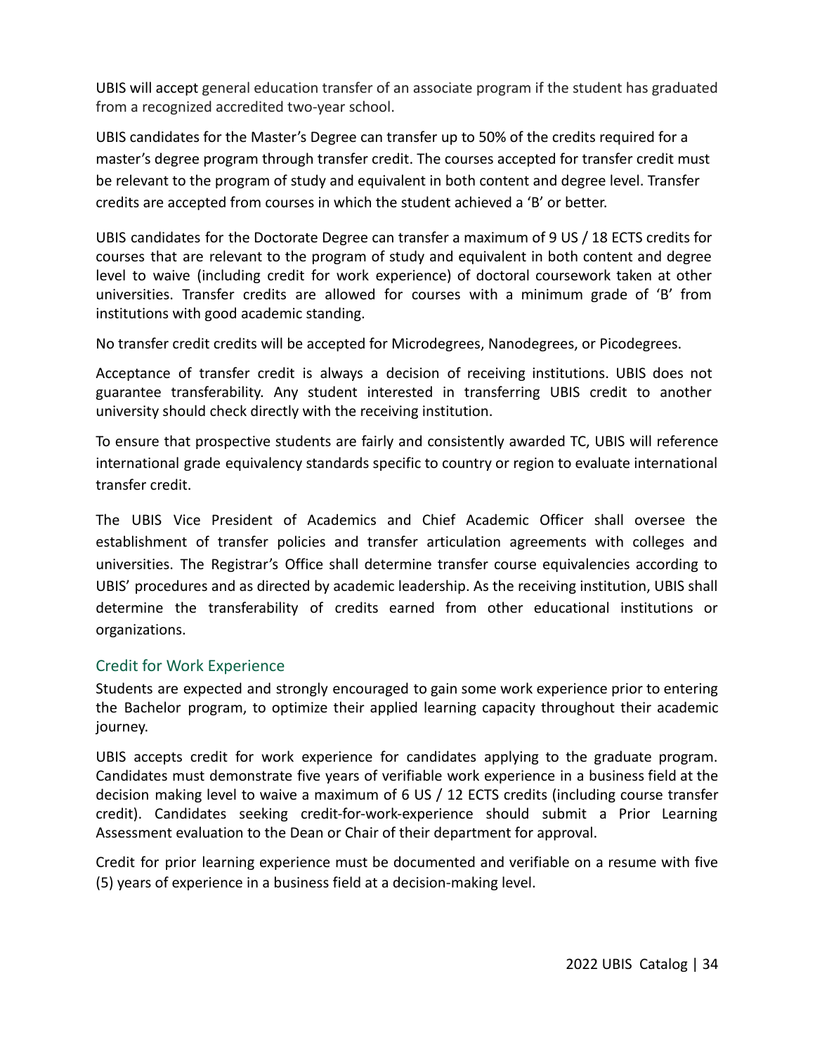UBIS will accept general education transfer of an associate program if the student has graduated from a recognized accredited two-year school.

UBIS candidates for the Master's Degree can transfer up to 50% of the credits required for a master's degree program through transfer credit. The courses accepted for transfer credit must be relevant to the program of study and equivalent in both content and degree level. Transfer credits are accepted from courses in which the student achieved a 'B' or better.

UBIS candidates for the Doctorate Degree can transfer a maximum of 9 US / 18 ECTS credits for courses that are relevant to the program of study and equivalent in both content and degree level to waive (including credit for work experience) of doctoral coursework taken at other universities. Transfer credits are allowed for courses with a minimum grade of 'B' from institutions with good academic standing.

No transfer credit credits will be accepted for Microdegrees, Nanodegrees, or Picodegrees.

Acceptance of transfer credit is always a decision of receiving institutions. UBIS does not guarantee transferability. Any student interested in transferring UBIS credit to another university should check directly with the receiving institution.

To ensure that prospective students are fairly and consistently awarded TC, UBIS will reference international grade equivalency standards specific to country or region to evaluate international transfer credit.

The UBIS Vice President of Academics and Chief Academic Officer shall oversee the establishment of transfer policies and transfer articulation agreements with colleges and universities. The Registrar's Office shall determine transfer course equivalencies according to UBIS' procedures and as directed by academic leadership. As the receiving institution, UBIS shall determine the transferability of credits earned from other educational institutions or organizations.

## Credit for Work Experience

Students are expected and strongly encouraged to gain some work experience prior to entering the Bachelor program, to optimize their applied learning capacity throughout their academic journey.

UBIS accepts credit for work experience for candidates applying to the graduate program. Candidates must demonstrate five years of verifiable work experience in a business field at the decision making level to waive a maximum of 6 US / 12 ECTS credits (including course transfer credit). Candidates seeking credit-for-work-experience should submit a Prior Learning Assessment evaluation to the Dean or Chair of their department for approval.

Credit for prior learning experience must be documented and verifiable on a resume with five (5) years of experience in a business field at a decision-making level.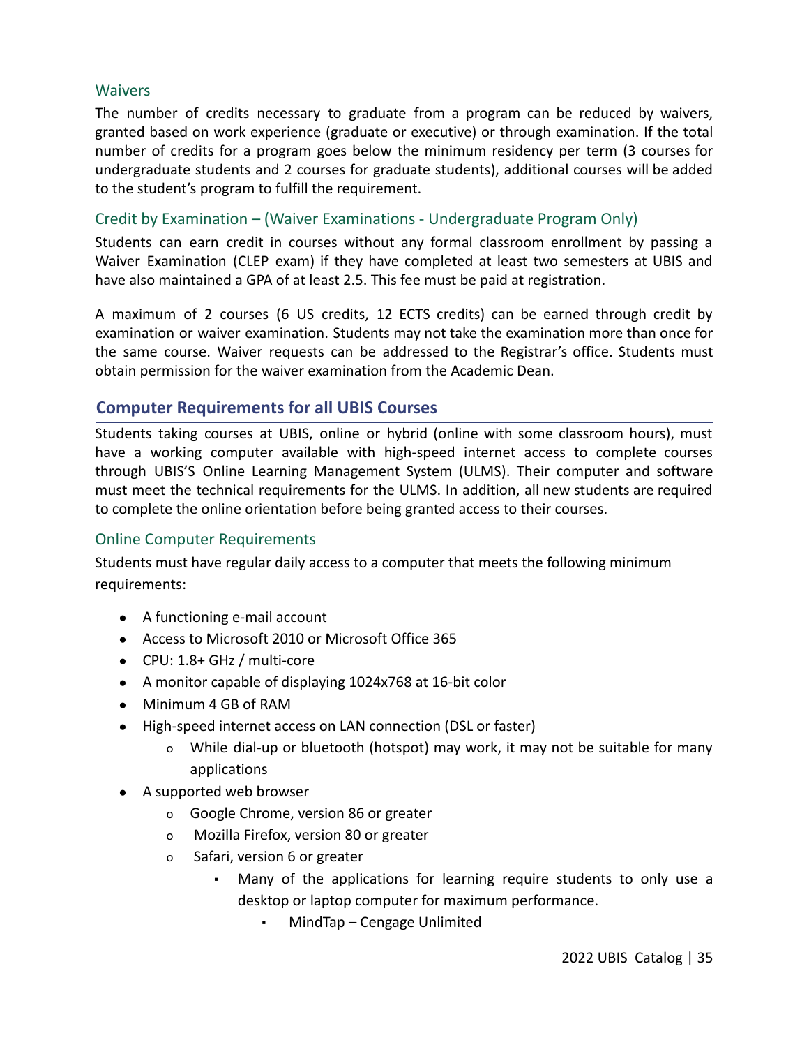### Waivers

The number of credits necessary to graduate from a program can be reduced by waivers, granted based on work experience (graduate or executive) or through examination. If the total number of credits for a program goes below the minimum residency per term (3 courses for undergraduate students and 2 courses for graduate students), additional courses will be added to the student's program to fulfill the requirement.

### Credit by Examination – (Waiver Examinations - Undergraduate Program Only)

Students can earn credit in courses without any formal classroom enrollment by passing a Waiver Examination (CLEP exam) if they have completed at least two semesters at UBIS and have also maintained a GPA of at least 2.5. This fee must be paid at registration.

A maximum of 2 courses (6 US credits, 12 ECTS credits) can be earned through credit by examination or waiver examination. Students may not take the examination more than once for the same course. Waiver requests can be addressed to the Registrar's office. Students must obtain permission for the waiver examination from the Academic Dean.

## Computer Requirements for all UBIS Courses

Students taking courses at UBIS, online or hybrid (online with some classroom hours), must have a working computer available with high-speed internet access to complete courses through UBIS'S Online Learning Management System (ULMS). Their computer and software must meet the technical requirements for the ULMS. In addition, all new students are required to complete the online orientation before being granted access to their courses.

### Online Computer Requirements

Students must have regular daily access to a computer that meets the following minimum requirements:

- A functioning e-mail account
- Access to Microsoft 2010 or Microsoft Office 365
- CPU: 1.8+ GHz / multi-core
- A monitor capable of displaying 1024x768 at 16-bit color
- Minimum 4 GB of RAM
- High-speed internet access on LAN connection (DSL or faster)
  - While dial-up or bluetooth (hotspot) may work, it may not be suitable for many applications
- A supported web browser
  - Google Chrome, version 86 or greater
  - Mozilla Firefox, version 80 or greater
  - Safari, version 6 or greater
    - Many of the applications for learning require students to only use a desktop or laptop computer for maximum performance.
      - MindTap – Cengage Unlimited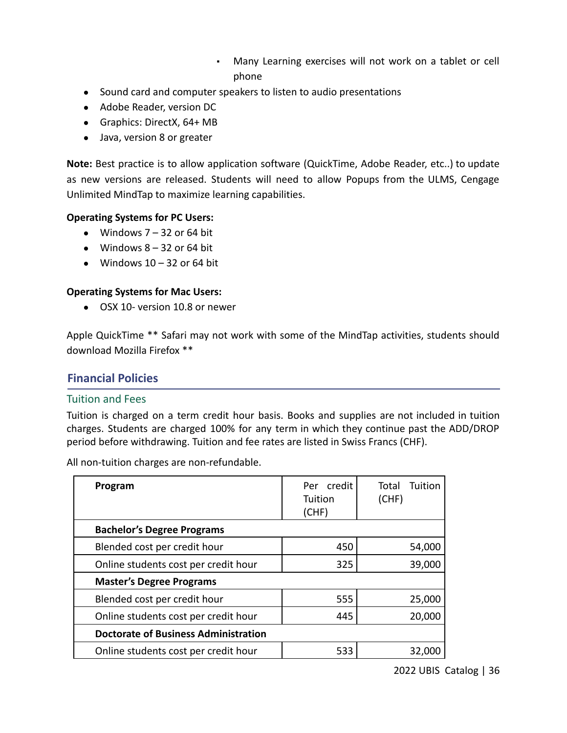- Many Learning exercises will not work on a tablet or cell phone

- Sound card and computer speakers to listen to audio presentations
- Adobe Reader, version DC
- Graphics: DirectX, 64+ MB
- Java, version 8 or greater

**Note:** Best practice is to allow application software (QuickTime, Adobe Reader, etc..) to update as new versions are released. Students will need to allow Popups from the ULMS, Cengage Unlimited MindTap to maximize learning capabilities.

**Operating Systems for PC Users:**

- Windows 7 – 32 or 64 bit
- Windows 8 – 32 or 64 bit
- Windows 10 – 32 or 64 bit

**Operating Systems for Mac Users:**

- OSX 10- version 10.8 or newer

Apple QuickTime ** Safari may not work with some of the MindTap activities, students should download Mozilla Firefox **

## Financial Policies

### Tuition and Fees

Tuition is charged on a term credit hour basis. Books and supplies are not included in tuition charges. Students are charged 100% for any term in which they continue past the ADD/DROP period before withdrawing. Tuition and fee rates are listed in Swiss Francs (CHF).

All non-tuition charges are non-refundable.

| Program | Per credit Tuition (CHF) | Total Tuition (CHF) |
|---|---|---|
| **Bachelor's Degree Programs** | | |
| Blended cost per credit hour | 450 | 54,000 |
| Online students cost per credit hour | 325 | 39,000 |
| **Master's Degree Programs** | | |
| Blended cost per credit hour | 555 | 25,000 |
| Online students cost per credit hour | 445 | 20,000 |
| **Doctorate of Business Administration** | | |
| Online students cost per credit hour | 533 | 32,000 |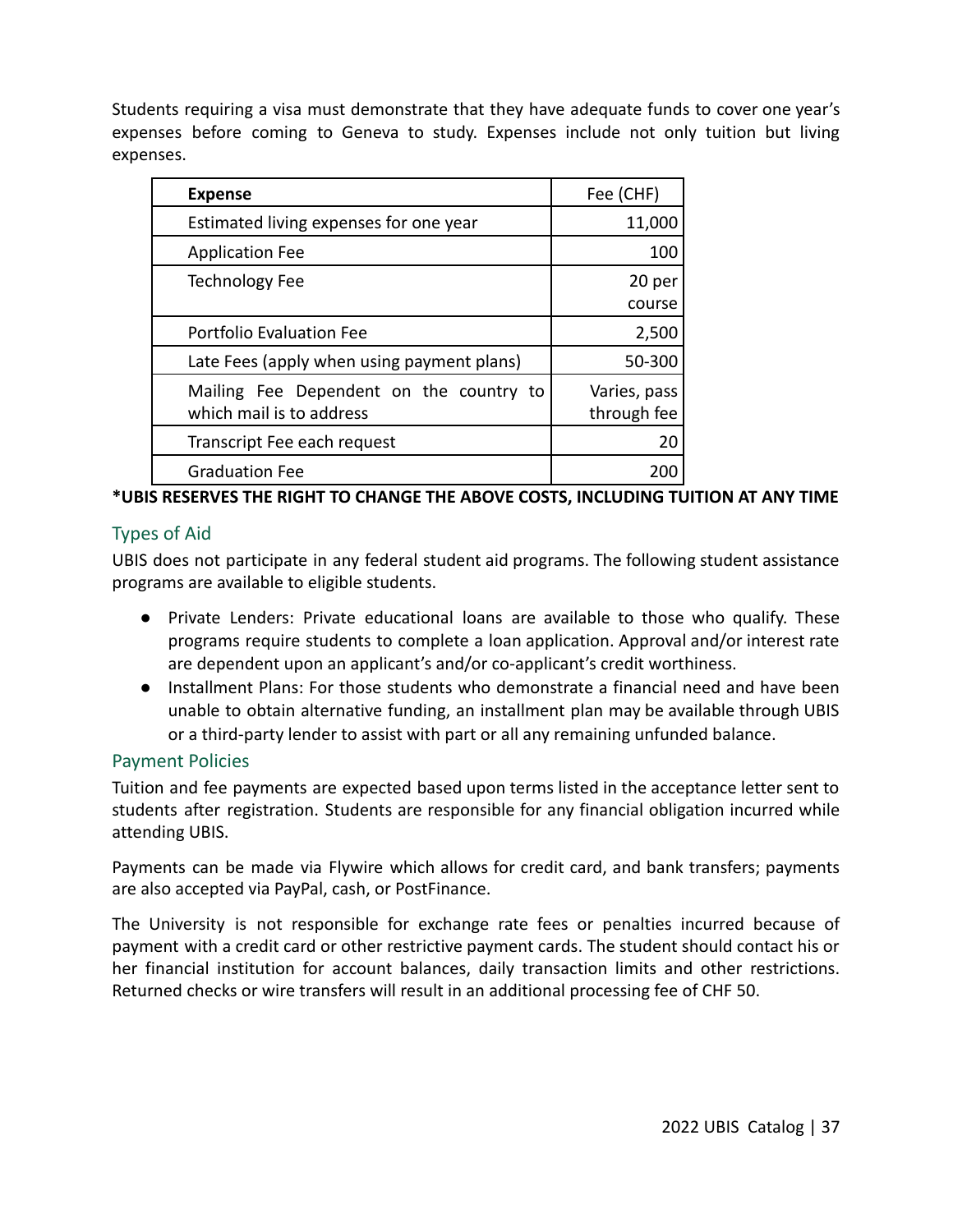Students requiring a visa must demonstrate that they have adequate funds to cover one year's expenses before coming to Geneva to study. Expenses include not only tuition but living expenses.

| **Expense** | Fee (CHF) |
|---|---|
| Estimated living expenses for one year | 11,000 |
| Application Fee | 100 |
| Technology Fee | 20 per course |
| Portfolio Evaluation Fee | 2,500 |
| Late Fees (apply when using payment plans) | 50-300 |
| Mailing Fee Dependent on the country to which mail is to address | Varies, pass through fee |
| Transcript Fee each request | 20 |
| Graduation Fee | 200 |

**\*UBIS RESERVES THE RIGHT TO CHANGE THE ABOVE COSTS, INCLUDING TUITION AT ANY TIME**

## Types of Aid

UBIS does not participate in any federal student aid programs. The following student assistance programs are available to eligible students.

- Private Lenders: Private educational loans are available to those who qualify. These programs require students to complete a loan application. Approval and/or interest rate are dependent upon an applicant's and/or co-applicant's credit worthiness.
- Installment Plans: For those students who demonstrate a financial need and have been unable to obtain alternative funding, an installment plan may be available through UBIS or a third-party lender to assist with part or all any remaining unfunded balance.

## Payment Policies

Tuition and fee payments are expected based upon terms listed in the acceptance letter sent to students after registration. Students are responsible for any financial obligation incurred while attending UBIS.

Payments can be made via Flywire which allows for credit card, and bank transfers; payments are also accepted via PayPal, cash, or PostFinance.

The University is not responsible for exchange rate fees or penalties incurred because of payment with a credit card or other restrictive payment cards. The student should contact his or her financial institution for account balances, daily transaction limits and other restrictions. Returned checks or wire transfers will result in an additional processing fee of CHF 50.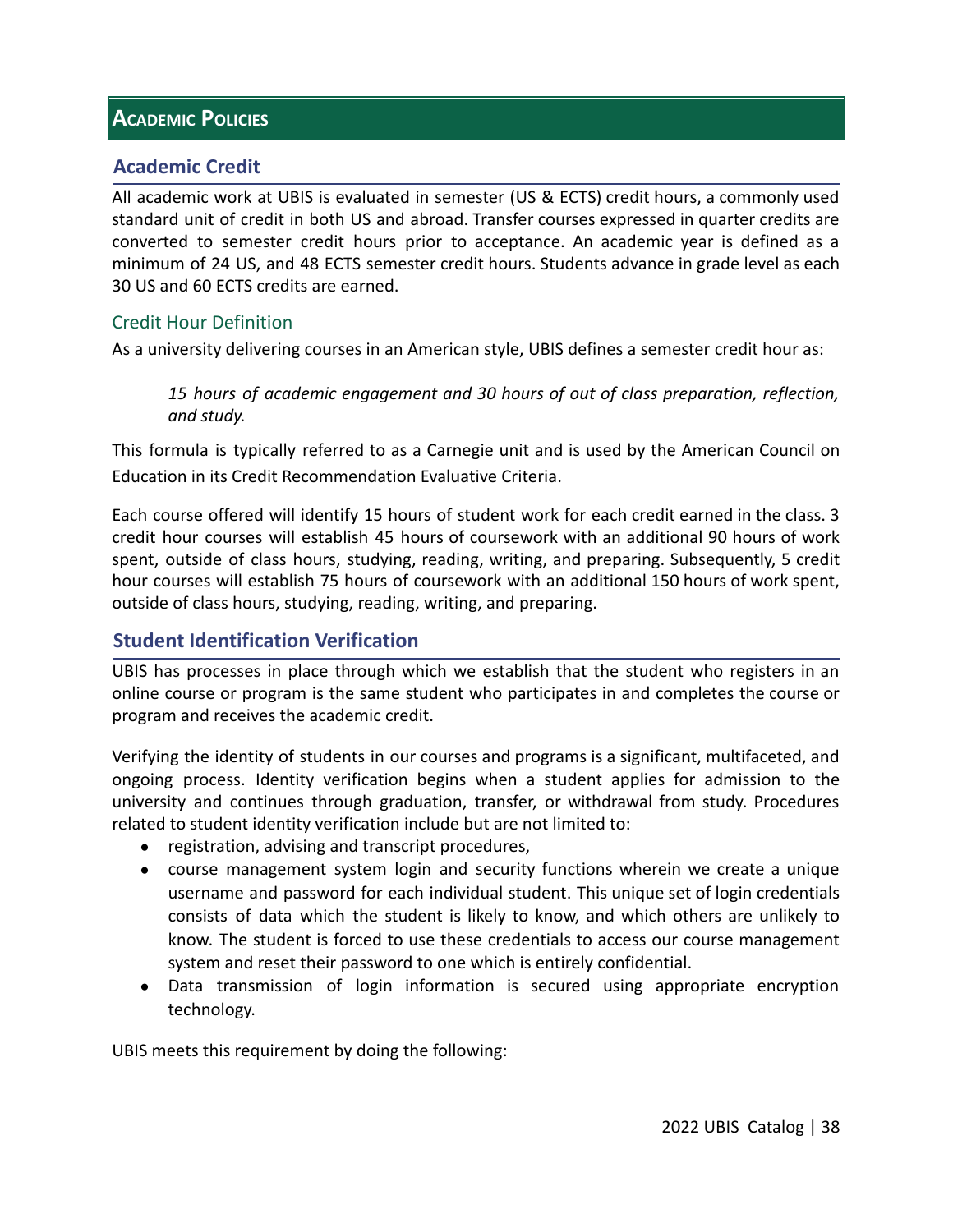# Academic Policies

## Academic Credit

All academic work at UBIS is evaluated in semester (US & ECTS) credit hours, a commonly used standard unit of credit in both US and abroad. Transfer courses expressed in quarter credits are converted to semester credit hours prior to acceptance. An academic year is defined as a minimum of 24 US, and 48 ECTS semester credit hours. Students advance in grade level as each 30 US and 60 ECTS credits are earned.

### Credit Hour Definition

As a university delivering courses in an American style, UBIS defines a semester credit hour as:

> *15 hours of academic engagement and 30 hours of out of class preparation, reflection, and study.*

This formula is typically referred to as a Carnegie unit and is used by the American Council on Education in its Credit Recommendation Evaluative Criteria.

Each course offered will identify 15 hours of student work for each credit earned in the class. 3 credit hour courses will establish 45 hours of coursework with an additional 90 hours of work spent, outside of class hours, studying, reading, writing, and preparing. Subsequently, 5 credit hour courses will establish 75 hours of coursework with an additional 150 hours of work spent, outside of class hours, studying, reading, writing, and preparing.

## Student Identification Verification

UBIS has processes in place through which we establish that the student who registers in an online course or program is the same student who participates in and completes the course or program and receives the academic credit.

Verifying the identity of students in our courses and programs is a significant, multifaceted, and ongoing process. Identity verification begins when a student applies for admission to the university and continues through graduation, transfer, or withdrawal from study. Procedures related to student identity verification include but are not limited to:

- registration, advising and transcript procedures,
- course management system login and security functions wherein we create a unique username and password for each individual student. This unique set of login credentials consists of data which the student is likely to know, and which others are unlikely to know. The student is forced to use these credentials to access our course management system and reset their password to one which is entirely confidential.
- Data transmission of login information is secured using appropriate encryption technology.

UBIS meets this requirement by doing the following: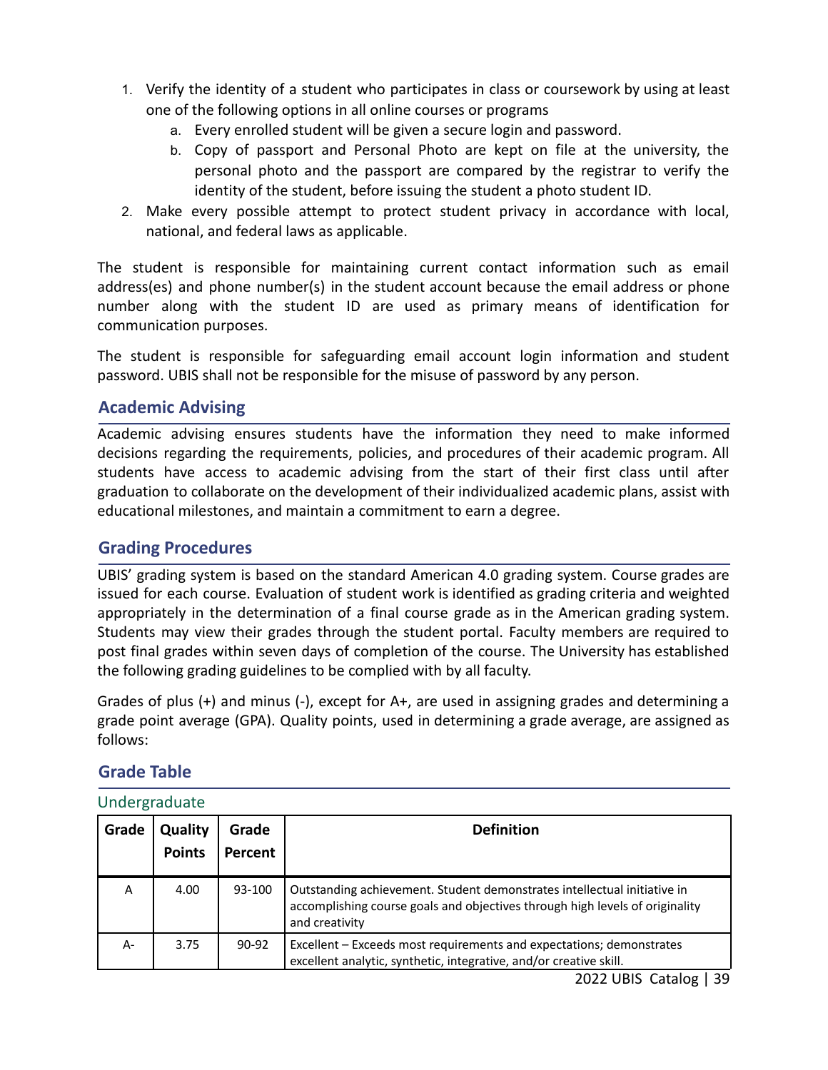1. Verify the identity of a student who participates in class or coursework by using at least one of the following options in all online courses or programs
   a. Every enrolled student will be given a secure login and password.
   b. Copy of passport and Personal Photo are kept on file at the university, the personal photo and the passport are compared by the registrar to verify the identity of the student, before issuing the student a photo student ID.
2. Make every possible attempt to protect student privacy in accordance with local, national, and federal laws as applicable.

The student is responsible for maintaining current contact information such as email address(es) and phone number(s) in the student account because the email address or phone number along with the student ID are used as primary means of identification for communication purposes.

The student is responsible for safeguarding email account login information and student password. UBIS shall not be responsible for the misuse of password by any person.

## Academic Advising

Academic advising ensures students have the information they need to make informed decisions regarding the requirements, policies, and procedures of their academic program. All students have access to academic advising from the start of their first class until after graduation to collaborate on the development of their individualized academic plans, assist with educational milestones, and maintain a commitment to earn a degree.

## Grading Procedures

UBIS' grading system is based on the standard American 4.0 grading system. Course grades are issued for each course. Evaluation of student work is identified as grading criteria and weighted appropriately in the determination of a final course grade as in the American grading system. Students may view their grades through the student portal. Faculty members are required to post final grades within seven days of completion of the course. The University has established the following grading guidelines to be complied with by all faculty.

Grades of plus (+) and minus (-), except for A+, are used in assigning grades and determining a grade point average (GPA). Quality points, used in determining a grade average, are assigned as follows:

## Grade Table

### Undergraduate

| Grade | Quality Points | Grade Percent | Definition |
|---|---|---|---|
| A | 4.00 | 93-100 | Outstanding achievement. Student demonstrates intellectual initiative in accomplishing course goals and objectives through high levels of originality and creativity |
| A- | 3.75 | 90-92 | Excellent – Exceeds most requirements and expectations; demonstrates excellent analytic, synthetic, integrative, and/or creative skill. |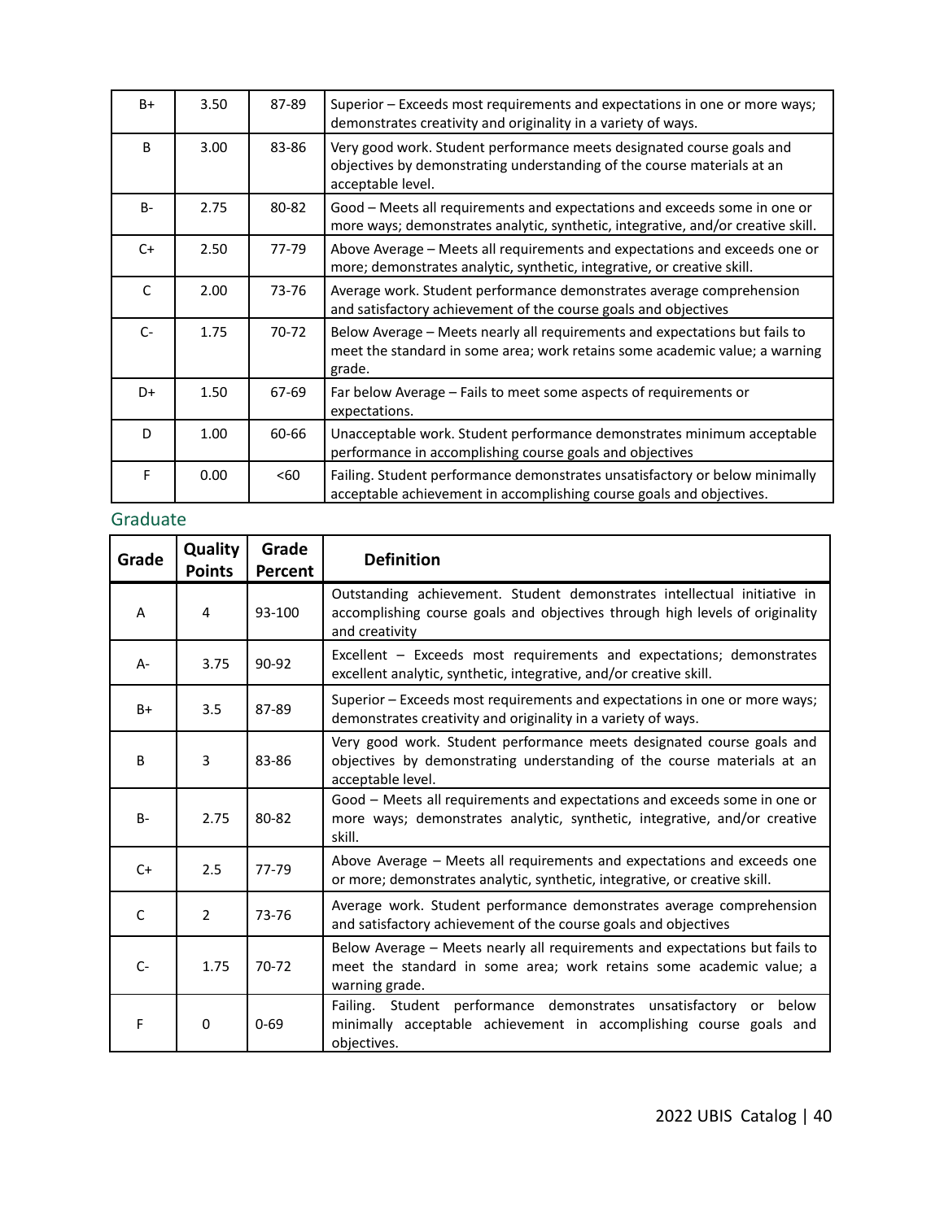| | | | |
|---|---|---|---|
| B+ | 3.50 | 87-89 | Superior – Exceeds most requirements and expectations in one or more ways; demonstrates creativity and originality in a variety of ways. |
| B | 3.00 | 83-86 | Very good work. Student performance meets designated course goals and objectives by demonstrating understanding of the course materials at an acceptable level. |
| B- | 2.75 | 80-82 | Good – Meets all requirements and expectations and exceeds some in one or more ways; demonstrates analytic, synthetic, integrative, and/or creative skill. |
| C+ | 2.50 | 77-79 | Above Average – Meets all requirements and expectations and exceeds one or more; demonstrates analytic, synthetic, integrative, or creative skill. |
| C | 2.00 | 73-76 | Average work. Student performance demonstrates average comprehension and satisfactory achievement of the course goals and objectives |
| C- | 1.75 | 70-72 | Below Average – Meets nearly all requirements and expectations but fails to meet the standard in some area; work retains some academic value; a warning grade. |
| D+ | 1.50 | 67-69 | Far below Average – Fails to meet some aspects of requirements or expectations. |
| D | 1.00 | 60-66 | Unacceptable work. Student performance demonstrates minimum acceptable performance in accomplishing course goals and objectives |
| F | 0.00 | <60 | Failing. Student performance demonstrates unsatisfactory or below minimally acceptable achievement in accomplishing course goals and objectives. |

## Graduate

| Grade | Quality Points | Grade Percent | Definition |
|---|---|---|---|
| A | 4 | 93-100 | Outstanding achievement. Student demonstrates intellectual initiative in accomplishing course goals and objectives through high levels of originality and creativity |
| A- | 3.75 | 90-92 | Excellent – Exceeds most requirements and expectations; demonstrates excellent analytic, synthetic, integrative, and/or creative skill. |
| B+ | 3.5 | 87-89 | Superior – Exceeds most requirements and expectations in one or more ways; demonstrates creativity and originality in a variety of ways. |
| B | 3 | 83-86 | Very good work. Student performance meets designated course goals and objectives by demonstrating understanding of the course materials at an acceptable level. |
| B- | 2.75 | 80-82 | Good – Meets all requirements and expectations and exceeds some in one or more ways; demonstrates analytic, synthetic, integrative, and/or creative skill. |
| C+ | 2.5 | 77-79 | Above Average – Meets all requirements and expectations and exceeds one or more; demonstrates analytic, synthetic, integrative, or creative skill. |
| C | 2 | 73-76 | Average work. Student performance demonstrates average comprehension and satisfactory achievement of the course goals and objectives |
| C- | 1.75 | 70-72 | Below Average – Meets nearly all requirements and expectations but fails to meet the standard in some area; work retains some academic value; a warning grade. |
| F | 0 | 0-69 | Failing. Student performance demonstrates unsatisfactory or below minimally acceptable achievement in accomplishing course goals and objectives. |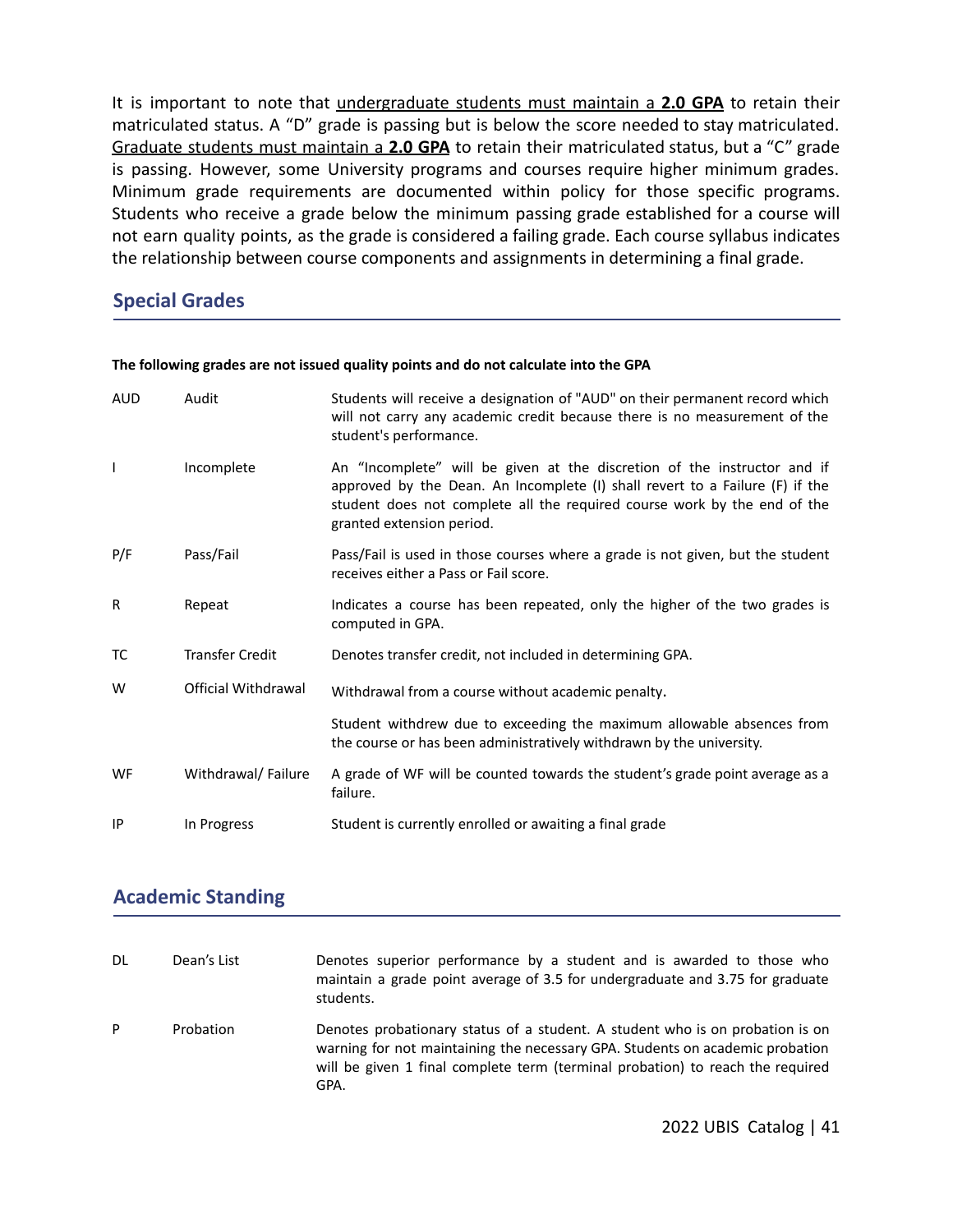It is important to note that undergraduate students must maintain a **2.0 GPA** to retain their matriculated status. A "D" grade is passing but is below the score needed to stay matriculated. Graduate students must maintain a **2.0 GPA** to retain their matriculated status, but a "C" grade is passing. However, some University programs and courses require higher minimum grades. Minimum grade requirements are documented within policy for those specific programs. Students who receive a grade below the minimum passing grade established for a course will not earn quality points, as the grade is considered a failing grade. Each course syllabus indicates the relationship between course components and assignments in determining a final grade.

## Special Grades

**The following grades are not issued quality points and do not calculate into the GPA**

| | | |
|---|---|---|
| AUD | Audit | Students will receive a designation of "AUD" on their permanent record which will not carry any academic credit because there is no measurement of the student's performance. |
| I | Incomplete | An "Incomplete" will be given at the discretion of the instructor and if approved by the Dean. An Incomplete (I) shall revert to a Failure (F) if the student does not complete all the required course work by the end of the granted extension period. |
| P/F | Pass/Fail | Pass/Fail is used in those courses where a grade is not given, but the student receives either a Pass or Fail score. |
| R | Repeat | Indicates a course has been repeated, only the higher of the two grades is computed in GPA. |
| TC | Transfer Credit | Denotes transfer credit, not included in determining GPA. |
| W | Official Withdrawal | Withdrawal from a course without academic penalty. |
| | | Student withdrew due to exceeding the maximum allowable absences from the course or has been administratively withdrawn by the university. |
| WF | Withdrawal/ Failure | A grade of WF will be counted towards the student's grade point average as a failure. |
| IP | In Progress | Student is currently enrolled or awaiting a final grade |

## Academic Standing

| | | |
|---|---|---|
| DL | Dean's List | Denotes superior performance by a student and is awarded to those who maintain a grade point average of 3.5 for undergraduate and 3.75 for graduate students. |
| P | Probation | Denotes probationary status of a student. A student who is on probation is on warning for not maintaining the necessary GPA. Students on academic probation will be given 1 final complete term (terminal probation) to reach the required GPA. |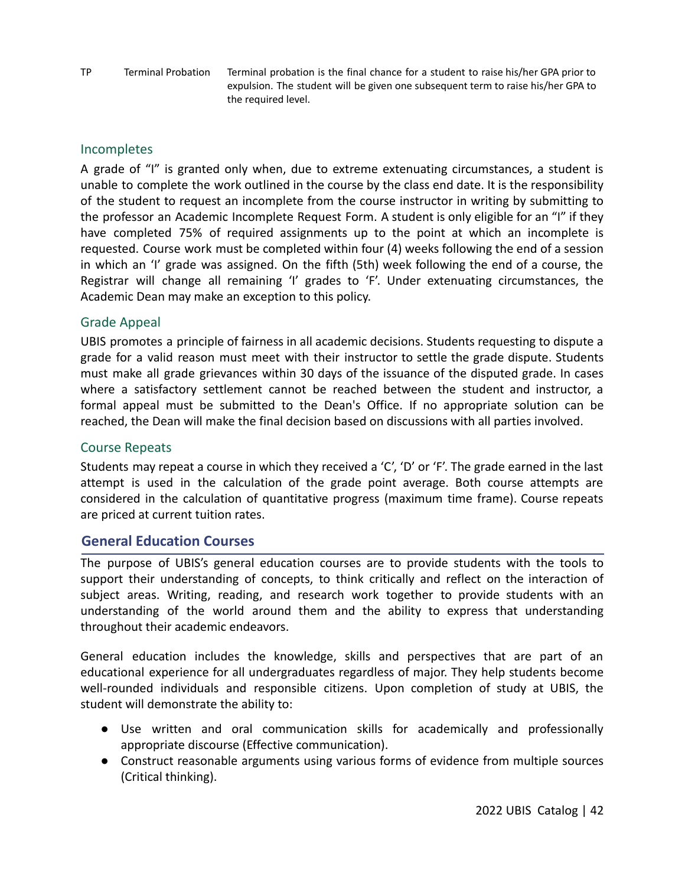| TP | Terminal Probation | Terminal probation is the final chance for a student to raise his/her GPA prior to expulsion. The student will be given one subsequent term to raise his/her GPA to the required level. |
|---|---|---|

### Incompletes

A grade of “I” is granted only when, due to extreme extenuating circumstances, a student is unable to complete the work outlined in the course by the class end date. It is the responsibility of the student to request an incomplete from the course instructor in writing by submitting to the professor an Academic Incomplete Request Form. A student is only eligible for an “I” if they have completed 75% of required assignments up to the point at which an incomplete is requested. Course work must be completed within four (4) weeks following the end of a session in which an ‘I’ grade was assigned. On the fifth (5th) week following the end of a course, the Registrar will change all remaining ‘I’ grades to ‘F’. Under extenuating circumstances, the Academic Dean may make an exception to this policy.

### Grade Appeal

UBIS promotes a principle of fairness in all academic decisions. Students requesting to dispute a grade for a valid reason must meet with their instructor to settle the grade dispute. Students must make all grade grievances within 30 days of the issuance of the disputed grade. In cases where a satisfactory settlement cannot be reached between the student and instructor, a formal appeal must be submitted to the Dean's Office. If no appropriate solution can be reached, the Dean will make the final decision based on discussions with all parties involved.

### Course Repeats

Students may repeat a course in which they received a ‘C’, ‘D’ or ‘F’. The grade earned in the last attempt is used in the calculation of the grade point average. Both course attempts are considered in the calculation of quantitative progress (maximum time frame). Course repeats are priced at current tuition rates.

## General Education Courses

The purpose of UBIS’s general education courses are to provide students with the tools to support their understanding of concepts, to think critically and reflect on the interaction of subject areas. Writing, reading, and research work together to provide students with an understanding of the world around them and the ability to express that understanding throughout their academic endeavors.

General education includes the knowledge, skills and perspectives that are part of an educational experience for all undergraduates regardless of major. They help students become well-rounded individuals and responsible citizens. Upon completion of study at UBIS, the student will demonstrate the ability to:

- Use written and oral communication skills for academically and professionally appropriate discourse (Effective communication).
- Construct reasonable arguments using various forms of evidence from multiple sources (Critical thinking).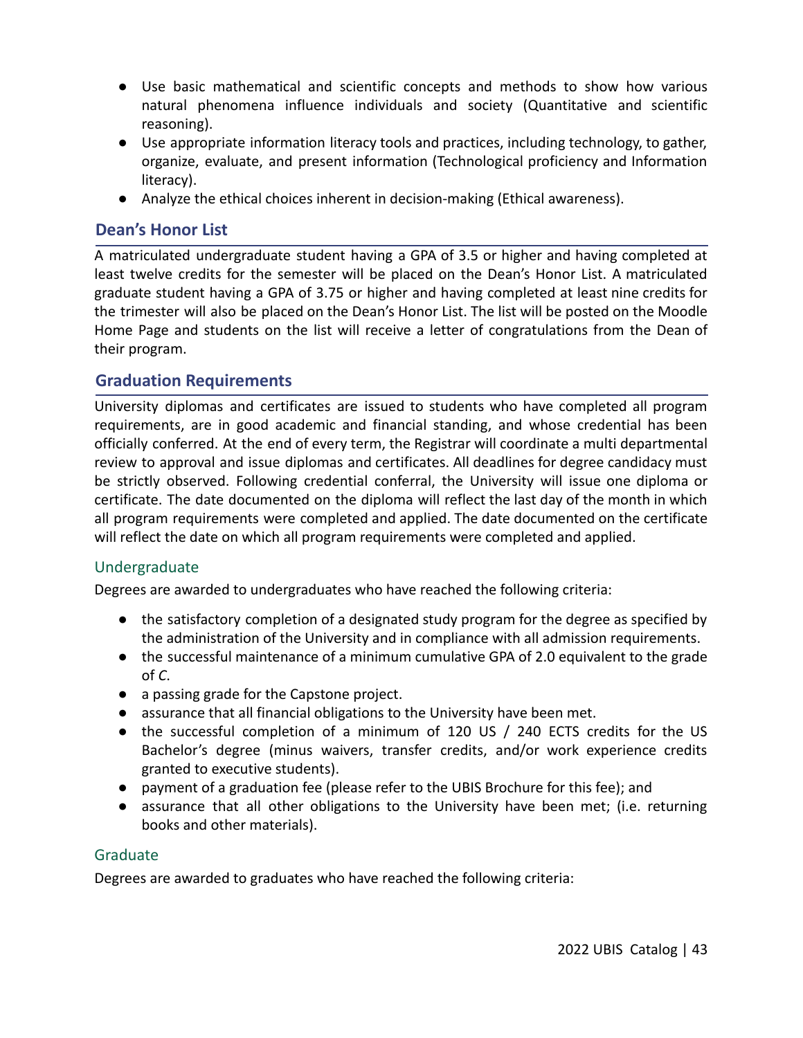- Use basic mathematical and scientific concepts and methods to show how various natural phenomena influence individuals and society (Quantitative and scientific reasoning).
- Use appropriate information literacy tools and practices, including technology, to gather, organize, evaluate, and present information (Technological proficiency and Information literacy).
- Analyze the ethical choices inherent in decision-making (Ethical awareness).

## Dean's Honor List

A matriculated undergraduate student having a GPA of 3.5 or higher and having completed at least twelve credits for the semester will be placed on the Dean's Honor List. A matriculated graduate student having a GPA of 3.75 or higher and having completed at least nine credits for the trimester will also be placed on the Dean's Honor List. The list will be posted on the Moodle Home Page and students on the list will receive a letter of congratulations from the Dean of their program.

## Graduation Requirements

University diplomas and certificates are issued to students who have completed all program requirements, are in good academic and financial standing, and whose credential has been officially conferred. At the end of every term, the Registrar will coordinate a multi departmental review to approval and issue diplomas and certificates. All deadlines for degree candidacy must be strictly observed. Following credential conferral, the University will issue one diploma or certificate. The date documented on the diploma will reflect the last day of the month in which all program requirements were completed and applied. The date documented on the certificate will reflect the date on which all program requirements were completed and applied.

### Undergraduate

Degrees are awarded to undergraduates who have reached the following criteria:

- the satisfactory completion of a designated study program for the degree as specified by the administration of the University and in compliance with all admission requirements.
- the successful maintenance of a minimum cumulative GPA of 2.0 equivalent to the grade of *C*.
- a passing grade for the Capstone project.
- assurance that all financial obligations to the University have been met.
- the successful completion of a minimum of 120 US / 240 ECTS credits for the US Bachelor's degree (minus waivers, transfer credits, and/or work experience credits granted to executive students).
- payment of a graduation fee (please refer to the UBIS Brochure for this fee); and
- assurance that all other obligations to the University have been met; (i.e. returning books and other materials).

### Graduate

Degrees are awarded to graduates who have reached the following criteria: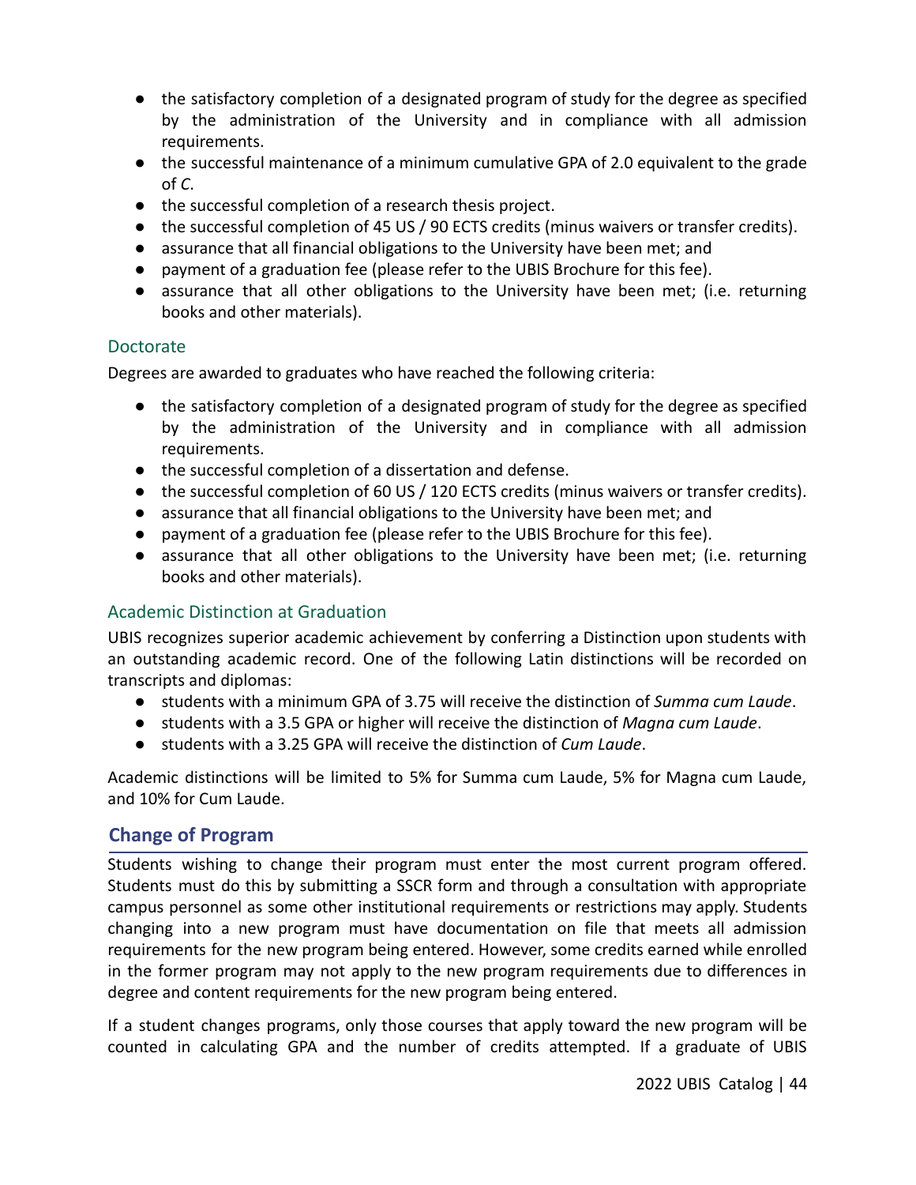- the satisfactory completion of a designated program of study for the degree as specified by the administration of the University and in compliance with all admission requirements.
- the successful maintenance of a minimum cumulative GPA of 2.0 equivalent to the grade of *C*.
- the successful completion of a research thesis project.
- the successful completion of 45 US / 90 ECTS credits (minus waivers or transfer credits).
- assurance that all financial obligations to the University have been met; and
- payment of a graduation fee (please refer to the UBIS Brochure for this fee).
- assurance that all other obligations to the University have been met; (i.e. returning books and other materials).

### Doctorate

Degrees are awarded to graduates who have reached the following criteria:

- the satisfactory completion of a designated program of study for the degree as specified by the administration of the University and in compliance with all admission requirements.
- the successful completion of a dissertation and defense.
- the successful completion of 60 US / 120 ECTS credits (minus waivers or transfer credits).
- assurance that all financial obligations to the University have been met; and
- payment of a graduation fee (please refer to the UBIS Brochure for this fee).
- assurance that all other obligations to the University have been met; (i.e. returning books and other materials).

### Academic Distinction at Graduation

UBIS recognizes superior academic achievement by conferring a Distinction upon students with an outstanding academic record. One of the following Latin distinctions will be recorded on transcripts and diplomas:

- students with a minimum GPA of 3.75 will receive the distinction of *Summa cum Laude*.
- students with a 3.5 GPA or higher will receive the distinction of *Magna cum Laude*.
- students with a 3.25 GPA will receive the distinction of *Cum Laude*.

Academic distinctions will be limited to 5% for Summa cum Laude, 5% for Magna cum Laude, and 10% for Cum Laude.

## Change of Program

Students wishing to change their program must enter the most current program offered. Students must do this by submitting a SSCR form and through a consultation with appropriate campus personnel as some other institutional requirements or restrictions may apply. Students changing into a new program must have documentation on file that meets all admission requirements for the new program being entered. However, some credits earned while enrolled in the former program may not apply to the new program requirements due to differences in degree and content requirements for the new program being entered.

If a student changes programs, only those courses that apply toward the new program will be counted in calculating GPA and the number of credits attempted. If a graduate of UBIS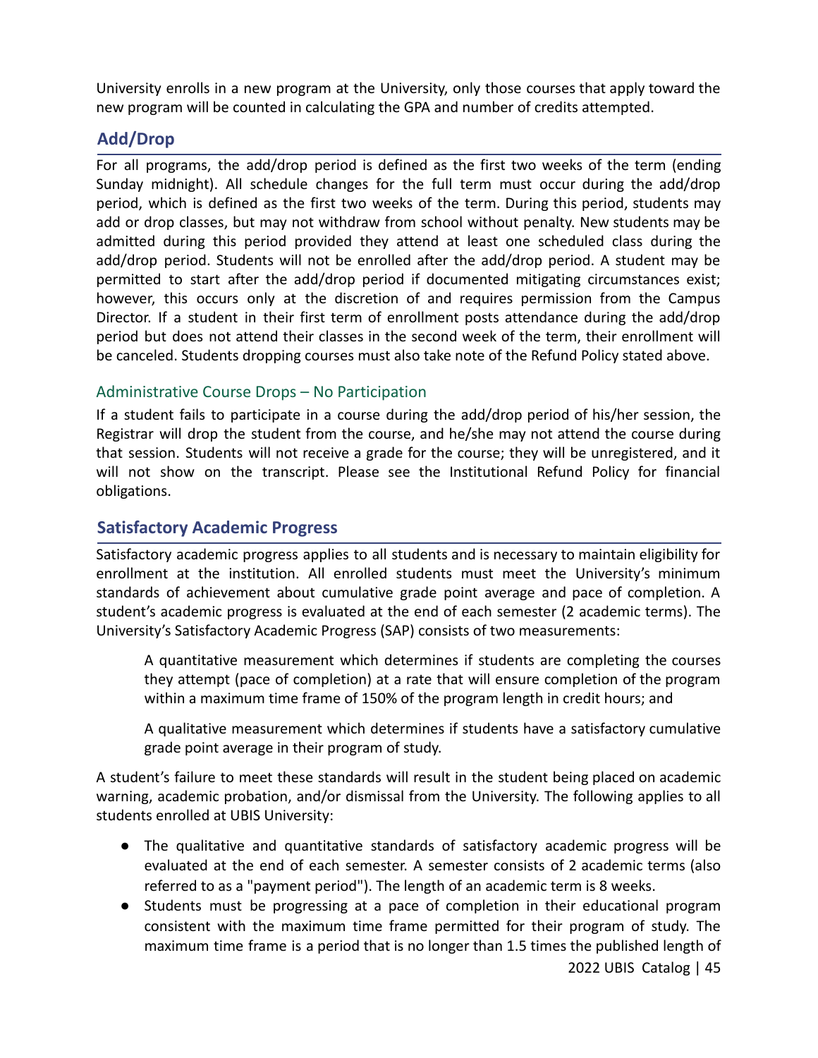University enrolls in a new program at the University, only those courses that apply toward the new program will be counted in calculating the GPA and number of credits attempted.

## Add/Drop

For all programs, the add/drop period is defined as the first two weeks of the term (ending Sunday midnight). All schedule changes for the full term must occur during the add/drop period, which is defined as the first two weeks of the term. During this period, students may add or drop classes, but may not withdraw from school without penalty. New students may be admitted during this period provided they attend at least one scheduled class during the add/drop period. Students will not be enrolled after the add/drop period. A student may be permitted to start after the add/drop period if documented mitigating circumstances exist; however, this occurs only at the discretion of and requires permission from the Campus Director. If a student in their first term of enrollment posts attendance during the add/drop period but does not attend their classes in the second week of the term, their enrollment will be canceled. Students dropping courses must also take note of the Refund Policy stated above.

### Administrative Course Drops – No Participation

If a student fails to participate in a course during the add/drop period of his/her session, the Registrar will drop the student from the course, and he/she may not attend the course during that session. Students will not receive a grade for the course; they will be unregistered, and it will not show on the transcript. Please see the Institutional Refund Policy for financial obligations.

## Satisfactory Academic Progress

Satisfactory academic progress applies to all students and is necessary to maintain eligibility for enrollment at the institution. All enrolled students must meet the University's minimum standards of achievement about cumulative grade point average and pace of completion. A student's academic progress is evaluated at the end of each semester (2 academic terms). The University's Satisfactory Academic Progress (SAP) consists of two measurements:

> A quantitative measurement which determines if students are completing the courses they attempt (pace of completion) at a rate that will ensure completion of the program within a maximum time frame of 150% of the program length in credit hours; and
>
> A qualitative measurement which determines if students have a satisfactory cumulative grade point average in their program of study.

A student's failure to meet these standards will result in the student being placed on academic warning, academic probation, and/or dismissal from the University. The following applies to all students enrolled at UBIS University:

- The qualitative and quantitative standards of satisfactory academic progress will be evaluated at the end of each semester. A semester consists of 2 academic terms (also referred to as a "payment period"). The length of an academic term is 8 weeks.
- Students must be progressing at a pace of completion in their educational program consistent with the maximum time frame permitted for their program of study. The maximum time frame is a period that is no longer than 1.5 times the published length of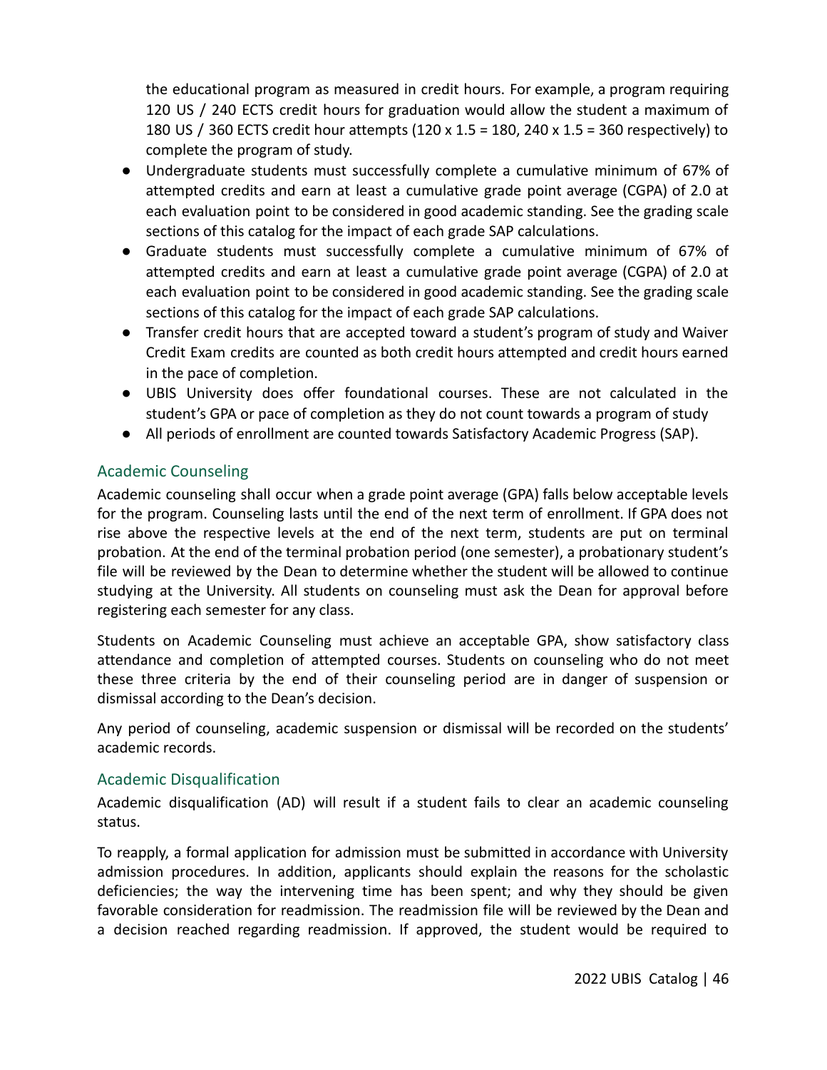the educational program as measured in credit hours. For example, a program requiring 120 US / 240 ECTS credit hours for graduation would allow the student a maximum of 180 US / 360 ECTS credit hour attempts (120 x 1.5 = 180, 240 x 1.5 = 360 respectively) to complete the program of study.

- Undergraduate students must successfully complete a cumulative minimum of 67% of attempted credits and earn at least a cumulative grade point average (CGPA) of 2.0 at each evaluation point to be considered in good academic standing. See the grading scale sections of this catalog for the impact of each grade SAP calculations.
- Graduate students must successfully complete a cumulative minimum of 67% of attempted credits and earn at least a cumulative grade point average (CGPA) of 2.0 at each evaluation point to be considered in good academic standing. See the grading scale sections of this catalog for the impact of each grade SAP calculations.
- Transfer credit hours that are accepted toward a student's program of study and Waiver Credit Exam credits are counted as both credit hours attempted and credit hours earned in the pace of completion.
- UBIS University does offer foundational courses. These are not calculated in the student's GPA or pace of completion as they do not count towards a program of study
- All periods of enrollment are counted towards Satisfactory Academic Progress (SAP).

## Academic Counseling

Academic counseling shall occur when a grade point average (GPA) falls below acceptable levels for the program. Counseling lasts until the end of the next term of enrollment. If GPA does not rise above the respective levels at the end of the next term, students are put on terminal probation. At the end of the terminal probation period (one semester), a probationary student's file will be reviewed by the Dean to determine whether the student will be allowed to continue studying at the University. All students on counseling must ask the Dean for approval before registering each semester for any class.

Students on Academic Counseling must achieve an acceptable GPA, show satisfactory class attendance and completion of attempted courses. Students on counseling who do not meet these three criteria by the end of their counseling period are in danger of suspension or dismissal according to the Dean's decision.

Any period of counseling, academic suspension or dismissal will be recorded on the students' academic records.

## Academic Disqualification

Academic disqualification (AD) will result if a student fails to clear an academic counseling status.

To reapply, a formal application for admission must be submitted in accordance with University admission procedures. In addition, applicants should explain the reasons for the scholastic deficiencies; the way the intervening time has been spent; and why they should be given favorable consideration for readmission. The readmission file will be reviewed by the Dean and a decision reached regarding readmission. If approved, the student would be required to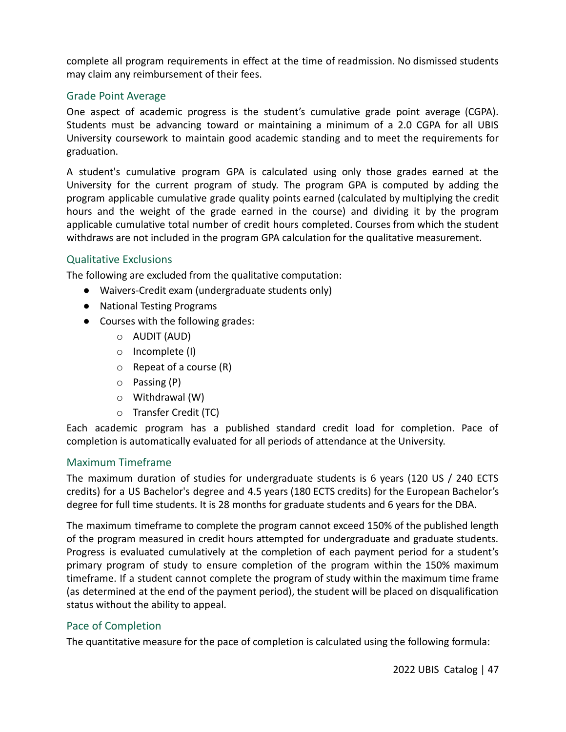complete all program requirements in effect at the time of readmission. No dismissed students may claim any reimbursement of their fees.

### Grade Point Average

One aspect of academic progress is the student's cumulative grade point average (CGPA). Students must be advancing toward or maintaining a minimum of a 2.0 CGPA for all UBIS University coursework to maintain good academic standing and to meet the requirements for graduation.

A student's cumulative program GPA is calculated using only those grades earned at the University for the current program of study. The program GPA is computed by adding the program applicable cumulative grade quality points earned (calculated by multiplying the credit hours and the weight of the grade earned in the course) and dividing it by the program applicable cumulative total number of credit hours completed. Courses from which the student withdraws are not included in the program GPA calculation for the qualitative measurement.

### Qualitative Exclusions

The following are excluded from the qualitative computation:

- Waivers-Credit exam (undergraduate students only)
- National Testing Programs
- Courses with the following grades:
    - AUDIT (AUD)
    - Incomplete (I)
    - Repeat of a course (R)
    - Passing (P)
    - Withdrawal (W)
    - Transfer Credit (TC)

Each academic program has a published standard credit load for completion. Pace of completion is automatically evaluated for all periods of attendance at the University.

### Maximum Timeframe

The maximum duration of studies for undergraduate students is 6 years (120 US / 240 ECTS credits) for a US Bachelor's degree and 4.5 years (180 ECTS credits) for the European Bachelor's degree for full time students. It is 28 months for graduate students and 6 years for the DBA.

The maximum timeframe to complete the program cannot exceed 150% of the published length of the program measured in credit hours attempted for undergraduate and graduate students. Progress is evaluated cumulatively at the completion of each payment period for a student's primary program of study to ensure completion of the program within the 150% maximum timeframe. If a student cannot complete the program of study within the maximum time frame (as determined at the end of the payment period), the student will be placed on disqualification status without the ability to appeal.

### Pace of Completion

The quantitative measure for the pace of completion is calculated using the following formula: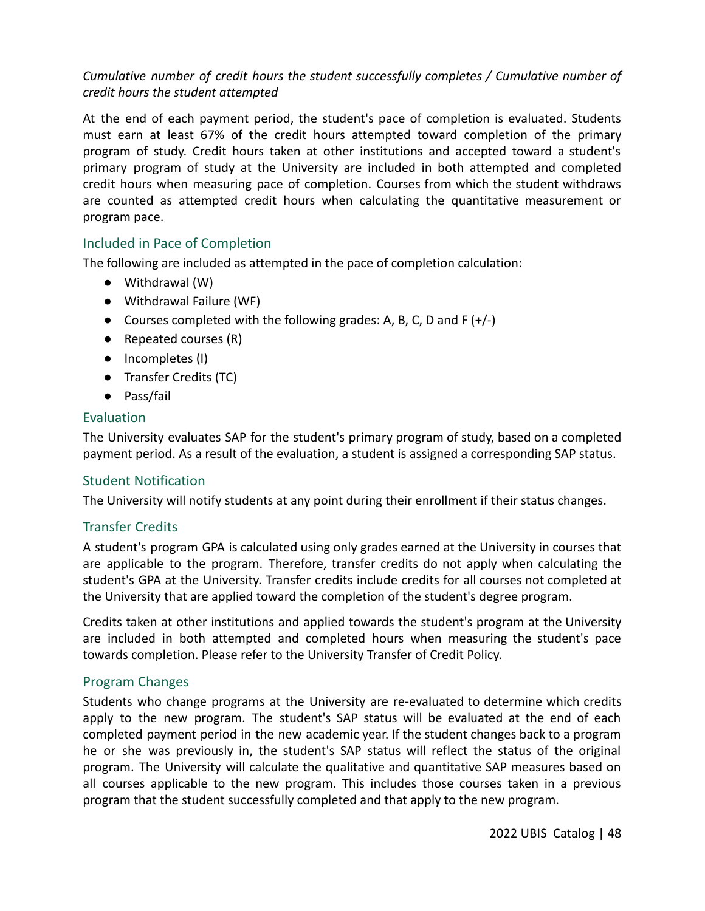*Cumulative number of credit hours the student successfully completes / Cumulative number of credit hours the student attempted*

At the end of each payment period, the student's pace of completion is evaluated. Students must earn at least 67% of the credit hours attempted toward completion of the primary program of study. Credit hours taken at other institutions and accepted toward a student's primary program of study at the University are included in both attempted and completed credit hours when measuring pace of completion. Courses from which the student withdraws are counted as attempted credit hours when calculating the quantitative measurement or program pace.

### Included in Pace of Completion

The following are included as attempted in the pace of completion calculation:

- Withdrawal (W)
- Withdrawal Failure (WF)
- Courses completed with the following grades: A, B, C, D and F (+/-)
- Repeated courses (R)
- Incompletes (I)
- Transfer Credits (TC)
- Pass/fail

### Evaluation

The University evaluates SAP for the student's primary program of study, based on a completed payment period. As a result of the evaluation, a student is assigned a corresponding SAP status.

### Student Notification

The University will notify students at any point during their enrollment if their status changes.

### Transfer Credits

A student's program GPA is calculated using only grades earned at the University in courses that are applicable to the program. Therefore, transfer credits do not apply when calculating the student's GPA at the University. Transfer credits include credits for all courses not completed at the University that are applied toward the completion of the student's degree program.

Credits taken at other institutions and applied towards the student's program at the University are included in both attempted and completed hours when measuring the student's pace towards completion. Please refer to the University Transfer of Credit Policy.

### Program Changes

Students who change programs at the University are re-evaluated to determine which credits apply to the new program. The student's SAP status will be evaluated at the end of each completed payment period in the new academic year. If the student changes back to a program he or she was previously in, the student's SAP status will reflect the status of the original program. The University will calculate the qualitative and quantitative SAP measures based on all courses applicable to the new program. This includes those courses taken in a previous program that the student successfully completed and that apply to the new program.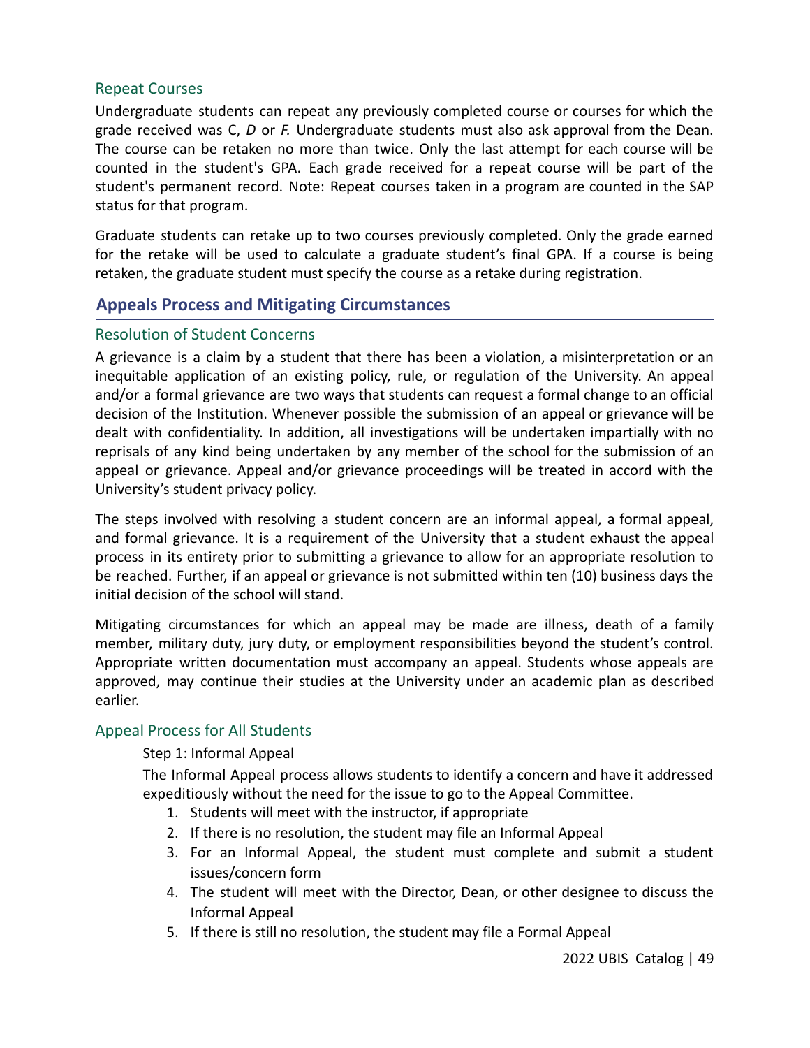### Repeat Courses

Undergraduate students can repeat any previously completed course or courses for which the grade received was C, *D* or *F.* Undergraduate students must also ask approval from the Dean. The course can be retaken no more than twice. Only the last attempt for each course will be counted in the student's GPA. Each grade received for a repeat course will be part of the student's permanent record. Note: Repeat courses taken in a program are counted in the SAP status for that program.

Graduate students can retake up to two courses previously completed. Only the grade earned for the retake will be used to calculate a graduate student's final GPA. If a course is being retaken, the graduate student must specify the course as a retake during registration.

## Appeals Process and Mitigating Circumstances

### Resolution of Student Concerns

A grievance is a claim by a student that there has been a violation, a misinterpretation or an inequitable application of an existing policy, rule, or regulation of the University. An appeal and/or a formal grievance are two ways that students can request a formal change to an official decision of the Institution. Whenever possible the submission of an appeal or grievance will be dealt with confidentiality. In addition, all investigations will be undertaken impartially with no reprisals of any kind being undertaken by any member of the school for the submission of an appeal or grievance. Appeal and/or grievance proceedings will be treated in accord with the University's student privacy policy.

The steps involved with resolving a student concern are an informal appeal, a formal appeal, and formal grievance. It is a requirement of the University that a student exhaust the appeal process in its entirety prior to submitting a grievance to allow for an appropriate resolution to be reached. Further, if an appeal or grievance is not submitted within ten (10) business days the initial decision of the school will stand.

Mitigating circumstances for which an appeal may be made are illness, death of a family member, military duty, jury duty, or employment responsibilities beyond the student's control. Appropriate written documentation must accompany an appeal. Students whose appeals are approved, may continue their studies at the University under an academic plan as described earlier.

### Appeal Process for All Students

Step 1: Informal Appeal

The Informal Appeal process allows students to identify a concern and have it addressed expeditiously without the need for the issue to go to the Appeal Committee.

1. Students will meet with the instructor, if appropriate
2. If there is no resolution, the student may file an Informal Appeal
3. For an Informal Appeal, the student must complete and submit a student issues/concern form
4. The student will meet with the Director, Dean, or other designee to discuss the Informal Appeal
5. If there is still no resolution, the student may file a Formal Appeal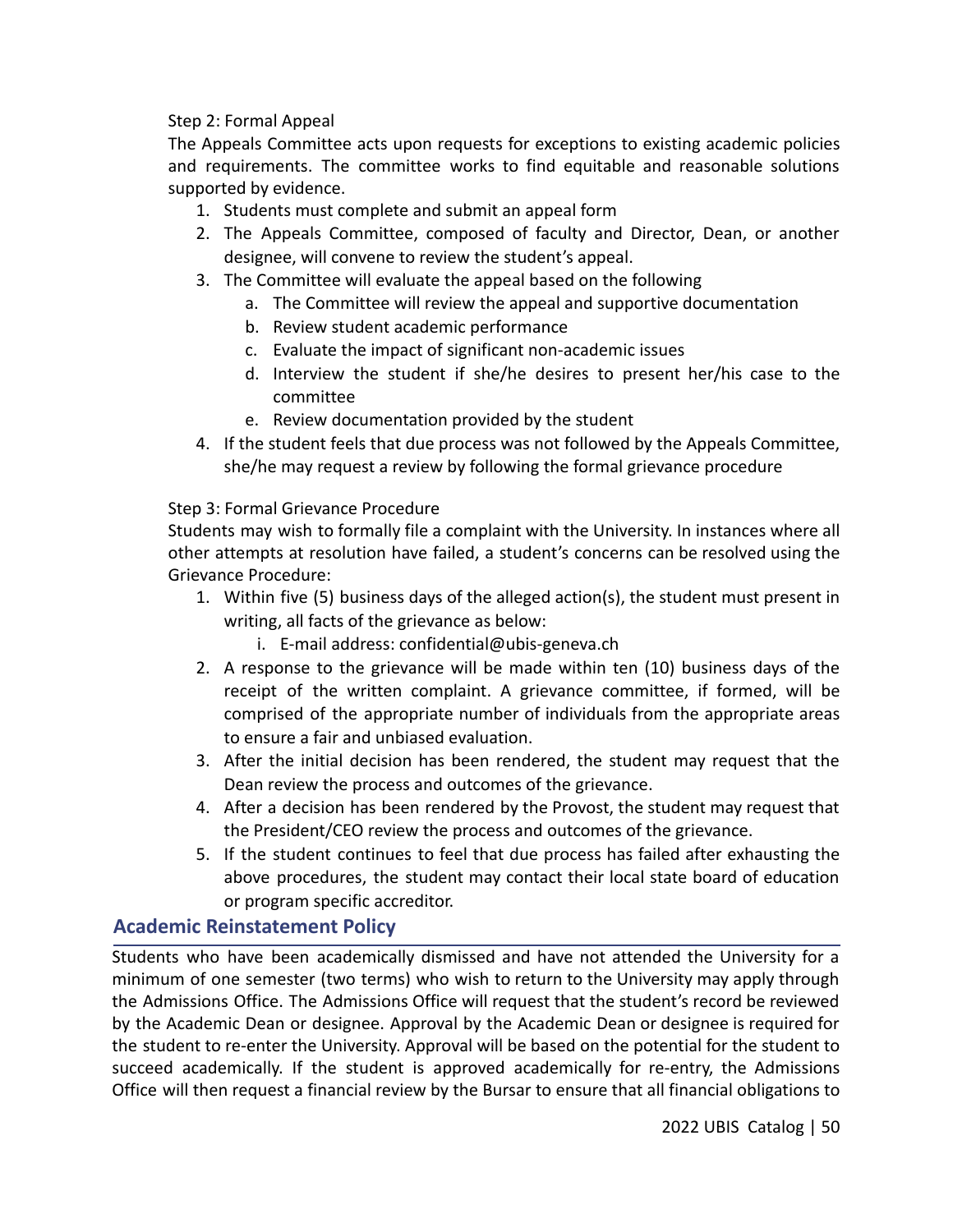Step 2: Formal Appeal

The Appeals Committee acts upon requests for exceptions to existing academic policies and requirements. The committee works to find equitable and reasonable solutions supported by evidence.

1. Students must complete and submit an appeal form
2. The Appeals Committee, composed of faculty and Director, Dean, or another designee, will convene to review the student's appeal.
3. The Committee will evaluate the appeal based on the following
   a. The Committee will review the appeal and supportive documentation
   b. Review student academic performance
   c. Evaluate the impact of significant non-academic issues
   d. Interview the student if she/he desires to present her/his case to the committee
   e. Review documentation provided by the student
4. If the student feels that due process was not followed by the Appeals Committee, she/he may request a review by following the formal grievance procedure

Step 3: Formal Grievance Procedure

Students may wish to formally file a complaint with the University. In instances where all other attempts at resolution have failed, a student's concerns can be resolved using the Grievance Procedure:

1. Within five (5) business days of the alleged action(s), the student must present in writing, all facts of the grievance as below:
   i. E-mail address: confidential@ubis-geneva.ch
2. A response to the grievance will be made within ten (10) business days of the receipt of the written complaint. A grievance committee, if formed, will be comprised of the appropriate number of individuals from the appropriate areas to ensure a fair and unbiased evaluation.
3. After the initial decision has been rendered, the student may request that the Dean review the process and outcomes of the grievance.
4. After a decision has been rendered by the Provost, the student may request that the President/CEO review the process and outcomes of the grievance.
5. If the student continues to feel that due process has failed after exhausting the above procedures, the student may contact their local state board of education or program specific accreditor.

## Academic Reinstatement Policy

Students who have been academically dismissed and have not attended the University for a minimum of one semester (two terms) who wish to return to the University may apply through the Admissions Office. The Admissions Office will request that the student's record be reviewed by the Academic Dean or designee. Approval by the Academic Dean or designee is required for the student to re-enter the University. Approval will be based on the potential for the student to succeed academically. If the student is approved academically for re-entry, the Admissions Office will then request a financial review by the Bursar to ensure that all financial obligations to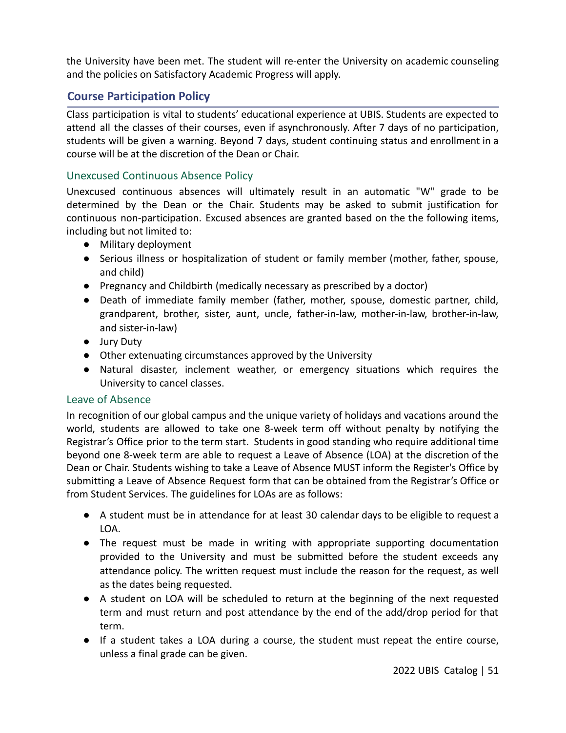the University have been met. The student will re-enter the University on academic counseling and the policies on Satisfactory Academic Progress will apply.

## Course Participation Policy

Class participation is vital to students' educational experience at UBIS. Students are expected to attend all the classes of their courses, even if asynchronously. After 7 days of no participation, students will be given a warning. Beyond 7 days, student continuing status and enrollment in a course will be at the discretion of the Dean or Chair.

### Unexcused Continuous Absence Policy

Unexcused continuous absences will ultimately result in an automatic "W" grade to be determined by the Dean or the Chair. Students may be asked to submit justification for continuous non-participation. Excused absences are granted based on the the following items, including but not limited to:

- Military deployment
- Serious illness or hospitalization of student or family member (mother, father, spouse, and child)
- Pregnancy and Childbirth (medically necessary as prescribed by a doctor)
- Death of immediate family member (father, mother, spouse, domestic partner, child, grandparent, brother, sister, aunt, uncle, father-in-law, mother-in-law, brother-in-law, and sister-in-law)
- Jury Duty
- Other extenuating circumstances approved by the University
- Natural disaster, inclement weather, or emergency situations which requires the University to cancel classes.

### Leave of Absence

In recognition of our global campus and the unique variety of holidays and vacations around the world, students are allowed to take one 8-week term off without penalty by notifying the Registrar's Office prior to the term start. Students in good standing who require additional time beyond one 8-week term are able to request a Leave of Absence (LOA) at the discretion of the Dean or Chair. Students wishing to take a Leave of Absence MUST inform the Register's Office by submitting a Leave of Absence Request form that can be obtained from the Registrar's Office or from Student Services. The guidelines for LOAs are as follows:

- A student must be in attendance for at least 30 calendar days to be eligible to request a LOA.
- The request must be made in writing with appropriate supporting documentation provided to the University and must be submitted before the student exceeds any attendance policy. The written request must include the reason for the request, as well as the dates being requested.
- A student on LOA will be scheduled to return at the beginning of the next requested term and must return and post attendance by the end of the add/drop period for that term.
- If a student takes a LOA during a course, the student must repeat the entire course, unless a final grade can be given.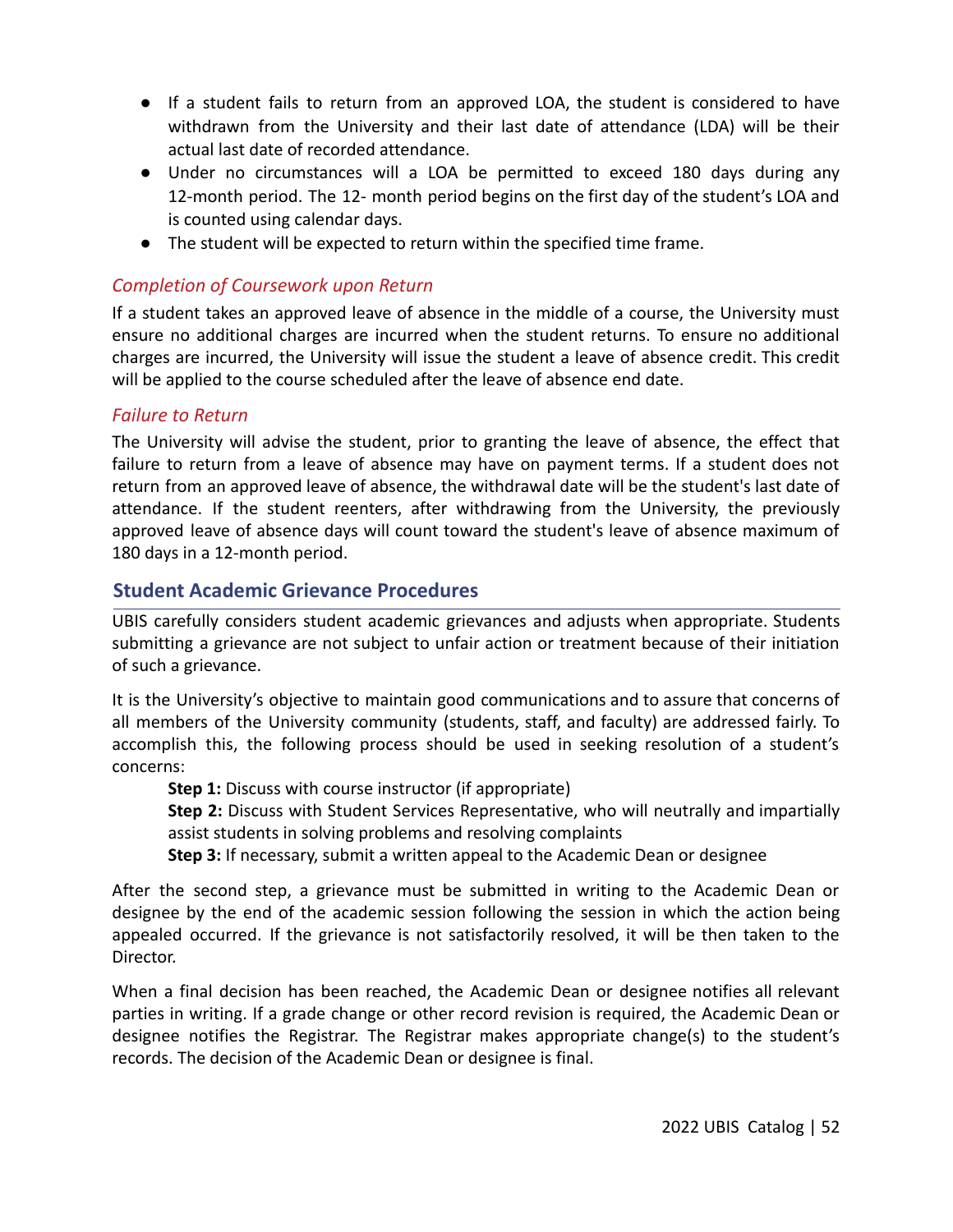- If a student fails to return from an approved LOA, the student is considered to have withdrawn from the University and their last date of attendance (LDA) will be their actual last date of recorded attendance.
- Under no circumstances will a LOA be permitted to exceed 180 days during any 12-month period. The 12- month period begins on the first day of the student's LOA and is counted using calendar days.
- The student will be expected to return within the specified time frame.

### *Completion of Coursework upon Return*

If a student takes an approved leave of absence in the middle of a course, the University must ensure no additional charges are incurred when the student returns. To ensure no additional charges are incurred, the University will issue the student a leave of absence credit. This credit will be applied to the course scheduled after the leave of absence end date.

### *Failure to Return*

The University will advise the student, prior to granting the leave of absence, the effect that failure to return from a leave of absence may have on payment terms. If a student does not return from an approved leave of absence, the withdrawal date will be the student's last date of attendance. If the student reenters, after withdrawing from the University, the previously approved leave of absence days will count toward the student's leave of absence maximum of 180 days in a 12-month period.

## Student Academic Grievance Procedures

UBIS carefully considers student academic grievances and adjusts when appropriate. Students submitting a grievance are not subject to unfair action or treatment because of their initiation of such a grievance.

It is the University's objective to maintain good communications and to assure that concerns of all members of the University community (students, staff, and faculty) are addressed fairly. To accomplish this, the following process should be used in seeking resolution of a student's concerns:

**Step 1:** Discuss with course instructor (if appropriate)
**Step 2:** Discuss with Student Services Representative, who will neutrally and impartially assist students in solving problems and resolving complaints
**Step 3:** If necessary, submit a written appeal to the Academic Dean or designee

After the second step, a grievance must be submitted in writing to the Academic Dean or designee by the end of the academic session following the session in which the action being appealed occurred. If the grievance is not satisfactorily resolved, it will be then taken to the Director.

When a final decision has been reached, the Academic Dean or designee notifies all relevant parties in writing. If a grade change or other record revision is required, the Academic Dean or designee notifies the Registrar. The Registrar makes appropriate change(s) to the student's records. The decision of the Academic Dean or designee is final.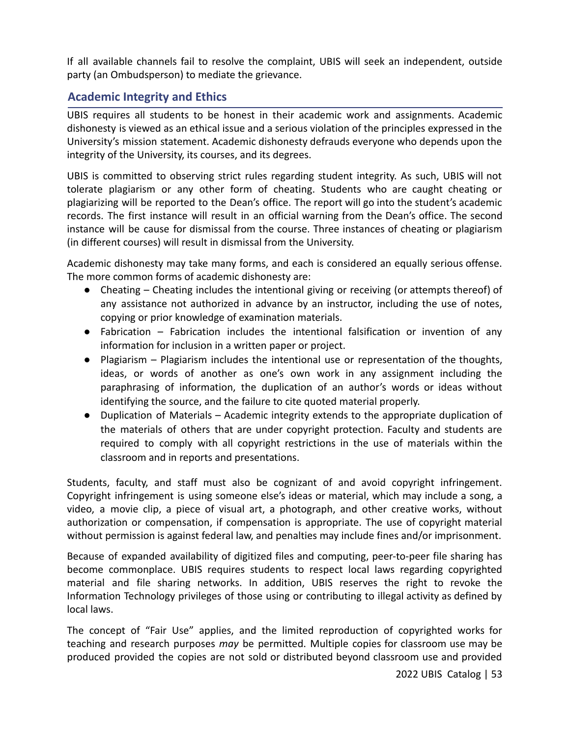If all available channels fail to resolve the complaint, UBIS will seek an independent, outside party (an Ombudsperson) to mediate the grievance.

## Academic Integrity and Ethics

UBIS requires all students to be honest in their academic work and assignments. Academic dishonesty is viewed as an ethical issue and a serious violation of the principles expressed in the University's mission statement. Academic dishonesty defrauds everyone who depends upon the integrity of the University, its courses, and its degrees.

UBIS is committed to observing strict rules regarding student integrity. As such, UBIS will not tolerate plagiarism or any other form of cheating. Students who are caught cheating or plagiarizing will be reported to the Dean's office. The report will go into the student's academic records. The first instance will result in an official warning from the Dean's office. The second instance will be cause for dismissal from the course. Three instances of cheating or plagiarism (in different courses) will result in dismissal from the University.

Academic dishonesty may take many forms, and each is considered an equally serious offense. The more common forms of academic dishonesty are:

- Cheating – Cheating includes the intentional giving or receiving (or attempts thereof) of any assistance not authorized in advance by an instructor, including the use of notes, copying or prior knowledge of examination materials.
- Fabrication – Fabrication includes the intentional falsification or invention of any information for inclusion in a written paper or project.
- Plagiarism – Plagiarism includes the intentional use or representation of the thoughts, ideas, or words of another as one's own work in any assignment including the paraphrasing of information, the duplication of an author's words or ideas without identifying the source, and the failure to cite quoted material properly.
- Duplication of Materials – Academic integrity extends to the appropriate duplication of the materials of others that are under copyright protection. Faculty and students are required to comply with all copyright restrictions in the use of materials within the classroom and in reports and presentations.

Students, faculty, and staff must also be cognizant of and avoid copyright infringement. Copyright infringement is using someone else's ideas or material, which may include a song, a video, a movie clip, a piece of visual art, a photograph, and other creative works, without authorization or compensation, if compensation is appropriate. The use of copyright material without permission is against federal law, and penalties may include fines and/or imprisonment.

Because of expanded availability of digitized files and computing, peer-to-peer file sharing has become commonplace. UBIS requires students to respect local laws regarding copyrighted material and file sharing networks. In addition, UBIS reserves the right to revoke the Information Technology privileges of those using or contributing to illegal activity as defined by local laws.

The concept of "Fair Use" applies, and the limited reproduction of copyrighted works for teaching and research purposes *may* be permitted. Multiple copies for classroom use may be produced provided the copies are not sold or distributed beyond classroom use and provided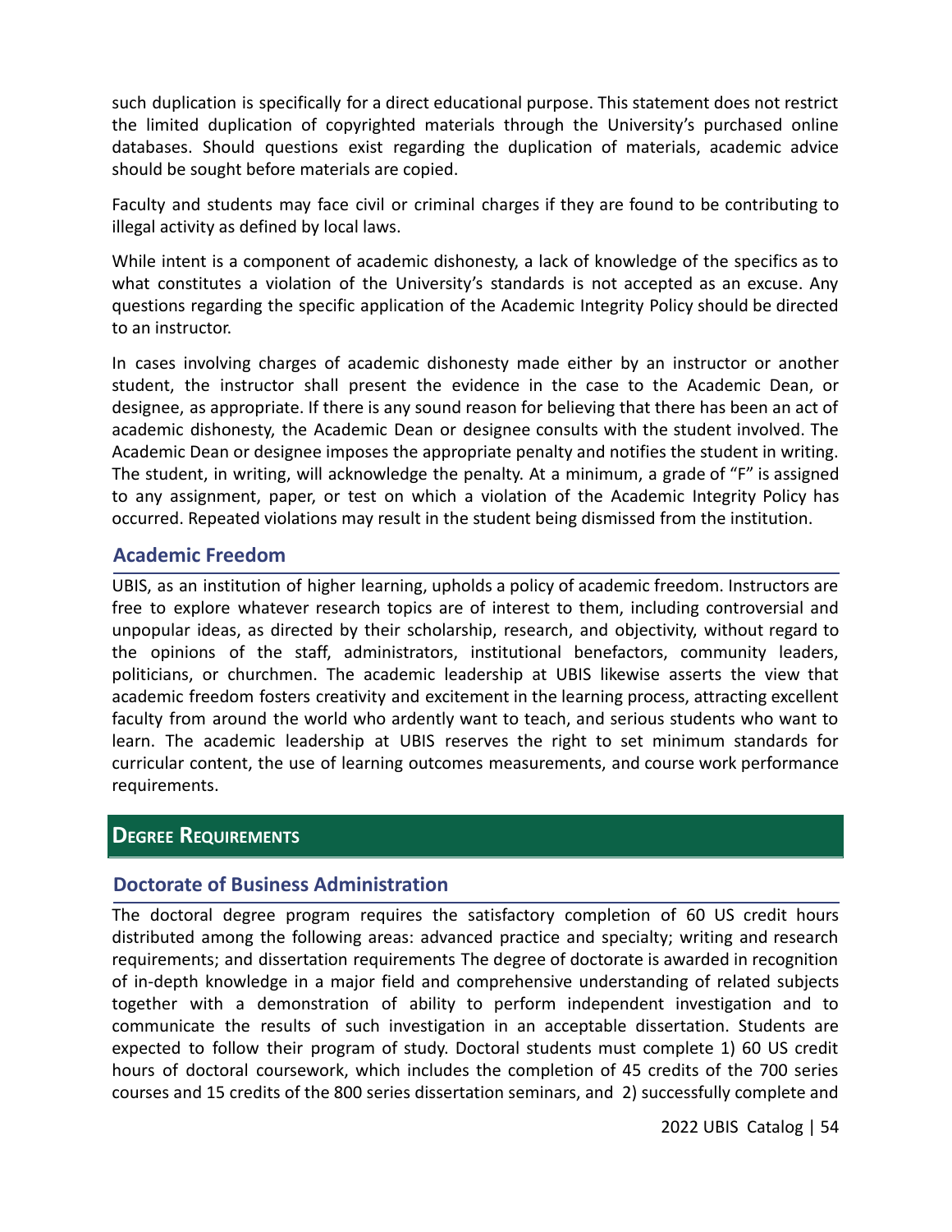such duplication is specifically for a direct educational purpose. This statement does not restrict the limited duplication of copyrighted materials through the University's purchased online databases. Should questions exist regarding the duplication of materials, academic advice should be sought before materials are copied.

Faculty and students may face civil or criminal charges if they are found to be contributing to illegal activity as defined by local laws.

While intent is a component of academic dishonesty, a lack of knowledge of the specifics as to what constitutes a violation of the University's standards is not accepted as an excuse. Any questions regarding the specific application of the Academic Integrity Policy should be directed to an instructor.

In cases involving charges of academic dishonesty made either by an instructor or another student, the instructor shall present the evidence in the case to the Academic Dean, or designee, as appropriate. If there is any sound reason for believing that there has been an act of academic dishonesty, the Academic Dean or designee consults with the student involved. The Academic Dean or designee imposes the appropriate penalty and notifies the student in writing. The student, in writing, will acknowledge the penalty. At a minimum, a grade of "F" is assigned to any assignment, paper, or test on which a violation of the Academic Integrity Policy has occurred. Repeated violations may result in the student being dismissed from the institution.

### Academic Freedom

UBIS, as an institution of higher learning, upholds a policy of academic freedom. Instructors are free to explore whatever research topics are of interest to them, including controversial and unpopular ideas, as directed by their scholarship, research, and objectivity, without regard to the opinions of the staff, administrators, institutional benefactors, community leaders, politicians, or churchmen. The academic leadership at UBIS likewise asserts the view that academic freedom fosters creativity and excitement in the learning process, attracting excellent faculty from around the world who ardently want to teach, and serious students who want to learn. The academic leadership at UBIS reserves the right to set minimum standards for curricular content, the use of learning outcomes measurements, and course work performance requirements.

## Degree Requirements

### Doctorate of Business Administration

The doctoral degree program requires the satisfactory completion of 60 US credit hours distributed among the following areas: advanced practice and specialty; writing and research requirements; and dissertation requirements The degree of doctorate is awarded in recognition of in-depth knowledge in a major field and comprehensive understanding of related subjects together with a demonstration of ability to perform independent investigation and to communicate the results of such investigation in an acceptable dissertation. Students are expected to follow their program of study. Doctoral students must complete 1) 60 US credit hours of doctoral coursework, which includes the completion of 45 credits of the 700 series courses and 15 credits of the 800 series dissertation seminars, and 2) successfully complete and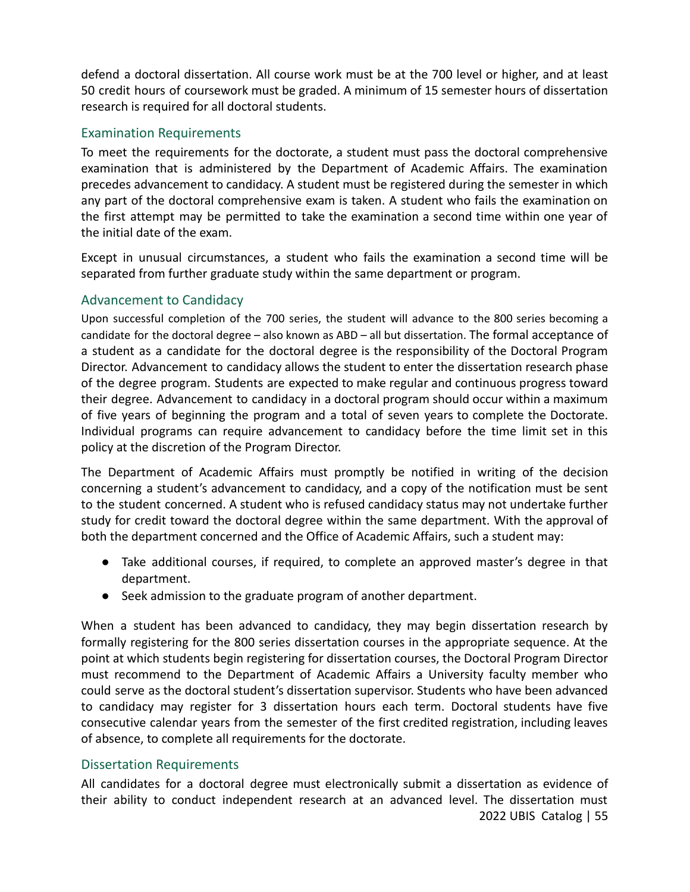defend a doctoral dissertation. All course work must be at the 700 level or higher, and at least 50 credit hours of coursework must be graded. A minimum of 15 semester hours of dissertation research is required for all doctoral students.

### Examination Requirements

To meet the requirements for the doctorate, a student must pass the doctoral comprehensive examination that is administered by the Department of Academic Affairs. The examination precedes advancement to candidacy. A student must be registered during the semester in which any part of the doctoral comprehensive exam is taken. A student who fails the examination on the first attempt may be permitted to take the examination a second time within one year of the initial date of the exam.

Except in unusual circumstances, a student who fails the examination a second time will be separated from further graduate study within the same department or program.

### Advancement to Candidacy

Upon successful completion of the 700 series, the student will advance to the 800 series becoming a candidate for the doctoral degree – also known as ABD – all but dissertation. The formal acceptance of a student as a candidate for the doctoral degree is the responsibility of the Doctoral Program Director. Advancement to candidacy allows the student to enter the dissertation research phase of the degree program. Students are expected to make regular and continuous progress toward their degree. Advancement to candidacy in a doctoral program should occur within a maximum of five years of beginning the program and a total of seven years to complete the Doctorate. Individual programs can require advancement to candidacy before the time limit set in this policy at the discretion of the Program Director.

The Department of Academic Affairs must promptly be notified in writing of the decision concerning a student's advancement to candidacy, and a copy of the notification must be sent to the student concerned. A student who is refused candidacy status may not undertake further study for credit toward the doctoral degree within the same department. With the approval of both the department concerned and the Office of Academic Affairs, such a student may:

- Take additional courses, if required, to complete an approved master's degree in that department.
- Seek admission to the graduate program of another department.

When a student has been advanced to candidacy, they may begin dissertation research by formally registering for the 800 series dissertation courses in the appropriate sequence. At the point at which students begin registering for dissertation courses, the Doctoral Program Director must recommend to the Department of Academic Affairs a University faculty member who could serve as the doctoral student's dissertation supervisor. Students who have been advanced to candidacy may register for 3 dissertation hours each term. Doctoral students have five consecutive calendar years from the semester of the first credited registration, including leaves of absence, to complete all requirements for the doctorate.

### Dissertation Requirements

All candidates for a doctoral degree must electronically submit a dissertation as evidence of their ability to conduct independent research at an advanced level. The dissertation must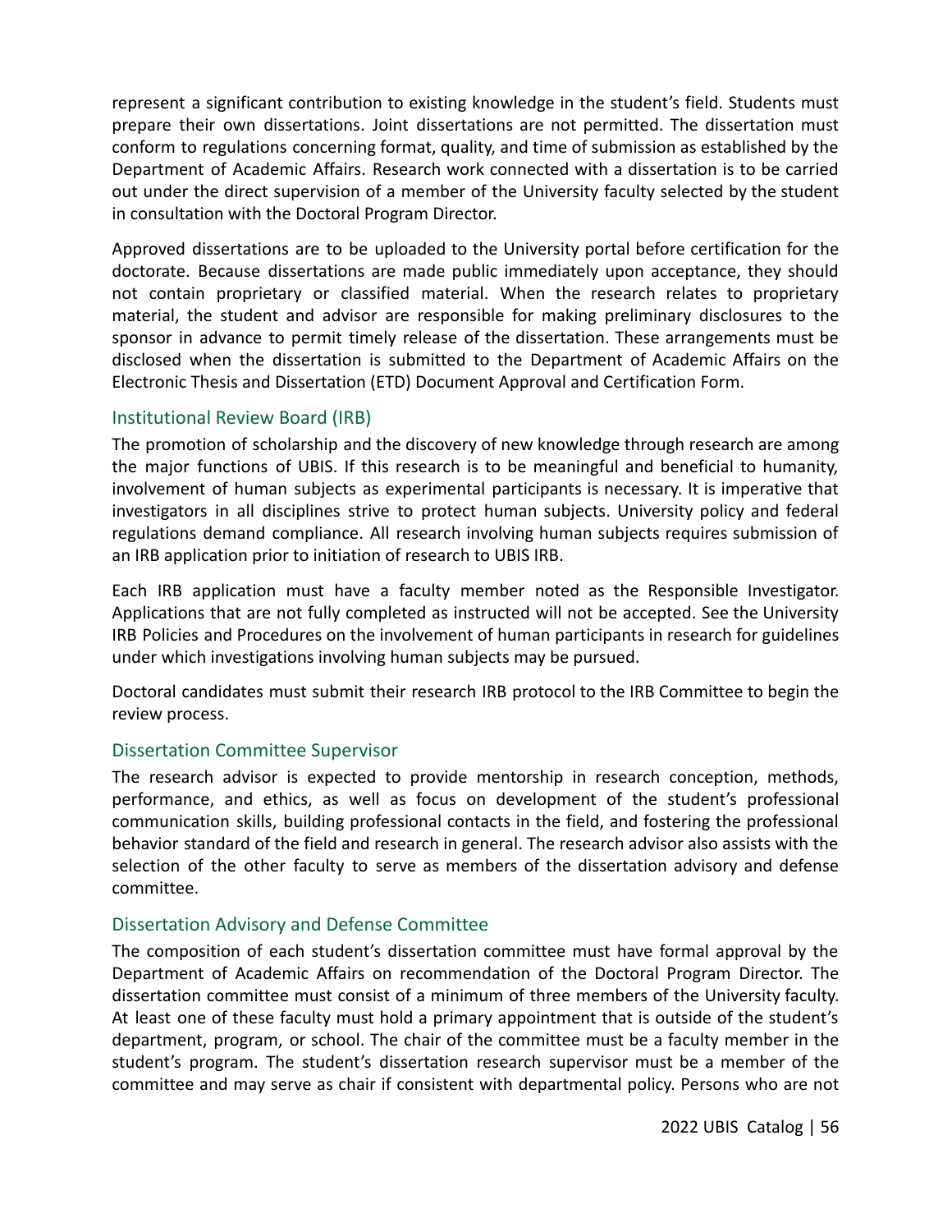represent a significant contribution to existing knowledge in the student's field. Students must prepare their own dissertations. Joint dissertations are not permitted. The dissertation must conform to regulations concerning format, quality, and time of submission as established by the Department of Academic Affairs. Research work connected with a dissertation is to be carried out under the direct supervision of a member of the University faculty selected by the student in consultation with the Doctoral Program Director.

Approved dissertations are to be uploaded to the University portal before certification for the doctorate. Because dissertations are made public immediately upon acceptance, they should not contain proprietary or classified material. When the research relates to proprietary material, the student and advisor are responsible for making preliminary disclosures to the sponsor in advance to permit timely release of the dissertation. These arrangements must be disclosed when the dissertation is submitted to the Department of Academic Affairs on the Electronic Thesis and Dissertation (ETD) Document Approval and Certification Form.

## Institutional Review Board (IRB)

The promotion of scholarship and the discovery of new knowledge through research are among the major functions of UBIS. If this research is to be meaningful and beneficial to humanity, involvement of human subjects as experimental participants is necessary. It is imperative that investigators in all disciplines strive to protect human subjects. University policy and federal regulations demand compliance. All research involving human subjects requires submission of an IRB application prior to initiation of research to UBIS IRB.

Each IRB application must have a faculty member noted as the Responsible Investigator. Applications that are not fully completed as instructed will not be accepted. See the University IRB Policies and Procedures on the involvement of human participants in research for guidelines under which investigations involving human subjects may be pursued.

Doctoral candidates must submit their research IRB protocol to the IRB Committee to begin the review process.

## Dissertation Committee Supervisor

The research advisor is expected to provide mentorship in research conception, methods, performance, and ethics, as well as focus on development of the student's professional communication skills, building professional contacts in the field, and fostering the professional behavior standard of the field and research in general. The research advisor also assists with the selection of the other faculty to serve as members of the dissertation advisory and defense committee.

## Dissertation Advisory and Defense Committee

The composition of each student's dissertation committee must have formal approval by the Department of Academic Affairs on recommendation of the Doctoral Program Director. The dissertation committee must consist of a minimum of three members of the University faculty. At least one of these faculty must hold a primary appointment that is outside of the student's department, program, or school. The chair of the committee must be a faculty member in the student's program. The student's dissertation research supervisor must be a member of the committee and may serve as chair if consistent with departmental policy. Persons who are not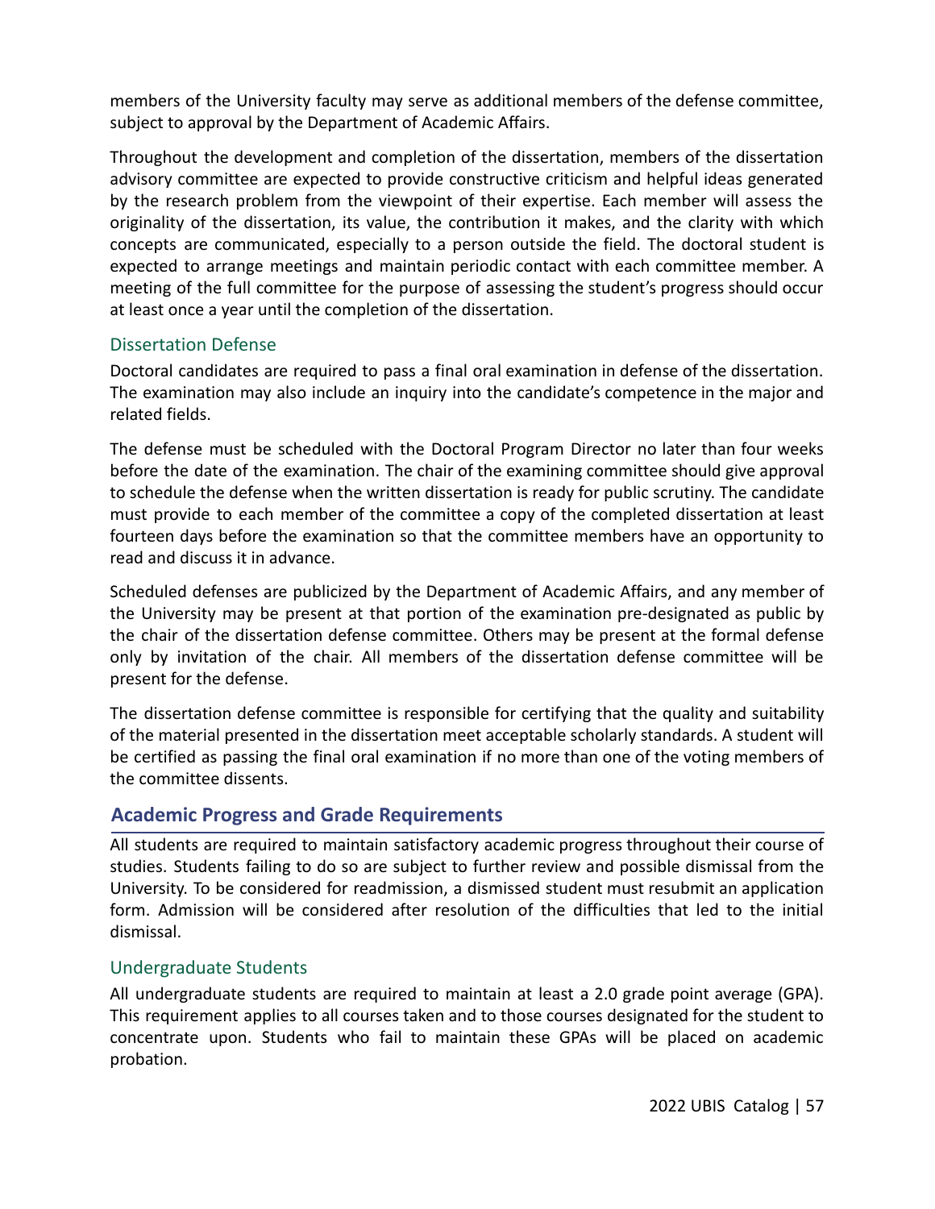members of the University faculty may serve as additional members of the defense committee, subject to approval by the Department of Academic Affairs.

Throughout the development and completion of the dissertation, members of the dissertation advisory committee are expected to provide constructive criticism and helpful ideas generated by the research problem from the viewpoint of their expertise. Each member will assess the originality of the dissertation, its value, the contribution it makes, and the clarity with which concepts are communicated, especially to a person outside the field. The doctoral student is expected to arrange meetings and maintain periodic contact with each committee member. A meeting of the full committee for the purpose of assessing the student's progress should occur at least once a year until the completion of the dissertation.

### Dissertation Defense

Doctoral candidates are required to pass a final oral examination in defense of the dissertation. The examination may also include an inquiry into the candidate's competence in the major and related fields.

The defense must be scheduled with the Doctoral Program Director no later than four weeks before the date of the examination. The chair of the examining committee should give approval to schedule the defense when the written dissertation is ready for public scrutiny. The candidate must provide to each member of the committee a copy of the completed dissertation at least fourteen days before the examination so that the committee members have an opportunity to read and discuss it in advance.

Scheduled defenses are publicized by the Department of Academic Affairs, and any member of the University may be present at that portion of the examination pre-designated as public by the chair of the dissertation defense committee. Others may be present at the formal defense only by invitation of the chair. All members of the dissertation defense committee will be present for the defense.

The dissertation defense committee is responsible for certifying that the quality and suitability of the material presented in the dissertation meet acceptable scholarly standards. A student will be certified as passing the final oral examination if no more than one of the voting members of the committee dissents.

## Academic Progress and Grade Requirements

All students are required to maintain satisfactory academic progress throughout their course of studies. Students failing to do so are subject to further review and possible dismissal from the University. To be considered for readmission, a dismissed student must resubmit an application form. Admission will be considered after resolution of the difficulties that led to the initial dismissal.

### Undergraduate Students

All undergraduate students are required to maintain at least a 2.0 grade point average (GPA). This requirement applies to all courses taken and to those courses designated for the student to concentrate upon. Students who fail to maintain these GPAs will be placed on academic probation.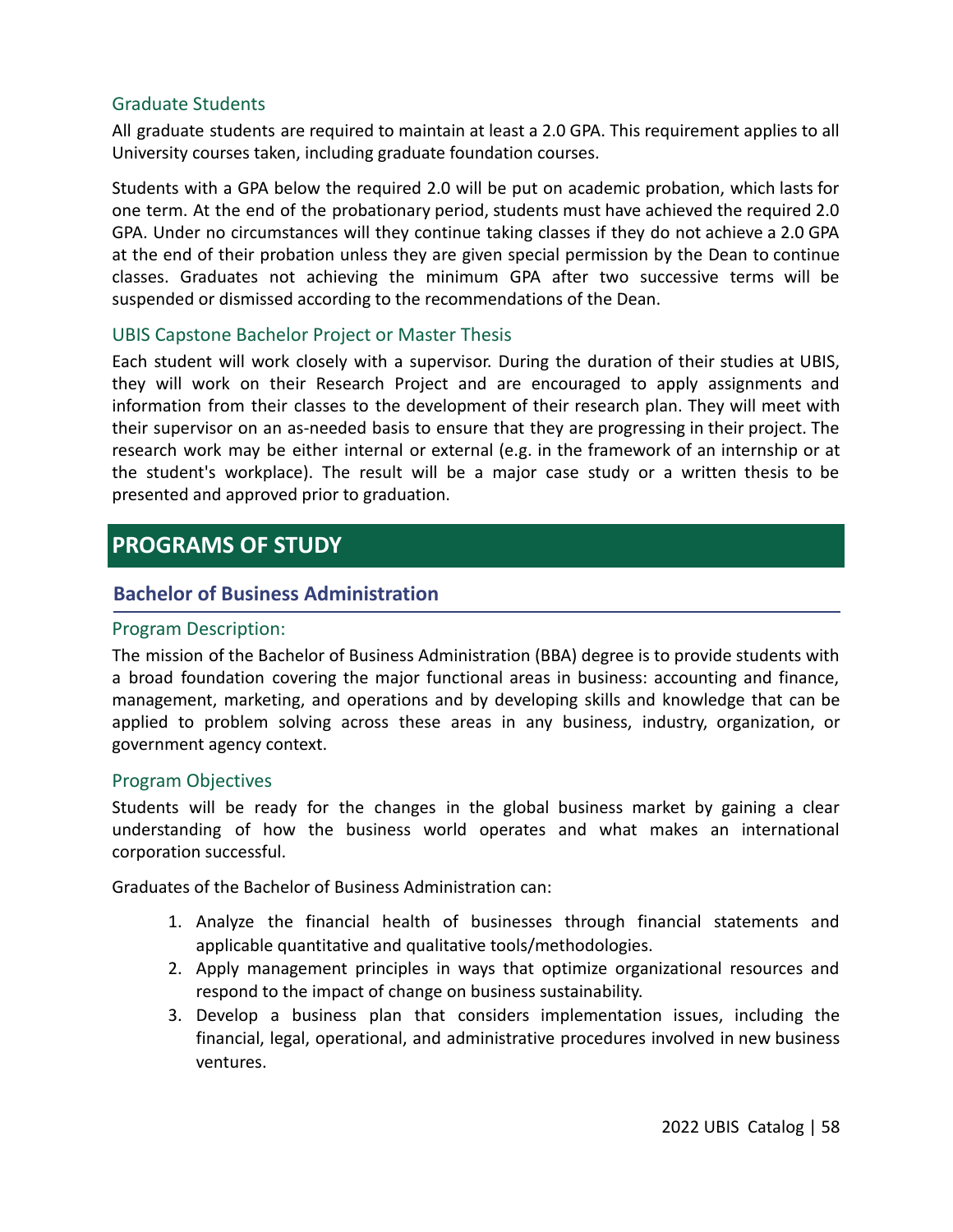### Graduate Students

All graduate students are required to maintain at least a 2.0 GPA. This requirement applies to all University courses taken, including graduate foundation courses.

Students with a GPA below the required 2.0 will be put on academic probation, which lasts for one term. At the end of the probationary period, students must have achieved the required 2.0 GPA. Under no circumstances will they continue taking classes if they do not achieve a 2.0 GPA at the end of their probation unless they are given special permission by the Dean to continue classes. Graduates not achieving the minimum GPA after two successive terms will be suspended or dismissed according to the recommendations of the Dean.

### UBIS Capstone Bachelor Project or Master Thesis

Each student will work closely with a supervisor. During the duration of their studies at UBIS, they will work on their Research Project and are encouraged to apply assignments and information from their classes to the development of their research plan. They will meet with their supervisor on an as-needed basis to ensure that they are progressing in their project. The research work may be either internal or external (e.g. in the framework of an internship or at the student's workplace). The result will be a major case study or a written thesis to be presented and approved prior to graduation.

# PROGRAMS OF STUDY

## Bachelor of Business Administration

### Program Description:

The mission of the Bachelor of Business Administration (BBA) degree is to provide students with a broad foundation covering the major functional areas in business: accounting and finance, management, marketing, and operations and by developing skills and knowledge that can be applied to problem solving across these areas in any business, industry, organization, or government agency context.

### Program Objectives

Students will be ready for the changes in the global business market by gaining a clear understanding of how the business world operates and what makes an international corporation successful.

Graduates of the Bachelor of Business Administration can:

1. Analyze the financial health of businesses through financial statements and applicable quantitative and qualitative tools/methodologies.
2. Apply management principles in ways that optimize organizational resources and respond to the impact of change on business sustainability.
3. Develop a business plan that considers implementation issues, including the financial, legal, operational, and administrative procedures involved in new business ventures.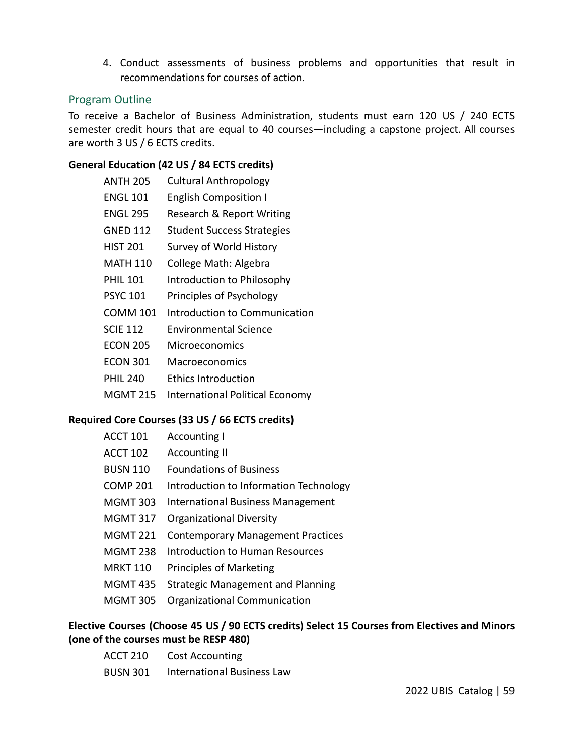4. Conduct assessments of business problems and opportunities that result in recommendations for courses of action.

## Program Outline

To receive a Bachelor of Business Administration, students must earn 120 US / 240 ECTS semester credit hours that are equal to 40 courses—including a capstone project. All courses are worth 3 US / 6 ECTS credits.

**General Education (42 US / 84 ECTS credits)**

| | |
|---|---|
| ANTH 205 | Cultural Anthropology |
| ENGL 101 | English Composition I |
| ENGL 295 | Research & Report Writing |
| GNED 112 | Student Success Strategies |
| HIST 201 | Survey of World History |
| MATH 110 | College Math: Algebra |
| PHIL 101 | Introduction to Philosophy |
| PSYC 101 | Principles of Psychology |
| COMM 101 | Introduction to Communication |
| SCIE 112 | Environmental Science |
| ECON 205 | Microeconomics |
| ECON 301 | Macroeconomics |
| PHIL 240 | Ethics Introduction |
| MGMT 215 | International Political Economy |

**Required Core Courses (33 US / 66 ECTS credits)**

| | |
|---|---|
| ACCT 101 | Accounting I |
| ACCT 102 | Accounting II |
| BUSN 110 | Foundations of Business |
| COMP 201 | Introduction to Information Technology |
| MGMT 303 | International Business Management |
| MGMT 317 | Organizational Diversity |
| MGMT 221 | Contemporary Management Practices |
| MGMT 238 | Introduction to Human Resources |
| MRKT 110 | Principles of Marketing |
| MGMT 435 | Strategic Management and Planning |
| MGMT 305 | Organizational Communication |

**Elective Courses (Choose 45 US / 90 ECTS credits) Select 15 Courses from Electives and Minors (one of the courses must be RESP 480)**

| | |
|---|---|
| ACCT 210 | Cost Accounting |
| BUSN 301 | International Business Law |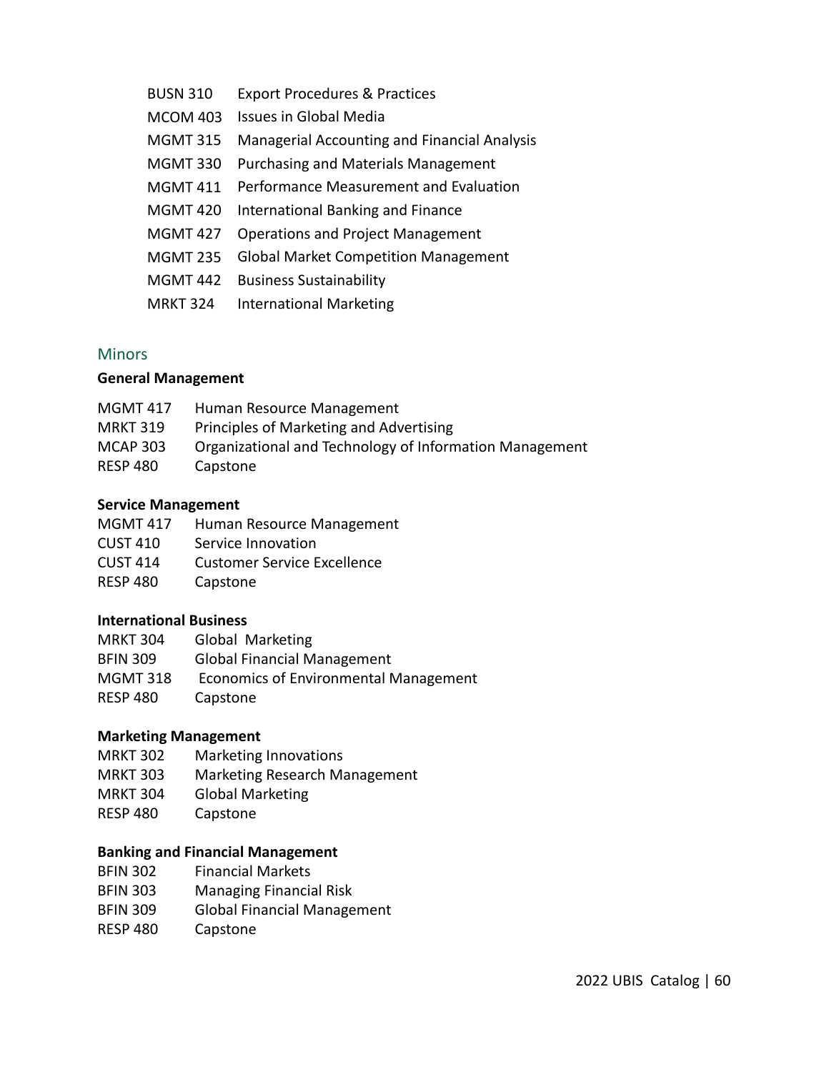BUSN 310 Export Procedures & Practices
MCOM 403 Issues in Global Media
MGMT 315 Managerial Accounting and Financial Analysis
MGMT 330 Purchasing and Materials Management
MGMT 411 Performance Measurement and Evaluation
MGMT 420 International Banking and Finance
MGMT 427 Operations and Project Management
MGMT 235 Global Market Competition Management
MGMT 442 Business Sustainability
MRKT 324 International Marketing

## Minors

**General Management**

MGMT 417 Human Resource Management
MRKT 319 Principles of Marketing and Advertising
MCAP 303 Organizational and Technology of Information Management
RESP 480 Capstone

**Service Management**

MGMT 417 Human Resource Management
CUST 410 Service Innovation
CUST 414 Customer Service Excellence
RESP 480 Capstone

**International Business**

MRKT 304 Global Marketing
BFIN 309 Global Financial Management
MGMT 318 Economics of Environmental Management
RESP 480 Capstone

**Marketing Management**

MRKT 302 Marketing Innovations
MRKT 303 Marketing Research Management
MRKT 304 Global Marketing
RESP 480 Capstone

**Banking and Financial Management**

BFIN 302 Financial Markets
BFIN 303 Managing Financial Risk
BFIN 309 Global Financial Management
RESP 480 Capstone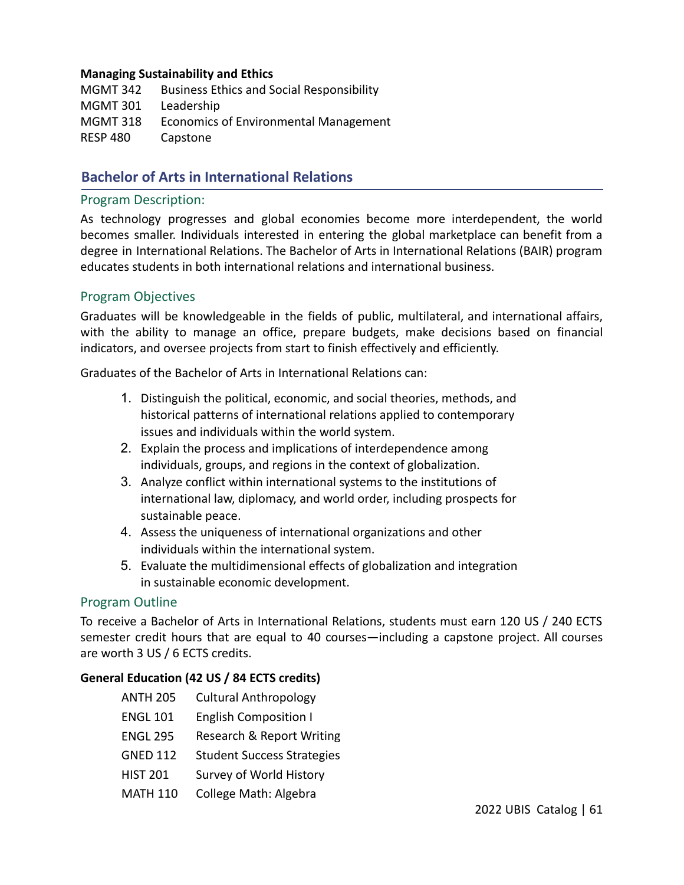**Managing Sustainability and Ethics**

| | |
|---|---|
| MGMT 342 | Business Ethics and Social Responsibility |
| MGMT 301 | Leadership |
| MGMT 318 | Economics of Environmental Management |
| RESP 480 | Capstone |

## Bachelor of Arts in International Relations

### Program Description:

As technology progresses and global economies become more interdependent, the world becomes smaller. Individuals interested in entering the global marketplace can benefit from a degree in International Relations. The Bachelor of Arts in International Relations (BAIR) program educates students in both international relations and international business.

### Program Objectives

Graduates will be knowledgeable in the fields of public, multilateral, and international affairs, with the ability to manage an office, prepare budgets, make decisions based on financial indicators, and oversee projects from start to finish effectively and efficiently.

Graduates of the Bachelor of Arts in International Relations can:

1. Distinguish the political, economic, and social theories, methods, and historical patterns of international relations applied to contemporary issues and individuals within the world system.
2. Explain the process and implications of interdependence among individuals, groups, and regions in the context of globalization.
3. Analyze conflict within international systems to the institutions of international law, diplomacy, and world order, including prospects for sustainable peace.
4. Assess the uniqueness of international organizations and other individuals within the international system.
5. Evaluate the multidimensional effects of globalization and integration in sustainable economic development.

### Program Outline

To receive a Bachelor of Arts in International Relations, students must earn 120 US / 240 ECTS semester credit hours that are equal to 40 courses—including a capstone project. All courses are worth 3 US / 6 ECTS credits.

**General Education (42 US / 84 ECTS credits)**

| | |
|---|---|
| ANTH 205 | Cultural Anthropology |
| ENGL 101 | English Composition I |
| ENGL 295 | Research & Report Writing |
| GNED 112 | Student Success Strategies |
| HIST 201 | Survey of World History |
| MATH 110 | College Math: Algebra |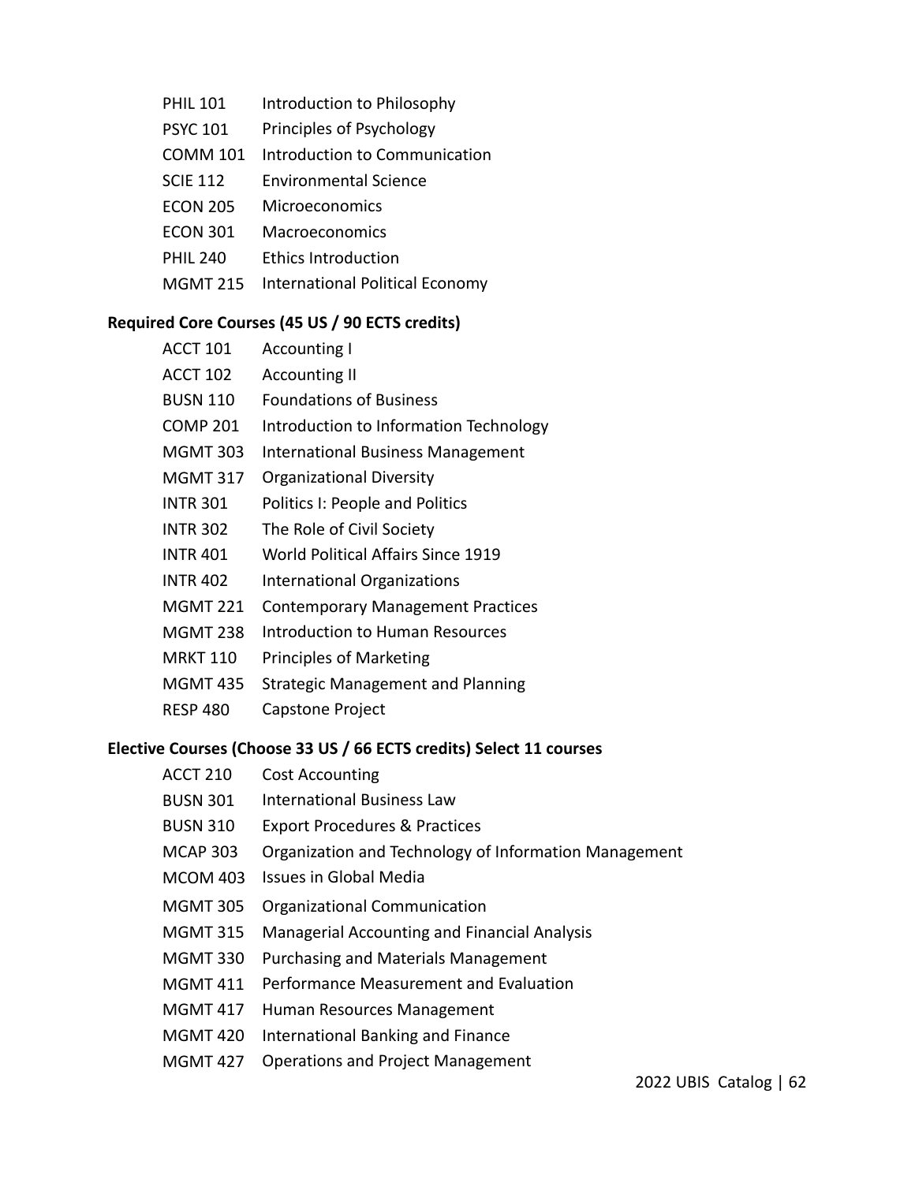| | |
|---|---|
| PHIL 101 | Introduction to Philosophy |
| PSYC 101 | Principles of Psychology |
| COMM 101 | Introduction to Communication |
| SCIE 112 | Environmental Science |
| ECON 205 | Microeconomics |
| ECON 301 | Macroeconomics |
| PHIL 240 | Ethics Introduction |
| MGMT 215 | International Political Economy |

**Required Core Courses (45 US / 90 ECTS credits)**

| | |
|---|---|
| ACCT 101 | Accounting I |
| ACCT 102 | Accounting II |
| BUSN 110 | Foundations of Business |
| COMP 201 | Introduction to Information Technology |
| MGMT 303 | International Business Management |
| MGMT 317 | Organizational Diversity |
| INTR 301 | Politics I: People and Politics |
| INTR 302 | The Role of Civil Society |
| INTR 401 | World Political Affairs Since 1919 |
| INTR 402 | International Organizations |
| MGMT 221 | Contemporary Management Practices |
| MGMT 238 | Introduction to Human Resources |
| MRKT 110 | Principles of Marketing |
| MGMT 435 | Strategic Management and Planning |
| RESP 480 | Capstone Project |

**Elective Courses (Choose 33 US / 66 ECTS credits) Select 11 courses**

| | |
|---|---|
| ACCT 210 | Cost Accounting |
| BUSN 301 | International Business Law |
| BUSN 310 | Export Procedures & Practices |
| MCAP 303 | Organization and Technology of Information Management |
| MCOM 403 | Issues in Global Media |
| MGMT 305 | Organizational Communication |
| MGMT 315 | Managerial Accounting and Financial Analysis |
| MGMT 330 | Purchasing and Materials Management |
| MGMT 411 | Performance Measurement and Evaluation |
| MGMT 417 | Human Resources Management |
| MGMT 420 | International Banking and Finance |
| MGMT 427 | Operations and Project Management |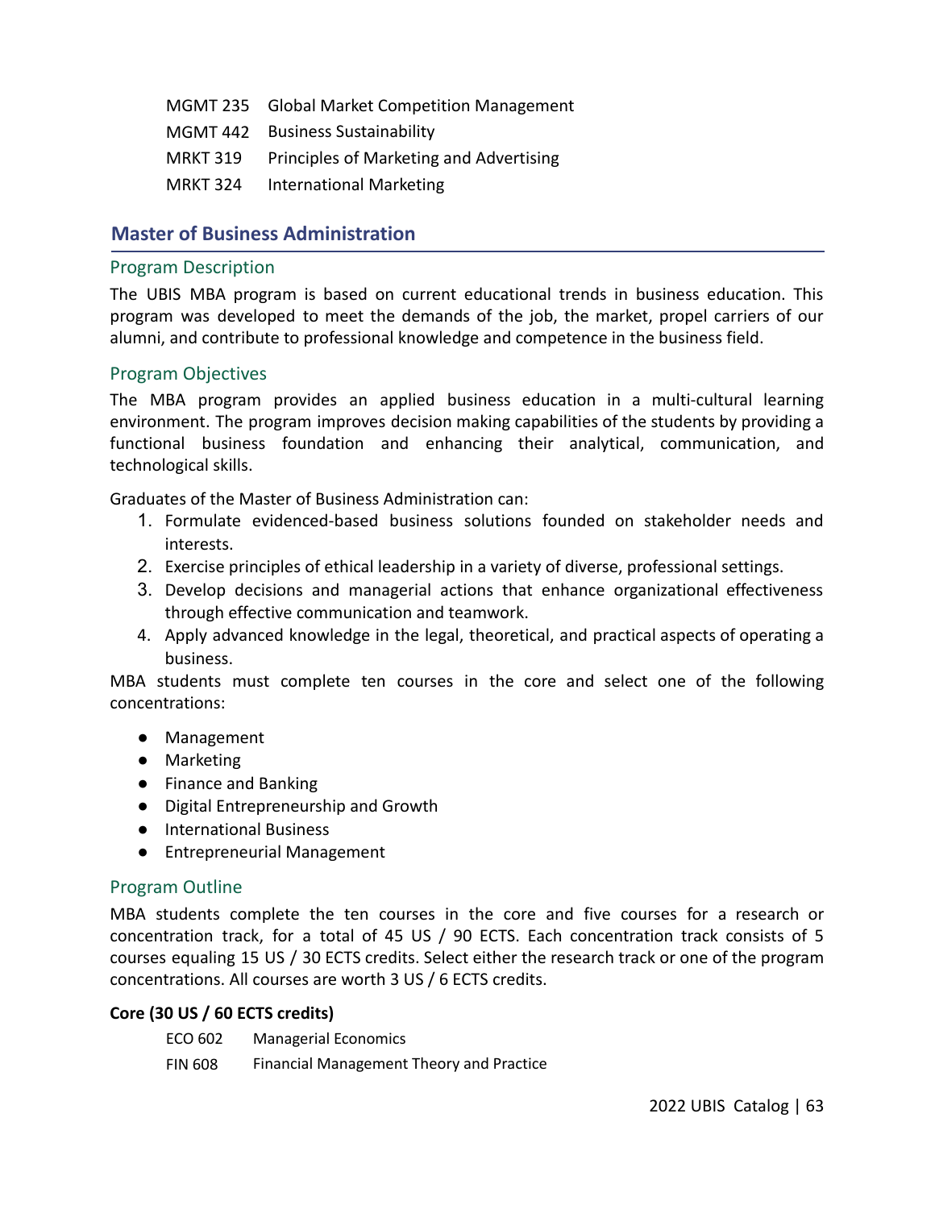MGMT 235 Global Market Competition Management
MGMT 442 Business Sustainability
MRKT 319 Principles of Marketing and Advertising
MRKT 324 International Marketing

## Master of Business Administration

### Program Description

The UBIS MBA program is based on current educational trends in business education. This program was developed to meet the demands of the job, the market, propel carriers of our alumni, and contribute to professional knowledge and competence in the business field.

### Program Objectives

The MBA program provides an applied business education in a multi-cultural learning environment. The program improves decision making capabilities of the students by providing a functional business foundation and enhancing their analytical, communication, and technological skills.

Graduates of the Master of Business Administration can:

1. Formulate evidenced-based business solutions founded on stakeholder needs and interests.
2. Exercise principles of ethical leadership in a variety of diverse, professional settings.
3. Develop decisions and managerial actions that enhance organizational effectiveness through effective communication and teamwork.
4. Apply advanced knowledge in the legal, theoretical, and practical aspects of operating a business.

MBA students must complete ten courses in the core and select one of the following concentrations:

- Management
- Marketing
- Finance and Banking
- Digital Entrepreneurship and Growth
- International Business
- Entrepreneurial Management

### Program Outline

MBA students complete the ten courses in the core and five courses for a research or concentration track, for a total of 45 US / 90 ECTS. Each concentration track consists of 5 courses equaling 15 US / 30 ECTS credits. Select either the research track or one of the program concentrations. All courses are worth 3 US / 6 ECTS credits.

**Core (30 US / 60 ECTS credits)**

ECO 602 Managerial Economics
FIN 608 Financial Management Theory and Practice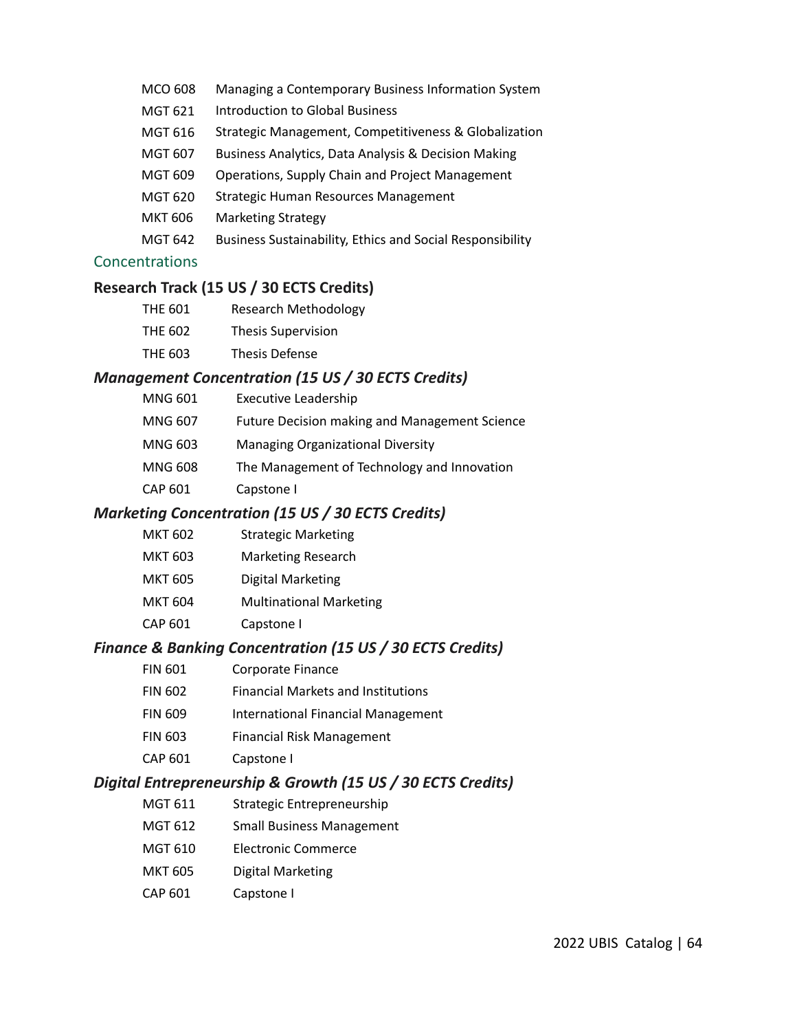| | |
|---|---|
| MCO 608 | Managing a Contemporary Business Information System |
| MGT 621 | Introduction to Global Business |
| MGT 616 | Strategic Management, Competitiveness & Globalization |
| MGT 607 | Business Analytics, Data Analysis & Decision Making |
| MGT 609 | Operations, Supply Chain and Project Management |
| MGT 620 | Strategic Human Resources Management |
| MKT 606 | Marketing Strategy |
| MGT 642 | Business Sustainability, Ethics and Social Responsibility |

## Concentrations

### Research Track (15 US / 30 ECTS Credits)

| | |
|---|---|
| THE 601 | Research Methodology |
| THE 602 | Thesis Supervision |
| THE 603 | Thesis Defense |

### *Management Concentration (15 US / 30 ECTS Credits)*

| | |
|---|---|
| MNG 601 | Executive Leadership |
| MNG 607 | Future Decision making and Management Science |
| MNG 603 | Managing Organizational Diversity |
| MNG 608 | The Management of Technology and Innovation |
| CAP 601 | Capstone I |

### *Marketing Concentration (15 US / 30 ECTS Credits)*

| | |
|---|---|
| MKT 602 | Strategic Marketing |
| MKT 603 | Marketing Research |
| MKT 605 | Digital Marketing |
| MKT 604 | Multinational Marketing |
| CAP 601 | Capstone I |

### *Finance & Banking Concentration (15 US / 30 ECTS Credits)*

| | |
|---|---|
| FIN 601 | Corporate Finance |
| FIN 602 | Financial Markets and Institutions |
| FIN 609 | International Financial Management |
| FIN 603 | Financial Risk Management |
| CAP 601 | Capstone I |

### *Digital Entrepreneurship & Growth (15 US / 30 ECTS Credits)*

| | |
|---|---|
| MGT 611 | Strategic Entrepreneurship |
| MGT 612 | Small Business Management |
| MGT 610 | Electronic Commerce |
| MKT 605 | Digital Marketing |
| CAP 601 | Capstone I |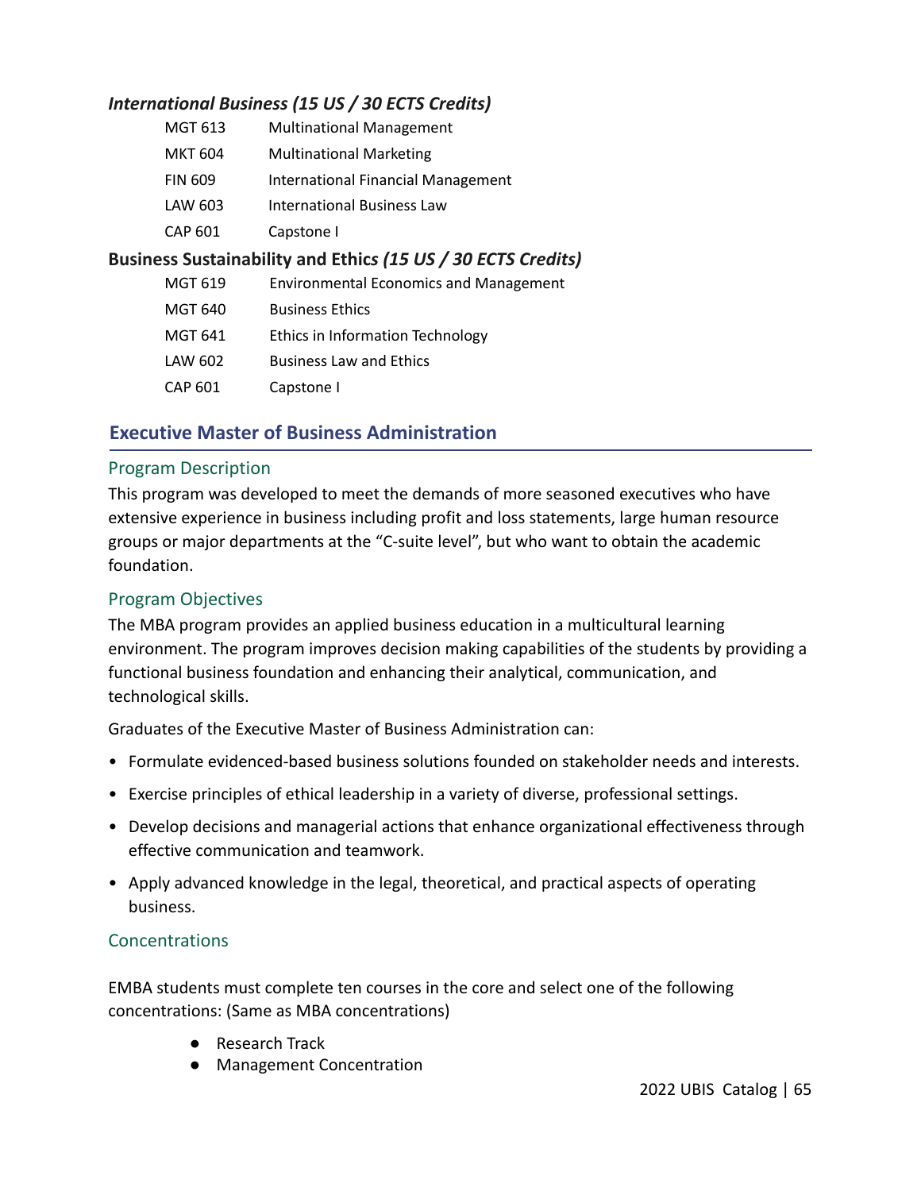### *International Business (15 US / 30 ECTS Credits)*

| | |
|---|---|
| MGT 613 | Multinational Management |
| MKT 604 | Multinational Marketing |
| FIN 609 | International Financial Management |
| LAW 603 | International Business Law |
| CAP 601 | Capstone I |

### **Business Sustainability and Ethics** *(15 US / 30 ECTS Credits)*

| | |
|---|---|
| MGT 619 | Environmental Economics and Management |
| MGT 640 | Business Ethics |
| MGT 641 | Ethics in Information Technology |
| LAW 602 | Business Law and Ethics |
| CAP 601 | Capstone I |

## Executive Master of Business Administration

### Program Description

This program was developed to meet the demands of more seasoned executives who have extensive experience in business including profit and loss statements, large human resource groups or major departments at the "C-suite level", but who want to obtain the academic foundation.

### Program Objectives

The MBA program provides an applied business education in a multicultural learning environment. The program improves decision making capabilities of the students by providing a functional business foundation and enhancing their analytical, communication, and technological skills.

Graduates of the Executive Master of Business Administration can:

- Formulate evidenced-based business solutions founded on stakeholder needs and interests.
- Exercise principles of ethical leadership in a variety of diverse, professional settings.
- Develop decisions and managerial actions that enhance organizational effectiveness through effective communication and teamwork.
- Apply advanced knowledge in the legal, theoretical, and practical aspects of operating business.

### Concentrations

EMBA students must complete ten courses in the core and select one of the following concentrations: (Same as MBA concentrations)

- Research Track
- Management Concentration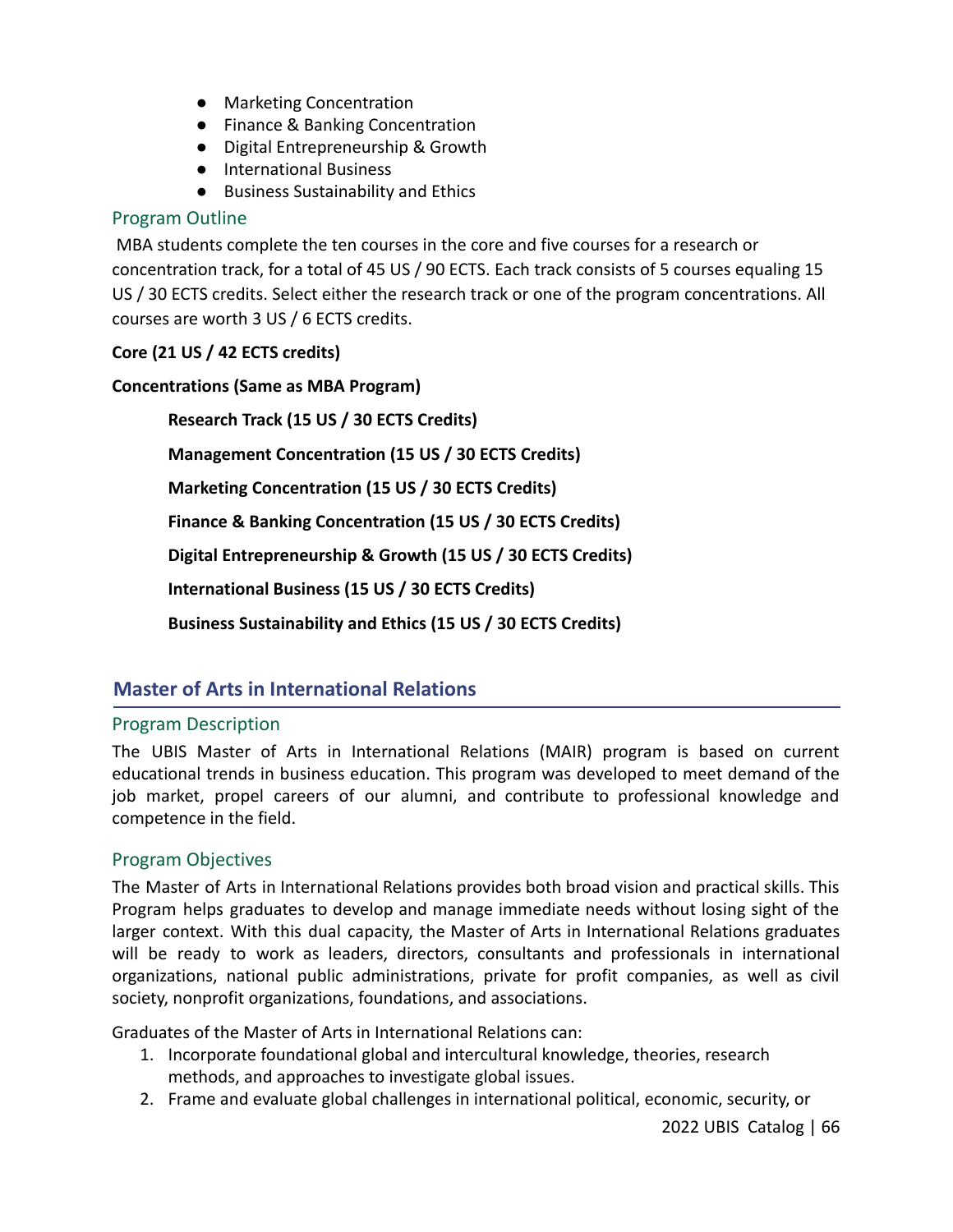- Marketing Concentration
- Finance & Banking Concentration
- Digital Entrepreneurship & Growth
- International Business
- Business Sustainability and Ethics

### Program Outline

MBA students complete the ten courses in the core and five courses for a research or concentration track, for a total of 45 US / 90 ECTS. Each track consists of 5 courses equaling 15 US / 30 ECTS credits. Select either the research track or one of the program concentrations. All courses are worth 3 US / 6 ECTS credits.

**Core (21 US / 42 ECTS credits)**

**Concentrations (Same as MBA Program)**

**Research Track (15 US / 30 ECTS Credits)**

**Management Concentration (15 US / 30 ECTS Credits)**

**Marketing Concentration (15 US / 30 ECTS Credits)**

**Finance & Banking Concentration (15 US / 30 ECTS Credits)**

**Digital Entrepreneurship & Growth (15 US / 30 ECTS Credits)**

**International Business (15 US / 30 ECTS Credits)**

**Business Sustainability and Ethics (15 US / 30 ECTS Credits)**

## Master of Arts in International Relations

### Program Description

The UBIS Master of Arts in International Relations (MAIR) program is based on current educational trends in business education. This program was developed to meet demand of the job market, propel careers of our alumni, and contribute to professional knowledge and competence in the field.

### Program Objectives

The Master of Arts in International Relations provides both broad vision and practical skills. This Program helps graduates to develop and manage immediate needs without losing sight of the larger context. With this dual capacity, the Master of Arts in International Relations graduates will be ready to work as leaders, directors, consultants and professionals in international organizations, national public administrations, private for profit companies, as well as civil society, nonprofit organizations, foundations, and associations.

Graduates of the Master of Arts in International Relations can:

1. Incorporate foundational global and intercultural knowledge, theories, research methods, and approaches to investigate global issues.
2. Frame and evaluate global challenges in international political, economic, security, or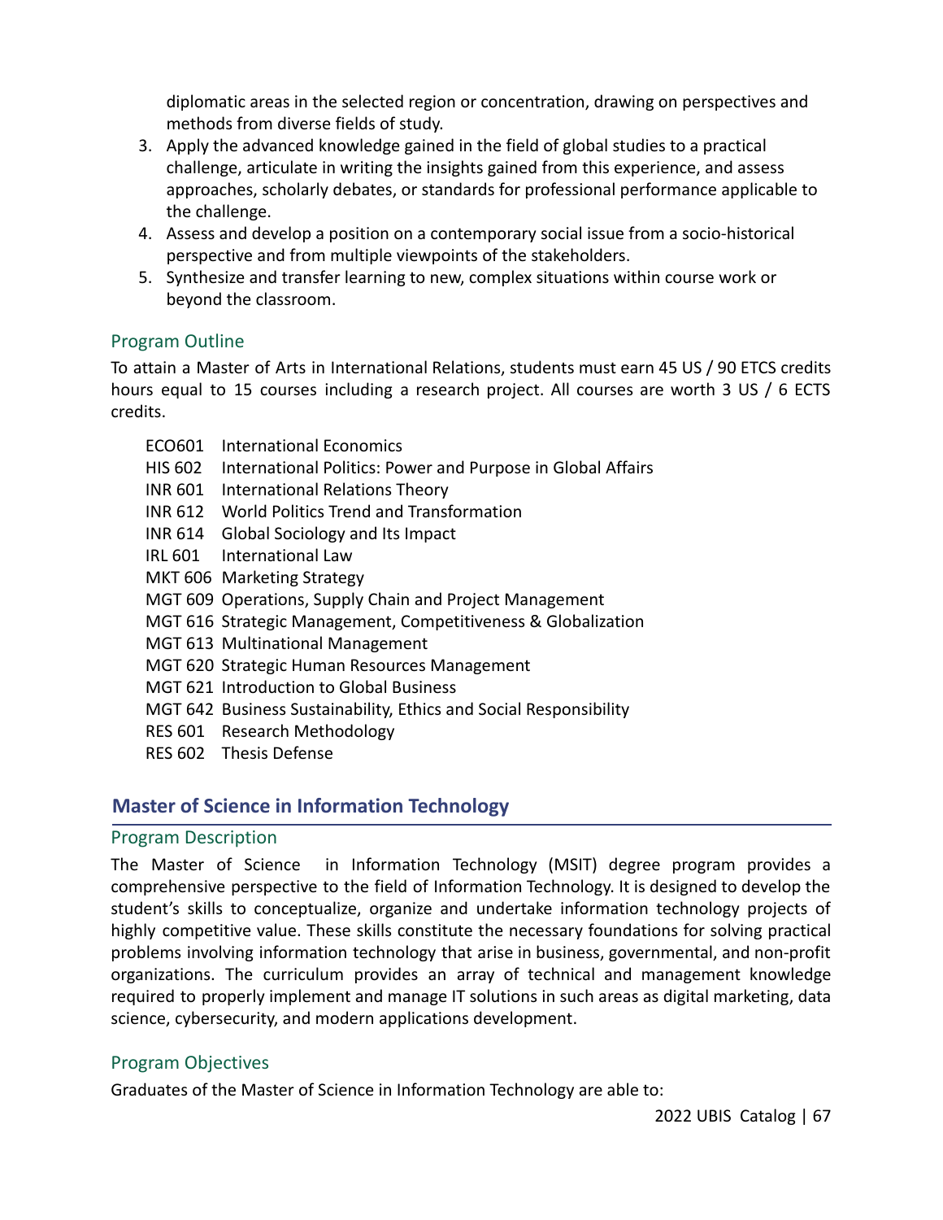diplomatic areas in the selected region or concentration, drawing on perspectives and methods from diverse fields of study.

3. Apply the advanced knowledge gained in the field of global studies to a practical challenge, articulate in writing the insights gained from this experience, and assess approaches, scholarly debates, or standards for professional performance applicable to the challenge.
4. Assess and develop a position on a contemporary social issue from a socio-historical perspective and from multiple viewpoints of the stakeholders.
5. Synthesize and transfer learning to new, complex situations within course work or beyond the classroom.

### Program Outline

To attain a Master of Arts in International Relations, students must earn 45 US / 90 ETCS credits hours equal to 15 courses including a research project. All courses are worth 3 US / 6 ECTS credits.

- ECO601 International Economics
- HIS 602 International Politics: Power and Purpose in Global Affairs
- INR 601 International Relations Theory
- INR 612 World Politics Trend and Transformation
- INR 614 Global Sociology and Its Impact
- IRL 601 International Law
- MKT 606 Marketing Strategy
- MGT 609 Operations, Supply Chain and Project Management
- MGT 616 Strategic Management, Competitiveness & Globalization
- MGT 613 Multinational Management
- MGT 620 Strategic Human Resources Management
- MGT 621 Introduction to Global Business
- MGT 642 Business Sustainability, Ethics and Social Responsibility
- RES 601 Research Methodology
- RES 602 Thesis Defense

## Master of Science in Information Technology

### Program Description

The Master of Science in Information Technology (MSIT) degree program provides a comprehensive perspective to the field of Information Technology. It is designed to develop the student's skills to conceptualize, organize and undertake information technology projects of highly competitive value. These skills constitute the necessary foundations for solving practical problems involving information technology that arise in business, governmental, and non-profit organizations. The curriculum provides an array of technical and management knowledge required to properly implement and manage IT solutions in such areas as digital marketing, data science, cybersecurity, and modern applications development.

### Program Objectives

Graduates of the Master of Science in Information Technology are able to: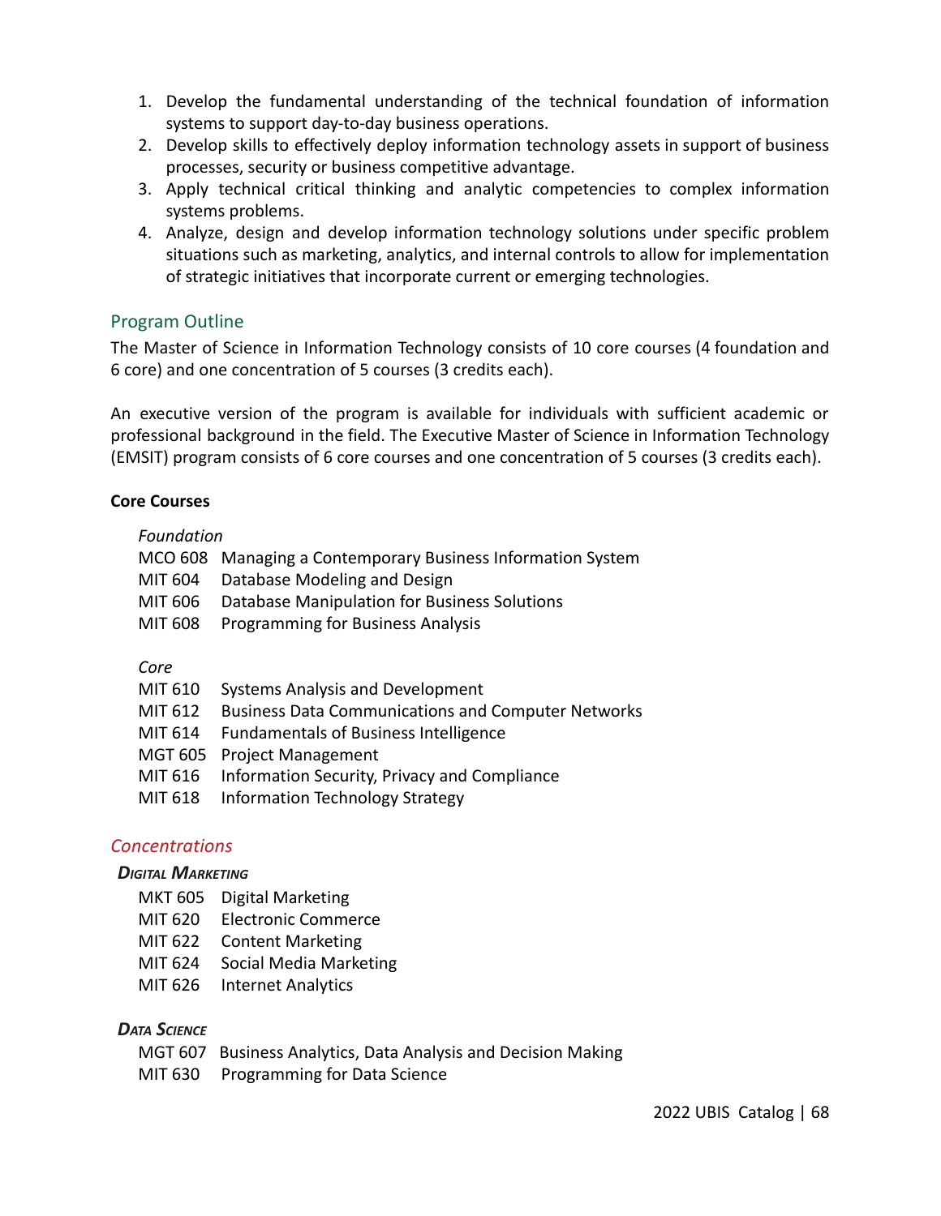1. Develop the fundamental understanding of the technical foundation of information systems to support day-to-day business operations.
2. Develop skills to effectively deploy information technology assets in support of business processes, security or business competitive advantage.
3. Apply technical critical thinking and analytic competencies to complex information systems problems.
4. Analyze, design and develop information technology solutions under specific problem situations such as marketing, analytics, and internal controls to allow for implementation of strategic initiatives that incorporate current or emerging technologies.

## Program Outline

The Master of Science in Information Technology consists of 10 core courses (4 foundation and 6 core) and one concentration of 5 courses (3 credits each).

An executive version of the program is available for individuals with sufficient academic or professional background in the field. The Executive Master of Science in Information Technology (EMSIT) program consists of 6 core courses and one concentration of 5 courses (3 credits each).

**Core Courses**

*Foundation*

MCO 608 Managing a Contemporary Business Information System
MIT 604 Database Modeling and Design
MIT 606 Database Manipulation for Business Solutions
MIT 608 Programming for Business Analysis

*Core*

MIT 610 Systems Analysis and Development
MIT 612 Business Data Communications and Computer Networks
MIT 614 Fundamentals of Business Intelligence
MGT 605 Project Management
MIT 616 Information Security, Privacy and Compliance
MIT 618 Information Technology Strategy

## *Concentrations*

### ***Digital Marketing***

MKT 605 Digital Marketing
MIT 620 Electronic Commerce
MIT 622 Content Marketing
MIT 624 Social Media Marketing
MIT 626 Internet Analytics

### ***Data Science***

MGT 607 Business Analytics, Data Analysis and Decision Making
MIT 630 Programming for Data Science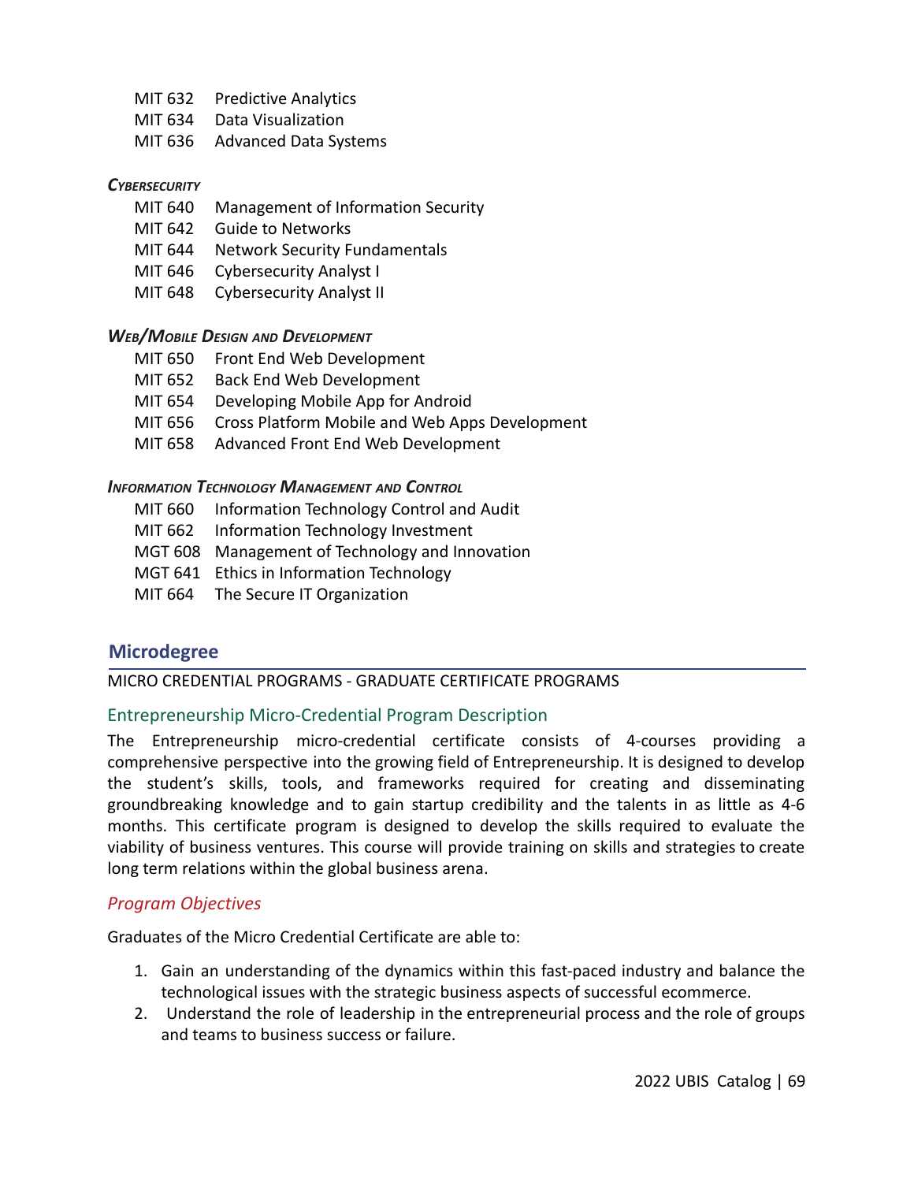MIT 632 Predictive Analytics
MIT 634 Data Visualization
MIT 636 Advanced Data Systems

***Cybersecurity***

MIT 640 Management of Information Security
MIT 642 Guide to Networks
MIT 644 Network Security Fundamentals
MIT 646 Cybersecurity Analyst I
MIT 648 Cybersecurity Analyst II

***Web/Mobile Design and Development***

MIT 650 Front End Web Development
MIT 652 Back End Web Development
MIT 654 Developing Mobile App for Android
MIT 656 Cross Platform Mobile and Web Apps Development
MIT 658 Advanced Front End Web Development

***Information Technology Management and Control***

MIT 660 Information Technology Control and Audit
MIT 662 Information Technology Investment
MGT 608 Management of Technology and Innovation
MGT 641 Ethics in Information Technology
MIT 664 The Secure IT Organization

## Microdegree

MICRO CREDENTIAL PROGRAMS - GRADUATE CERTIFICATE PROGRAMS

### Entrepreneurship Micro-Credential Program Description

The Entrepreneurship micro-credential certificate consists of 4-courses providing a comprehensive perspective into the growing field of Entrepreneurship. It is designed to develop the student's skills, tools, and frameworks required for creating and disseminating groundbreaking knowledge and to gain startup credibility and the talents in as little as 4-6 months. This certificate program is designed to develop the skills required to evaluate the viability of business ventures. This course will provide training on skills and strategies to create long term relations within the global business arena.

### *Program Objectives*

Graduates of the Micro Credential Certificate are able to:

1. Gain an understanding of the dynamics within this fast-paced industry and balance the technological issues with the strategic business aspects of successful ecommerce.
2. Understand the role of leadership in the entrepreneurial process and the role of groups and teams to business success or failure.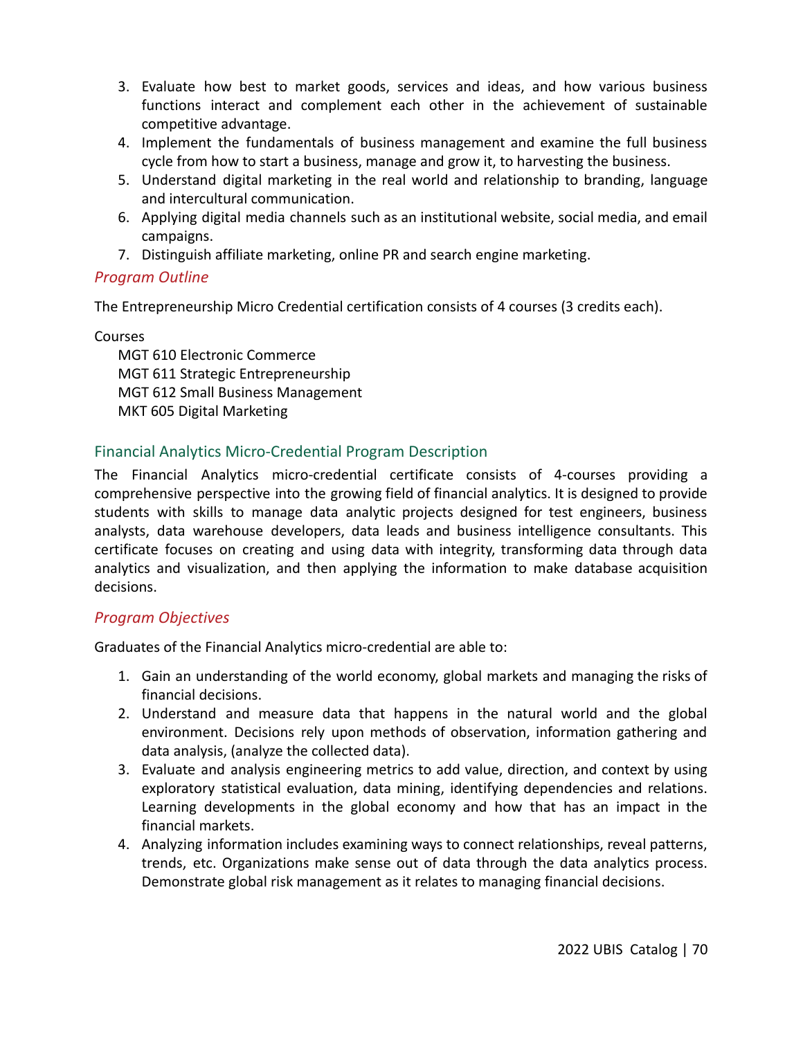3. Evaluate how best to market goods, services and ideas, and how various business functions interact and complement each other in the achievement of sustainable competitive advantage.
4. Implement the fundamentals of business management and examine the full business cycle from how to start a business, manage and grow it, to harvesting the business.
5. Understand digital marketing in the real world and relationship to branding, language and intercultural communication.
6. Applying digital media channels such as an institutional website, social media, and email campaigns.
7. Distinguish affiliate marketing, online PR and search engine marketing.

### *Program Outline*

The Entrepreneurship Micro Credential certification consists of 4 courses (3 credits each).

Courses

MGT 610 Electronic Commerce
MGT 611 Strategic Entrepreneurship
MGT 612 Small Business Management
MKT 605 Digital Marketing

## Financial Analytics Micro-Credential Program Description

The Financial Analytics micro-credential certificate consists of 4-courses providing a comprehensive perspective into the growing field of financial analytics. It is designed to provide students with skills to manage data analytic projects designed for test engineers, business analysts, data warehouse developers, data leads and business intelligence consultants. This certificate focuses on creating and using data with integrity, transforming data through data analytics and visualization, and then applying the information to make database acquisition decisions.

### *Program Objectives*

Graduates of the Financial Analytics micro-credential are able to:

1. Gain an understanding of the world economy, global markets and managing the risks of financial decisions.
2. Understand and measure data that happens in the natural world and the global environment. Decisions rely upon methods of observation, information gathering and data analysis, (analyze the collected data).
3. Evaluate and analysis engineering metrics to add value, direction, and context by using exploratory statistical evaluation, data mining, identifying dependencies and relations. Learning developments in the global economy and how that has an impact in the financial markets.
4. Analyzing information includes examining ways to connect relationships, reveal patterns, trends, etc. Organizations make sense out of data through the data analytics process. Demonstrate global risk management as it relates to managing financial decisions.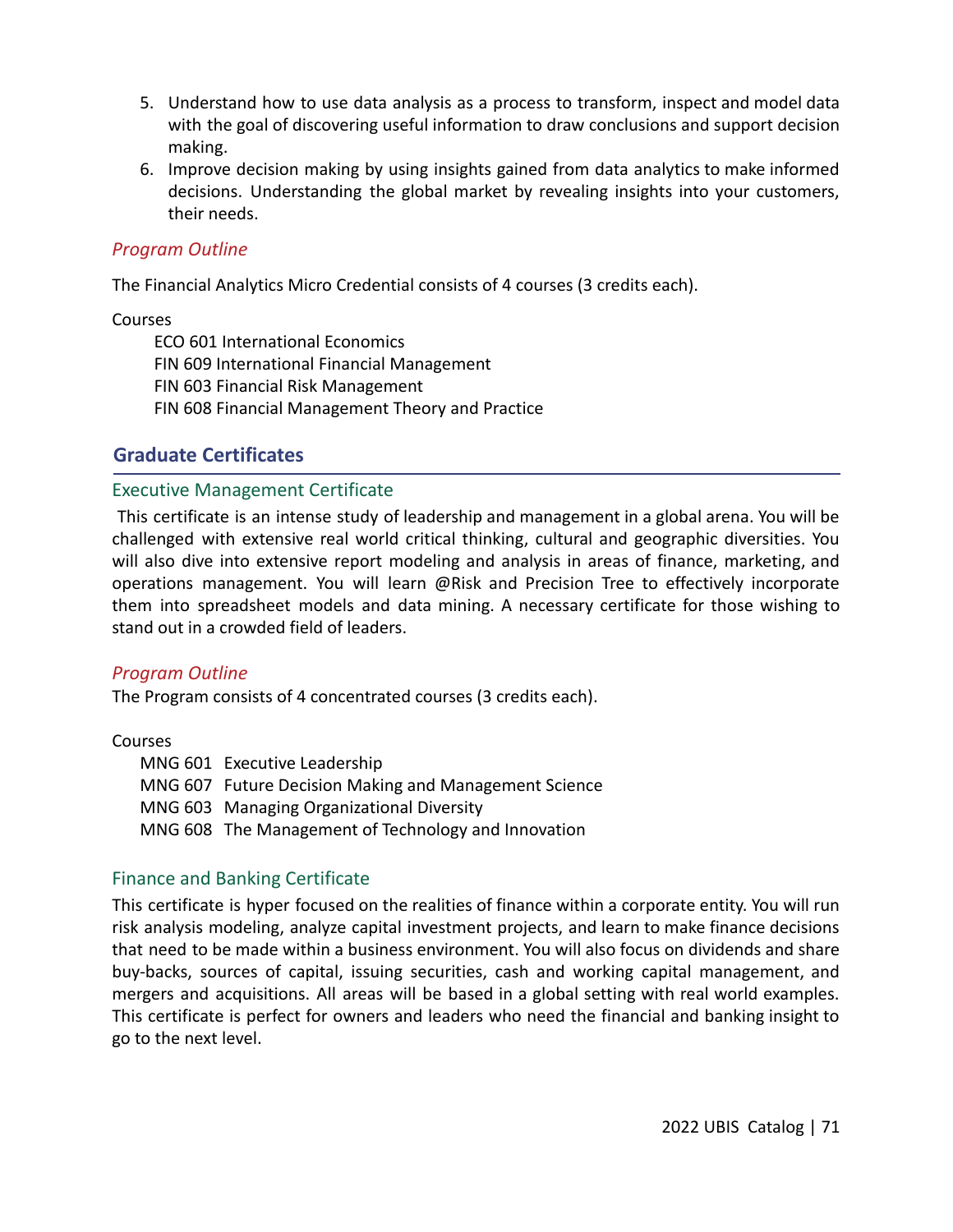5. Understand how to use data analysis as a process to transform, inspect and model data with the goal of discovering useful information to draw conclusions and support decision making.
6. Improve decision making by using insights gained from data analytics to make informed decisions. Understanding the global market by revealing insights into your customers, their needs.

### *Program Outline*

The Financial Analytics Micro Credential consists of 4 courses (3 credits each).

Courses

- ECO 601 International Economics
- FIN 609 International Financial Management
- FIN 603 Financial Risk Management
- FIN 608 Financial Management Theory and Practice

## Graduate Certificates

### Executive Management Certificate

This certificate is an intense study of leadership and management in a global arena. You will be challenged with extensive real world critical thinking, cultural and geographic diversities. You will also dive into extensive report modeling and analysis in areas of finance, marketing, and operations management. You will learn @Risk and Precision Tree to effectively incorporate them into spreadsheet models and data mining. A necessary certificate for those wishing to stand out in a crowded field of leaders.

### *Program Outline*

The Program consists of 4 concentrated courses (3 credits each).

Courses

- MNG 601 Executive Leadership
- MNG 607 Future Decision Making and Management Science
- MNG 603 Managing Organizational Diversity
- MNG 608 The Management of Technology and Innovation

### Finance and Banking Certificate

This certificate is hyper focused on the realities of finance within a corporate entity. You will run risk analysis modeling, analyze capital investment projects, and learn to make finance decisions that need to be made within a business environment. You will also focus on dividends and share buy-backs, sources of capital, issuing securities, cash and working capital management, and mergers and acquisitions. All areas will be based in a global setting with real world examples. This certificate is perfect for owners and leaders who need the financial and banking insight to go to the next level.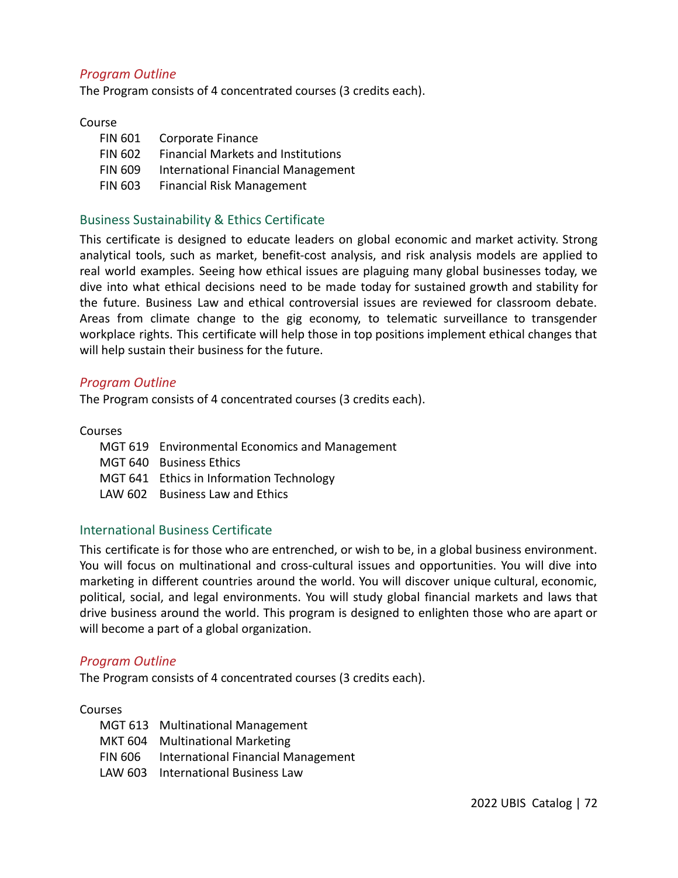### *Program Outline*

The Program consists of 4 concentrated courses (3 credits each).

Course

- FIN 601 Corporate Finance
- FIN 602 Financial Markets and Institutions
- FIN 609 International Financial Management
- FIN 603 Financial Risk Management

## Business Sustainability & Ethics Certificate

This certificate is designed to educate leaders on global economic and market activity. Strong analytical tools, such as market, benefit-cost analysis, and risk analysis models are applied to real world examples. Seeing how ethical issues are plaguing many global businesses today, we dive into what ethical decisions need to be made today for sustained growth and stability for the future. Business Law and ethical controversial issues are reviewed for classroom debate. Areas from climate change to the gig economy, to telematic surveillance to transgender workplace rights. This certificate will help those in top positions implement ethical changes that will help sustain their business for the future.

### *Program Outline*

The Program consists of 4 concentrated courses (3 credits each).

Courses

- MGT 619 Environmental Economics and Management
- MGT 640 Business Ethics
- MGT 641 Ethics in Information Technology
- LAW 602 Business Law and Ethics

## International Business Certificate

This certificate is for those who are entrenched, or wish to be, in a global business environment. You will focus on multinational and cross-cultural issues and opportunities. You will dive into marketing in different countries around the world. You will discover unique cultural, economic, political, social, and legal environments. You will study global financial markets and laws that drive business around the world. This program is designed to enlighten those who are apart or will become a part of a global organization.

### *Program Outline*

The Program consists of 4 concentrated courses (3 credits each).

Courses

- MGT 613 Multinational Management
- MKT 604 Multinational Marketing
- FIN 606 International Financial Management
- LAW 603 International Business Law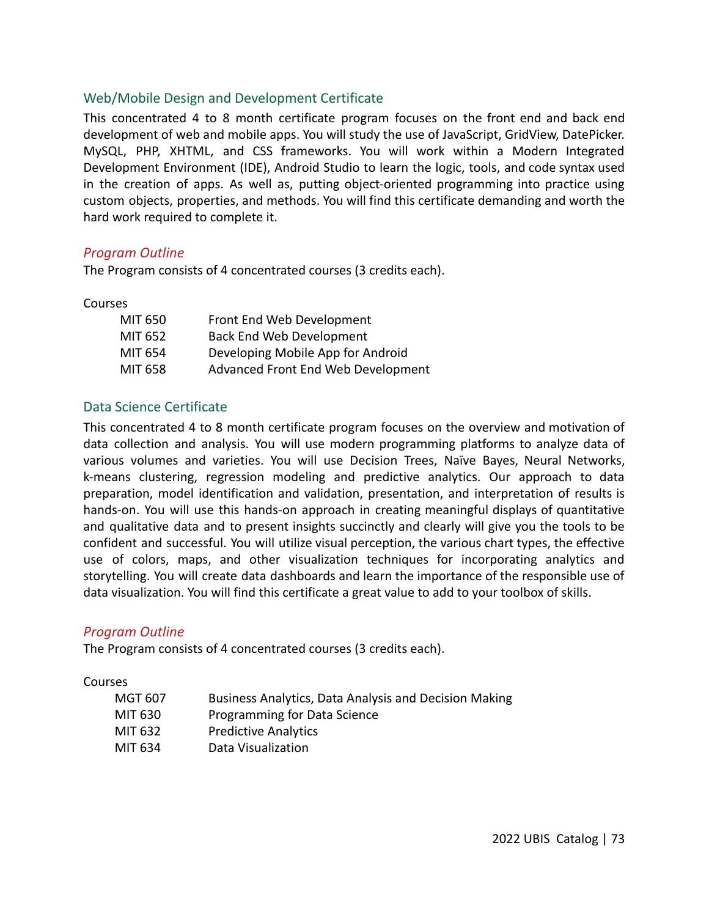## Web/Mobile Design and Development Certificate

This concentrated 4 to 8 month certificate program focuses on the front end and back end development of web and mobile apps. You will study the use of JavaScript, GridView, DatePicker. MySQL, PHP, XHTML, and CSS frameworks. You will work within a Modern Integrated Development Environment (IDE), Android Studio to learn the logic, tools, and code syntax used in the creation of apps. As well as, putting object-oriented programming into practice using custom objects, properties, and methods. You will find this certificate demanding and worth the hard work required to complete it.

### *Program Outline*

The Program consists of 4 concentrated courses (3 credits each).

Courses

| | |
|---|---|
| MIT 650 | Front End Web Development |
| MIT 652 | Back End Web Development |
| MIT 654 | Developing Mobile App for Android |
| MIT 658 | Advanced Front End Web Development |

## Data Science Certificate

This concentrated 4 to 8 month certificate program focuses on the overview and motivation of data collection and analysis. You will use modern programming platforms to analyze data of various volumes and varieties. You will use Decision Trees, Naïve Bayes, Neural Networks, k-means clustering, regression modeling and predictive analytics. Our approach to data preparation, model identification and validation, presentation, and interpretation of results is hands-on. You will use this hands-on approach in creating meaningful displays of quantitative and qualitative data and to present insights succinctly and clearly will give you the tools to be confident and successful. You will utilize visual perception, the various chart types, the effective use of colors, maps, and other visualization techniques for incorporating analytics and storytelling. You will create data dashboards and learn the importance of the responsible use of data visualization. You will find this certificate a great value to add to your toolbox of skills.

### *Program Outline*

The Program consists of 4 concentrated courses (3 credits each).

Courses

| | |
|---|---|
| MGT 607 | Business Analytics, Data Analysis and Decision Making |
| MIT 630 | Programming for Data Science |
| MIT 632 | Predictive Analytics |
| MIT 634 | Data Visualization |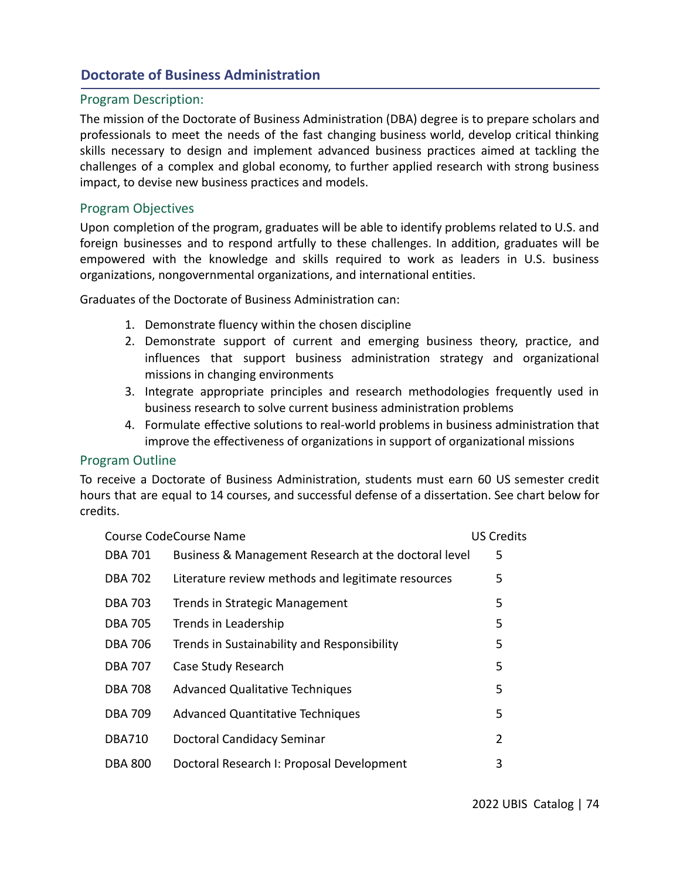## Doctorate of Business Administration

### Program Description:

The mission of the Doctorate of Business Administration (DBA) degree is to prepare scholars and professionals to meet the needs of the fast changing business world, develop critical thinking skills necessary to design and implement advanced business practices aimed at tackling the challenges of a complex and global economy, to further applied research with strong business impact, to devise new business practices and models.

### Program Objectives

Upon completion of the program, graduates will be able to identify problems related to U.S. and foreign businesses and to respond artfully to these challenges. In addition, graduates will be empowered with the knowledge and skills required to work as leaders in U.S. business organizations, nongovernmental organizations, and international entities.

Graduates of the Doctorate of Business Administration can:

1. Demonstrate fluency within the chosen discipline
2. Demonstrate support of current and emerging business theory, practice, and influences that support business administration strategy and organizational missions in changing environments
3. Integrate appropriate principles and research methodologies frequently used in business research to solve current business administration problems
4. Formulate effective solutions to real-world problems in business administration that improve the effectiveness of organizations in support of organizational missions

### Program Outline

To receive a Doctorate of Business Administration, students must earn 60 US semester credit hours that are equal to 14 courses, and successful defense of a dissertation. See chart below for credits.

| Course Code | Course Name | US Credits |
|---|---|---|
| DBA 701 | Business & Management Research at the doctoral level | 5 |
| DBA 702 | Literature review methods and legitimate resources | 5 |
| DBA 703 | Trends in Strategic Management | 5 |
| DBA 705 | Trends in Leadership | 5 |
| DBA 706 | Trends in Sustainability and Responsibility | 5 |
| DBA 707 | Case Study Research | 5 |
| DBA 708 | Advanced Qualitative Techniques | 5 |
| DBA 709 | Advanced Quantitative Techniques | 5 |
| DBA710 | Doctoral Candidacy Seminar | 2 |
| DBA 800 | Doctoral Research I: Proposal Development | 3 |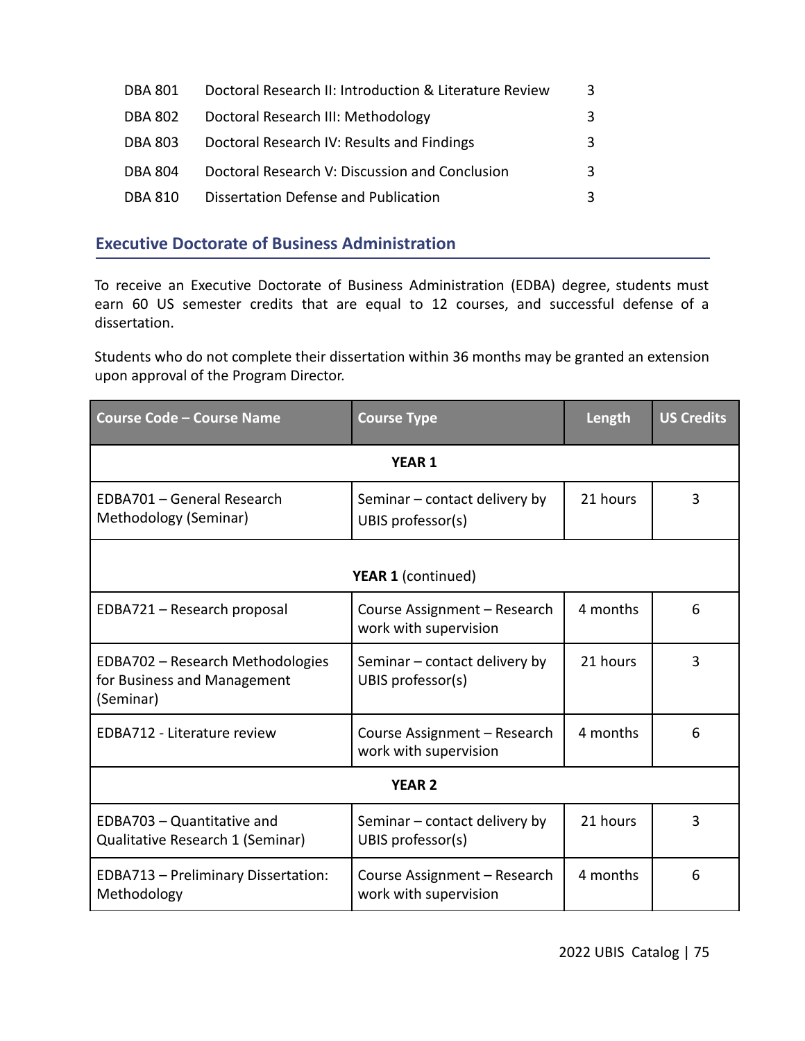| | | |
|---|---|---|
| DBA 801 | Doctoral Research II: Introduction & Literature Review | 3 |
| DBA 802 | Doctoral Research III: Methodology | 3 |
| DBA 803 | Doctoral Research IV: Results and Findings | 3 |
| DBA 804 | Doctoral Research V: Discussion and Conclusion | 3 |
| DBA 810 | Dissertation Defense and Publication | 3 |

## Executive Doctorate of Business Administration

To receive an Executive Doctorate of Business Administration (EDBA) degree, students must earn 60 US semester credits that are equal to 12 courses, and successful defense of a dissertation.

Students who do not complete their dissertation within 36 months may be granted an extension upon approval of the Program Director.

| Course Code – Course Name | Course Type | Length | US Credits |
|---|---|---|---|
| **YEAR 1** | | | |
| EDBA701 – General Research Methodology (Seminar) | Seminar – contact delivery by UBIS professor(s) | 21 hours | 3 |
| **YEAR 1** (continued) | | | |
| EDBA721 – Research proposal | Course Assignment – Research work with supervision | 4 months | 6 |
| EDBA702 – Research Methodologies for Business and Management (Seminar) | Seminar – contact delivery by UBIS professor(s) | 21 hours | 3 |
| EDBA712 - Literature review | Course Assignment – Research work with supervision | 4 months | 6 |
| **YEAR 2** | | | |
| EDBA703 – Quantitative and Qualitative Research 1 (Seminar) | Seminar – contact delivery by UBIS professor(s) | 21 hours | 3 |
| EDBA713 – Preliminary Dissertation: Methodology | Course Assignment – Research work with supervision | 4 months | 6 |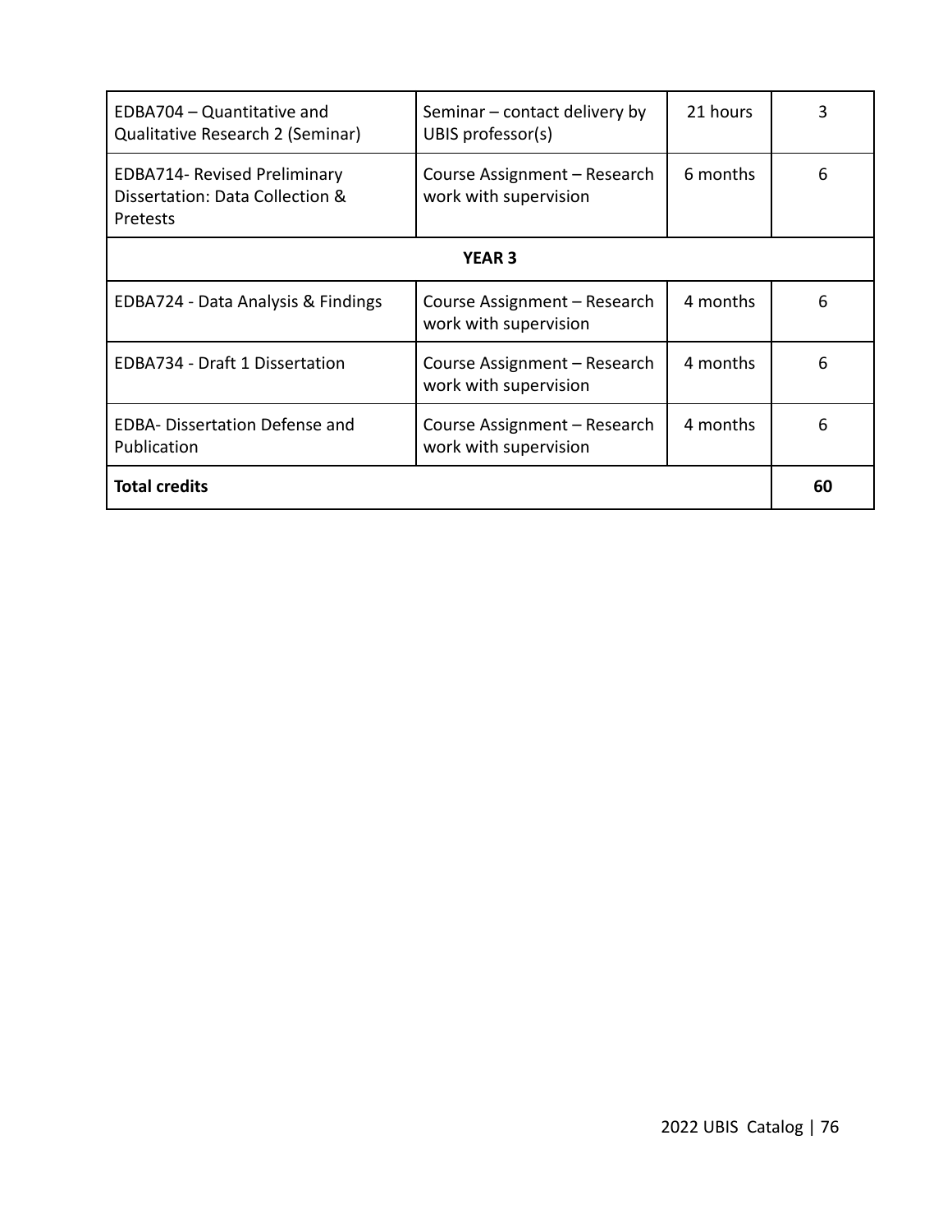| | | | |
|---|---|---|---|
| EDBA704 – Quantitative and Qualitative Research 2 (Seminar) | Seminar – contact delivery by UBIS professor(s) | 21 hours | 3 |
| EDBA714- Revised Preliminary Dissertation: Data Collection & Pretests | Course Assignment – Research work with supervision | 6 months | 6 |
| **YEAR 3** | | | |
| EDBA724 - Data Analysis & Findings | Course Assignment – Research work with supervision | 4 months | 6 |
| EDBA734 - Draft 1 Dissertation | Course Assignment – Research work with supervision | 4 months | 6 |
| EDBA- Dissertation Defense and Publication | Course Assignment – Research work with supervision | 4 months | 6 |
| **Total credits** | | | **60** |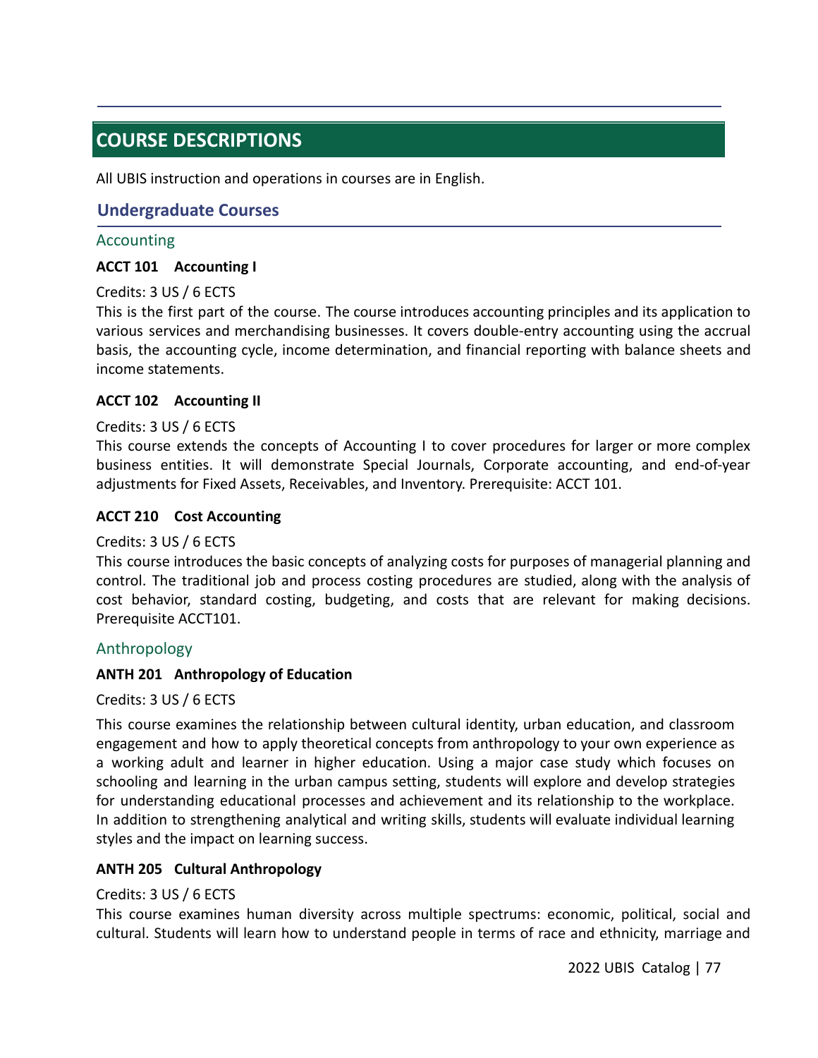# COURSE DESCRIPTIONS

All UBIS instruction and operations in courses are in English.

## Undergraduate Courses

### Accounting

**ACCT 101 Accounting I**

Credits: 3 US / 6 ECTS
This is the first part of the course. The course introduces accounting principles and its application to various services and merchandising businesses. It covers double-entry accounting using the accrual basis, the accounting cycle, income determination, and financial reporting with balance sheets and income statements.

**ACCT 102 Accounting II**

Credits: 3 US / 6 ECTS
This course extends the concepts of Accounting I to cover procedures for larger or more complex business entities. It will demonstrate Special Journals, Corporate accounting, and end-of-year adjustments for Fixed Assets, Receivables, and Inventory. Prerequisite: ACCT 101.

**ACCT 210 Cost Accounting**

Credits: 3 US / 6 ECTS
This course introduces the basic concepts of analyzing costs for purposes of managerial planning and control. The traditional job and process costing procedures are studied, along with the analysis of cost behavior, standard costing, budgeting, and costs that are relevant for making decisions. Prerequisite ACCT101.

### Anthropology

**ANTH 201 Anthropology of Education**

Credits: 3 US / 6 ECTS

This course examines the relationship between cultural identity, urban education, and classroom engagement and how to apply theoretical concepts from anthropology to your own experience as a working adult and learner in higher education. Using a major case study which focuses on schooling and learning in the urban campus setting, students will explore and develop strategies for understanding educational processes and achievement and its relationship to the workplace. In addition to strengthening analytical and writing skills, students will evaluate individual learning styles and the impact on learning success.

**ANTH 205 Cultural Anthropology**

Credits: 3 US / 6 ECTS
This course examines human diversity across multiple spectrums: economic, political, social and cultural. Students will learn how to understand people in terms of race and ethnicity, marriage and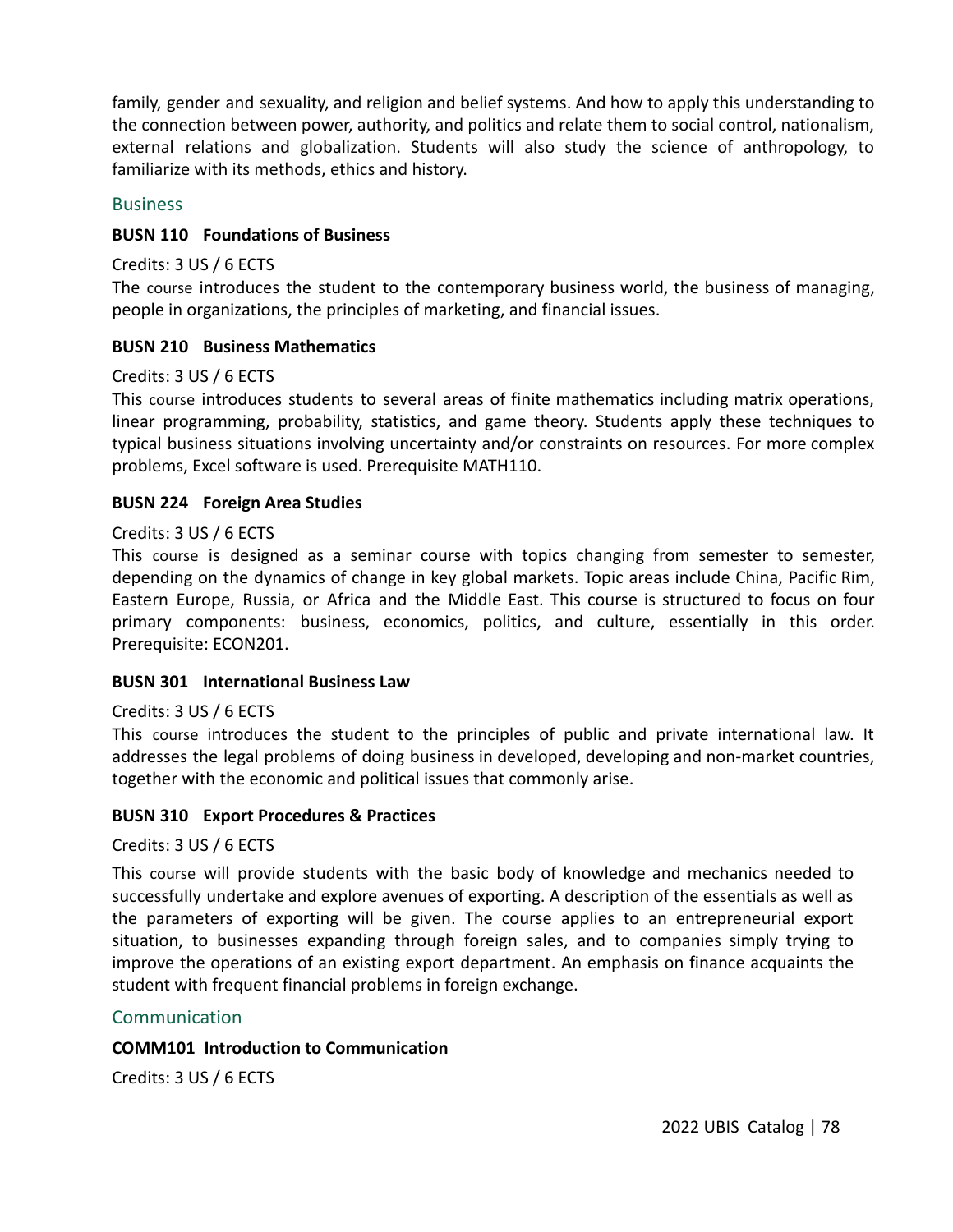family, gender and sexuality, and religion and belief systems. And how to apply this understanding to the connection between power, authority, and politics and relate them to social control, nationalism, external relations and globalization. Students will also study the science of anthropology, to familiarize with its methods, ethics and history.

## Business

### BUSN 110 Foundations of Business

Credits: 3 US / 6 ECTS

The course introduces the student to the contemporary business world, the business of managing, people in organizations, the principles of marketing, and financial issues.

### BUSN 210 Business Mathematics

Credits: 3 US / 6 ECTS

This course introduces students to several areas of finite mathematics including matrix operations, linear programming, probability, statistics, and game theory. Students apply these techniques to typical business situations involving uncertainty and/or constraints on resources. For more complex problems, Excel software is used. Prerequisite MATH110.

### BUSN 224 Foreign Area Studies

Credits: 3 US / 6 ECTS

This course is designed as a seminar course with topics changing from semester to semester, depending on the dynamics of change in key global markets. Topic areas include China, Pacific Rim, Eastern Europe, Russia, or Africa and the Middle East. This course is structured to focus on four primary components: business, economics, politics, and culture, essentially in this order. Prerequisite: ECON201.

### BUSN 301 International Business Law

Credits: 3 US / 6 ECTS

This course introduces the student to the principles of public and private international law. It addresses the legal problems of doing business in developed, developing and non-market countries, together with the economic and political issues that commonly arise.

### BUSN 310 Export Procedures & Practices

Credits: 3 US / 6 ECTS

This course will provide students with the basic body of knowledge and mechanics needed to successfully undertake and explore avenues of exporting. A description of the essentials as well as the parameters of exporting will be given. The course applies to an entrepreneurial export situation, to businesses expanding through foreign sales, and to companies simply trying to improve the operations of an existing export department. An emphasis on finance acquaints the student with frequent financial problems in foreign exchange.

## Communication

### COMM101 Introduction to Communication

Credits: 3 US / 6 ECTS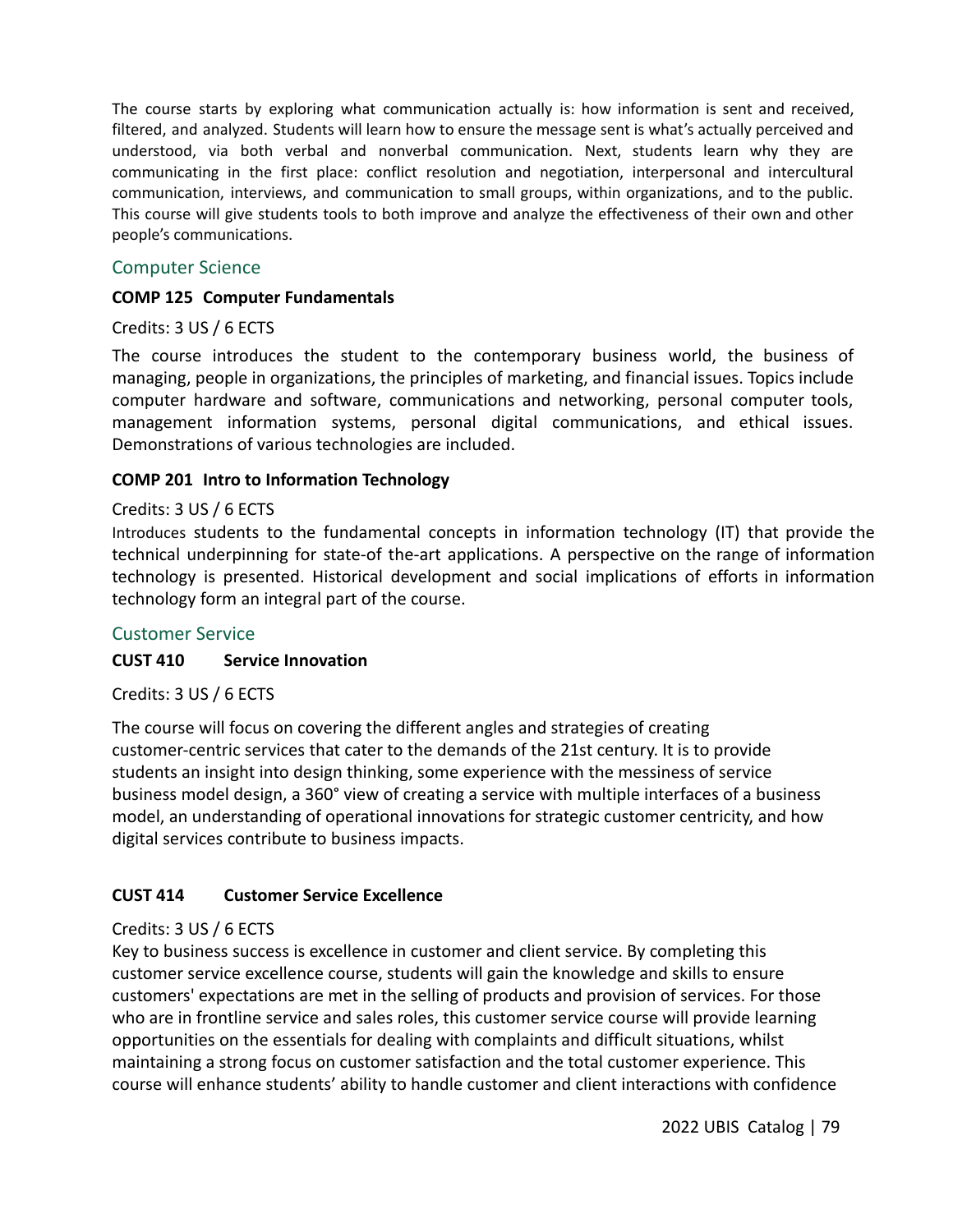The course starts by exploring what communication actually is: how information is sent and received, filtered, and analyzed. Students will learn how to ensure the message sent is what's actually perceived and understood, via both verbal and nonverbal communication. Next, students learn why they are communicating in the first place: conflict resolution and negotiation, interpersonal and intercultural communication, interviews, and communication to small groups, within organizations, and to the public. This course will give students tools to both improve and analyze the effectiveness of their own and other people's communications.

## Computer Science

**COMP 125 Computer Fundamentals**

Credits: 3 US / 6 ECTS

The course introduces the student to the contemporary business world, the business of managing, people in organizations, the principles of marketing, and financial issues. Topics include computer hardware and software, communications and networking, personal computer tools, management information systems, personal digital communications, and ethical issues. Demonstrations of various technologies are included.

**COMP 201 Intro to Information Technology**

Credits: 3 US / 6 ECTS

Introduces students to the fundamental concepts in information technology (IT) that provide the technical underpinning for state-of the-art applications. A perspective on the range of information technology is presented. Historical development and social implications of efforts in information technology form an integral part of the course.

## Customer Service

**CUST 410 Service Innovation**

Credits: 3 US / 6 ECTS

The course will focus on covering the different angles and strategies of creating customer-centric services that cater to the demands of the 21st century. It is to provide students an insight into design thinking, some experience with the messiness of service business model design, a 360° view of creating a service with multiple interfaces of a business model, an understanding of operational innovations for strategic customer centricity, and how digital services contribute to business impacts.

**CUST 414 Customer Service Excellence**

Credits: 3 US / 6 ECTS

Key to business success is excellence in customer and client service. By completing this customer service excellence course, students will gain the knowledge and skills to ensure customers' expectations are met in the selling of products and provision of services. For those who are in frontline service and sales roles, this customer service course will provide learning opportunities on the essentials for dealing with complaints and difficult situations, whilst maintaining a strong focus on customer satisfaction and the total customer experience. This course will enhance students' ability to handle customer and client interactions with confidence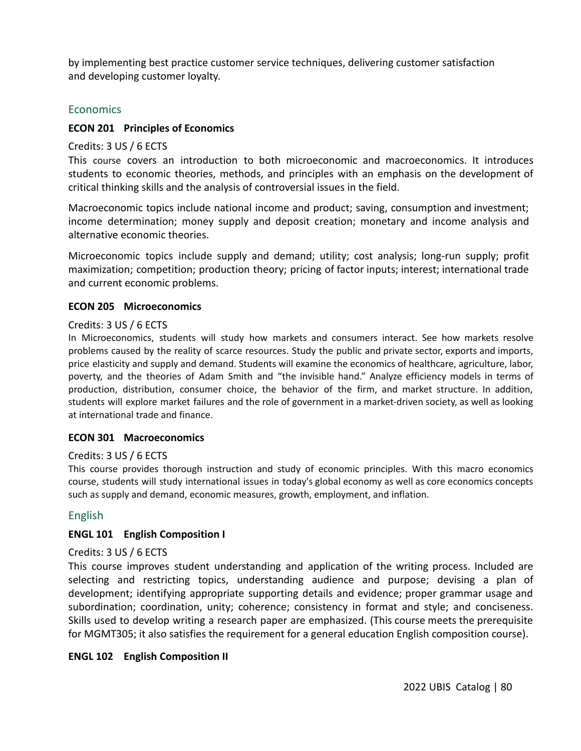by implementing best practice customer service techniques, delivering customer satisfaction and developing customer loyalty.

## Economics

**ECON 201 Principles of Economics**

Credits: 3 US / 6 ECTS

This course covers an introduction to both microeconomic and macroeconomics. It introduces students to economic theories, methods, and principles with an emphasis on the development of critical thinking skills and the analysis of controversial issues in the field.

Macroeconomic topics include national income and product; saving, consumption and investment; income determination; money supply and deposit creation; monetary and income analysis and alternative economic theories.

Microeconomic topics include supply and demand; utility; cost analysis; long-run supply; profit maximization; competition; production theory; pricing of factor inputs; interest; international trade and current economic problems.

**ECON 205 Microeconomics**

Credits: 3 US / 6 ECTS

In Microeconomics, students will study how markets and consumers interact. See how markets resolve problems caused by the reality of scarce resources. Study the public and private sector, exports and imports, price elasticity and supply and demand. Students will examine the economics of healthcare, agriculture, labor, poverty, and the theories of Adam Smith and "the invisible hand." Analyze efficiency models in terms of production, distribution, consumer choice, the behavior of the firm, and market structure. In addition, students will explore market failures and the role of government in a market-driven society, as well as looking at international trade and finance.

**ECON 301 Macroeconomics**

Credits: 3 US / 6 ECTS

This course provides thorough instruction and study of economic principles. With this macro economics course, students will study international issues in today's global economy as well as core economics concepts such as supply and demand, economic measures, growth, employment, and inflation.

## English

**ENGL 101 English Composition I**

Credits: 3 US / 6 ECTS

This course improves student understanding and application of the writing process. Included are selecting and restricting topics, understanding audience and purpose; devising a plan of development; identifying appropriate supporting details and evidence; proper grammar usage and subordination; coordination, unity; coherence; consistency in format and style; and conciseness. Skills used to develop writing a research paper are emphasized. (This course meets the prerequisite for MGMT305; it also satisfies the requirement for a general education English composition course).

**ENGL 102 English Composition II**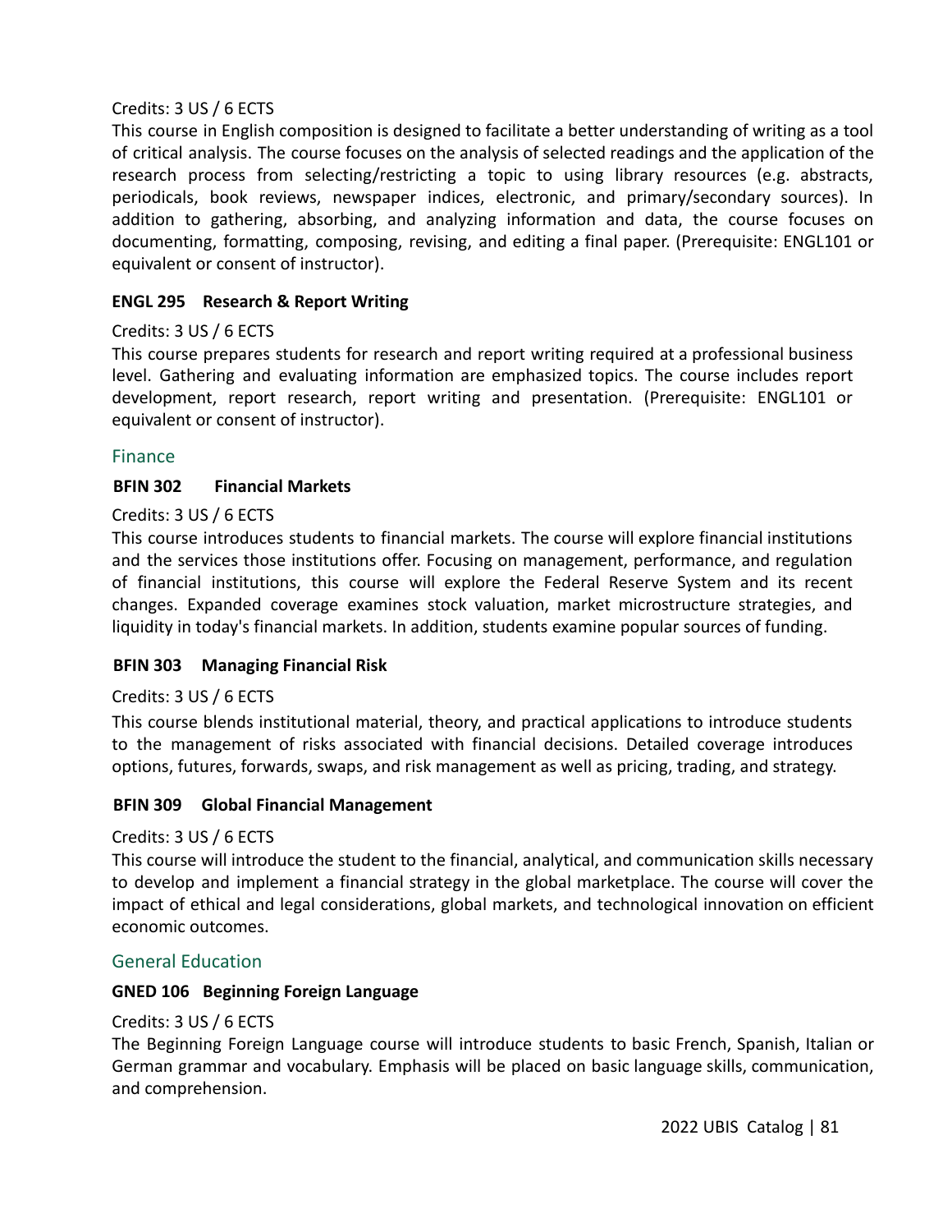Credits: 3 US / 6 ECTS

This course in English composition is designed to facilitate a better understanding of writing as a tool of critical analysis. The course focuses on the analysis of selected readings and the application of the research process from selecting/restricting a topic to using library resources (e.g. abstracts, periodicals, book reviews, newspaper indices, electronic, and primary/secondary sources). In addition to gathering, absorbing, and analyzing information and data, the course focuses on documenting, formatting, composing, revising, and editing a final paper. (Prerequisite: ENGL101 or equivalent or consent of instructor).

**ENGL 295 Research & Report Writing**

Credits: 3 US / 6 ECTS

This course prepares students for research and report writing required at a professional business level. Gathering and evaluating information are emphasized topics. The course includes report development, report research, report writing and presentation. (Prerequisite: ENGL101 or equivalent or consent of instructor).

## Finance

**BFIN 302 Financial Markets**

Credits: 3 US / 6 ECTS

This course introduces students to financial markets. The course will explore financial institutions and the services those institutions offer. Focusing on management, performance, and regulation of financial institutions, this course will explore the Federal Reserve System and its recent changes. Expanded coverage examines stock valuation, market microstructure strategies, and liquidity in today's financial markets. In addition, students examine popular sources of funding.

**BFIN 303 Managing Financial Risk**

Credits: 3 US / 6 ECTS

This course blends institutional material, theory, and practical applications to introduce students to the management of risks associated with financial decisions. Detailed coverage introduces options, futures, forwards, swaps, and risk management as well as pricing, trading, and strategy.

**BFIN 309 Global Financial Management**

Credits: 3 US / 6 ECTS

This course will introduce the student to the financial, analytical, and communication skills necessary to develop and implement a financial strategy in the global marketplace. The course will cover the impact of ethical and legal considerations, global markets, and technological innovation on efficient economic outcomes.

## General Education

**GNED 106 Beginning Foreign Language**

Credits: 3 US / 6 ECTS

The Beginning Foreign Language course will introduce students to basic French, Spanish, Italian or German grammar and vocabulary. Emphasis will be placed on basic language skills, communication, and comprehension.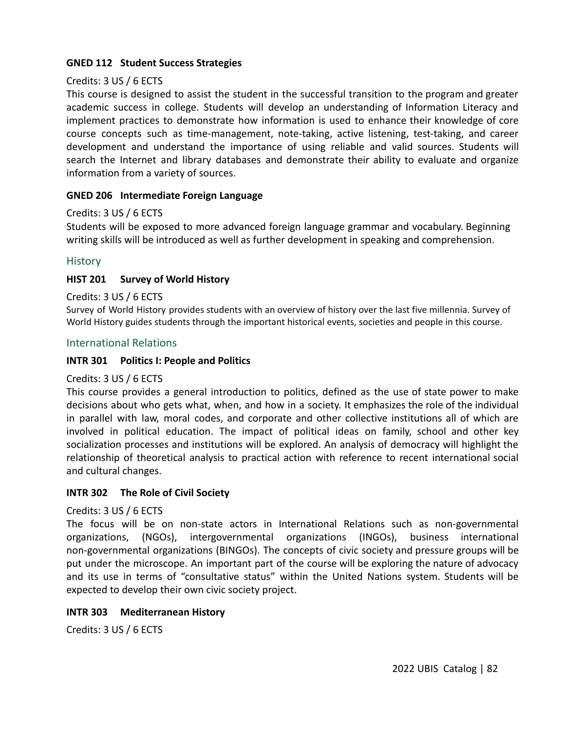**GNED 112 Student Success Strategies**

Credits: 3 US / 6 ECTS

This course is designed to assist the student in the successful transition to the program and greater academic success in college. Students will develop an understanding of Information Literacy and implement practices to demonstrate how information is used to enhance their knowledge of core course concepts such as time-management, note-taking, active listening, test-taking, and career development and understand the importance of using reliable and valid sources. Students will search the Internet and library databases and demonstrate their ability to evaluate and organize information from a variety of sources.

**GNED 206 Intermediate Foreign Language**

Credits: 3 US / 6 ECTS

Students will be exposed to more advanced foreign language grammar and vocabulary. Beginning writing skills will be introduced as well as further development in speaking and comprehension.

## History

**HIST 201 Survey of World History**

Credits: 3 US / 6 ECTS

Survey of World History provides students with an overview of history over the last five millennia. Survey of World History guides students through the important historical events, societies and people in this course.

## International Relations

**INTR 301 Politics I: People and Politics**

Credits: 3 US / 6 ECTS

This course provides a general introduction to politics, defined as the use of state power to make decisions about who gets what, when, and how in a society. It emphasizes the role of the individual in parallel with law, moral codes, and corporate and other collective institutions all of which are involved in political education. The impact of political ideas on family, school and other key socialization processes and institutions will be explored. An analysis of democracy will highlight the relationship of theoretical analysis to practical action with reference to recent international social and cultural changes.

**INTR 302 The Role of Civil Society**

Credits: 3 US / 6 ECTS

The focus will be on non-state actors in International Relations such as non-governmental organizations, (NGOs), intergovernmental organizations (INGOs), business international non-governmental organizations (BINGOs). The concepts of civic society and pressure groups will be put under the microscope. An important part of the course will be exploring the nature of advocacy and its use in terms of "consultative status" within the United Nations system. Students will be expected to develop their own civic society project.

**INTR 303 Mediterranean History**

Credits: 3 US / 6 ECTS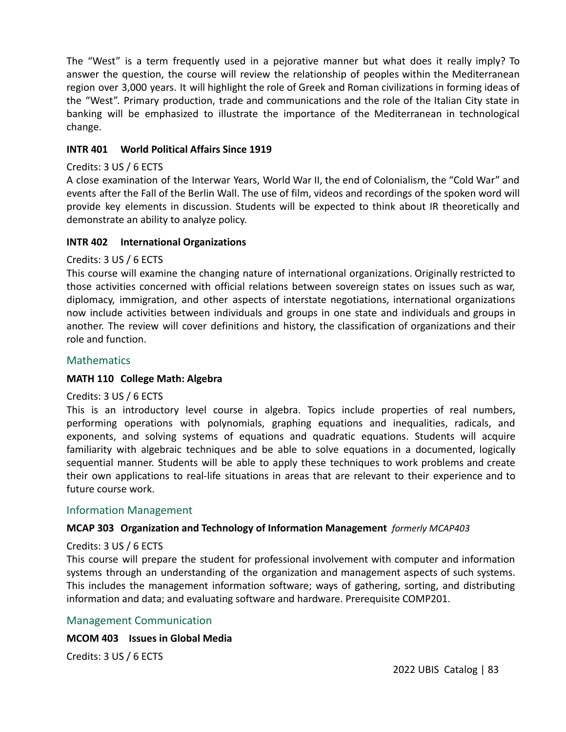The "West" is a term frequently used in a pejorative manner but what does it really imply? To answer the question, the course will review the relationship of peoples within the Mediterranean region over 3,000 years. It will highlight the role of Greek and Roman civilizations in forming ideas of the "West". Primary production, trade and communications and the role of the Italian City state in banking will be emphasized to illustrate the importance of the Mediterranean in technological change.

**INTR 401 World Political Affairs Since 1919**

Credits: 3 US / 6 ECTS

A close examination of the Interwar Years, World War II, the end of Colonialism, the "Cold War" and events after the Fall of the Berlin Wall. The use of film, videos and recordings of the spoken word will provide key elements in discussion. Students will be expected to think about IR theoretically and demonstrate an ability to analyze policy.

**INTR 402 International Organizations**

Credits: 3 US / 6 ECTS

This course will examine the changing nature of international organizations. Originally restricted to those activities concerned with official relations between sovereign states on issues such as war, diplomacy, immigration, and other aspects of interstate negotiations, international organizations now include activities between individuals and groups in one state and individuals and groups in another. The review will cover definitions and history, the classification of organizations and their role and function.

## Mathematics

**MATH 110 College Math: Algebra**

Credits: 3 US / 6 ECTS

This is an introductory level course in algebra. Topics include properties of real numbers, performing operations with polynomials, graphing equations and inequalities, radicals, and exponents, and solving systems of equations and quadratic equations. Students will acquire familiarity with algebraic techniques and be able to solve equations in a documented, logically sequential manner. Students will be able to apply these techniques to work problems and create their own applications to real-life situations in areas that are relevant to their experience and to future course work.

## Information Management

**MCAP 303 Organization and Technology of Information Management** *formerly MCAP403*

Credits: 3 US / 6 ECTS

This course will prepare the student for professional involvement with computer and information systems through an understanding of the organization and management aspects of such systems. This includes the management information software; ways of gathering, sorting, and distributing information and data; and evaluating software and hardware. Prerequisite COMP201.

## Management Communication

**MCOM 403 Issues in Global Media**

Credits: 3 US / 6 ECTS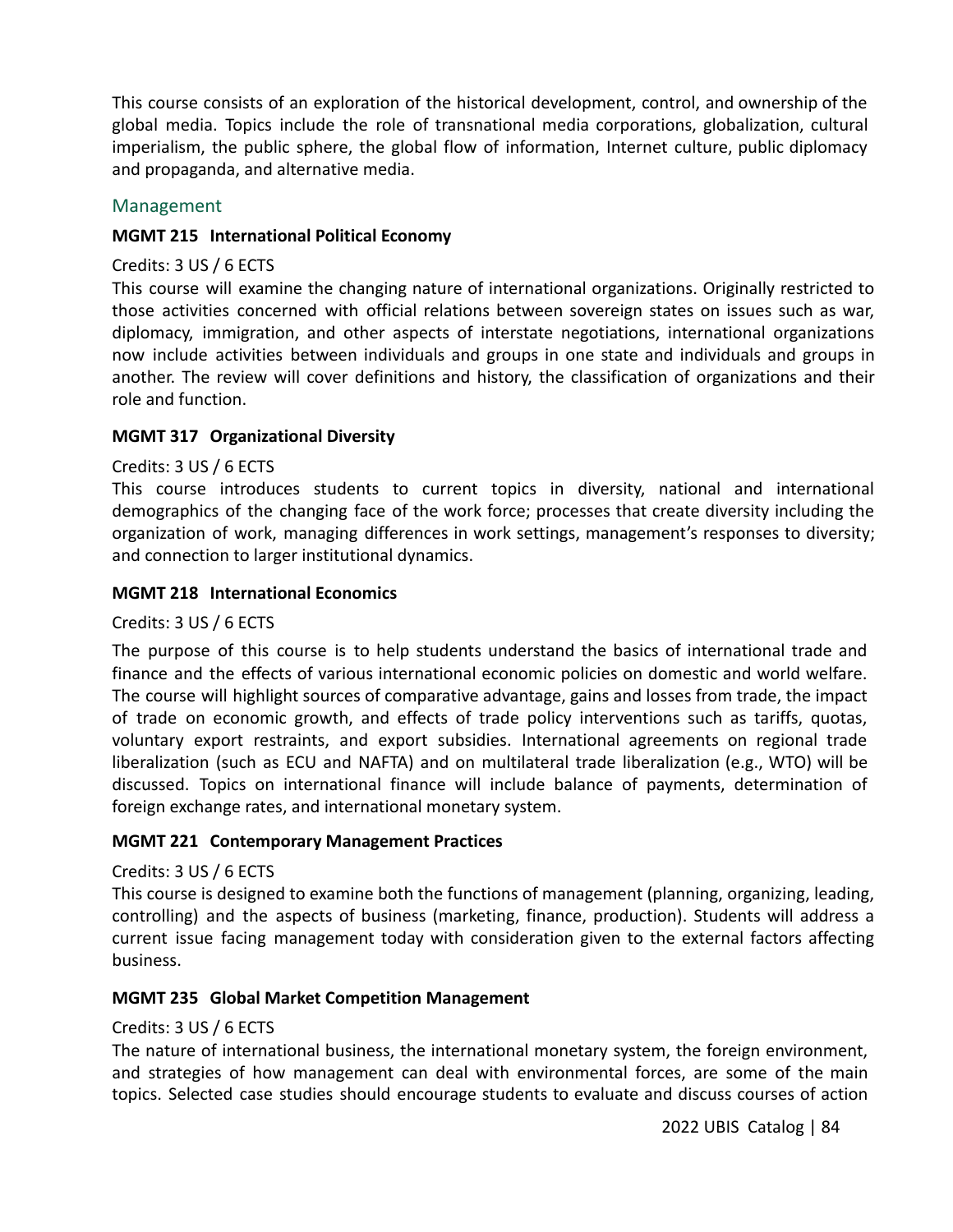This course consists of an exploration of the historical development, control, and ownership of the global media. Topics include the role of transnational media corporations, globalization, cultural imperialism, the public sphere, the global flow of information, Internet culture, public diplomacy and propaganda, and alternative media.

## Management

### MGMT 215 International Political Economy

Credits: 3 US / 6 ECTS

This course will examine the changing nature of international organizations. Originally restricted to those activities concerned with official relations between sovereign states on issues such as war, diplomacy, immigration, and other aspects of interstate negotiations, international organizations now include activities between individuals and groups in one state and individuals and groups in another. The review will cover definitions and history, the classification of organizations and their role and function.

### MGMT 317 Organizational Diversity

Credits: 3 US / 6 ECTS

This course introduces students to current topics in diversity, national and international demographics of the changing face of the work force; processes that create diversity including the organization of work, managing differences in work settings, management's responses to diversity; and connection to larger institutional dynamics.

### MGMT 218 International Economics

Credits: 3 US / 6 ECTS

The purpose of this course is to help students understand the basics of international trade and finance and the effects of various international economic policies on domestic and world welfare. The course will highlight sources of comparative advantage, gains and losses from trade, the impact of trade on economic growth, and effects of trade policy interventions such as tariffs, quotas, voluntary export restraints, and export subsidies. International agreements on regional trade liberalization (such as ECU and NAFTA) and on multilateral trade liberalization (e.g., WTO) will be discussed. Topics on international finance will include balance of payments, determination of foreign exchange rates, and international monetary system.

### MGMT 221 Contemporary Management Practices

Credits: 3 US / 6 ECTS

This course is designed to examine both the functions of management (planning, organizing, leading, controlling) and the aspects of business (marketing, finance, production). Students will address a current issue facing management today with consideration given to the external factors affecting business.

### MGMT 235 Global Market Competition Management

Credits: 3 US / 6 ECTS

The nature of international business, the international monetary system, the foreign environment, and strategies of how management can deal with environmental forces, are some of the main topics. Selected case studies should encourage students to evaluate and discuss courses of action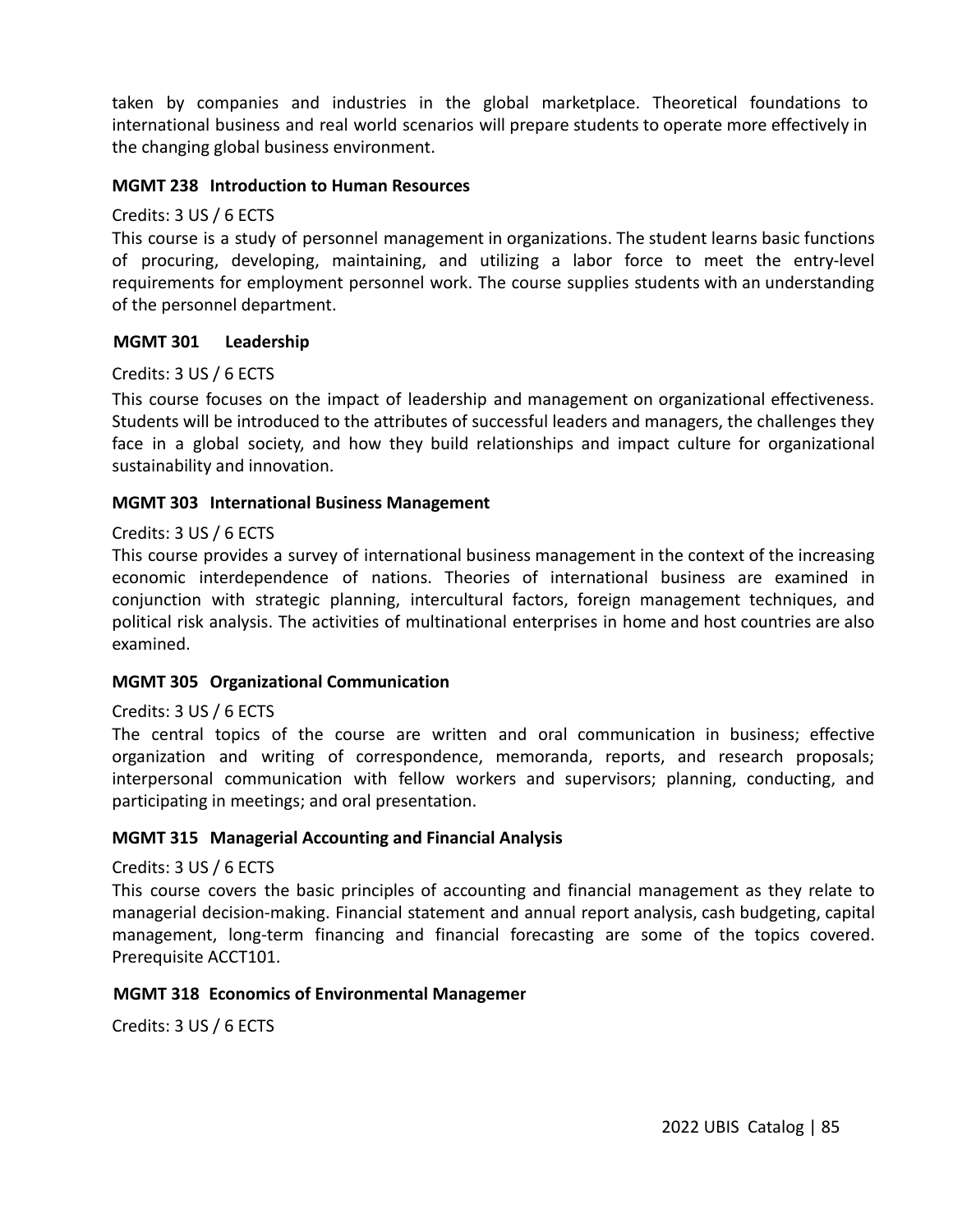taken by companies and industries in the global marketplace. Theoretical foundations to international business and real world scenarios will prepare students to operate more effectively in the changing global business environment.

**MGMT 238 Introduction to Human Resources**

Credits: 3 US / 6 ECTS

This course is a study of personnel management in organizations. The student learns basic functions of procuring, developing, maintaining, and utilizing a labor force to meet the entry-level requirements for employment personnel work. The course supplies students with an understanding of the personnel department.

**MGMT 301 Leadership**

Credits: 3 US / 6 ECTS

This course focuses on the impact of leadership and management on organizational effectiveness. Students will be introduced to the attributes of successful leaders and managers, the challenges they face in a global society, and how they build relationships and impact culture for organizational sustainability and innovation.

**MGMT 303 International Business Management**

Credits: 3 US / 6 ECTS

This course provides a survey of international business management in the context of the increasing economic interdependence of nations. Theories of international business are examined in conjunction with strategic planning, intercultural factors, foreign management techniques, and political risk analysis. The activities of multinational enterprises in home and host countries are also examined.

**MGMT 305 Organizational Communication**

Credits: 3 US / 6 ECTS

The central topics of the course are written and oral communication in business; effective organization and writing of correspondence, memoranda, reports, and research proposals; interpersonal communication with fellow workers and supervisors; planning, conducting, and participating in meetings; and oral presentation.

**MGMT 315 Managerial Accounting and Financial Analysis**

Credits: 3 US / 6 ECTS

This course covers the basic principles of accounting and financial management as they relate to managerial decision-making. Financial statement and annual report analysis, cash budgeting, capital management, long-term financing and financial forecasting are some of the topics covered. Prerequisite ACCT101.

**MGMT 318 Economics of Environmental Managemer**

Credits: 3 US / 6 ECTS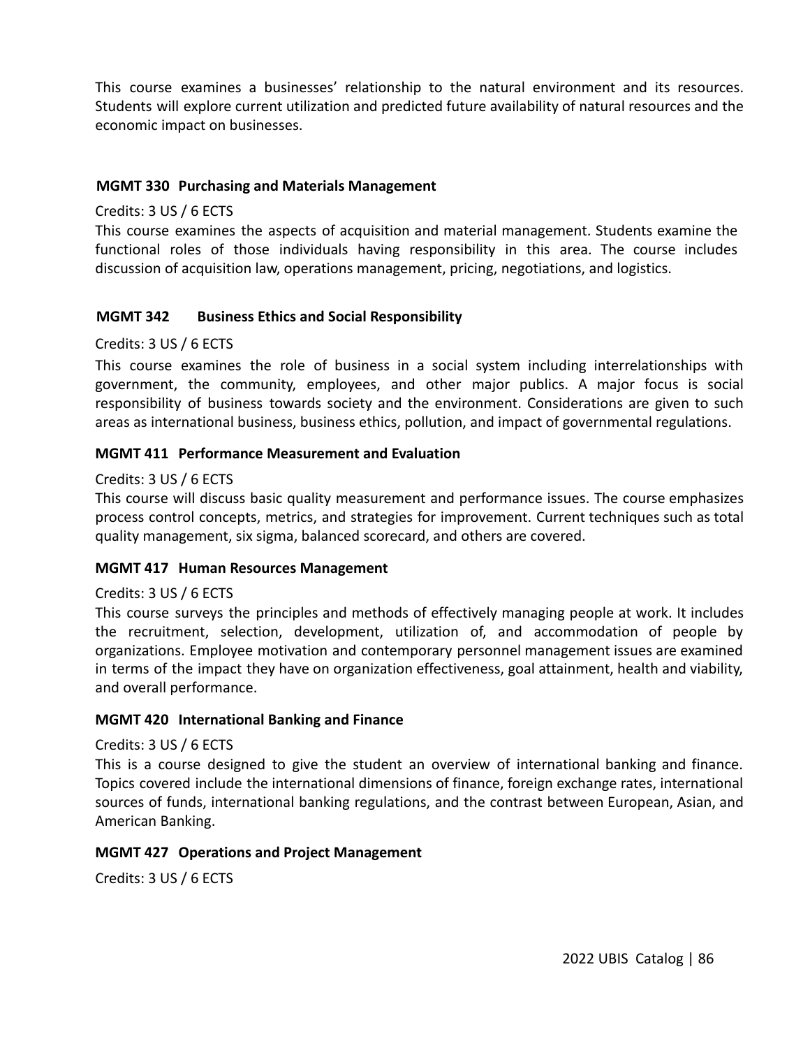This course examines a businesses' relationship to the natural environment and its resources. Students will explore current utilization and predicted future availability of natural resources and the economic impact on businesses.

### MGMT 330 Purchasing and Materials Management

Credits: 3 US / 6 ECTS

This course examines the aspects of acquisition and material management. Students examine the functional roles of those individuals having responsibility in this area. The course includes discussion of acquisition law, operations management, pricing, negotiations, and logistics.

### MGMT 342 Business Ethics and Social Responsibility

Credits: 3 US / 6 ECTS

This course examines the role of business in a social system including interrelationships with government, the community, employees, and other major publics. A major focus is social responsibility of business towards society and the environment. Considerations are given to such areas as international business, business ethics, pollution, and impact of governmental regulations.

### MGMT 411 Performance Measurement and Evaluation

Credits: 3 US / 6 ECTS

This course will discuss basic quality measurement and performance issues. The course emphasizes process control concepts, metrics, and strategies for improvement. Current techniques such as total quality management, six sigma, balanced scorecard, and others are covered.

### MGMT 417 Human Resources Management

Credits: 3 US / 6 ECTS

This course surveys the principles and methods of effectively managing people at work. It includes the recruitment, selection, development, utilization of, and accommodation of people by organizations. Employee motivation and contemporary personnel management issues are examined in terms of the impact they have on organization effectiveness, goal attainment, health and viability, and overall performance.

### MGMT 420 International Banking and Finance

Credits: 3 US / 6 ECTS

This is a course designed to give the student an overview of international banking and finance. Topics covered include the international dimensions of finance, foreign exchange rates, international sources of funds, international banking regulations, and the contrast between European, Asian, and American Banking.

### MGMT 427 Operations and Project Management

Credits: 3 US / 6 ECTS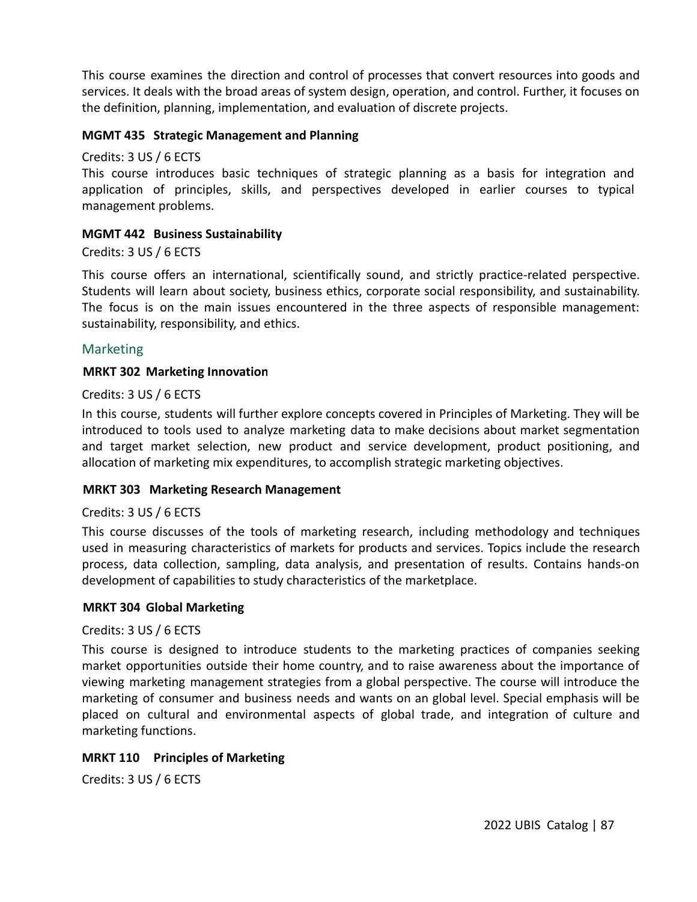This course examines the direction and control of processes that convert resources into goods and services. It deals with the broad areas of system design, operation, and control. Further, it focuses on the definition, planning, implementation, and evaluation of discrete projects.

**MGMT 435 Strategic Management and Planning**

Credits: 3 US / 6 ECTS

This course introduces basic techniques of strategic planning as a basis for integration and application of principles, skills, and perspectives developed in earlier courses to typical management problems.

**MGMT 442 Business Sustainability**

Credits: 3 US / 6 ECTS

This course offers an international, scientifically sound, and strictly practice-related perspective. Students will learn about society, business ethics, corporate social responsibility, and sustainability. The focus is on the main issues encountered in the three aspects of responsible management: sustainability, responsibility, and ethics.

## Marketing

**MRKT 302 Marketing Innovation**

Credits: 3 US / 6 ECTS

In this course, students will further explore concepts covered in Principles of Marketing. They will be introduced to tools used to analyze marketing data to make decisions about market segmentation and target market selection, new product and service development, product positioning, and allocation of marketing mix expenditures, to accomplish strategic marketing objectives.

**MRKT 303 Marketing Research Management**

Credits: 3 US / 6 ECTS

This course discusses of the tools of marketing research, including methodology and techniques used in measuring characteristics of markets for products and services. Topics include the research process, data collection, sampling, data analysis, and presentation of results. Contains hands-on development of capabilities to study characteristics of the marketplace.

**MRKT 304 Global Marketing**

Credits: 3 US / 6 ECTS

This course is designed to introduce students to the marketing practices of companies seeking market opportunities outside their home country, and to raise awareness about the importance of viewing marketing management strategies from a global perspective. The course will introduce the marketing of consumer and business needs and wants on an global level. Special emphasis will be placed on cultural and environmental aspects of global trade, and integration of culture and marketing functions.

**MRKT 110 Principles of Marketing**

Credits: 3 US / 6 ECTS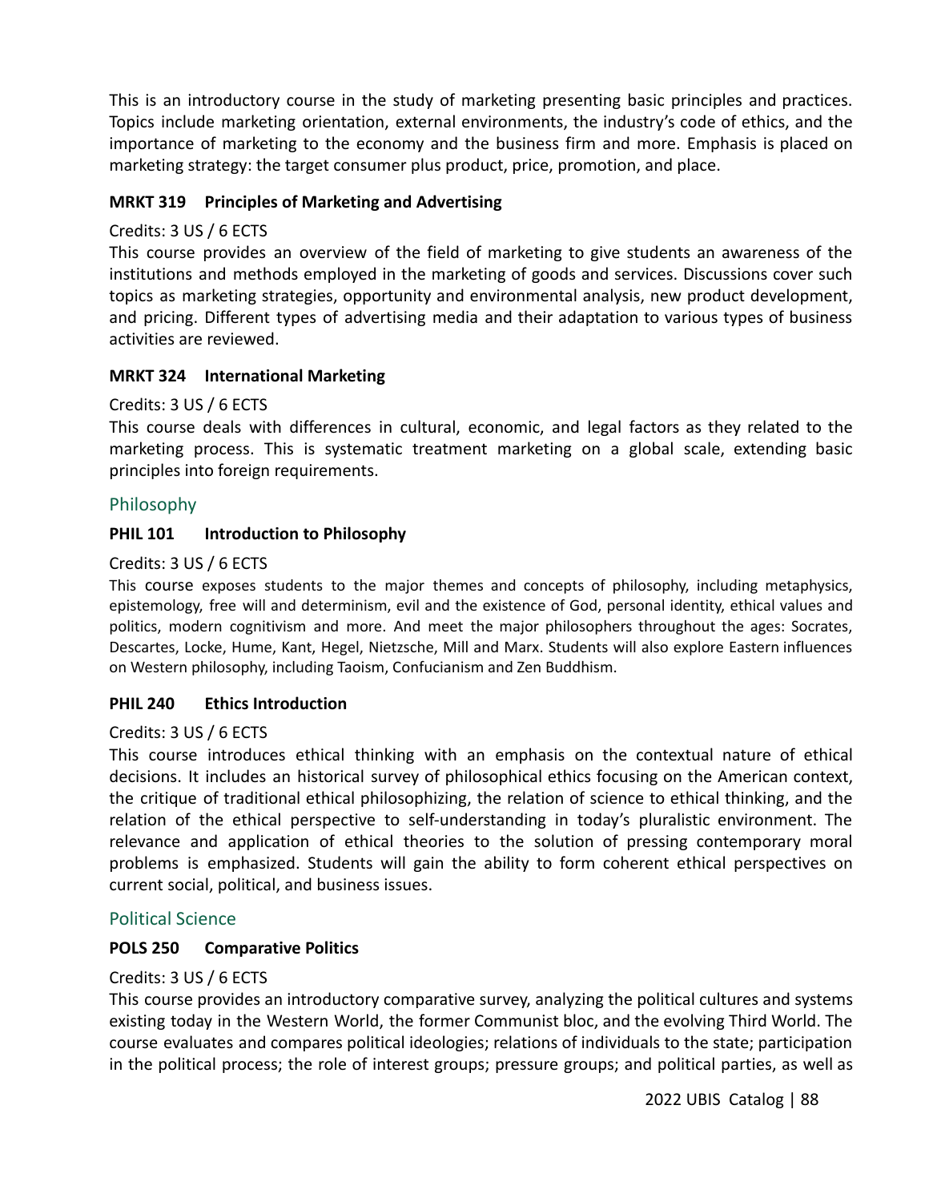This is an introductory course in the study of marketing presenting basic principles and practices. Topics include marketing orientation, external environments, the industry's code of ethics, and the importance of marketing to the economy and the business firm and more. Emphasis is placed on marketing strategy: the target consumer plus product, price, promotion, and place.

#### MRKT 319 Principles of Marketing and Advertising

Credits: 3 US / 6 ECTS

This course provides an overview of the field of marketing to give students an awareness of the institutions and methods employed in the marketing of goods and services. Discussions cover such topics as marketing strategies, opportunity and environmental analysis, new product development, and pricing. Different types of advertising media and their adaptation to various types of business activities are reviewed.

#### MRKT 324 International Marketing

Credits: 3 US / 6 ECTS

This course deals with differences in cultural, economic, and legal factors as they related to the marketing process. This is systematic treatment marketing on a global scale, extending basic principles into foreign requirements.

### Philosophy

#### PHIL 101 Introduction to Philosophy

Credits: 3 US / 6 ECTS

This course exposes students to the major themes and concepts of philosophy, including metaphysics, epistemology, free will and determinism, evil and the existence of God, personal identity, ethical values and politics, modern cognitivism and more. And meet the major philosophers throughout the ages: Socrates, Descartes, Locke, Hume, Kant, Hegel, Nietzsche, Mill and Marx. Students will also explore Eastern influences on Western philosophy, including Taoism, Confucianism and Zen Buddhism.

#### PHIL 240 Ethics Introduction

Credits: 3 US / 6 ECTS

This course introduces ethical thinking with an emphasis on the contextual nature of ethical decisions. It includes an historical survey of philosophical ethics focusing on the American context, the critique of traditional ethical philosophizing, the relation of science to ethical thinking, and the relation of the ethical perspective to self-understanding in today's pluralistic environment. The relevance and application of ethical theories to the solution of pressing contemporary moral problems is emphasized. Students will gain the ability to form coherent ethical perspectives on current social, political, and business issues.

### Political Science

#### POLS 250 Comparative Politics

Credits: 3 US / 6 ECTS

This course provides an introductory comparative survey, analyzing the political cultures and systems existing today in the Western World, the former Communist bloc, and the evolving Third World. The course evaluates and compares political ideologies; relations of individuals to the state; participation in the political process; the role of interest groups; pressure groups; and political parties, as well as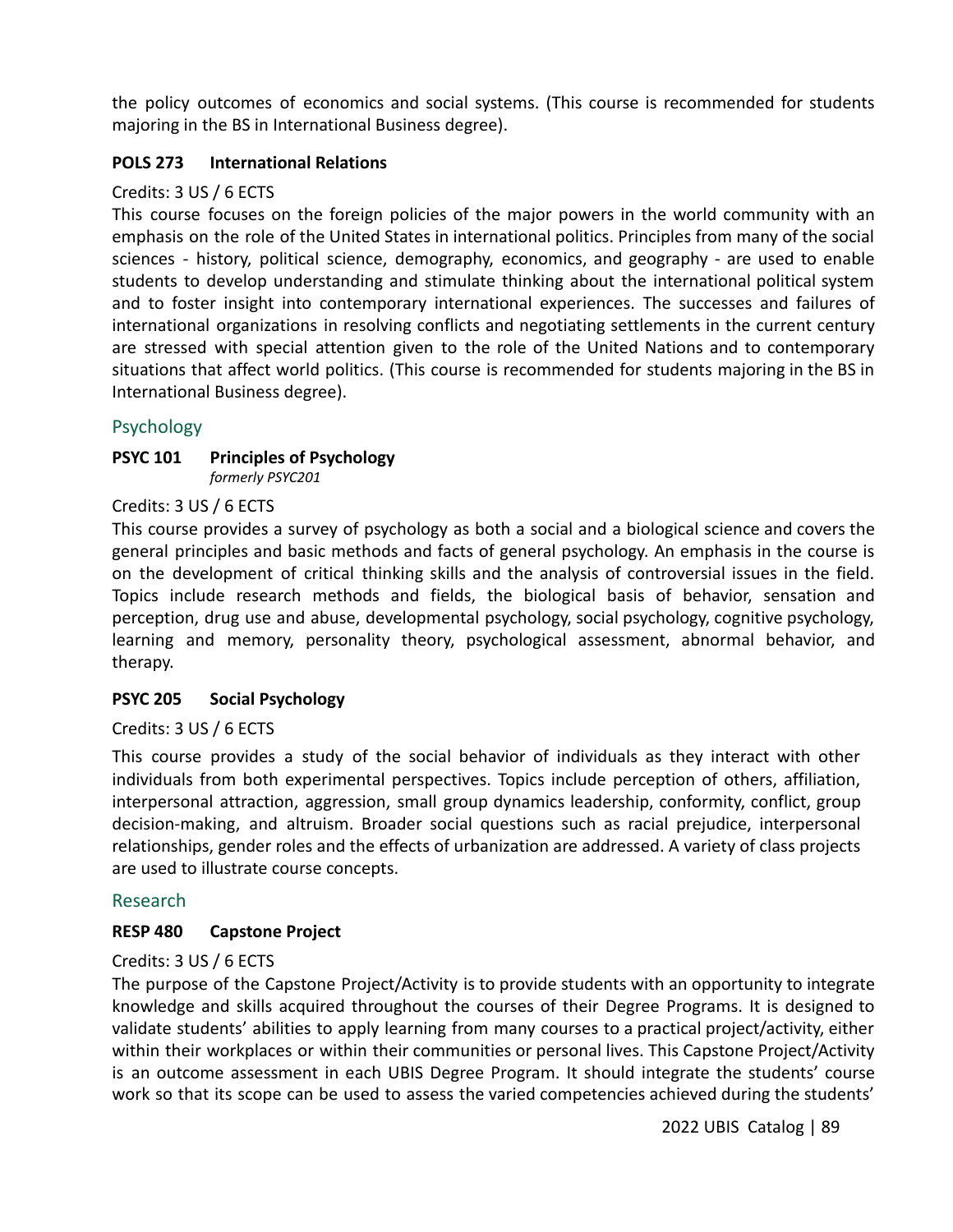the policy outcomes of economics and social systems. (This course is recommended for students majoring in the BS in International Business degree).

**POLS 273 International Relations**

Credits: 3 US / 6 ECTS

This course focuses on the foreign policies of the major powers in the world community with an emphasis on the role of the United States in international politics. Principles from many of the social sciences - history, political science, demography, economics, and geography - are used to enable students to develop understanding and stimulate thinking about the international political system and to foster insight into contemporary international experiences. The successes and failures of international organizations in resolving conflicts and negotiating settlements in the current century are stressed with special attention given to the role of the United Nations and to contemporary situations that affect world politics. (This course is recommended for students majoring in the BS in International Business degree).

## Psychology

**PSYC 101 Principles of Psychology**
*formerly PSYC201*

Credits: 3 US / 6 ECTS

This course provides a survey of psychology as both a social and a biological science and covers the general principles and basic methods and facts of general psychology. An emphasis in the course is on the development of critical thinking skills and the analysis of controversial issues in the field. Topics include research methods and fields, the biological basis of behavior, sensation and perception, drug use and abuse, developmental psychology, social psychology, cognitive psychology, learning and memory, personality theory, psychological assessment, abnormal behavior, and therapy.

**PSYC 205 Social Psychology**

Credits: 3 US / 6 ECTS

This course provides a study of the social behavior of individuals as they interact with other individuals from both experimental perspectives. Topics include perception of others, affiliation, interpersonal attraction, aggression, small group dynamics leadership, conformity, conflict, group decision-making, and altruism. Broader social questions such as racial prejudice, interpersonal relationships, gender roles and the effects of urbanization are addressed. A variety of class projects are used to illustrate course concepts.

## Research

**RESP 480 Capstone Project**

Credits: 3 US / 6 ECTS

The purpose of the Capstone Project/Activity is to provide students with an opportunity to integrate knowledge and skills acquired throughout the courses of their Degree Programs. It is designed to validate students' abilities to apply learning from many courses to a practical project/activity, either within their workplaces or within their communities or personal lives. This Capstone Project/Activity is an outcome assessment in each UBIS Degree Program. It should integrate the students' course work so that its scope can be used to assess the varied competencies achieved during the students'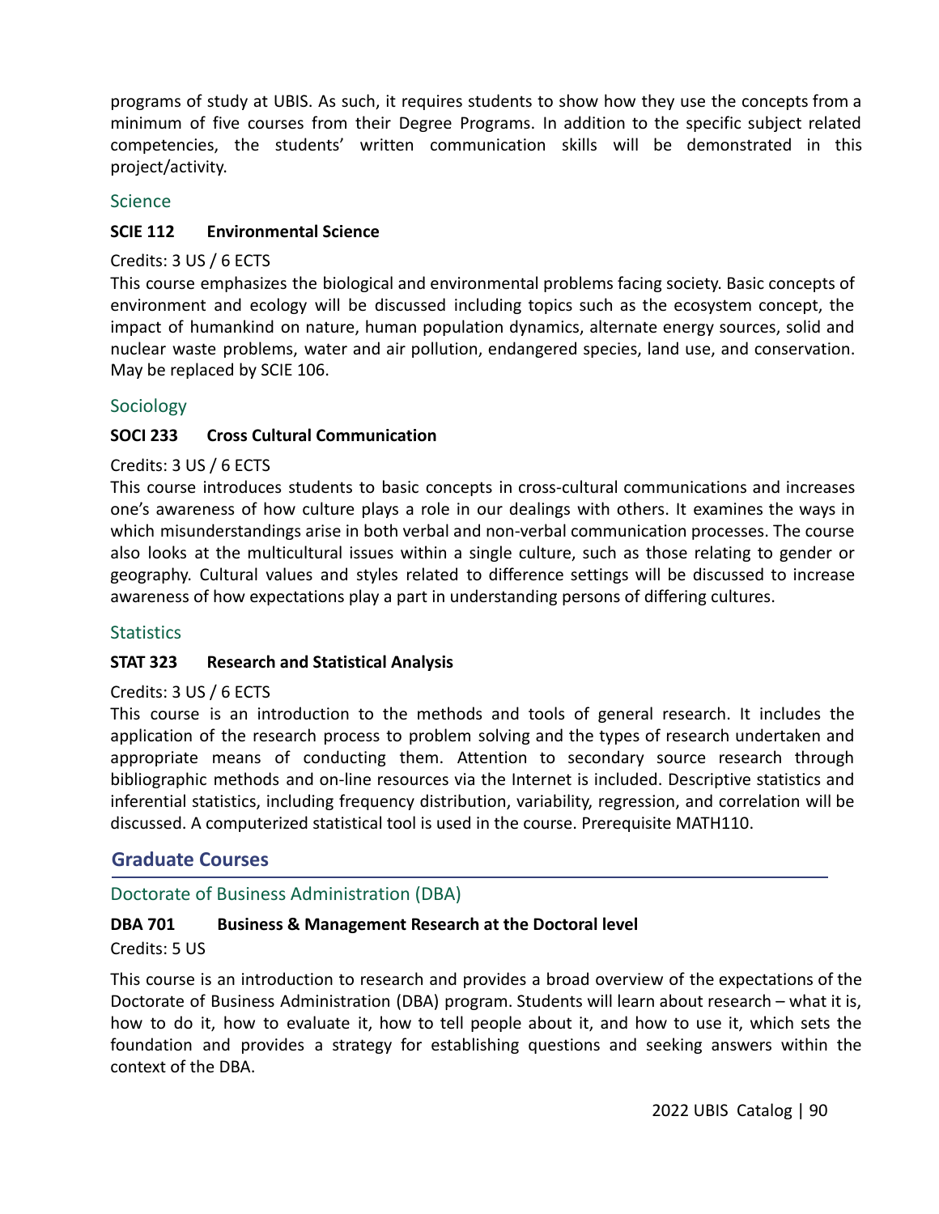programs of study at UBIS. As such, it requires students to show how they use the concepts from a minimum of five courses from their Degree Programs. In addition to the specific subject related competencies, the students' written communication skills will be demonstrated in this project/activity.

### Science

**SCIE 112 Environmental Science**

Credits: 3 US / 6 ECTS

This course emphasizes the biological and environmental problems facing society. Basic concepts of environment and ecology will be discussed including topics such as the ecosystem concept, the impact of humankind on nature, human population dynamics, alternate energy sources, solid and nuclear waste problems, water and air pollution, endangered species, land use, and conservation. May be replaced by SCIE 106.

### Sociology

**SOCI 233 Cross Cultural Communication**

Credits: 3 US / 6 ECTS

This course introduces students to basic concepts in cross-cultural communications and increases one's awareness of how culture plays a role in our dealings with others. It examines the ways in which misunderstandings arise in both verbal and non-verbal communication processes. The course also looks at the multicultural issues within a single culture, such as those relating to gender or geography. Cultural values and styles related to difference settings will be discussed to increase awareness of how expectations play a part in understanding persons of differing cultures.

### Statistics

**STAT 323 Research and Statistical Analysis**

Credits: 3 US / 6 ECTS

This course is an introduction to the methods and tools of general research. It includes the application of the research process to problem solving and the types of research undertaken and appropriate means of conducting them. Attention to secondary source research through bibliographic methods and on-line resources via the Internet is included. Descriptive statistics and inferential statistics, including frequency distribution, variability, regression, and correlation will be discussed. A computerized statistical tool is used in the course. Prerequisite MATH110.

## Graduate Courses

### Doctorate of Business Administration (DBA)

**DBA 701 Business & Management Research at the Doctoral level**

Credits: 5 US

This course is an introduction to research and provides a broad overview of the expectations of the Doctorate of Business Administration (DBA) program. Students will learn about research – what it is, how to do it, how to evaluate it, how to tell people about it, and how to use it, which sets the foundation and provides a strategy for establishing questions and seeking answers within the context of the DBA.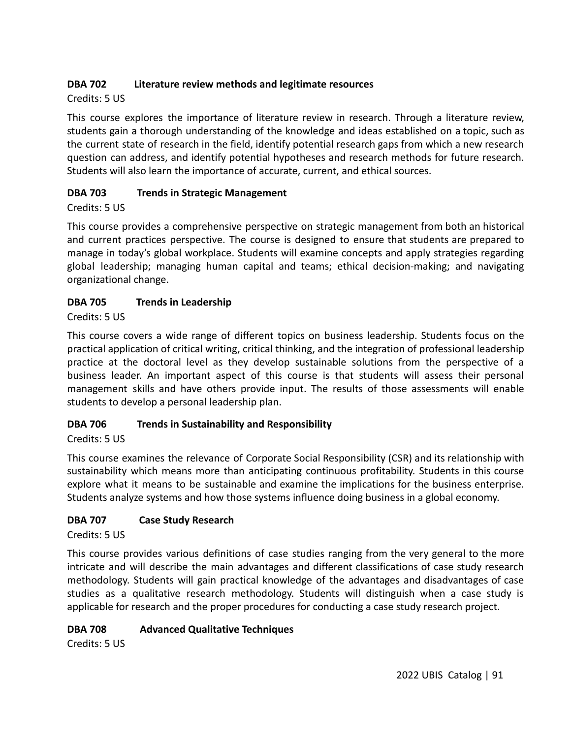**DBA 702 Literature review methods and legitimate resources**

Credits: 5 US

This course explores the importance of literature review in research. Through a literature review, students gain a thorough understanding of the knowledge and ideas established on a topic, such as the current state of research in the field, identify potential research gaps from which a new research question can address, and identify potential hypotheses and research methods for future research. Students will also learn the importance of accurate, current, and ethical sources.

**DBA 703 Trends in Strategic Management**

Credits: 5 US

This course provides a comprehensive perspective on strategic management from both an historical and current practices perspective. The course is designed to ensure that students are prepared to manage in today's global workplace. Students will examine concepts and apply strategies regarding global leadership; managing human capital and teams; ethical decision-making; and navigating organizational change.

**DBA 705 Trends in Leadership**

Credits: 5 US

This course covers a wide range of different topics on business leadership. Students focus on the practical application of critical writing, critical thinking, and the integration of professional leadership practice at the doctoral level as they develop sustainable solutions from the perspective of a business leader. An important aspect of this course is that students will assess their personal management skills and have others provide input. The results of those assessments will enable students to develop a personal leadership plan.

**DBA 706 Trends in Sustainability and Responsibility**

Credits: 5 US

This course examines the relevance of Corporate Social Responsibility (CSR) and its relationship with sustainability which means more than anticipating continuous profitability. Students in this course explore what it means to be sustainable and examine the implications for the business enterprise. Students analyze systems and how those systems influence doing business in a global economy.

**DBA 707 Case Study Research**

Credits: 5 US

This course provides various definitions of case studies ranging from the very general to the more intricate and will describe the main advantages and different classifications of case study research methodology. Students will gain practical knowledge of the advantages and disadvantages of case studies as a qualitative research methodology. Students will distinguish when a case study is applicable for research and the proper procedures for conducting a case study research project.

**DBA 708 Advanced Qualitative Techniques**

Credits: 5 US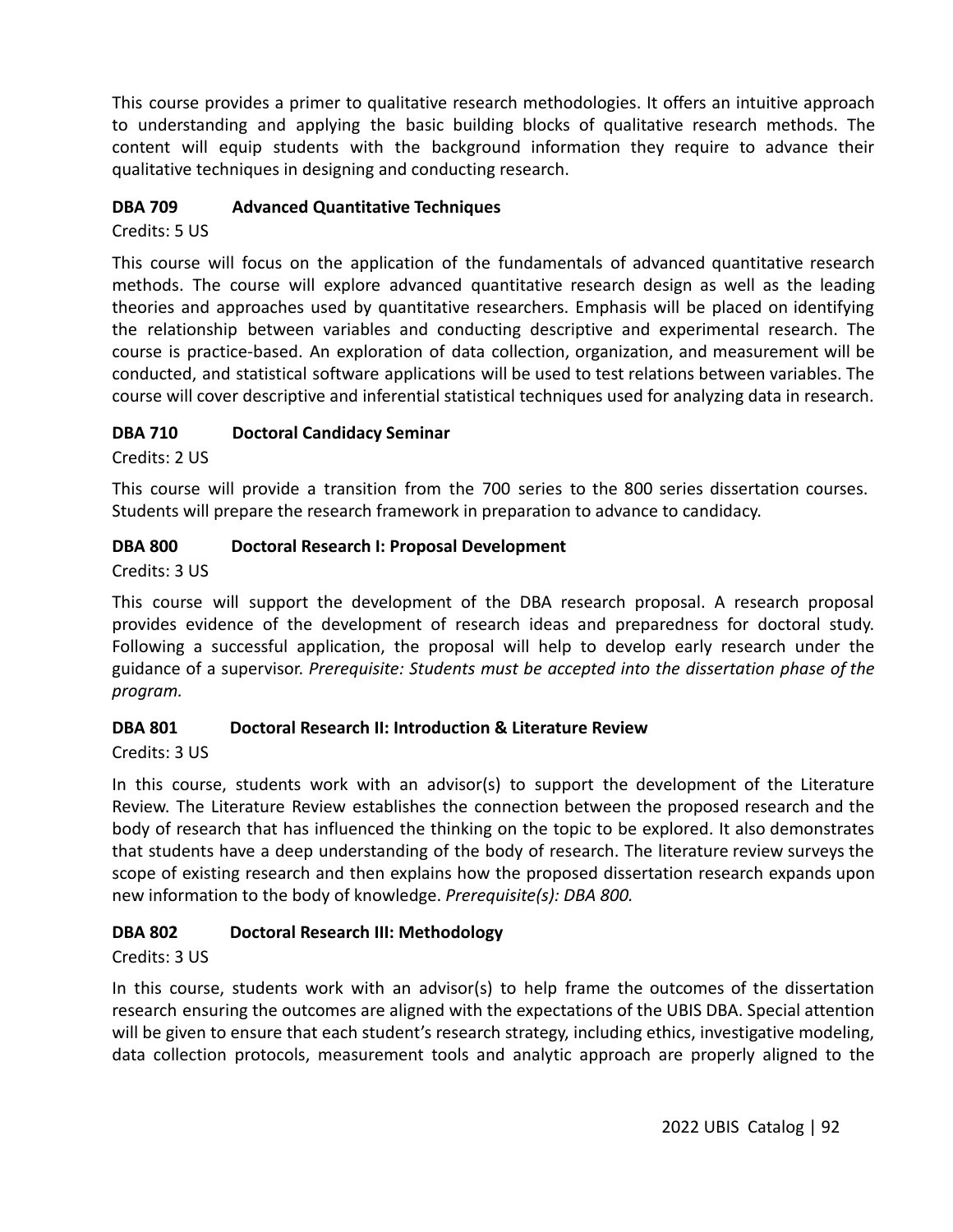This course provides a primer to qualitative research methodologies. It offers an intuitive approach to understanding and applying the basic building blocks of qualitative research methods. The content will equip students with the background information they require to advance their qualitative techniques in designing and conducting research.

**DBA 709 Advanced Quantitative Techniques**

Credits: 5 US

This course will focus on the application of the fundamentals of advanced quantitative research methods. The course will explore advanced quantitative research design as well as the leading theories and approaches used by quantitative researchers. Emphasis will be placed on identifying the relationship between variables and conducting descriptive and experimental research. The course is practice-based. An exploration of data collection, organization, and measurement will be conducted, and statistical software applications will be used to test relations between variables. The course will cover descriptive and inferential statistical techniques used for analyzing data in research.

**DBA 710 Doctoral Candidacy Seminar**

Credits: 2 US

This course will provide a transition from the 700 series to the 800 series dissertation courses. Students will prepare the research framework in preparation to advance to candidacy.

**DBA 800 Doctoral Research I: Proposal Development**

Credits: 3 US

This course will support the development of the DBA research proposal. A research proposal provides evidence of the development of research ideas and preparedness for doctoral study. Following a successful application, the proposal will help to develop early research under the guidance of a supervisor. *Prerequisite: Students must be accepted into the dissertation phase of the program.*

**DBA 801 Doctoral Research II: Introduction & Literature Review**

Credits: 3 US

In this course, students work with an advisor(s) to support the development of the Literature Review. The Literature Review establishes the connection between the proposed research and the body of research that has influenced the thinking on the topic to be explored. It also demonstrates that students have a deep understanding of the body of research. The literature review surveys the scope of existing research and then explains how the proposed dissertation research expands upon new information to the body of knowledge. *Prerequisite(s): DBA 800.*

**DBA 802 Doctoral Research III: Methodology**

Credits: 3 US

In this course, students work with an advisor(s) to help frame the outcomes of the dissertation research ensuring the outcomes are aligned with the expectations of the UBIS DBA. Special attention will be given to ensure that each student's research strategy, including ethics, investigative modeling, data collection protocols, measurement tools and analytic approach are properly aligned to the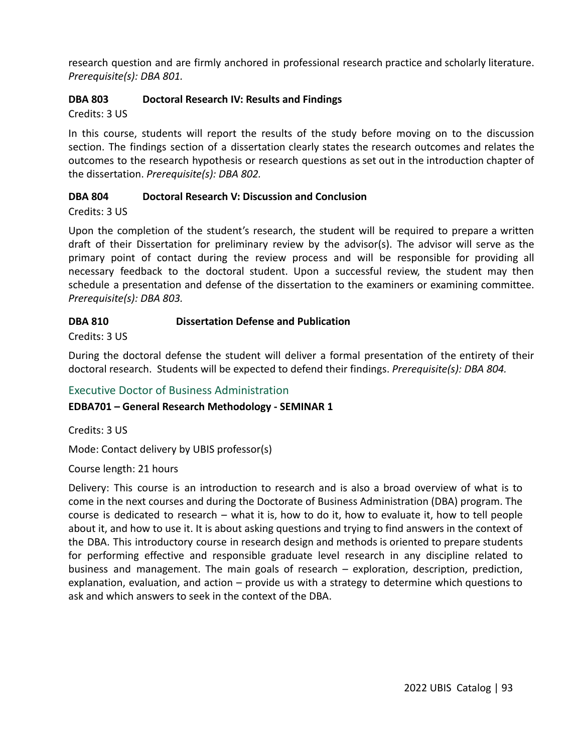research question and are firmly anchored in professional research practice and scholarly literature. *Prerequisite(s): DBA 801.*

**DBA 803 Doctoral Research IV: Results and Findings**

Credits: 3 US

In this course, students will report the results of the study before moving on to the discussion section. The findings section of a dissertation clearly states the research outcomes and relates the outcomes to the research hypothesis or research questions as set out in the introduction chapter of the dissertation. *Prerequisite(s): DBA 802.*

**DBA 804 Doctoral Research V: Discussion and Conclusion**

Credits: 3 US

Upon the completion of the student's research, the student will be required to prepare a written draft of their Dissertation for preliminary review by the advisor(s). The advisor will serve as the primary point of contact during the review process and will be responsible for providing all necessary feedback to the doctoral student. Upon a successful review, the student may then schedule a presentation and defense of the dissertation to the examiners or examining committee. *Prerequisite(s): DBA 803.*

**DBA 810 Dissertation Defense and Publication**

Credits: 3 US

During the doctoral defense the student will deliver a formal presentation of the entirety of their doctoral research. Students will be expected to defend their findings. *Prerequisite(s): DBA 804.*

## Executive Doctor of Business Administration

**EDBA701 – General Research Methodology - SEMINAR 1**

Credits: 3 US

Mode: Contact delivery by UBIS professor(s)

Course length: 21 hours

Delivery: This course is an introduction to research and is also a broad overview of what is to come in the next courses and during the Doctorate of Business Administration (DBA) program. The course is dedicated to research – what it is, how to do it, how to evaluate it, how to tell people about it, and how to use it. It is about asking questions and trying to find answers in the context of the DBA. This introductory course in research design and methods is oriented to prepare students for performing effective and responsible graduate level research in any discipline related to business and management. The main goals of research – exploration, description, prediction, explanation, evaluation, and action – provide us with a strategy to determine which questions to ask and which answers to seek in the context of the DBA.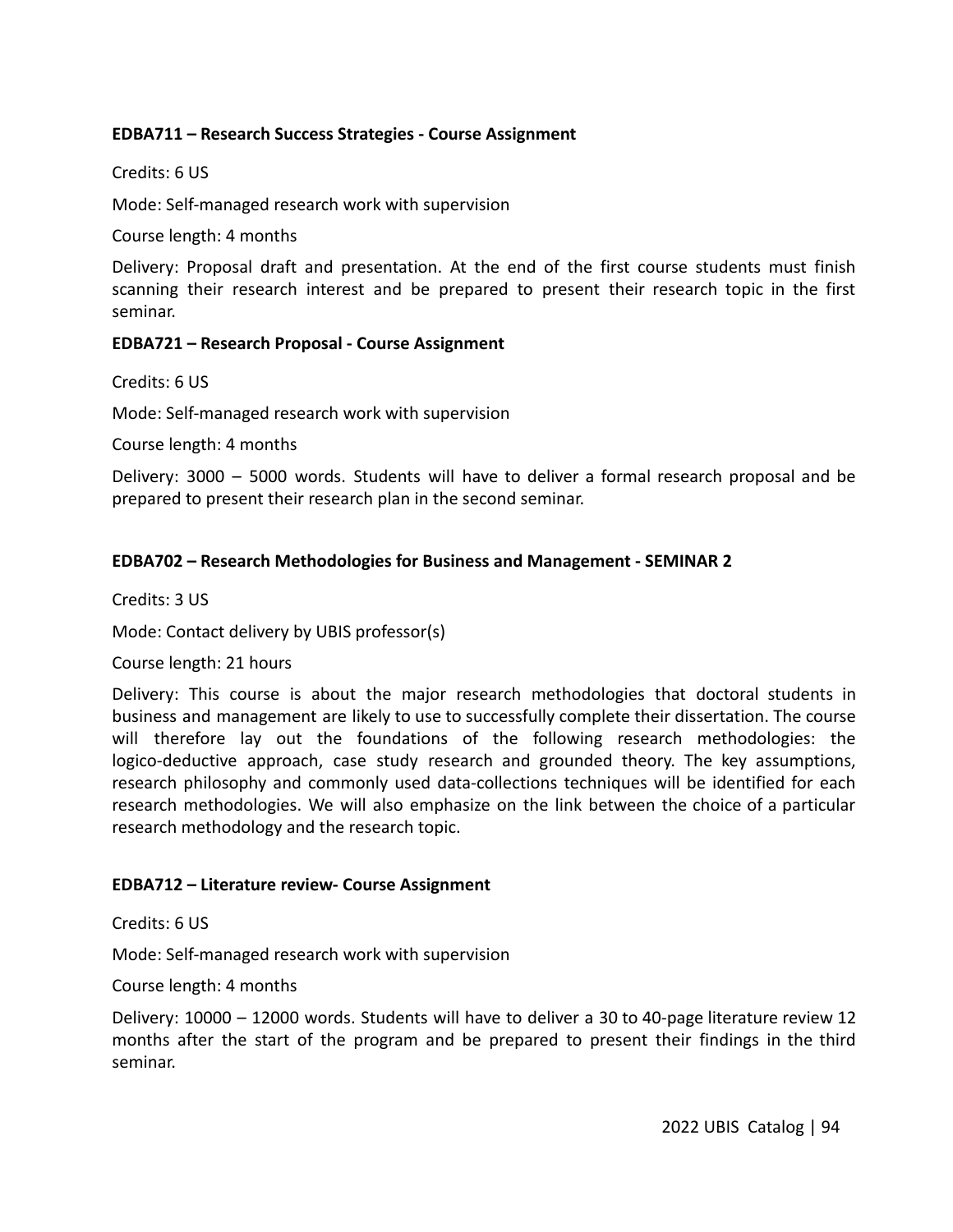**EDBA711 – Research Success Strategies - Course Assignment**

Credits: 6 US

Mode: Self-managed research work with supervision

Course length: 4 months

Delivery: Proposal draft and presentation. At the end of the first course students must finish scanning their research interest and be prepared to present their research topic in the first seminar.

**EDBA721 – Research Proposal - Course Assignment**

Credits: 6 US

Mode: Self-managed research work with supervision

Course length: 4 months

Delivery: 3000 – 5000 words. Students will have to deliver a formal research proposal and be prepared to present their research plan in the second seminar.

**EDBA702 – Research Methodologies for Business and Management - SEMINAR 2**

Credits: 3 US

Mode: Contact delivery by UBIS professor(s)

Course length: 21 hours

Delivery: This course is about the major research methodologies that doctoral students in business and management are likely to use to successfully complete their dissertation. The course will therefore lay out the foundations of the following research methodologies: the logico-deductive approach, case study research and grounded theory. The key assumptions, research philosophy and commonly used data-collections techniques will be identified for each research methodologies. We will also emphasize on the link between the choice of a particular research methodology and the research topic.

**EDBA712 – Literature review- Course Assignment**

Credits: 6 US

Mode: Self-managed research work with supervision

Course length: 4 months

Delivery: 10000 – 12000 words. Students will have to deliver a 30 to 40-page literature review 12 months after the start of the program and be prepared to present their findings in the third seminar.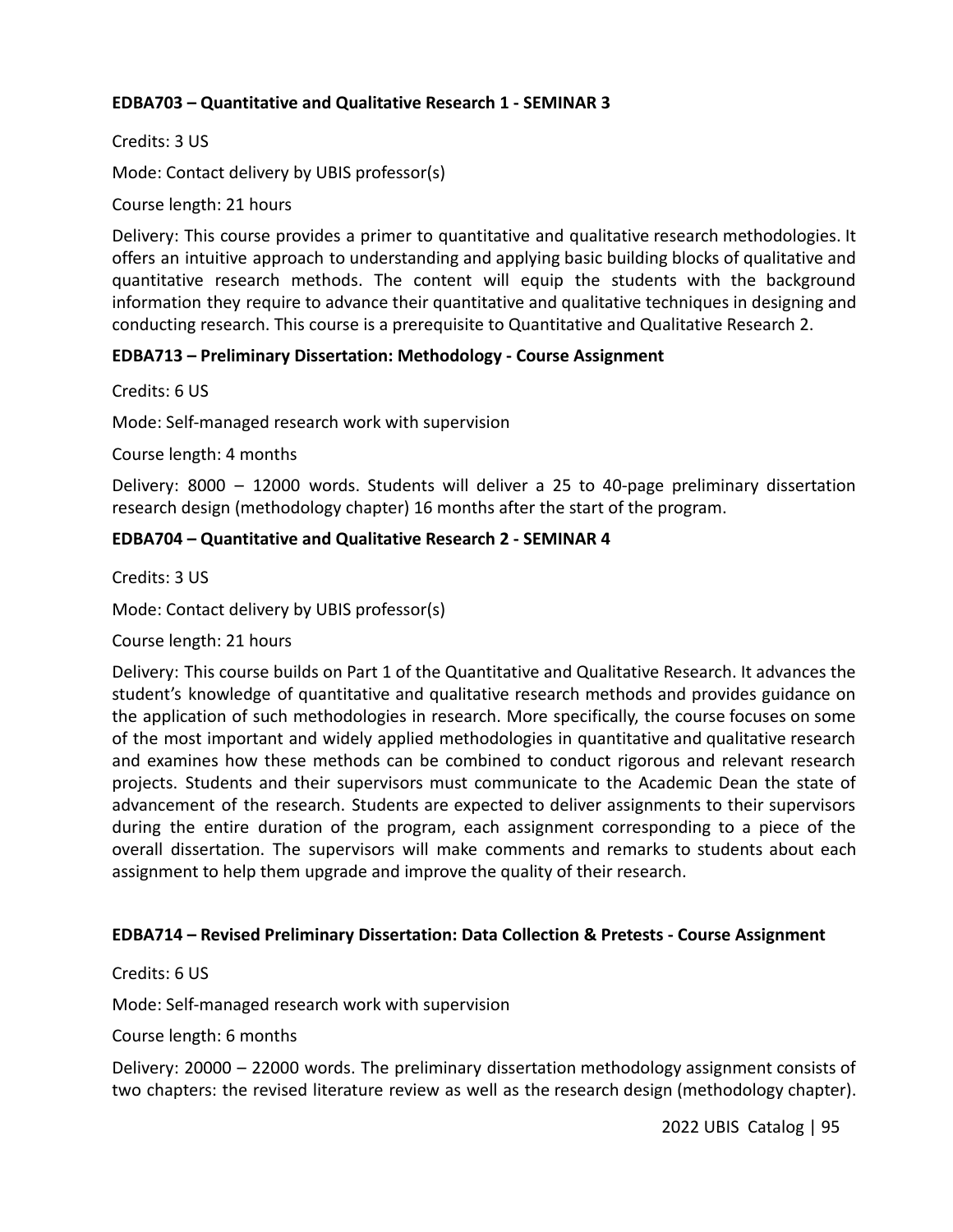**EDBA703 – Quantitative and Qualitative Research 1 - SEMINAR 3**

Credits: 3 US

Mode: Contact delivery by UBIS professor(s)

Course length: 21 hours

Delivery: This course provides a primer to quantitative and qualitative research methodologies. It offers an intuitive approach to understanding and applying basic building blocks of qualitative and quantitative research methods. The content will equip the students with the background information they require to advance their quantitative and qualitative techniques in designing and conducting research. This course is a prerequisite to Quantitative and Qualitative Research 2.

**EDBA713 – Preliminary Dissertation: Methodology - Course Assignment**

Credits: 6 US

Mode: Self-managed research work with supervision

Course length: 4 months

Delivery: 8000 – 12000 words. Students will deliver a 25 to 40-page preliminary dissertation research design (methodology chapter) 16 months after the start of the program.

**EDBA704 – Quantitative and Qualitative Research 2 - SEMINAR 4**

Credits: 3 US

Mode: Contact delivery by UBIS professor(s)

Course length: 21 hours

Delivery: This course builds on Part 1 of the Quantitative and Qualitative Research. It advances the student's knowledge of quantitative and qualitative research methods and provides guidance on the application of such methodologies in research. More specifically, the course focuses on some of the most important and widely applied methodologies in quantitative and qualitative research and examines how these methods can be combined to conduct rigorous and relevant research projects. Students and their supervisors must communicate to the Academic Dean the state of advancement of the research. Students are expected to deliver assignments to their supervisors during the entire duration of the program, each assignment corresponding to a piece of the overall dissertation. The supervisors will make comments and remarks to students about each assignment to help them upgrade and improve the quality of their research.

**EDBA714 – Revised Preliminary Dissertation: Data Collection & Pretests - Course Assignment**

Credits: 6 US

Mode: Self-managed research work with supervision

Course length: 6 months

Delivery: 20000 – 22000 words. The preliminary dissertation methodology assignment consists of two chapters: the revised literature review as well as the research design (methodology chapter).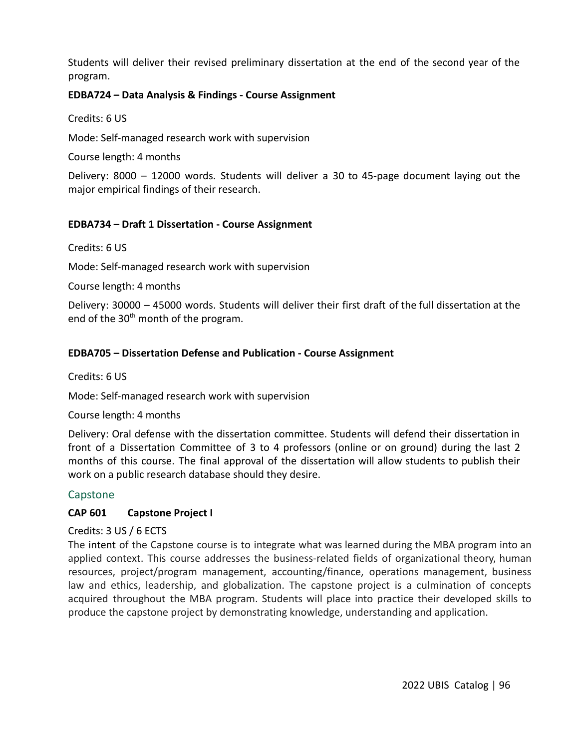Students will deliver their revised preliminary dissertation at the end of the second year of the program.

**EDBA724 – Data Analysis & Findings - Course Assignment**

Credits: 6 US

Mode: Self-managed research work with supervision

Course length: 4 months

Delivery: 8000 – 12000 words. Students will deliver a 30 to 45-page document laying out the major empirical findings of their research.

**EDBA734 – Draft 1 Dissertation - Course Assignment**

Credits: 6 US

Mode: Self-managed research work with supervision

Course length: 4 months

Delivery: 30000 – 45000 words. Students will deliver their first draft of the full dissertation at the end of the 30th month of the program.

**EDBA705 – Dissertation Defense and Publication - Course Assignment**

Credits: 6 US

Mode: Self-managed research work with supervision

Course length: 4 months

Delivery: Oral defense with the dissertation committee. Students will defend their dissertation in front of a Dissertation Committee of 3 to 4 professors (online or on ground) during the last 2 months of this course. The final approval of the dissertation will allow students to publish their work on a public research database should they desire.

## Capstone

**CAP 601 Capstone Project I**

Credits: 3 US / 6 ECTS

The intent of the Capstone course is to integrate what was learned during the MBA program into an applied context. This course addresses the business-related fields of organizational theory, human resources, project/program management, accounting/finance, operations management, business law and ethics, leadership, and globalization. The capstone project is a culmination of concepts acquired throughout the MBA program. Students will place into practice their developed skills to produce the capstone project by demonstrating knowledge, understanding and application.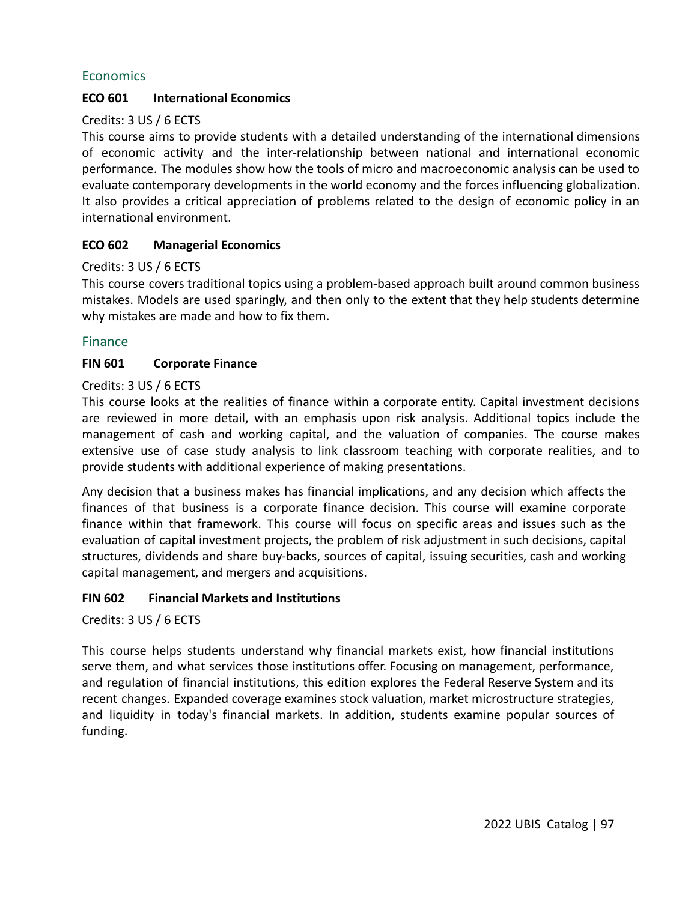## Economics

### ECO 601 International Economics

Credits: 3 US / 6 ECTS

This course aims to provide students with a detailed understanding of the international dimensions of economic activity and the inter-relationship between national and international economic performance. The modules show how the tools of micro and macroeconomic analysis can be used to evaluate contemporary developments in the world economy and the forces influencing globalization. It also provides a critical appreciation of problems related to the design of economic policy in an international environment.

### ECO 602 Managerial Economics

Credits: 3 US / 6 ECTS

This course covers traditional topics using a problem-based approach built around common business mistakes. Models are used sparingly, and then only to the extent that they help students determine why mistakes are made and how to fix them.

## Finance

### FIN 601 Corporate Finance

Credits: 3 US / 6 ECTS

This course looks at the realities of finance within a corporate entity. Capital investment decisions are reviewed in more detail, with an emphasis upon risk analysis. Additional topics include the management of cash and working capital, and the valuation of companies. The course makes extensive use of case study analysis to link classroom teaching with corporate realities, and to provide students with additional experience of making presentations.

Any decision that a business makes has financial implications, and any decision which affects the finances of that business is a corporate finance decision. This course will examine corporate finance within that framework. This course will focus on specific areas and issues such as the evaluation of capital investment projects, the problem of risk adjustment in such decisions, capital structures, dividends and share buy-backs, sources of capital, issuing securities, cash and working capital management, and mergers and acquisitions.

### FIN 602 Financial Markets and Institutions

Credits: 3 US / 6 ECTS

This course helps students understand why financial markets exist, how financial institutions serve them, and what services those institutions offer. Focusing on management, performance, and regulation of financial institutions, this edition explores the Federal Reserve System and its recent changes. Expanded coverage examines stock valuation, market microstructure strategies, and liquidity in today's financial markets. In addition, students examine popular sources of funding.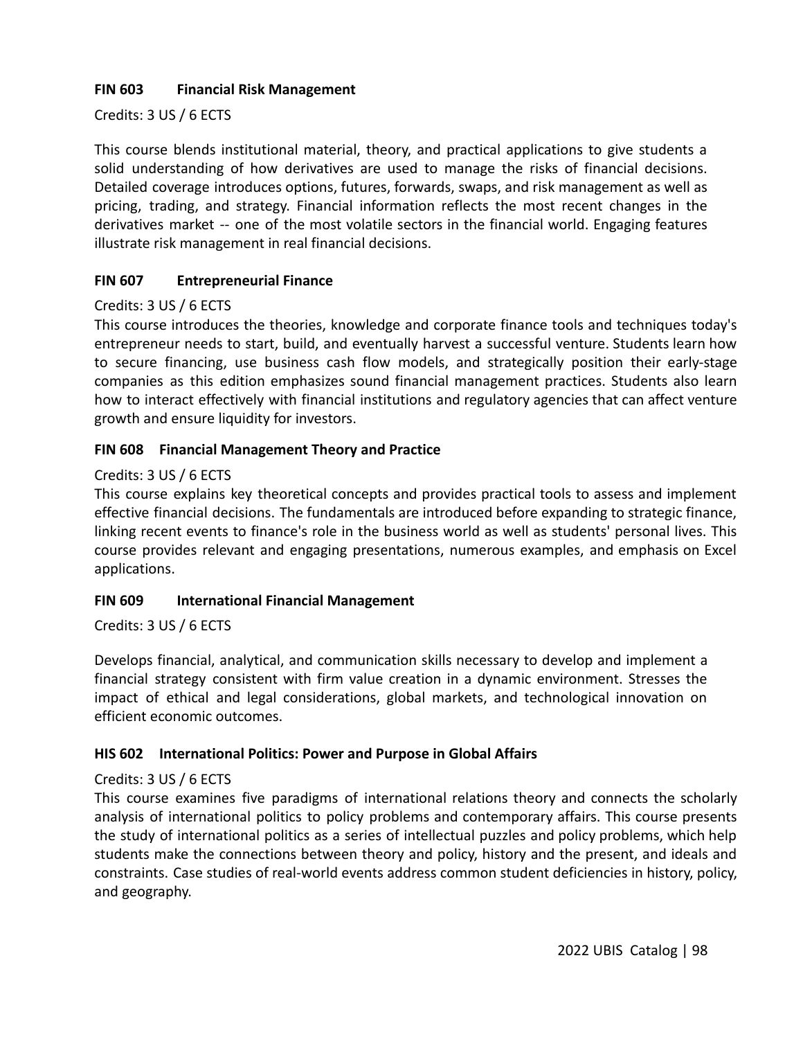**FIN 603 Financial Risk Management**

Credits: 3 US / 6 ECTS

This course blends institutional material, theory, and practical applications to give students a solid understanding of how derivatives are used to manage the risks of financial decisions. Detailed coverage introduces options, futures, forwards, swaps, and risk management as well as pricing, trading, and strategy. Financial information reflects the most recent changes in the derivatives market -- one of the most volatile sectors in the financial world. Engaging features illustrate risk management in real financial decisions.

**FIN 607 Entrepreneurial Finance**

Credits: 3 US / 6 ECTS

This course introduces the theories, knowledge and corporate finance tools and techniques today's entrepreneur needs to start, build, and eventually harvest a successful venture. Students learn how to secure financing, use business cash flow models, and strategically position their early-stage companies as this edition emphasizes sound financial management practices. Students also learn how to interact effectively with financial institutions and regulatory agencies that can affect venture growth and ensure liquidity for investors.

**FIN 608 Financial Management Theory and Practice**

Credits: 3 US / 6 ECTS

This course explains key theoretical concepts and provides practical tools to assess and implement effective financial decisions. The fundamentals are introduced before expanding to strategic finance, linking recent events to finance's role in the business world as well as students' personal lives. This course provides relevant and engaging presentations, numerous examples, and emphasis on Excel applications.

**FIN 609 International Financial Management**

Credits: 3 US / 6 ECTS

Develops financial, analytical, and communication skills necessary to develop and implement a financial strategy consistent with firm value creation in a dynamic environment. Stresses the impact of ethical and legal considerations, global markets, and technological innovation on efficient economic outcomes.

**HIS 602 International Politics: Power and Purpose in Global Affairs**

Credits: 3 US / 6 ECTS

This course examines five paradigms of international relations theory and connects the scholarly analysis of international politics to policy problems and contemporary affairs. This course presents the study of international politics as a series of intellectual puzzles and policy problems, which help students make the connections between theory and policy, history and the present, and ideals and constraints. Case studies of real-world events address common student deficiencies in history, policy, and geography.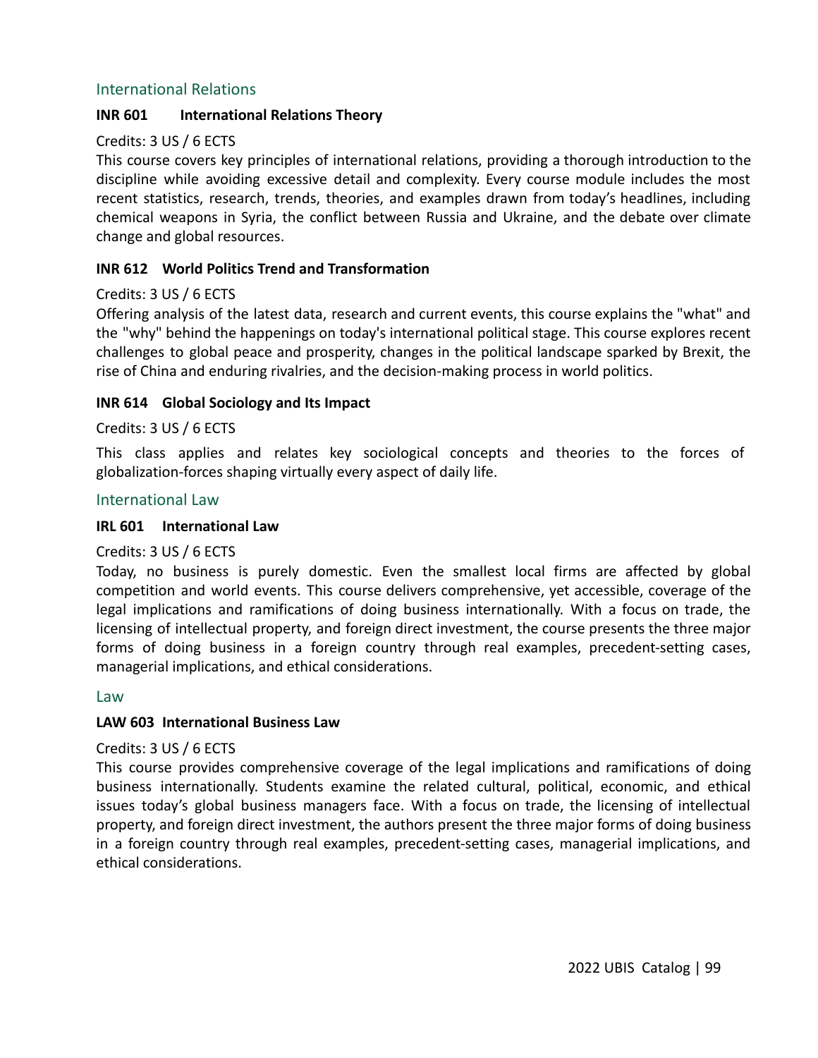## International Relations

### INR 601 International Relations Theory

Credits: 3 US / 6 ECTS

This course covers key principles of international relations, providing a thorough introduction to the discipline while avoiding excessive detail and complexity. Every course module includes the most recent statistics, research, trends, theories, and examples drawn from today's headlines, including chemical weapons in Syria, the conflict between Russia and Ukraine, and the debate over climate change and global resources.

### INR 612 World Politics Trend and Transformation

Credits: 3 US / 6 ECTS

Offering analysis of the latest data, research and current events, this course explains the "what" and the "why" behind the happenings on today's international political stage. This course explores recent challenges to global peace and prosperity, changes in the political landscape sparked by Brexit, the rise of China and enduring rivalries, and the decision-making process in world politics.

### INR 614 Global Sociology and Its Impact

Credits: 3 US / 6 ECTS

This class applies and relates key sociological concepts and theories to the forces of globalization-forces shaping virtually every aspect of daily life.

## International Law

### IRL 601 International Law

Credits: 3 US / 6 ECTS

Today, no business is purely domestic. Even the smallest local firms are affected by global competition and world events. This course delivers comprehensive, yet accessible, coverage of the legal implications and ramifications of doing business internationally. With a focus on trade, the licensing of intellectual property, and foreign direct investment, the course presents the three major forms of doing business in a foreign country through real examples, precedent-setting cases, managerial implications, and ethical considerations.

## Law

### LAW 603 International Business Law

Credits: 3 US / 6 ECTS

This course provides comprehensive coverage of the legal implications and ramifications of doing business internationally. Students examine the related cultural, political, economic, and ethical issues today's global business managers face. With a focus on trade, the licensing of intellectual property, and foreign direct investment, the authors present the three major forms of doing business in a foreign country through real examples, precedent-setting cases, managerial implications, and ethical considerations.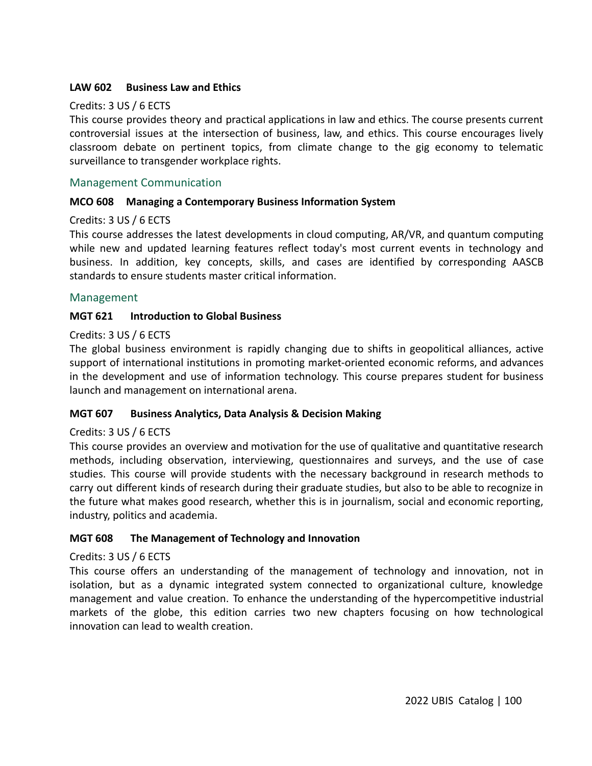**LAW 602 Business Law and Ethics**

Credits: 3 US / 6 ECTS

This course provides theory and practical applications in law and ethics. The course presents current controversial issues at the intersection of business, law, and ethics. This course encourages lively classroom debate on pertinent topics, from climate change to the gig economy to telematic surveillance to transgender workplace rights.

## Management Communication

**MCO 608 Managing a Contemporary Business Information System**

Credits: 3 US / 6 ECTS

This course addresses the latest developments in cloud computing, AR/VR, and quantum computing while new and updated learning features reflect today's most current events in technology and business. In addition, key concepts, skills, and cases are identified by corresponding AASCB standards to ensure students master critical information.

## Management

**MGT 621 Introduction to Global Business**

Credits: 3 US / 6 ECTS

The global business environment is rapidly changing due to shifts in geopolitical alliances, active support of international institutions in promoting market-oriented economic reforms, and advances in the development and use of information technology. This course prepares student for business launch and management on international arena.

**MGT 607 Business Analytics, Data Analysis & Decision Making**

Credits: 3 US / 6 ECTS

This course provides an overview and motivation for the use of qualitative and quantitative research methods, including observation, interviewing, questionnaires and surveys, and the use of case studies. This course will provide students with the necessary background in research methods to carry out different kinds of research during their graduate studies, but also to be able to recognize in the future what makes good research, whether this is in journalism, social and economic reporting, industry, politics and academia.

**MGT 608 The Management of Technology and Innovation**

Credits: 3 US / 6 ECTS

This course offers an understanding of the management of technology and innovation, not in isolation, but as a dynamic integrated system connected to organizational culture, knowledge management and value creation. To enhance the understanding of the hypercompetitive industrial markets of the globe, this edition carries two new chapters focusing on how technological innovation can lead to wealth creation.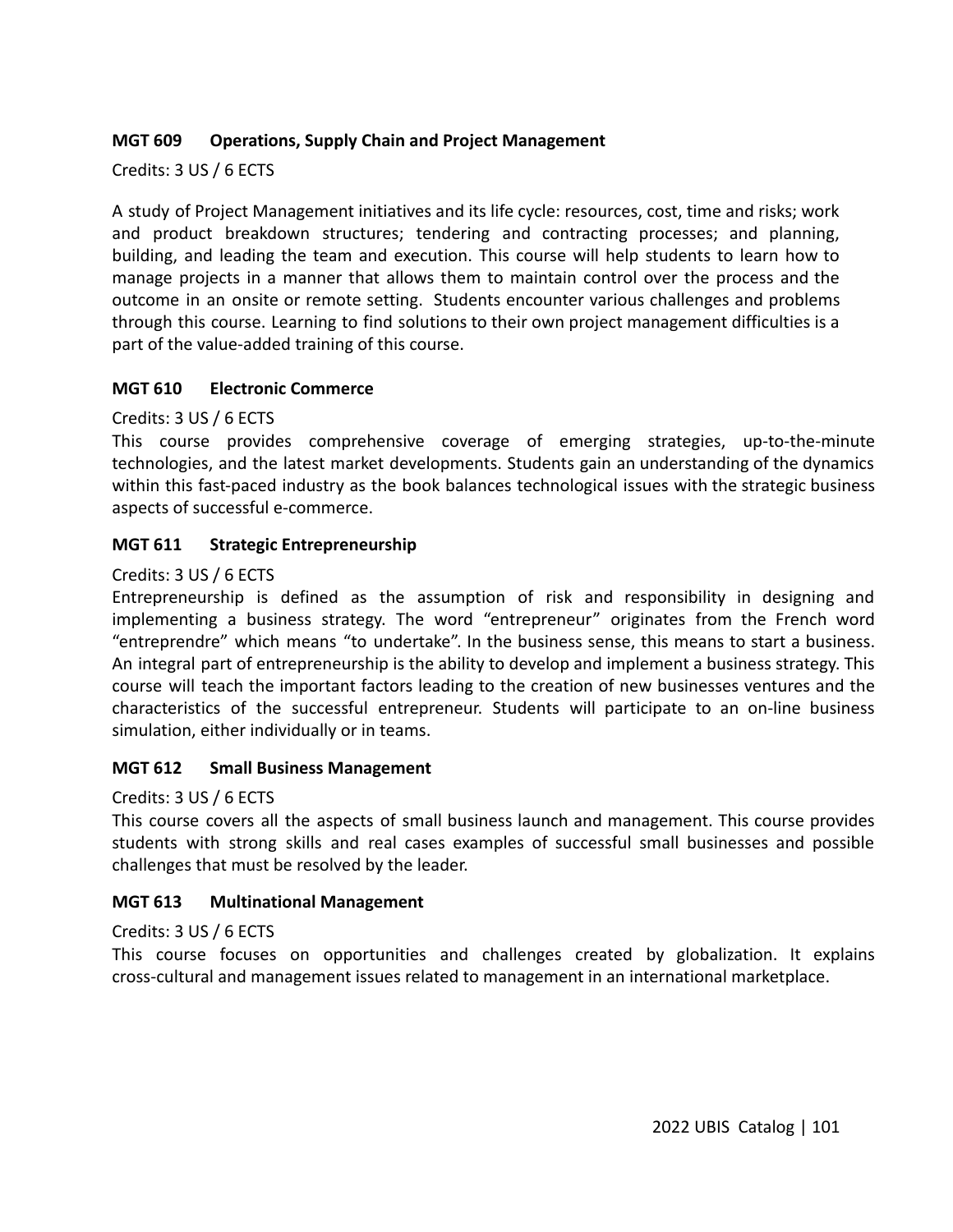**MGT 609 Operations, Supply Chain and Project Management**

Credits: 3 US / 6 ECTS

A study of Project Management initiatives and its life cycle: resources, cost, time and risks; work and product breakdown structures; tendering and contracting processes; and planning, building, and leading the team and execution. This course will help students to learn how to manage projects in a manner that allows them to maintain control over the process and the outcome in an onsite or remote setting. Students encounter various challenges and problems through this course. Learning to find solutions to their own project management difficulties is a part of the value-added training of this course.

**MGT 610 Electronic Commerce**

Credits: 3 US / 6 ECTS

This course provides comprehensive coverage of emerging strategies, up-to-the-minute technologies, and the latest market developments. Students gain an understanding of the dynamics within this fast-paced industry as the book balances technological issues with the strategic business aspects of successful e-commerce.

**MGT 611 Strategic Entrepreneurship**

Credits: 3 US / 6 ECTS

Entrepreneurship is defined as the assumption of risk and responsibility in designing and implementing a business strategy. The word "entrepreneur" originates from the French word "entreprendre" which means "to undertake". In the business sense, this means to start a business. An integral part of entrepreneurship is the ability to develop and implement a business strategy. This course will teach the important factors leading to the creation of new businesses ventures and the characteristics of the successful entrepreneur. Students will participate to an on-line business simulation, either individually or in teams.

**MGT 612 Small Business Management**

Credits: 3 US / 6 ECTS

This course covers all the aspects of small business launch and management. This course provides students with strong skills and real cases examples of successful small businesses and possible challenges that must be resolved by the leader.

**MGT 613 Multinational Management**

Credits: 3 US / 6 ECTS

This course focuses on opportunities and challenges created by globalization. It explains cross-cultural and management issues related to management in an international marketplace.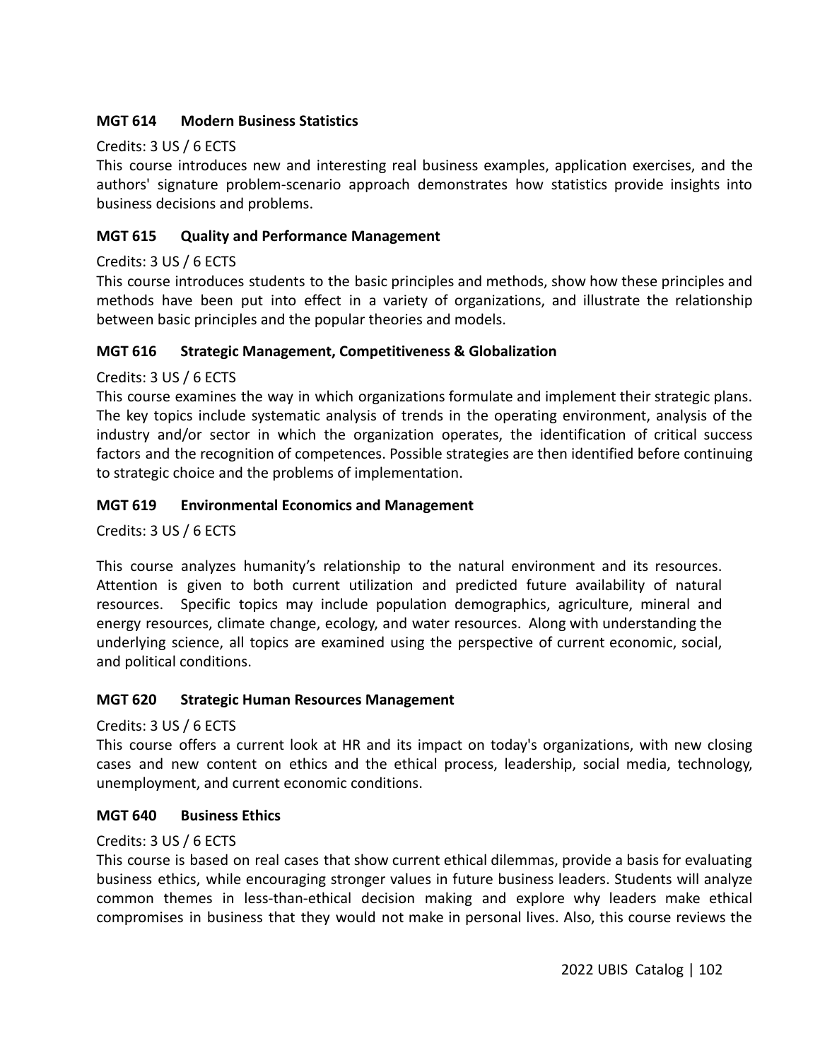### MGT 614 Modern Business Statistics

Credits: 3 US / 6 ECTS

This course introduces new and interesting real business examples, application exercises, and the authors' signature problem-scenario approach demonstrates how statistics provide insights into business decisions and problems.

### MGT 615 Quality and Performance Management

Credits: 3 US / 6 ECTS

This course introduces students to the basic principles and methods, show how these principles and methods have been put into effect in a variety of organizations, and illustrate the relationship between basic principles and the popular theories and models.

### MGT 616 Strategic Management, Competitiveness & Globalization

Credits: 3 US / 6 ECTS

This course examines the way in which organizations formulate and implement their strategic plans. The key topics include systematic analysis of trends in the operating environment, analysis of the industry and/or sector in which the organization operates, the identification of critical success factors and the recognition of competences. Possible strategies are then identified before continuing to strategic choice and the problems of implementation.

### MGT 619 Environmental Economics and Management

Credits: 3 US / 6 ECTS

This course analyzes humanity's relationship to the natural environment and its resources. Attention is given to both current utilization and predicted future availability of natural resources. Specific topics may include population demographics, agriculture, mineral and energy resources, climate change, ecology, and water resources. Along with understanding the underlying science, all topics are examined using the perspective of current economic, social, and political conditions.

### MGT 620 Strategic Human Resources Management

Credits: 3 US / 6 ECTS

This course offers a current look at HR and its impact on today's organizations, with new closing cases and new content on ethics and the ethical process, leadership, social media, technology, unemployment, and current economic conditions.

### MGT 640 Business Ethics

Credits: 3 US / 6 ECTS

This course is based on real cases that show current ethical dilemmas, provide a basis for evaluating business ethics, while encouraging stronger values in future business leaders. Students will analyze common themes in less-than-ethical decision making and explore why leaders make ethical compromises in business that they would not make in personal lives. Also, this course reviews the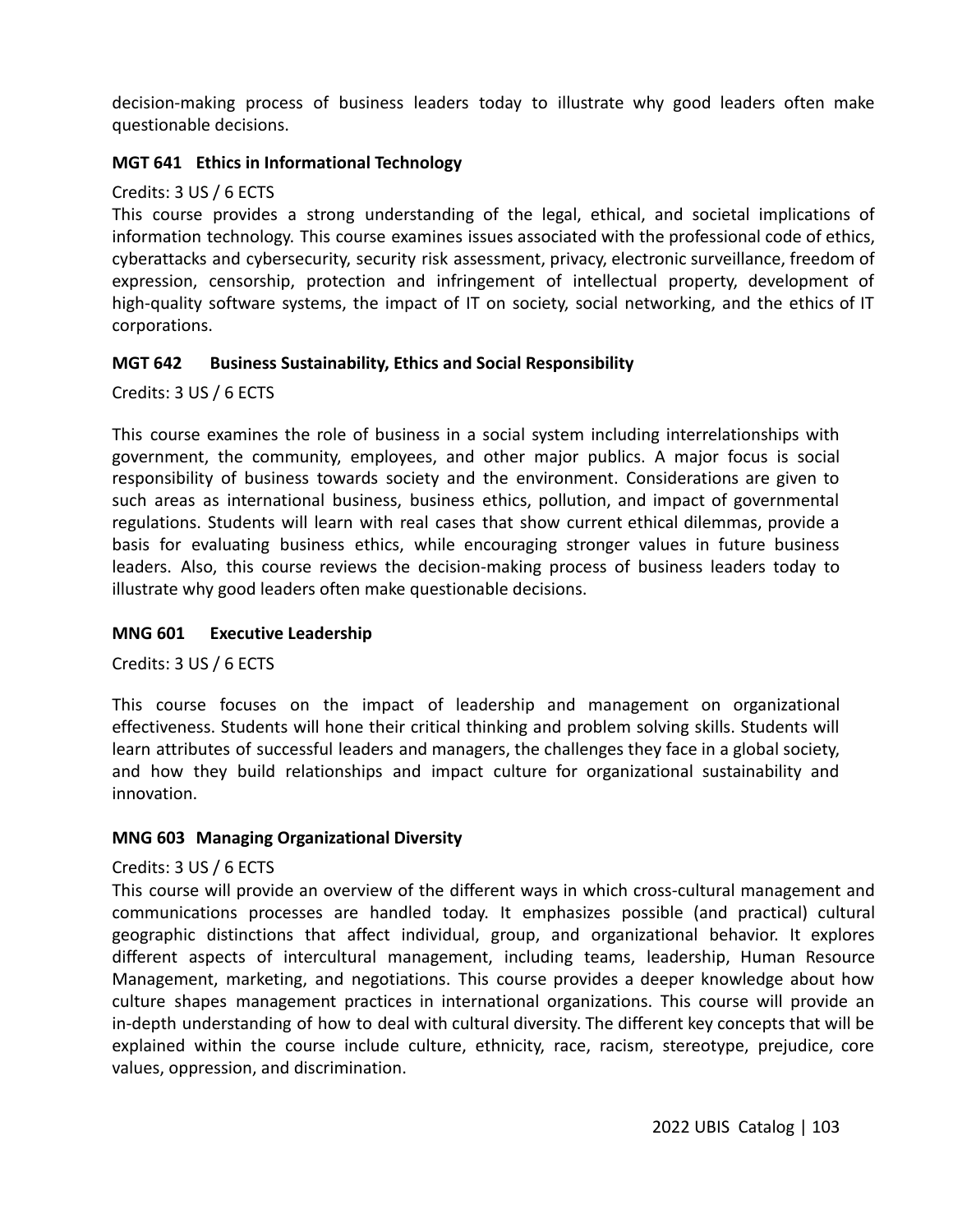decision-making process of business leaders today to illustrate why good leaders often make questionable decisions.

### MGT 641 Ethics in Informational Technology

Credits: 3 US / 6 ECTS

This course provides a strong understanding of the legal, ethical, and societal implications of information technology. This course examines issues associated with the professional code of ethics, cyberattacks and cybersecurity, security risk assessment, privacy, electronic surveillance, freedom of expression, censorship, protection and infringement of intellectual property, development of high-quality software systems, the impact of IT on society, social networking, and the ethics of IT corporations.

### MGT 642 Business Sustainability, Ethics and Social Responsibility

Credits: 3 US / 6 ECTS

This course examines the role of business in a social system including interrelationships with government, the community, employees, and other major publics. A major focus is social responsibility of business towards society and the environment. Considerations are given to such areas as international business, business ethics, pollution, and impact of governmental regulations. Students will learn with real cases that show current ethical dilemmas, provide a basis for evaluating business ethics, while encouraging stronger values in future business leaders. Also, this course reviews the decision-making process of business leaders today to illustrate why good leaders often make questionable decisions.

### MNG 601 Executive Leadership

Credits: 3 US / 6 ECTS

This course focuses on the impact of leadership and management on organizational effectiveness. Students will hone their critical thinking and problem solving skills. Students will learn attributes of successful leaders and managers, the challenges they face in a global society, and how they build relationships and impact culture for organizational sustainability and innovation.

### MNG 603 Managing Organizational Diversity

Credits: 3 US / 6 ECTS

This course will provide an overview of the different ways in which cross-cultural management and communications processes are handled today. It emphasizes possible (and practical) cultural geographic distinctions that affect individual, group, and organizational behavior. It explores different aspects of intercultural management, including teams, leadership, Human Resource Management, marketing, and negotiations. This course provides a deeper knowledge about how culture shapes management practices in international organizations. This course will provide an in-depth understanding of how to deal with cultural diversity. The different key concepts that will be explained within the course include culture, ethnicity, race, racism, stereotype, prejudice, core values, oppression, and discrimination.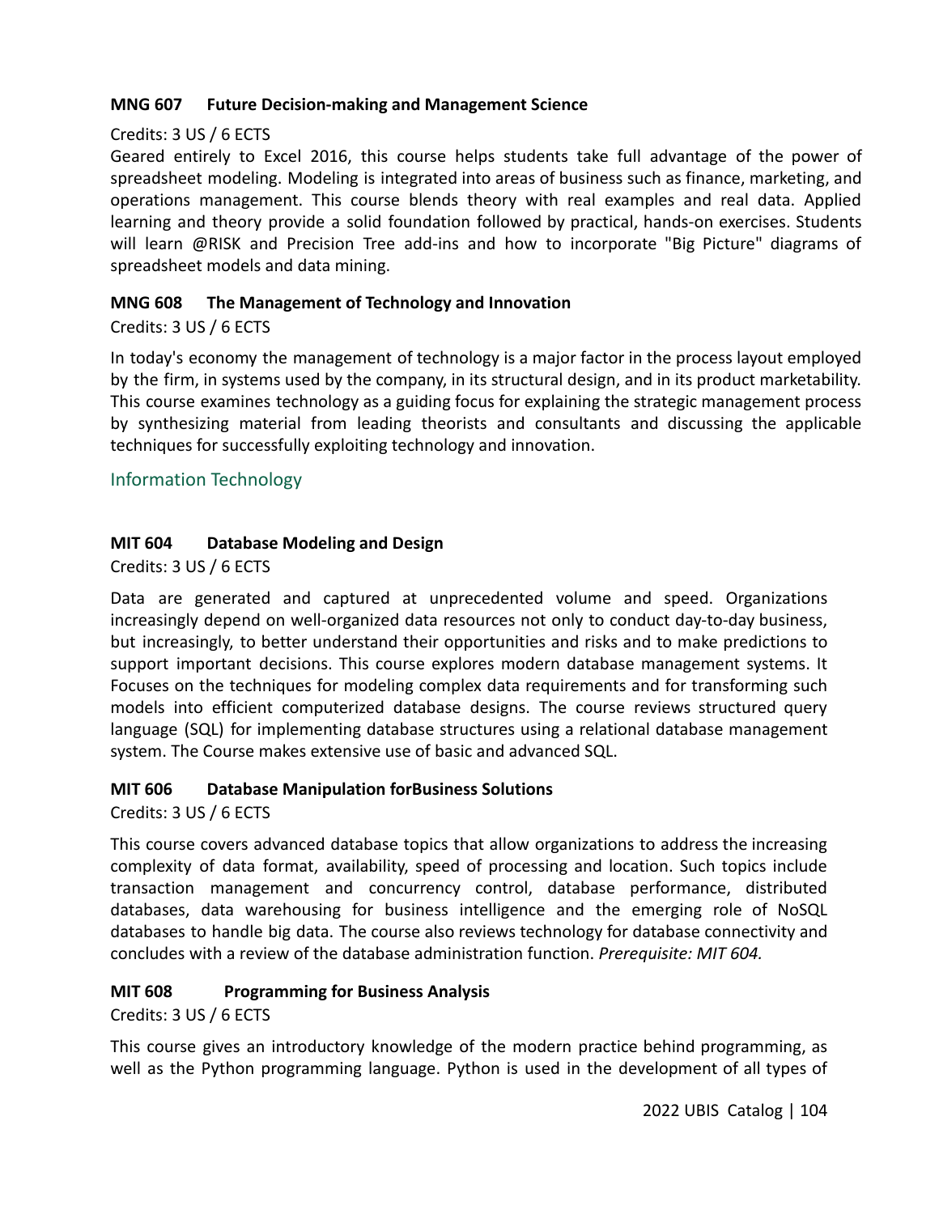**MNG 607 Future Decision-making and Management Science**

Credits: 3 US / 6 ECTS

Geared entirely to Excel 2016, this course helps students take full advantage of the power of spreadsheet modeling. Modeling is integrated into areas of business such as finance, marketing, and operations management. This course blends theory with real examples and real data. Applied learning and theory provide a solid foundation followed by practical, hands-on exercises. Students will learn @RISK and Precision Tree add-ins and how to incorporate "Big Picture" diagrams of spreadsheet models and data mining.

**MNG 608 The Management of Technology and Innovation**

Credits: 3 US / 6 ECTS

In today's economy the management of technology is a major factor in the process layout employed by the firm, in systems used by the company, in its structural design, and in its product marketability. This course examines technology as a guiding focus for explaining the strategic management process by synthesizing material from leading theorists and consultants and discussing the applicable techniques for successfully exploiting technology and innovation.

## Information Technology

**MIT 604 Database Modeling and Design**

Credits: 3 US / 6 ECTS

Data are generated and captured at unprecedented volume and speed. Organizations increasingly depend on well-organized data resources not only to conduct day-to-day business, but increasingly, to better understand their opportunities and risks and to make predictions to support important decisions. This course explores modern database management systems. It Focuses on the techniques for modeling complex data requirements and for transforming such models into efficient computerized database designs. The course reviews structured query language (SQL) for implementing database structures using a relational database management system. The Course makes extensive use of basic and advanced SQL.

**MIT 606 Database Manipulation forBusiness Solutions**

Credits: 3 US / 6 ECTS

This course covers advanced database topics that allow organizations to address the increasing complexity of data format, availability, speed of processing and location. Such topics include transaction management and concurrency control, database performance, distributed databases, data warehousing for business intelligence and the emerging role of NoSQL databases to handle big data. The course also reviews technology for database connectivity and concludes with a review of the database administration function. *Prerequisite: MIT 604.*

**MIT 608 Programming for Business Analysis**

Credits: 3 US / 6 ECTS

This course gives an introductory knowledge of the modern practice behind programming, as well as the Python programming language. Python is used in the development of all types of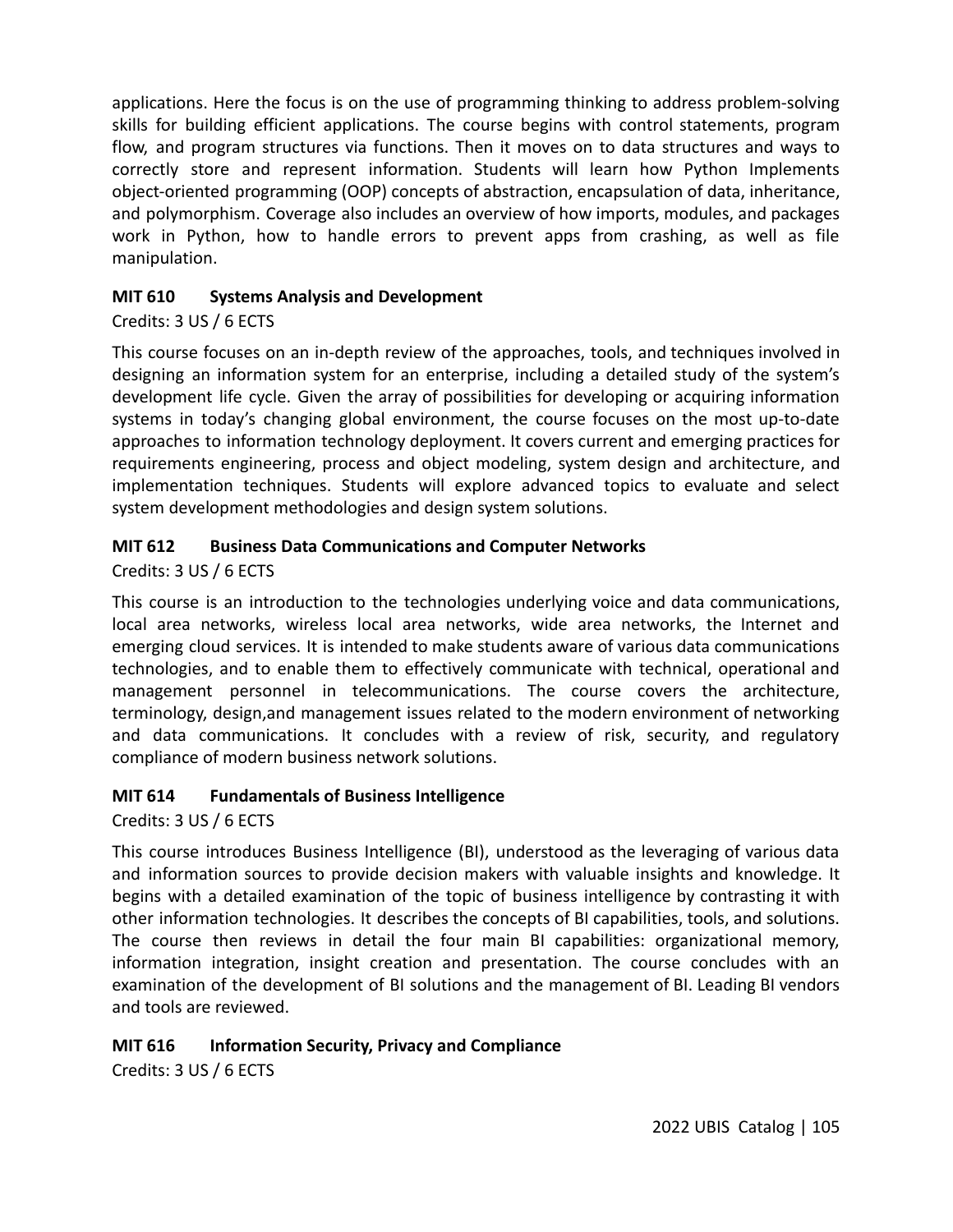applications. Here the focus is on the use of programming thinking to address problem-solving skills for building efficient applications. The course begins with control statements, program flow, and program structures via functions. Then it moves on to data structures and ways to correctly store and represent information. Students will learn how Python Implements object-oriented programming (OOP) concepts of abstraction, encapsulation of data, inheritance, and polymorphism. Coverage also includes an overview of how imports, modules, and packages work in Python, how to handle errors to prevent apps from crashing, as well as file manipulation.

**MIT 610 Systems Analysis and Development**

Credits: 3 US / 6 ECTS

This course focuses on an in-depth review of the approaches, tools, and techniques involved in designing an information system for an enterprise, including a detailed study of the system's development life cycle. Given the array of possibilities for developing or acquiring information systems in today's changing global environment, the course focuses on the most up-to-date approaches to information technology deployment. It covers current and emerging practices for requirements engineering, process and object modeling, system design and architecture, and implementation techniques. Students will explore advanced topics to evaluate and select system development methodologies and design system solutions.

**MIT 612 Business Data Communications and Computer Networks**

Credits: 3 US / 6 ECTS

This course is an introduction to the technologies underlying voice and data communications, local area networks, wireless local area networks, wide area networks, the Internet and emerging cloud services. It is intended to make students aware of various data communications technologies, and to enable them to effectively communicate with technical, operational and management personnel in telecommunications. The course covers the architecture, terminology, design,and management issues related to the modern environment of networking and data communications. It concludes with a review of risk, security, and regulatory compliance of modern business network solutions.

**MIT 614 Fundamentals of Business Intelligence**

Credits: 3 US / 6 ECTS

This course introduces Business Intelligence (BI), understood as the leveraging of various data and information sources to provide decision makers with valuable insights and knowledge. It begins with a detailed examination of the topic of business intelligence by contrasting it with other information technologies. It describes the concepts of BI capabilities, tools, and solutions. The course then reviews in detail the four main BI capabilities: organizational memory, information integration, insight creation and presentation. The course concludes with an examination of the development of BI solutions and the management of BI. Leading BI vendors and tools are reviewed.

**MIT 616 Information Security, Privacy and Compliance**

Credits: 3 US / 6 ECTS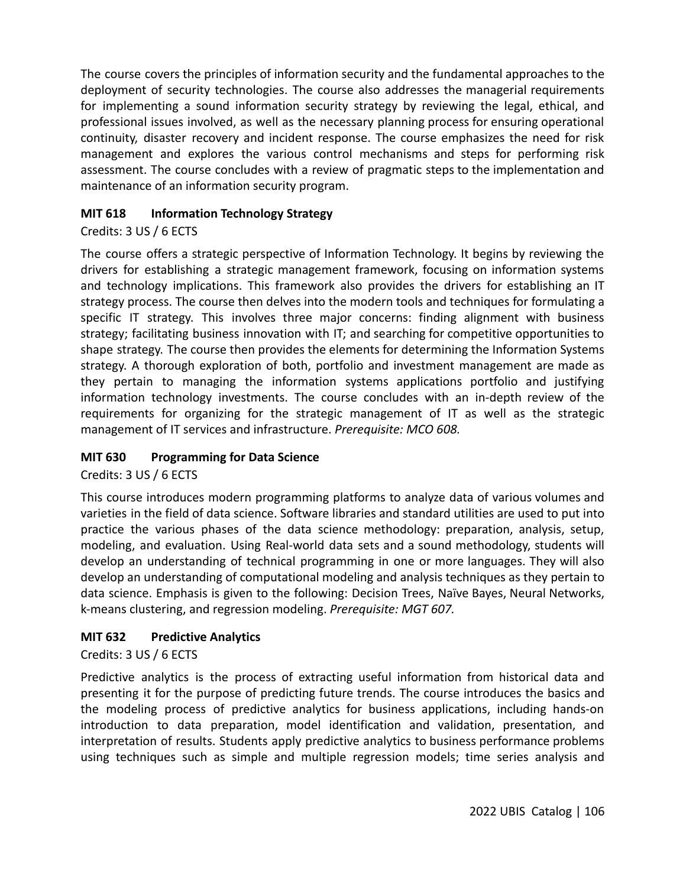The course covers the principles of information security and the fundamental approaches to the deployment of security technologies. The course also addresses the managerial requirements for implementing a sound information security strategy by reviewing the legal, ethical, and professional issues involved, as well as the necessary planning process for ensuring operational continuity, disaster recovery and incident response. The course emphasizes the need for risk management and explores the various control mechanisms and steps for performing risk assessment. The course concludes with a review of pragmatic steps to the implementation and maintenance of an information security program.

**MIT 618 Information Technology Strategy**

Credits: 3 US / 6 ECTS

The course offers a strategic perspective of Information Technology. It begins by reviewing the drivers for establishing a strategic management framework, focusing on information systems and technology implications. This framework also provides the drivers for establishing an IT strategy process. The course then delves into the modern tools and techniques for formulating a specific IT strategy. This involves three major concerns: finding alignment with business strategy; facilitating business innovation with IT; and searching for competitive opportunities to shape strategy. The course then provides the elements for determining the Information Systems strategy. A thorough exploration of both, portfolio and investment management are made as they pertain to managing the information systems applications portfolio and justifying information technology investments. The course concludes with an in-depth review of the requirements for organizing for the strategic management of IT as well as the strategic management of IT services and infrastructure. *Prerequisite: MCO 608.*

**MIT 630 Programming for Data Science**

Credits: 3 US / 6 ECTS

This course introduces modern programming platforms to analyze data of various volumes and varieties in the field of data science. Software libraries and standard utilities are used to put into practice the various phases of the data science methodology: preparation, analysis, setup, modeling, and evaluation. Using Real-world data sets and a sound methodology, students will develop an understanding of technical programming in one or more languages. They will also develop an understanding of computational modeling and analysis techniques as they pertain to data science. Emphasis is given to the following: Decision Trees, Naïve Bayes, Neural Networks, k-means clustering, and regression modeling. *Prerequisite: MGT 607.*

**MIT 632 Predictive Analytics**

Credits: 3 US / 6 ECTS

Predictive analytics is the process of extracting useful information from historical data and presenting it for the purpose of predicting future trends. The course introduces the basics and the modeling process of predictive analytics for business applications, including hands-on introduction to data preparation, model identification and validation, presentation, and interpretation of results. Students apply predictive analytics to business performance problems using techniques such as simple and multiple regression models; time series analysis and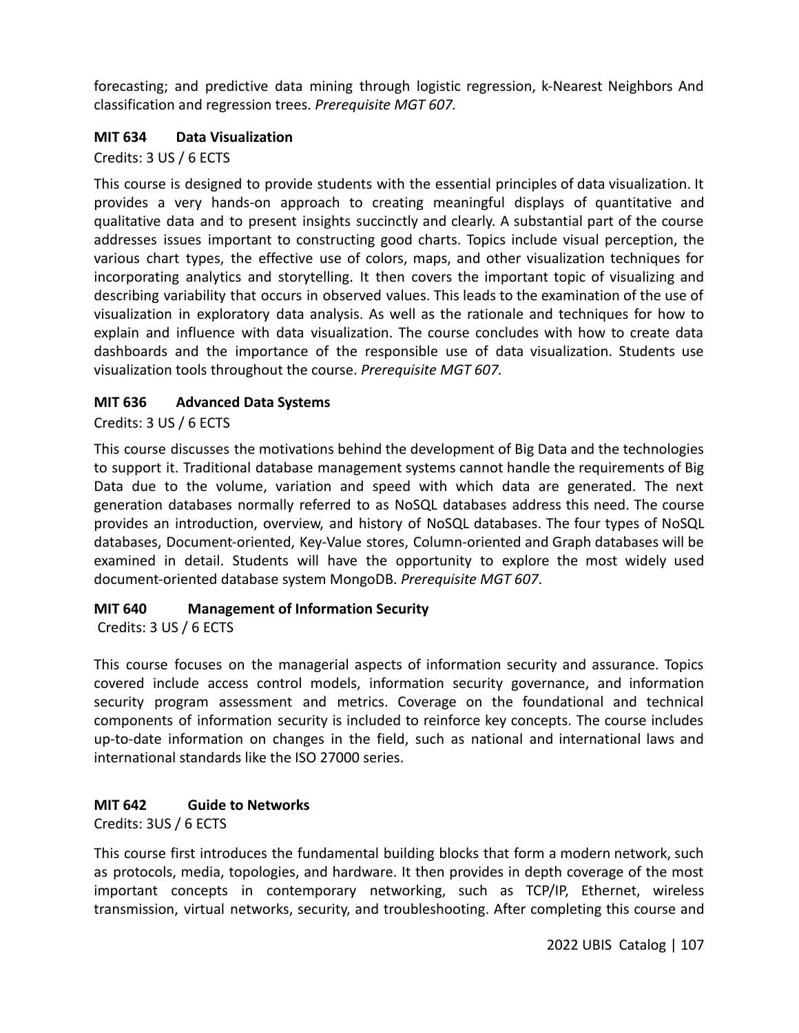forecasting; and predictive data mining through logistic regression, k-Nearest Neighbors And classification and regression trees. *Prerequisite MGT 607.*

**MIT 634 Data Visualization**

Credits: 3 US / 6 ECTS

This course is designed to provide students with the essential principles of data visualization. It provides a very hands-on approach to creating meaningful displays of quantitative and qualitative data and to present insights succinctly and clearly. A substantial part of the course addresses issues important to constructing good charts. Topics include visual perception, the various chart types, the effective use of colors, maps, and other visualization techniques for incorporating analytics and storytelling. It then covers the important topic of visualizing and describing variability that occurs in observed values. This leads to the examination of the use of visualization in exploratory data analysis. As well as the rationale and techniques for how to explain and influence with data visualization. The course concludes with how to create data dashboards and the importance of the responsible use of data visualization. Students use visualization tools throughout the course. *Prerequisite MGT 607.*

**MIT 636 Advanced Data Systems**

Credits: 3 US / 6 ECTS

This course discusses the motivations behind the development of Big Data and the technologies to support it. Traditional database management systems cannot handle the requirements of Big Data due to the volume, variation and speed with which data are generated. The next generation databases normally referred to as NoSQL databases address this need. The course provides an introduction, overview, and history of NoSQL databases. The four types of NoSQL databases, Document-oriented, Key-Value stores, Column-oriented and Graph databases will be examined in detail. Students will have the opportunity to explore the most widely used document-oriented database system MongoDB. *Prerequisite MGT 607*.

**MIT 640 Management of Information Security**

Credits: 3 US / 6 ECTS

This course focuses on the managerial aspects of information security and assurance. Topics covered include access control models, information security governance, and information security program assessment and metrics. Coverage on the foundational and technical components of information security is included to reinforce key concepts. The course includes up-to-date information on changes in the field, such as national and international laws and international standards like the ISO 27000 series.

**MIT 642 Guide to Networks**

Credits: 3US / 6 ECTS

This course first introduces the fundamental building blocks that form a modern network, such as protocols, media, topologies, and hardware. It then provides in depth coverage of the most important concepts in contemporary networking, such as TCP/IP, Ethernet, wireless transmission, virtual networks, security, and troubleshooting. After completing this course and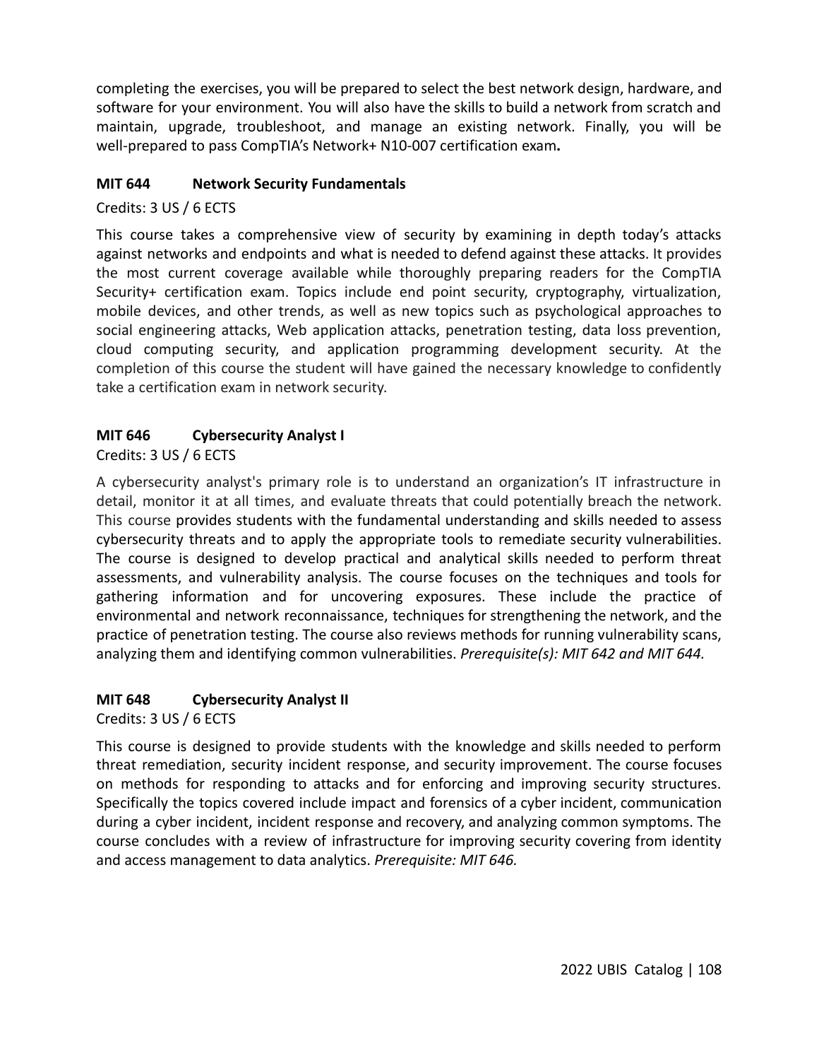completing the exercises, you will be prepared to select the best network design, hardware, and software for your environment. You will also have the skills to build a network from scratch and maintain, upgrade, troubleshoot, and manage an existing network. Finally, you will be well-prepared to pass CompTIA's Network+ N10-007 certification exam**.**

**MIT 644 Network Security Fundamentals**

Credits: 3 US / 6 ECTS

This course takes a comprehensive view of security by examining in depth today's attacks against networks and endpoints and what is needed to defend against these attacks. It provides the most current coverage available while thoroughly preparing readers for the CompTIA Security+ certification exam. Topics include end point security, cryptography, virtualization, mobile devices, and other trends, as well as new topics such as psychological approaches to social engineering attacks, Web application attacks, penetration testing, data loss prevention, cloud computing security, and application programming development security. At the completion of this course the student will have gained the necessary knowledge to confidently take a certification exam in network security.

**MIT 646 Cybersecurity Analyst I**

Credits: 3 US / 6 ECTS

A cybersecurity analyst's primary role is to understand an organization's IT infrastructure in detail, monitor it at all times, and evaluate threats that could potentially breach the network. This course provides students with the fundamental understanding and skills needed to assess cybersecurity threats and to apply the appropriate tools to remediate security vulnerabilities. The course is designed to develop practical and analytical skills needed to perform threat assessments, and vulnerability analysis. The course focuses on the techniques and tools for gathering information and for uncovering exposures. These include the practice of environmental and network reconnaissance, techniques for strengthening the network, and the practice of penetration testing. The course also reviews methods for running vulnerability scans, analyzing them and identifying common vulnerabilities. *Prerequisite(s): MIT 642 and MIT 644.*

**MIT 648 Cybersecurity Analyst II**

Credits: 3 US / 6 ECTS

This course is designed to provide students with the knowledge and skills needed to perform threat remediation, security incident response, and security improvement. The course focuses on methods for responding to attacks and for enforcing and improving security structures. Specifically the topics covered include impact and forensics of a cyber incident, communication during a cyber incident, incident response and recovery, and analyzing common symptoms. The course concludes with a review of infrastructure for improving security covering from identity and access management to data analytics. *Prerequisite: MIT 646.*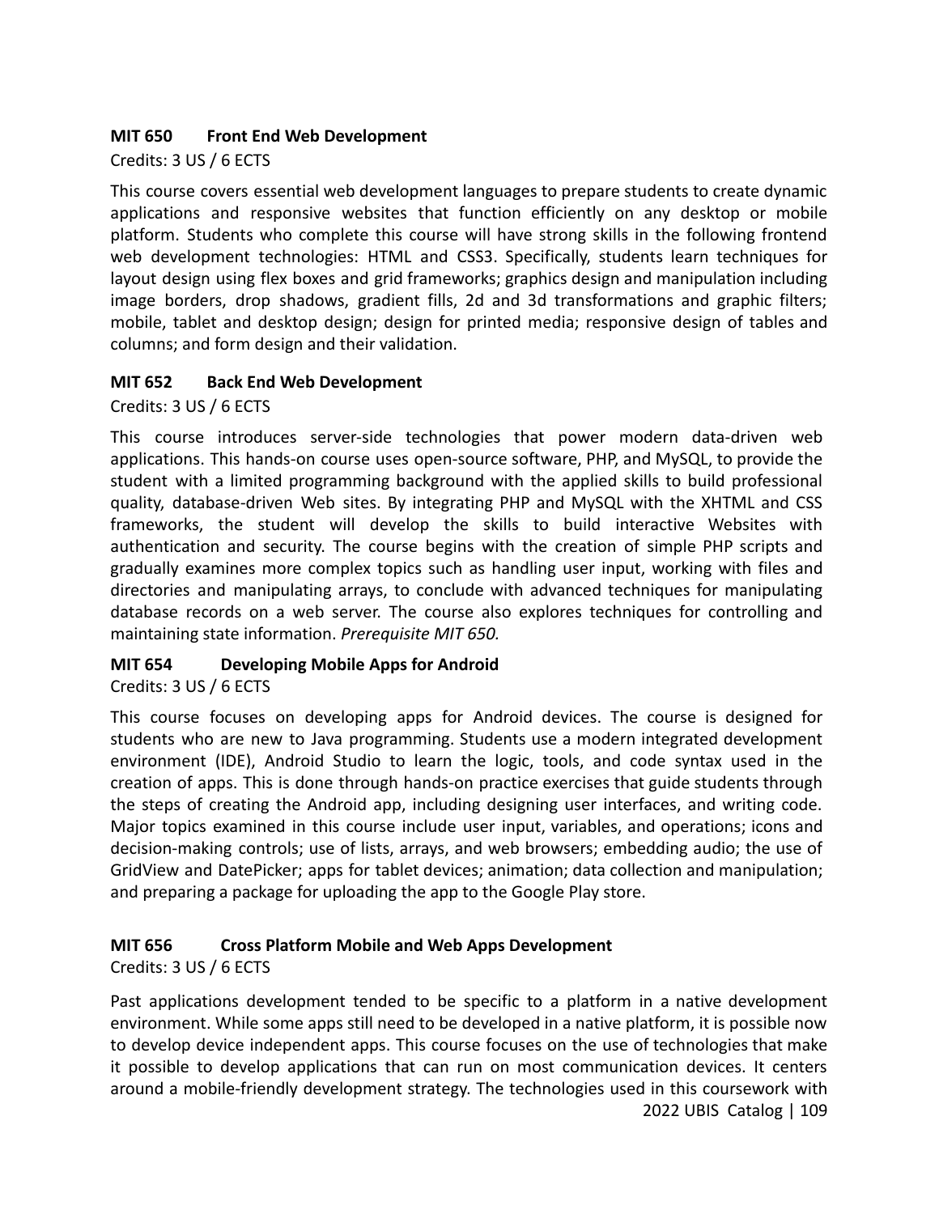**MIT 650 Front End Web Development**

Credits: 3 US / 6 ECTS

This course covers essential web development languages to prepare students to create dynamic applications and responsive websites that function efficiently on any desktop or mobile platform. Students who complete this course will have strong skills in the following frontend web development technologies: HTML and CSS3. Specifically, students learn techniques for layout design using flex boxes and grid frameworks; graphics design and manipulation including image borders, drop shadows, gradient fills, 2d and 3d transformations and graphic filters; mobile, tablet and desktop design; design for printed media; responsive design of tables and columns; and form design and their validation.

**MIT 652 Back End Web Development**

Credits: 3 US / 6 ECTS

This course introduces server-side technologies that power modern data-driven web applications. This hands-on course uses open-source software, PHP, and MySQL, to provide the student with a limited programming background with the applied skills to build professional quality, database-driven Web sites. By integrating PHP and MySQL with the XHTML and CSS frameworks, the student will develop the skills to build interactive Websites with authentication and security. The course begins with the creation of simple PHP scripts and gradually examines more complex topics such as handling user input, working with files and directories and manipulating arrays, to conclude with advanced techniques for manipulating database records on a web server. The course also explores techniques for controlling and maintaining state information. *Prerequisite MIT 650.*

**MIT 654 Developing Mobile Apps for Android**

Credits: 3 US / 6 ECTS

This course focuses on developing apps for Android devices. The course is designed for students who are new to Java programming. Students use a modern integrated development environment (IDE), Android Studio to learn the logic, tools, and code syntax used in the creation of apps. This is done through hands-on practice exercises that guide students through the steps of creating the Android app, including designing user interfaces, and writing code. Major topics examined in this course include user input, variables, and operations; icons and decision-making controls; use of lists, arrays, and web browsers; embedding audio; the use of GridView and DatePicker; apps for tablet devices; animation; data collection and manipulation; and preparing a package for uploading the app to the Google Play store.

**MIT 656 Cross Platform Mobile and Web Apps Development**

Credits: 3 US / 6 ECTS

Past applications development tended to be specific to a platform in a native development environment. While some apps still need to be developed in a native platform, it is possible now to develop device independent apps. This course focuses on the use of technologies that make it possible to develop applications that can run on most communication devices. It centers around a mobile-friendly development strategy. The technologies used in this coursework with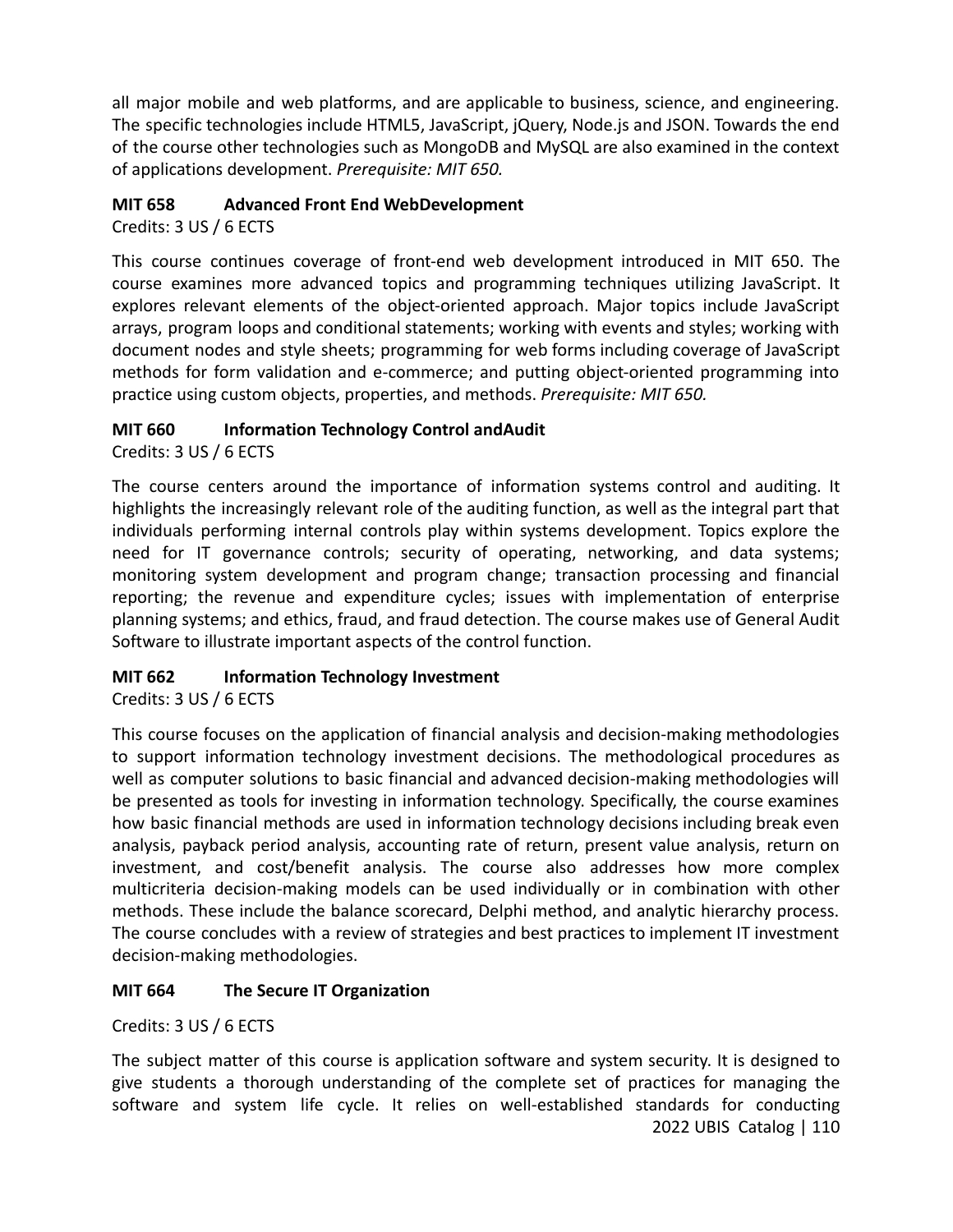all major mobile and web platforms, and are applicable to business, science, and engineering. The specific technologies include HTML5, JavaScript, jQuery, Node.js and JSON. Towards the end of the course other technologies such as MongoDB and MySQL are also examined in the context of applications development. *Prerequisite: MIT 650.*

**MIT 658 Advanced Front End WebDevelopment**

Credits: 3 US / 6 ECTS

This course continues coverage of front-end web development introduced in MIT 650. The course examines more advanced topics and programming techniques utilizing JavaScript. It explores relevant elements of the object-oriented approach. Major topics include JavaScript arrays, program loops and conditional statements; working with events and styles; working with document nodes and style sheets; programming for web forms including coverage of JavaScript methods for form validation and e-commerce; and putting object-oriented programming into practice using custom objects, properties, and methods. *Prerequisite: MIT 650.*

**MIT 660 Information Technology Control andAudit**

Credits: 3 US / 6 ECTS

The course centers around the importance of information systems control and auditing. It highlights the increasingly relevant role of the auditing function, as well as the integral part that individuals performing internal controls play within systems development. Topics explore the need for IT governance controls; security of operating, networking, and data systems; monitoring system development and program change; transaction processing and financial reporting; the revenue and expenditure cycles; issues with implementation of enterprise planning systems; and ethics, fraud, and fraud detection. The course makes use of General Audit Software to illustrate important aspects of the control function.

**MIT 662 Information Technology Investment**

Credits: 3 US / 6 ECTS

This course focuses on the application of financial analysis and decision-making methodologies to support information technology investment decisions. The methodological procedures as well as computer solutions to basic financial and advanced decision-making methodologies will be presented as tools for investing in information technology. Specifically, the course examines how basic financial methods are used in information technology decisions including break even analysis, payback period analysis, accounting rate of return, present value analysis, return on investment, and cost/benefit analysis. The course also addresses how more complex multicriteria decision-making models can be used individually or in combination with other methods. These include the balance scorecard, Delphi method, and analytic hierarchy process. The course concludes with a review of strategies and best practices to implement IT investment decision-making methodologies.

**MIT 664 The Secure IT Organization**

Credits: 3 US / 6 ECTS

The subject matter of this course is application software and system security. It is designed to give students a thorough understanding of the complete set of practices for managing the software and system life cycle. It relies on well-established standards for conducting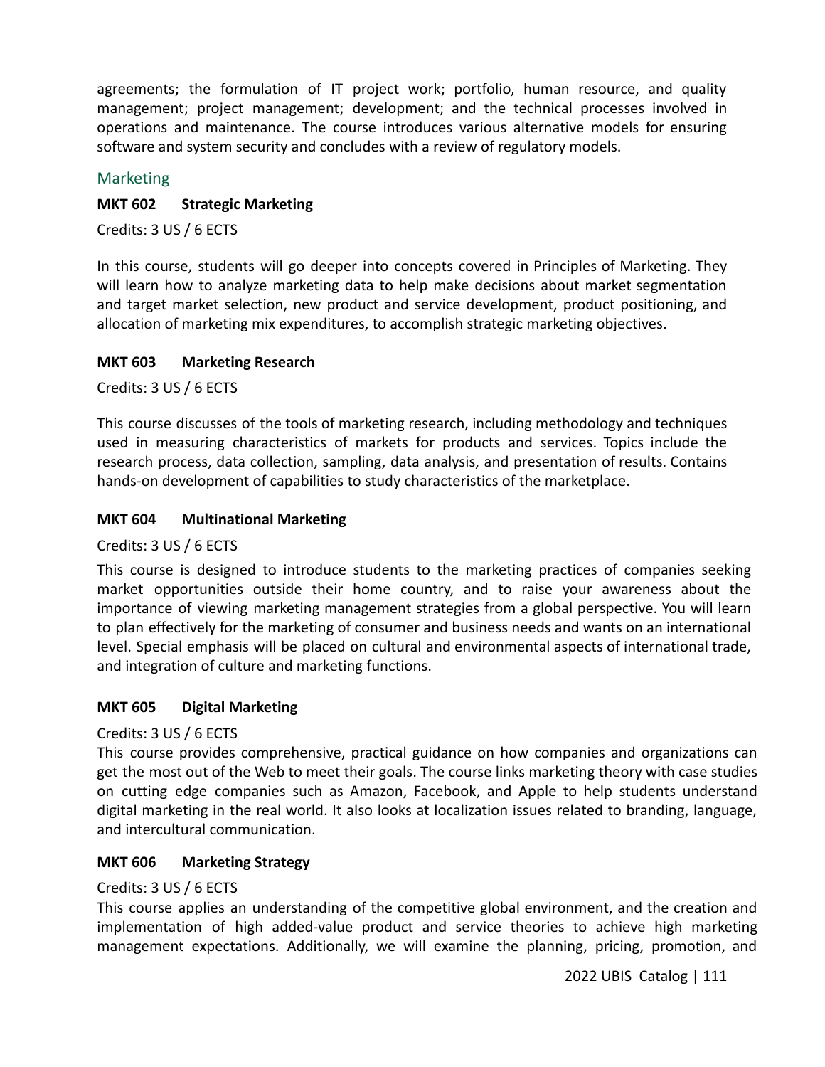agreements; the formulation of IT project work; portfolio, human resource, and quality management; project management; development; and the technical processes involved in operations and maintenance. The course introduces various alternative models for ensuring software and system security and concludes with a review of regulatory models.

## Marketing

**MKT 602 Strategic Marketing**

Credits: 3 US / 6 ECTS

In this course, students will go deeper into concepts covered in Principles of Marketing. They will learn how to analyze marketing data to help make decisions about market segmentation and target market selection, new product and service development, product positioning, and allocation of marketing mix expenditures, to accomplish strategic marketing objectives.

**MKT 603 Marketing Research**

Credits: 3 US / 6 ECTS

This course discusses of the tools of marketing research, including methodology and techniques used in measuring characteristics of markets for products and services. Topics include the research process, data collection, sampling, data analysis, and presentation of results. Contains hands-on development of capabilities to study characteristics of the marketplace.

**MKT 604 Multinational Marketing**

Credits: 3 US / 6 ECTS

This course is designed to introduce students to the marketing practices of companies seeking market opportunities outside their home country, and to raise your awareness about the importance of viewing marketing management strategies from a global perspective. You will learn to plan effectively for the marketing of consumer and business needs and wants on an international level. Special emphasis will be placed on cultural and environmental aspects of international trade, and integration of culture and marketing functions.

**MKT 605 Digital Marketing**

Credits: 3 US / 6 ECTS

This course provides comprehensive, practical guidance on how companies and organizations can get the most out of the Web to meet their goals. The course links marketing theory with case studies on cutting edge companies such as Amazon, Facebook, and Apple to help students understand digital marketing in the real world. It also looks at localization issues related to branding, language, and intercultural communication.

**MKT 606 Marketing Strategy**

Credits: 3 US / 6 ECTS

This course applies an understanding of the competitive global environment, and the creation and implementation of high added-value product and service theories to achieve high marketing management expectations. Additionally, we will examine the planning, pricing, promotion, and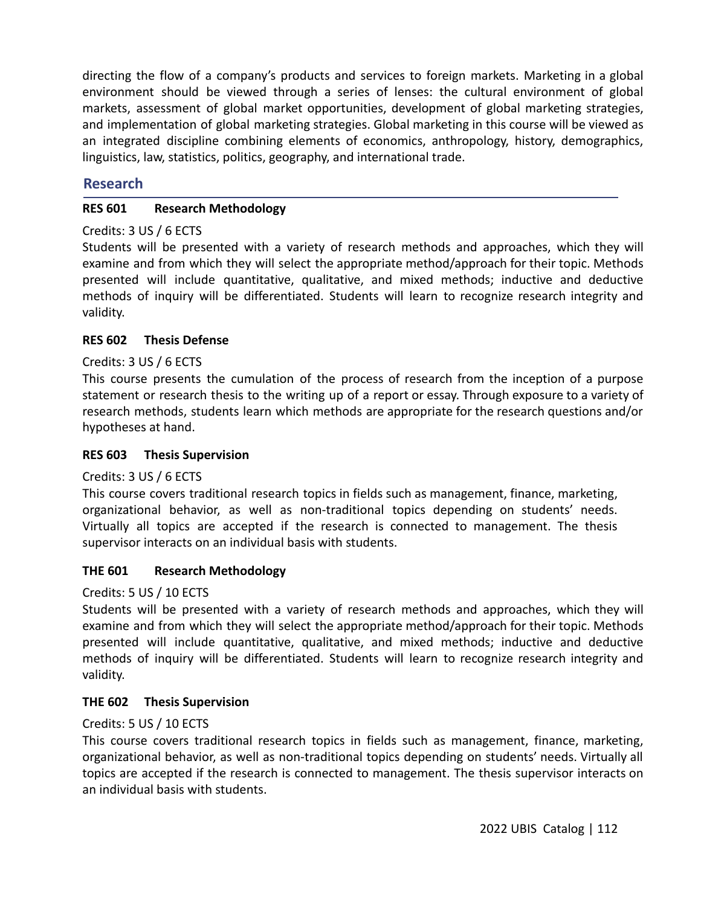directing the flow of a company's products and services to foreign markets. Marketing in a global environment should be viewed through a series of lenses: the cultural environment of global markets, assessment of global market opportunities, development of global marketing strategies, and implementation of global marketing strategies. Global marketing in this course will be viewed as an integrated discipline combining elements of economics, anthropology, history, demographics, linguistics, law, statistics, politics, geography, and international trade.

## Research

**RES 601 Research Methodology**

Credits: 3 US / 6 ECTS
Students will be presented with a variety of research methods and approaches, which they will examine and from which they will select the appropriate method/approach for their topic. Methods presented will include quantitative, qualitative, and mixed methods; inductive and deductive methods of inquiry will be differentiated. Students will learn to recognize research integrity and validity.

**RES 602 Thesis Defense**

Credits: 3 US / 6 ECTS
This course presents the cumulation of the process of research from the inception of a purpose statement or research thesis to the writing up of a report or essay. Through exposure to a variety of research methods, students learn which methods are appropriate for the research questions and/or hypotheses at hand.

**RES 603 Thesis Supervision**

Credits: 3 US / 6 ECTS
This course covers traditional research topics in fields such as management, finance, marketing, organizational behavior, as well as non-traditional topics depending on students' needs. Virtually all topics are accepted if the research is connected to management. The thesis supervisor interacts on an individual basis with students.

**THE 601 Research Methodology**

Credits: 5 US / 10 ECTS
Students will be presented with a variety of research methods and approaches, which they will examine and from which they will select the appropriate method/approach for their topic. Methods presented will include quantitative, qualitative, and mixed methods; inductive and deductive methods of inquiry will be differentiated. Students will learn to recognize research integrity and validity.

**THE 602 Thesis Supervision**

Credits: 5 US / 10 ECTS
This course covers traditional research topics in fields such as management, finance, marketing, organizational behavior, as well as non-traditional topics depending on students' needs. Virtually all topics are accepted if the research is connected to management. The thesis supervisor interacts on an individual basis with students.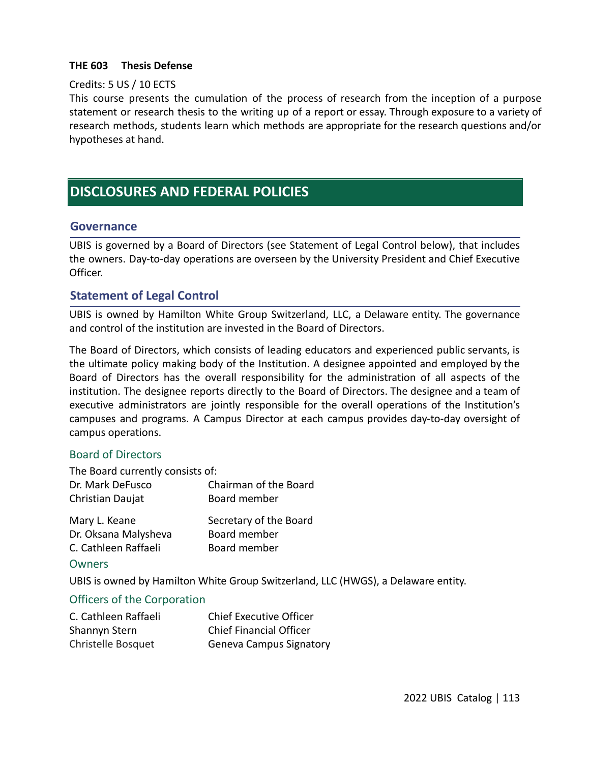**THE 603 Thesis Defense**

Credits: 5 US / 10 ECTS

This course presents the cumulation of the process of research from the inception of a purpose statement or research thesis to the writing up of a report or essay. Through exposure to a variety of research methods, students learn which methods are appropriate for the research questions and/or hypotheses at hand.

# DISCLOSURES AND FEDERAL POLICIES

## Governance

UBIS is governed by a Board of Directors (see Statement of Legal Control below), that includes the owners. Day-to-day operations are overseen by the University President and Chief Executive Officer.

## Statement of Legal Control

UBIS is owned by Hamilton White Group Switzerland, LLC, a Delaware entity. The governance and control of the institution are invested in the Board of Directors.

The Board of Directors, which consists of leading educators and experienced public servants, is the ultimate policy making body of the Institution. A designee appointed and employed by the Board of Directors has the overall responsibility for the administration of all aspects of the institution. The designee reports directly to the Board of Directors. The designee and a team of executive administrators are jointly responsible for the overall operations of the Institution's campuses and programs. A Campus Director at each campus provides day-to-day oversight of campus operations.

### Board of Directors

The Board currently consists of:

| | |
|---|---|
| Dr. Mark DeFusco | Chairman of the Board |
| Christian Daujat | Board member |
| Mary L. Keane | Secretary of the Board |
| Dr. Oksana Malysheva | Board member |
| C. Cathleen Raffaeli | Board member |

### Owners

UBIS is owned by Hamilton White Group Switzerland, LLC (HWGS), a Delaware entity.

### Officers of the Corporation

| | |
|---|---|
| C. Cathleen Raffaeli | Chief Executive Officer |
| Shannyn Stern | Chief Financial Officer |
| Christelle Bosquet | Geneva Campus Signatory |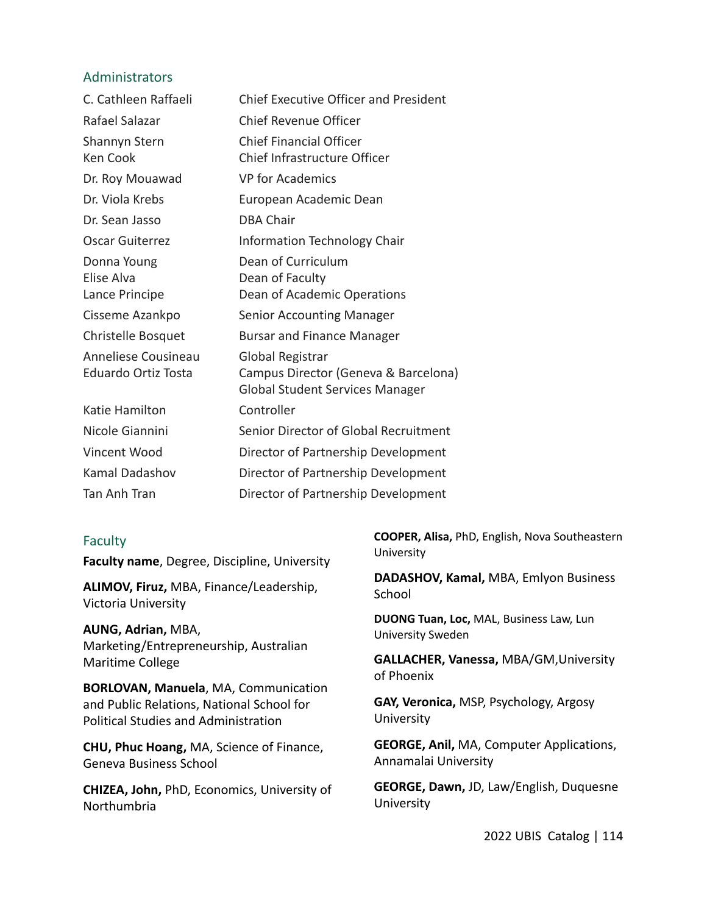## Administrators

| | |
|---|---|
| C. Cathleen Raffaeli | Chief Executive Officer and President |
| Rafael Salazar | Chief Revenue Officer |
| Shannyn Stern | Chief Financial Officer |
| Ken Cook | Chief Infrastructure Officer |
| Dr. Roy Mouawad | VP for Academics |
| Dr. Viola Krebs | European Academic Dean |
| Dr. Sean Jasso | DBA Chair |
| Oscar Guiterrez | Information Technology Chair |
| Donna Young | Dean of Curriculum |
| Elise Alva | Dean of Faculty |
| Lance Principe | Dean of Academic Operations |
| Cisseme Azankpo | Senior Accounting Manager |
| Christelle Bosquet | Bursar and Finance Manager |
| Anneliese Cousineau | Global Registrar |
| Eduardo Ortiz Tosta | Campus Director (Geneva & Barcelona) Global Student Services Manager |
| Katie Hamilton | Controller |
| Nicole Giannini | Senior Director of Global Recruitment |
| Vincent Wood | Director of Partnership Development |
| Kamal Dadashov | Director of Partnership Development |
| Tan Anh Tran | Director of Partnership Development |

## Faculty

**Faculty name**, Degree, Discipline, University

**ALIMOV, Firuz,** MBA, Finance/Leadership, Victoria University

**AUNG, Adrian,** MBA, Marketing/Entrepreneurship, Australian Maritime College

**BORLOVAN, Manuela**, MA, Communication and Public Relations, National School for Political Studies and Administration

**CHU, Phuc Hoang,** MA, Science of Finance, Geneva Business School

**CHIZEA, John,** PhD, Economics, University of Northumbria

**COOPER, Alisa,** PhD, English, Nova Southeastern University

**DADASHOV, Kamal,** MBA, Emlyon Business School

**DUONG Tuan, Loc,** MAL, Business Law, Lun University Sweden

**GALLACHER, Vanessa,** MBA/GM,University of Phoenix

**GAY, Veronica,** MSP, Psychology, Argosy University

**GEORGE, Anil,** MA, Computer Applications, Annamalai University

**GEORGE, Dawn,** JD, Law/English, Duquesne University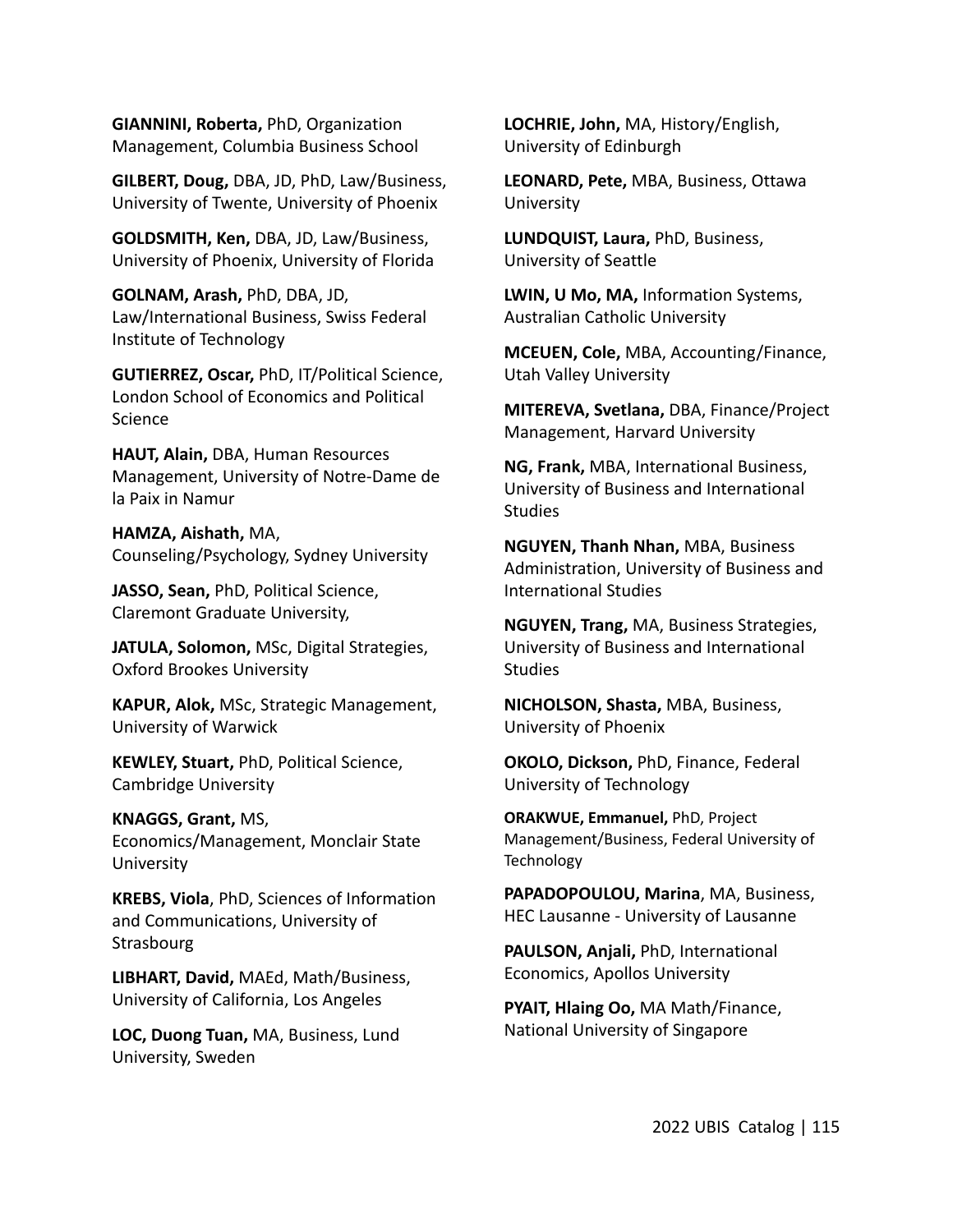**GIANNINI, Roberta,** PhD, Organization Management, Columbia Business School

**GILBERT, Doug,** DBA, JD, PhD, Law/Business, University of Twente, University of Phoenix

**GOLDSMITH, Ken,** DBA, JD, Law/Business, University of Phoenix, University of Florida

**GOLNAM, Arash,** PhD, DBA, JD, Law/International Business, Swiss Federal Institute of Technology

**GUTIERREZ, Oscar,** PhD, IT/Political Science, London School of Economics and Political Science

**HAUT, Alain,** DBA, Human Resources Management, University of Notre-Dame de la Paix in Namur

**HAMZA, Aishath,** MA, Counseling/Psychology, Sydney University

**JASSO, Sean,** PhD, Political Science, Claremont Graduate University,

**JATULA, Solomon,** MSc, Digital Strategies, Oxford Brookes University

**KAPUR, Alok,** MSc, Strategic Management, University of Warwick

**KEWLEY, Stuart,** PhD, Political Science, Cambridge University

**KNAGGS, Grant,** MS, Economics/Management, Monclair State University

**KREBS, Viola**, PhD, Sciences of Information and Communications, University of Strasbourg

**LIBHART, David,** MAEd, Math/Business, University of California, Los Angeles

**LOC, Duong Tuan,** MA, Business, Lund University, Sweden

**LOCHRIE, John,** MA, History/English, University of Edinburgh

**LEONARD, Pete,** MBA, Business, Ottawa University

**LUNDQUIST, Laura,** PhD, Business, University of Seattle

**LWIN, U Mo, MA,** Information Systems, Australian Catholic University

**MCEUEN, Cole,** MBA, Accounting/Finance, Utah Valley University

**MITEREVA, Svetlana,** DBA, Finance/Project Management, Harvard University

**NG, Frank,** MBA, International Business, University of Business and International Studies

**NGUYEN, Thanh Nhan,** MBA, Business Administration, University of Business and International Studies

**NGUYEN, Trang,** MA, Business Strategies, University of Business and International Studies

**NICHOLSON, Shasta,** MBA, Business, University of Phoenix

**OKOLO, Dickson,** PhD, Finance, Federal University of Technology

**ORAKWUE, Emmanuel,** PhD, Project Management/Business, Federal University of Technology

**PAPADOPOULOU, Marina**, MA, Business, HEC Lausanne - University of Lausanne

**PAULSON, Anjali,** PhD, International Economics, Apollos University

**PYAIT, Hlaing Oo,** MA Math/Finance, National University of Singapore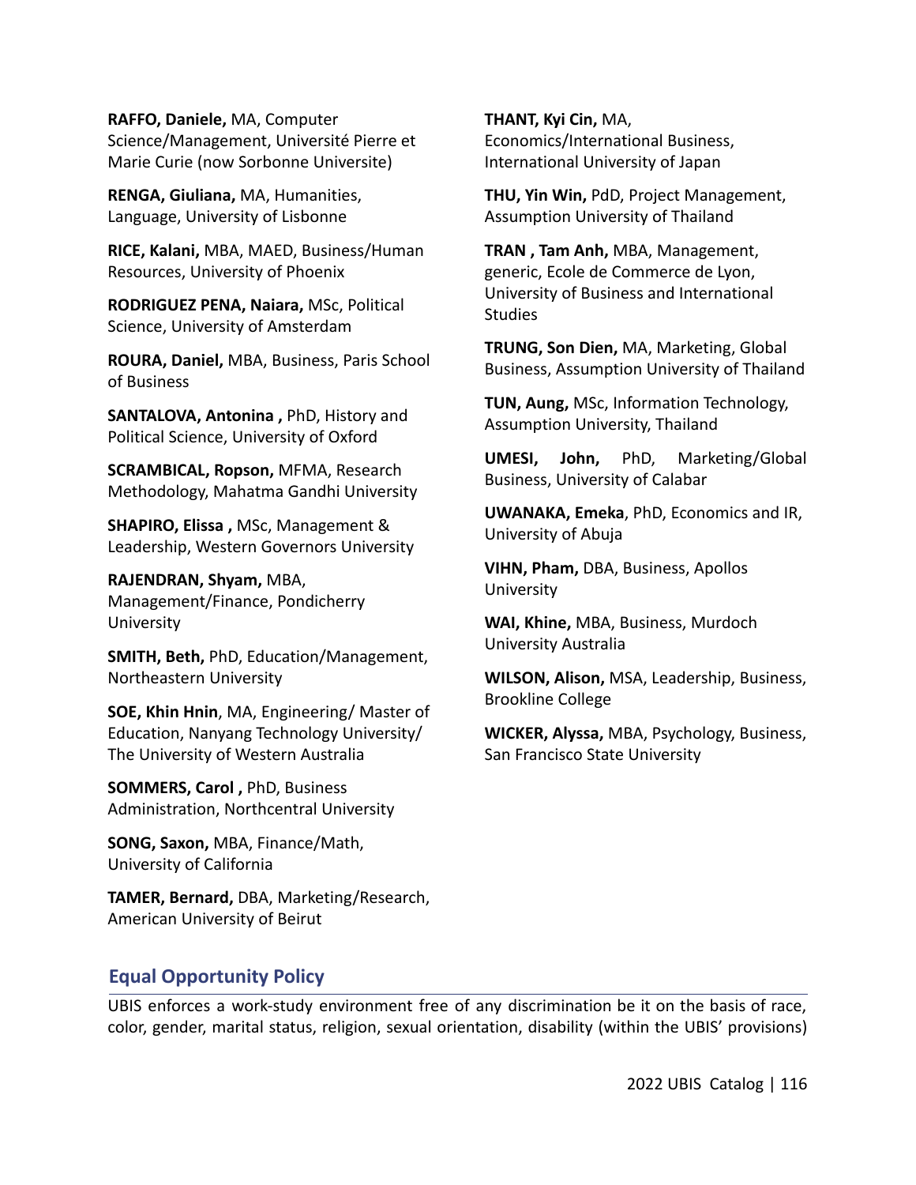**RAFFO, Daniele,** MA, Computer Science/Management, Université Pierre et Marie Curie (now Sorbonne Universite)

**RENGA, Giuliana,** MA, Humanities, Language, University of Lisbonne

**RICE, Kalani,** MBA, MAED, Business/Human Resources, University of Phoenix

**RODRIGUEZ PENA, Naiara,** MSc, Political Science, University of Amsterdam

**ROURA, Daniel,** MBA, Business, Paris School of Business

**SANTALOVA, Antonina ,** PhD, History and Political Science, University of Oxford

**SCRAMBICAL, Ropson,** MFMA, Research Methodology, Mahatma Gandhi University

**SHAPIRO, Elissa ,** MSc, Management & Leadership, Western Governors University

**RAJENDRAN, Shyam,** MBA, Management/Finance, Pondicherry University

**SMITH, Beth,** PhD, Education/Management, Northeastern University

**SOE, Khin Hnin**, MA, Engineering/ Master of Education, Nanyang Technology University/ The University of Western Australia

**SOMMERS, Carol ,** PhD, Business Administration, Northcentral University

**SONG, Saxon,** MBA, Finance/Math, University of California

**TAMER, Bernard,** DBA, Marketing/Research, American University of Beirut

**THANT, Kyi Cin,** MA, Economics/International Business, International University of Japan

**THU, Yin Win,** PdD, Project Management, Assumption University of Thailand

**TRAN , Tam Anh,** MBA, Management, generic, Ecole de Commerce de Lyon, University of Business and International Studies

**TRUNG, Son Dien,** MA, Marketing, Global Business, Assumption University of Thailand

**TUN, Aung,** MSc, Information Technology, Assumption University, Thailand

**UMESI, John,** PhD, Marketing/Global Business, University of Calabar

**UWANAKA, Emeka**, PhD, Economics and IR, University of Abuja

**VIHN, Pham,** DBA, Business, Apollos University

**WAI, Khine,** MBA, Business, Murdoch University Australia

**WILSON, Alison,** MSA, Leadership, Business, Brookline College

**WICKER, Alyssa,** MBA, Psychology, Business, San Francisco State University

## Equal Opportunity Policy

UBIS enforces a work-study environment free of any discrimination be it on the basis of race, color, gender, marital status, religion, sexual orientation, disability (within the UBIS' provisions)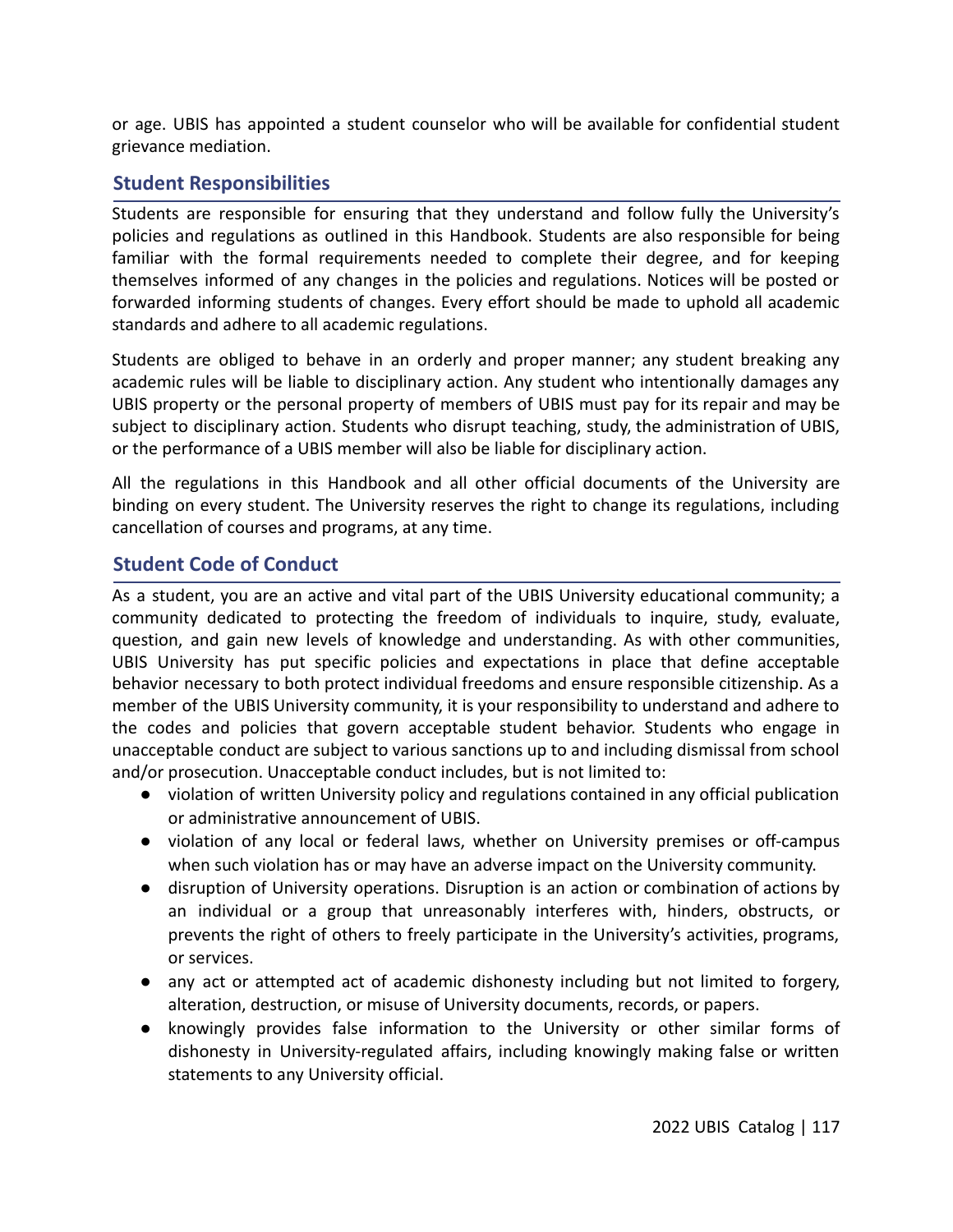or age. UBIS has appointed a student counselor who will be available for confidential student grievance mediation.

## Student Responsibilities

Students are responsible for ensuring that they understand and follow fully the University's policies and regulations as outlined in this Handbook. Students are also responsible for being familiar with the formal requirements needed to complete their degree, and for keeping themselves informed of any changes in the policies and regulations. Notices will be posted or forwarded informing students of changes. Every effort should be made to uphold all academic standards and adhere to all academic regulations.

Students are obliged to behave in an orderly and proper manner; any student breaking any academic rules will be liable to disciplinary action. Any student who intentionally damages any UBIS property or the personal property of members of UBIS must pay for its repair and may be subject to disciplinary action. Students who disrupt teaching, study, the administration of UBIS, or the performance of a UBIS member will also be liable for disciplinary action.

All the regulations in this Handbook and all other official documents of the University are binding on every student. The University reserves the right to change its regulations, including cancellation of courses and programs, at any time.

## Student Code of Conduct

As a student, you are an active and vital part of the UBIS University educational community; a community dedicated to protecting the freedom of individuals to inquire, study, evaluate, question, and gain new levels of knowledge and understanding. As with other communities, UBIS University has put specific policies and expectations in place that define acceptable behavior necessary to both protect individual freedoms and ensure responsible citizenship. As a member of the UBIS University community, it is your responsibility to understand and adhere to the codes and policies that govern acceptable student behavior. Students who engage in unacceptable conduct are subject to various sanctions up to and including dismissal from school and/or prosecution. Unacceptable conduct includes, but is not limited to:

- violation of written University policy and regulations contained in any official publication or administrative announcement of UBIS.
- violation of any local or federal laws, whether on University premises or off-campus when such violation has or may have an adverse impact on the University community.
- disruption of University operations. Disruption is an action or combination of actions by an individual or a group that unreasonably interferes with, hinders, obstructs, or prevents the right of others to freely participate in the University's activities, programs, or services.
- any act or attempted act of academic dishonesty including but not limited to forgery, alteration, destruction, or misuse of University documents, records, or papers.
- knowingly provides false information to the University or other similar forms of dishonesty in University-regulated affairs, including knowingly making false or written statements to any University official.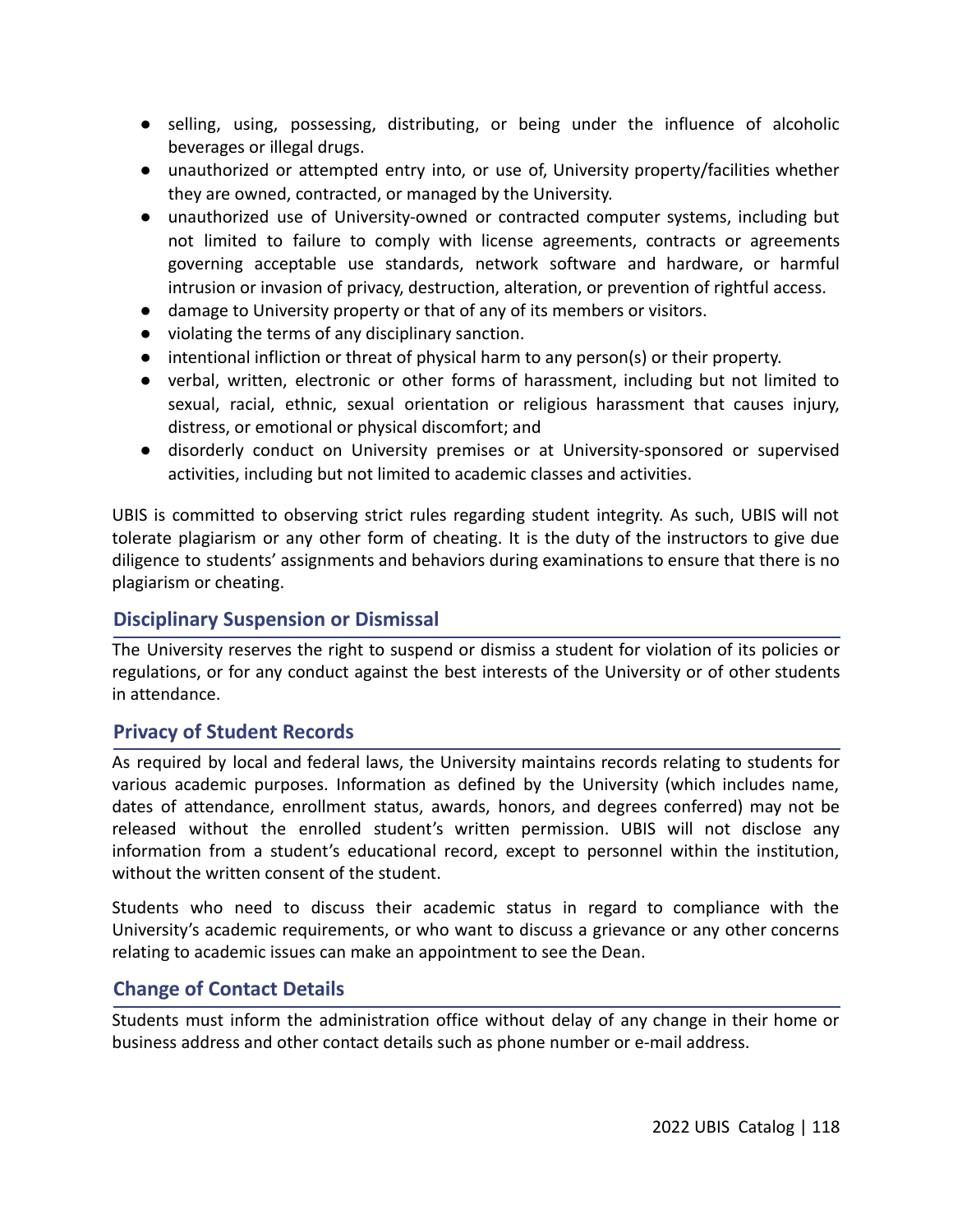- selling, using, possessing, distributing, or being under the influence of alcoholic beverages or illegal drugs.
- unauthorized or attempted entry into, or use of, University property/facilities whether they are owned, contracted, or managed by the University.
- unauthorized use of University-owned or contracted computer systems, including but not limited to failure to comply with license agreements, contracts or agreements governing acceptable use standards, network software and hardware, or harmful intrusion or invasion of privacy, destruction, alteration, or prevention of rightful access.
- damage to University property or that of any of its members or visitors.
- violating the terms of any disciplinary sanction.
- intentional infliction or threat of physical harm to any person(s) or their property.
- verbal, written, electronic or other forms of harassment, including but not limited to sexual, racial, ethnic, sexual orientation or religious harassment that causes injury, distress, or emotional or physical discomfort; and
- disorderly conduct on University premises or at University-sponsored or supervised activities, including but not limited to academic classes and activities.

UBIS is committed to observing strict rules regarding student integrity. As such, UBIS will not tolerate plagiarism or any other form of cheating. It is the duty of the instructors to give due diligence to students' assignments and behaviors during examinations to ensure that there is no plagiarism or cheating.

## Disciplinary Suspension or Dismissal

The University reserves the right to suspend or dismiss a student for violation of its policies or regulations, or for any conduct against the best interests of the University or of other students in attendance.

## Privacy of Student Records

As required by local and federal laws, the University maintains records relating to students for various academic purposes. Information as defined by the University (which includes name, dates of attendance, enrollment status, awards, honors, and degrees conferred) may not be released without the enrolled student's written permission. UBIS will not disclose any information from a student's educational record, except to personnel within the institution, without the written consent of the student.

Students who need to discuss their academic status in regard to compliance with the University's academic requirements, or who want to discuss a grievance or any other concerns relating to academic issues can make an appointment to see the Dean.

## Change of Contact Details

Students must inform the administration office without delay of any change in their home or business address and other contact details such as phone number or e-mail address.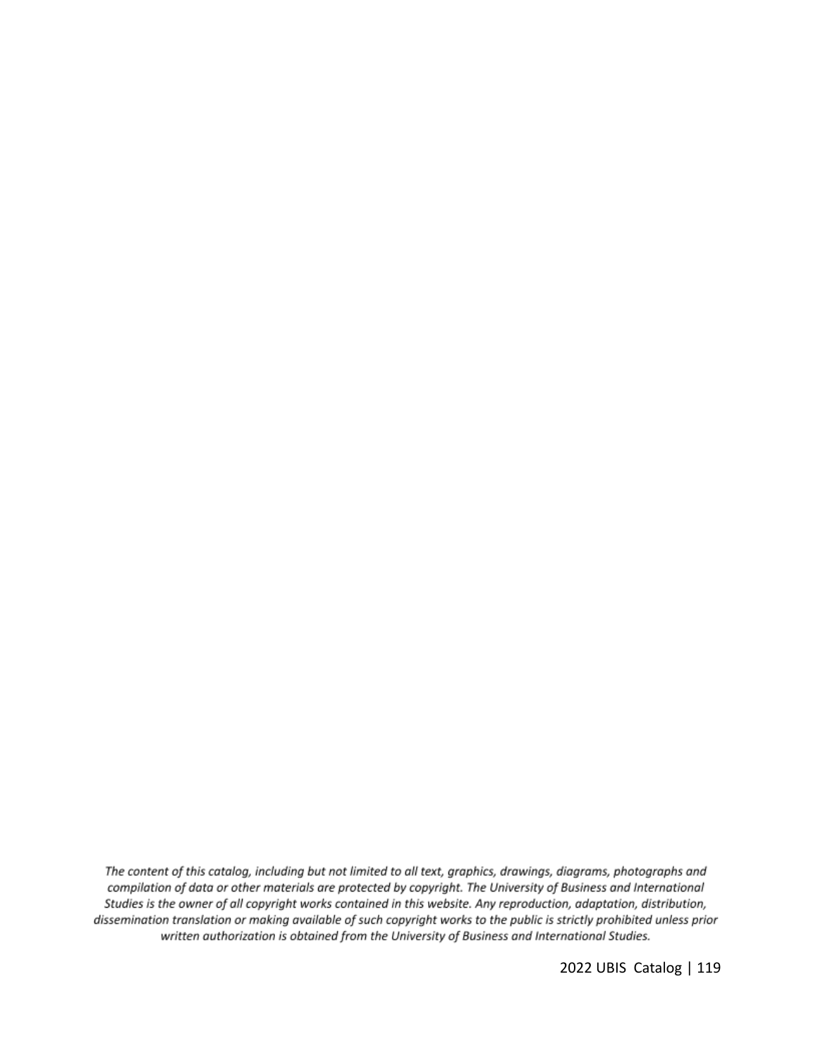*The content of this catalog, including but not limited to all text, graphics, drawings, diagrams, photographs and compilation of data or other materials are protected by copyright. The University of Business and International Studies is the owner of all copyright works contained in this website. Any reproduction, adaptation, distribution, dissemination translation or making available of such copyright works to the public is strictly prohibited unless prior written authorization is obtained from the University of Business and International Studies.*